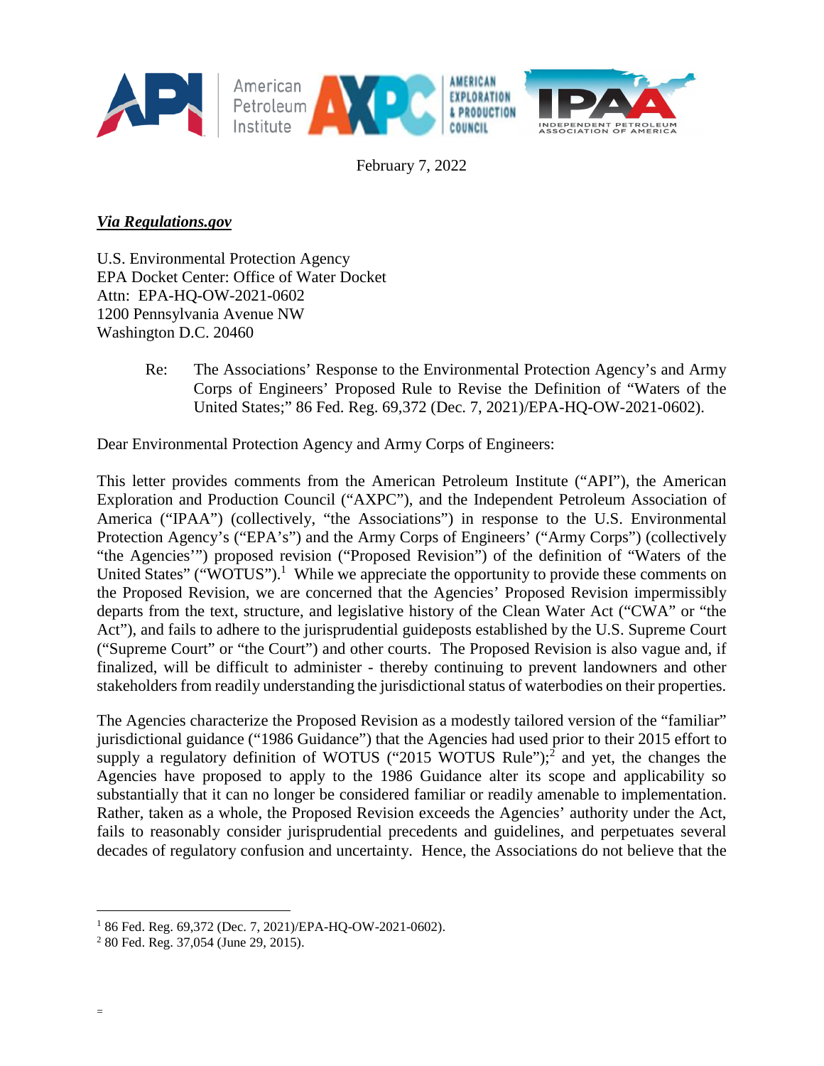February 7, 2022

***Via Regulations.gov***

U.S. Environmental Protection Agency
EPA Docket Center: Office of Water Docket
Attn: EPA-HQ-OW-2021-0602
1200 Pennsylvania Avenue NW
Washington D.C. 20460

Re: The Associations' Response to the Environmental Protection Agency's and Army Corps of Engineers' Proposed Rule to Revise the Definition of "Waters of the United States;" 86 Fed. Reg. 69,372 (Dec. 7, 2021)/EPA-HQ-OW-2021-0602).

Dear Environmental Protection Agency and Army Corps of Engineers:

This letter provides comments from the American Petroleum Institute ("API"), the American Exploration and Production Council ("AXPC"), and the Independent Petroleum Association of America ("IPAA") (collectively, "the Associations") in response to the U.S. Environmental Protection Agency's ("EPA's") and the Army Corps of Engineers' ("Army Corps") (collectively "the Agencies'") proposed revision ("Proposed Revision") of the definition of "Waters of the United States" ("WOTUS").[1] While we appreciate the opportunity to provide these comments on the Proposed Revision, we are concerned that the Agencies' Proposed Revision impermissibly departs from the text, structure, and legislative history of the Clean Water Act ("CWA" or "the Act"), and fails to adhere to the jurisprudential guideposts established by the U.S. Supreme Court ("Supreme Court" or "the Court") and other courts. The Proposed Revision is also vague and, if finalized, will be difficult to administer - thereby continuing to prevent landowners and other stakeholders from readily understanding the jurisdictional status of waterbodies on their properties.

The Agencies characterize the Proposed Revision as a modestly tailored version of the "familiar" jurisdictional guidance ("1986 Guidance") that the Agencies had used prior to their 2015 effort to supply a regulatory definition of WOTUS ("2015 WOTUS Rule");[2] and yet, the changes the Agencies have proposed to apply to the 1986 Guidance alter its scope and applicability so substantially that it can no longer be considered familiar or readily amenable to implementation. Rather, taken as a whole, the Proposed Revision exceeds the Agencies' authority under the Act, fails to reasonably consider jurisprudential precedents and guidelines, and perpetuates several decades of regulatory confusion and uncertainty. Hence, the Associations do not believe that the

---

[1] 86 Fed. Reg. 69,372 (Dec. 7, 2021)/EPA-HQ-OW-2021-0602).

[2] 80 Fed. Reg. 37,054 (June 29, 2015).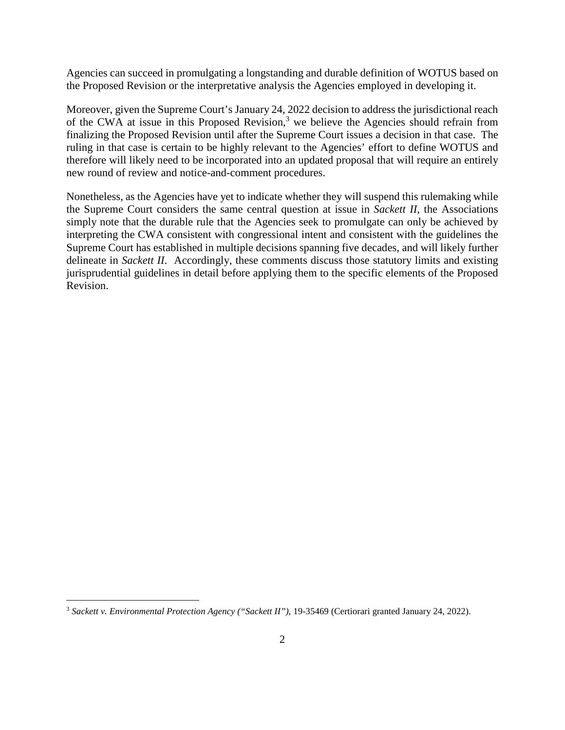Agencies can succeed in promulgating a longstanding and durable definition of WOTUS based on the Proposed Revision or the interpretative analysis the Agencies employed in developing it.

Moreover, given the Supreme Court's January 24, 2022 decision to address the jurisdictional reach of the CWA at issue in this Proposed Revision,[3] we believe the Agencies should refrain from finalizing the Proposed Revision until after the Supreme Court issues a decision in that case. The ruling in that case is certain to be highly relevant to the Agencies' effort to define WOTUS and therefore will likely need to be incorporated into an updated proposal that will require an entirely new round of review and notice-and-comment procedures.

Nonetheless, as the Agencies have yet to indicate whether they will suspend this rulemaking while the Supreme Court considers the same central question at issue in *Sackett II*, the Associations simply note that the durable rule that the Agencies seek to promulgate can only be achieved by interpreting the CWA consistent with congressional intent and consistent with the guidelines the Supreme Court has established in multiple decisions spanning five decades, and will likely further delineate in *Sackett II*. Accordingly, these comments discuss those statutory limits and existing jurisprudential guidelines in detail before applying them to the specific elements of the Proposed Revision.

---

[3] *Sackett v. Environmental Protection Agency ("Sackett II")*, 19-35469 (Certiorari granted January 24, 2022).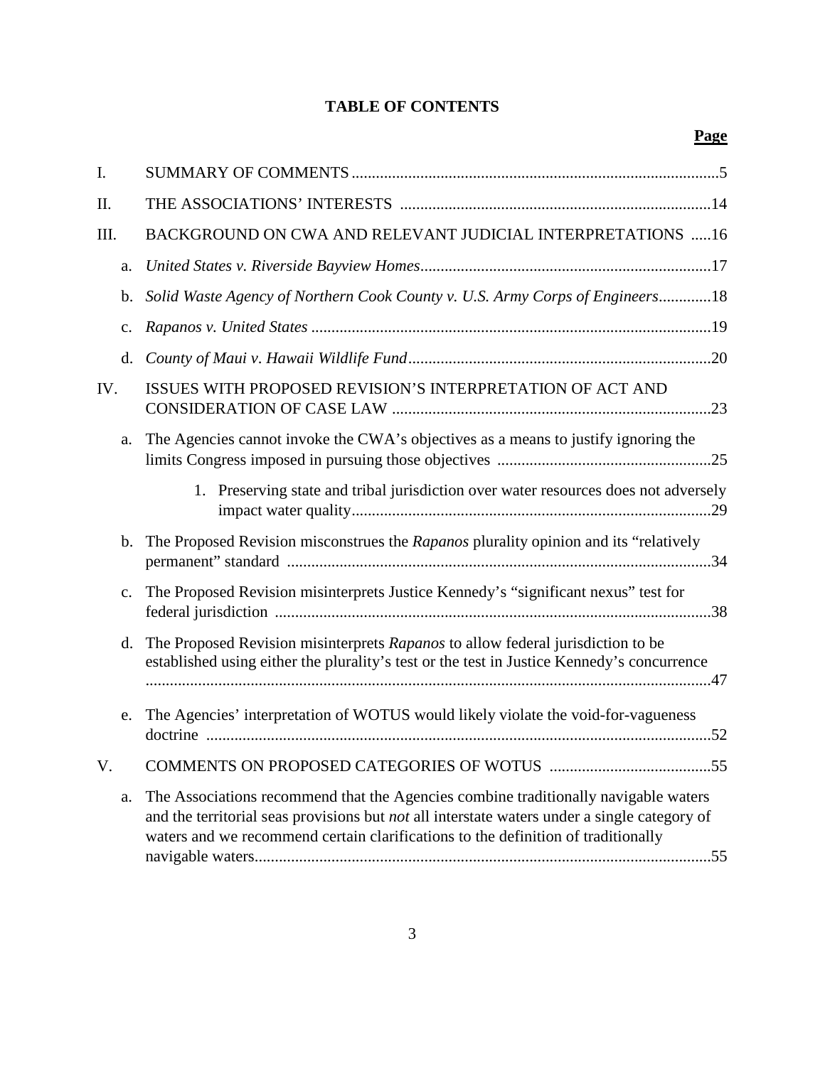# TABLE OF CONTENTS

**Page**

I. SUMMARY OF COMMENTS ........................................................................................5

II. THE ASSOCIATIONS' INTERESTS ..........................................................................14

III. BACKGROUND ON CWA AND RELEVANT JUDICIAL INTERPRETATIONS .....16

   a. *United States v. Riverside Bayview Homes*.......................................................................17

   b. *Solid Waste Agency of Northern Cook County v. U.S. Army Corps of Engineers*.............18

   c. *Rapanos v. United States* ..................................................................................................19

   d. *County of Maui v. Hawaii Wildlife Fund*...........................................................................20

IV. ISSUES WITH PROPOSED REVISION'S INTERPRETATION OF ACT AND CONSIDERATION OF CASE LAW ..............................................................................23

   a. The Agencies cannot invoke the CWA's objectives as a means to justify ignoring the limits Congress imposed in pursuing those objectives .....................................................25

      1. Preserving state and tribal jurisdiction over water resources does not adversely impact water quality.........................................................................................29

   b. The Proposed Revision misconstrues the *Rapanos* plurality opinion and its "relatively permanent" standard .........................................................................................................34

   c. The Proposed Revision misinterprets Justice Kennedy's "significant nexus" test for federal jurisdiction ............................................................................................................38

   d. The Proposed Revision misinterprets *Rapanos* to allow federal jurisdiction to be established using either the plurality's test or the test in Justice Kennedy's concurrence ............................................................................................................................................47

   e. The Agencies' interpretation of WOTUS would likely violate the void-for-vagueness doctrine .............................................................................................................................52

V. COMMENTS ON PROPOSED CATEGORIES OF WOTUS ........................................55

   a. The Associations recommend that the Agencies combine traditionally navigable waters and the territorial seas provisions but *not* all interstate waters under a single category of waters and we recommend certain clarifications to the definition of traditionally navigable waters.................................................................................................................55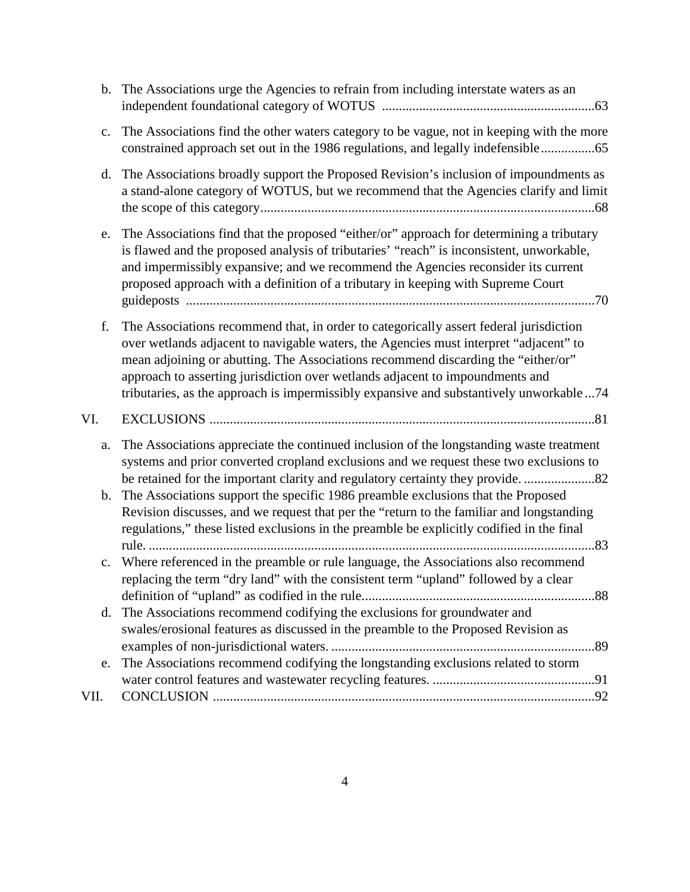b. The Associations urge the Agencies to refrain from including interstate waters as an independent foundational category of WOTUS ...............................................................63

c. The Associations find the other waters category to be vague, not in keeping with the more constrained approach set out in the 1986 regulations, and legally indefensible................65

d. The Associations broadly support the Proposed Revision's inclusion of impoundments as a stand-alone category of WOTUS, but we recommend that the Agencies clarify and limit the scope of this category...................................................................................................68

e. The Associations find that the proposed "either/or" approach for determining a tributary is flawed and the proposed analysis of tributaries' "reach" is inconsistent, unworkable, and impermissibly expansive; and we recommend the Agencies reconsider its current proposed approach with a definition of a tributary in keeping with Supreme Court guideposts ........................................................................................................................70

f. The Associations recommend that, in order to categorically assert federal jurisdiction over wetlands adjacent to navigable waters, the Agencies must interpret "adjacent" to mean adjoining or abutting. The Associations recommend discarding the "either/or" approach to asserting jurisdiction over wetlands adjacent to impoundments and tributaries, as the approach is impermissibly expansive and substantively unworkable ...74

VI. EXCLUSIONS ..................................................................................................................81

a. The Associations appreciate the continued inclusion of the longstanding waste treatment systems and prior converted cropland exclusions and we request these two exclusions to be retained for the important clarity and regulatory certainty they provide. .....................82

b. The Associations support the specific 1986 preamble exclusions that the Proposed Revision discusses, and we request that per the "return to the familiar and longstanding regulations," these listed exclusions in the preamble be explicitly codified in the final rule. .....................................................................................................................................83

c. Where referenced in the preamble or rule language, the Associations also recommend replacing the term "dry land" with the consistent term "upland" followed by a clear definition of "upland" as codified in the rule.....................................................................88

d. The Associations recommend codifying the exclusions for groundwater and swales/erosional features as discussed in the preamble to the Proposed Revision as examples of non-jurisdictional waters. ..............................................................................89

e. The Associations recommend codifying the longstanding exclusions related to storm water control features and wastewater recycling features. ................................................91

VII. CONCLUSION .................................................................................................................92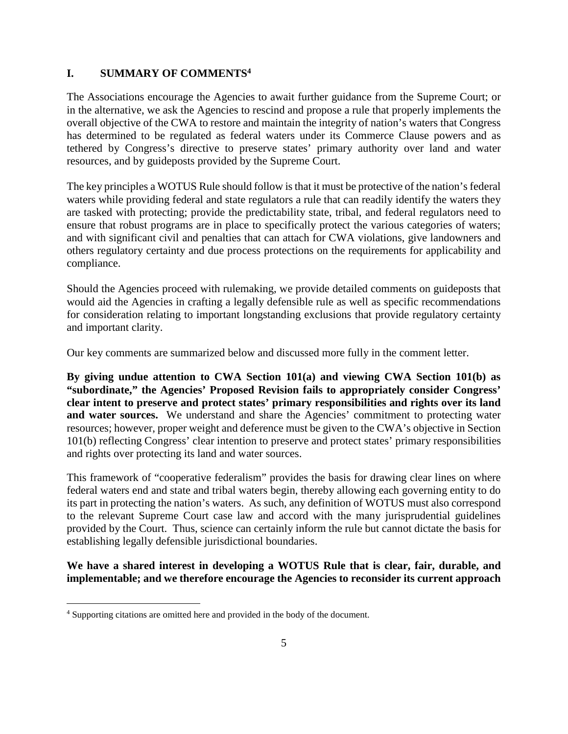## I. SUMMARY OF COMMENTS[4]

The Associations encourage the Agencies to await further guidance from the Supreme Court; or in the alternative, we ask the Agencies to rescind and propose a rule that properly implements the overall objective of the CWA to restore and maintain the integrity of nation's waters that Congress has determined to be regulated as federal waters under its Commerce Clause powers and as tethered by Congress's directive to preserve states' primary authority over land and water resources, and by guideposts provided by the Supreme Court.

The key principles a WOTUS Rule should follow is that it must be protective of the nation's federal waters while providing federal and state regulators a rule that can readily identify the waters they are tasked with protecting; provide the predictability state, tribal, and federal regulators need to ensure that robust programs are in place to specifically protect the various categories of waters; and with significant civil and penalties that can attach for CWA violations, give landowners and others regulatory certainty and due process protections on the requirements for applicability and compliance.

Should the Agencies proceed with rulemaking, we provide detailed comments on guideposts that would aid the Agencies in crafting a legally defensible rule as well as specific recommendations for consideration relating to important longstanding exclusions that provide regulatory certainty and important clarity.

Our key comments are summarized below and discussed more fully in the comment letter.

**By giving undue attention to CWA Section 101(a) and viewing CWA Section 101(b) as "subordinate," the Agencies' Proposed Revision fails to appropriately consider Congress' clear intent to preserve and protect states' primary responsibilities and rights over its land and water sources.** We understand and share the Agencies' commitment to protecting water resources; however, proper weight and deference must be given to the CWA's objective in Section 101(b) reflecting Congress' clear intention to preserve and protect states' primary responsibilities and rights over protecting its land and water sources.

This framework of "cooperative federalism" provides the basis for drawing clear lines on where federal waters end and state and tribal waters begin, thereby allowing each governing entity to do its part in protecting the nation's waters. As such, any definition of WOTUS must also correspond to the relevant Supreme Court case law and accord with the many jurisprudential guidelines provided by the Court. Thus, science can certainly inform the rule but cannot dictate the basis for establishing legally defensible jurisdictional boundaries.

**We have a shared interest in developing a WOTUS Rule that is clear, fair, durable, and implementable; and we therefore encourage the Agencies to reconsider its current approach**

[4] Supporting citations are omitted here and provided in the body of the document.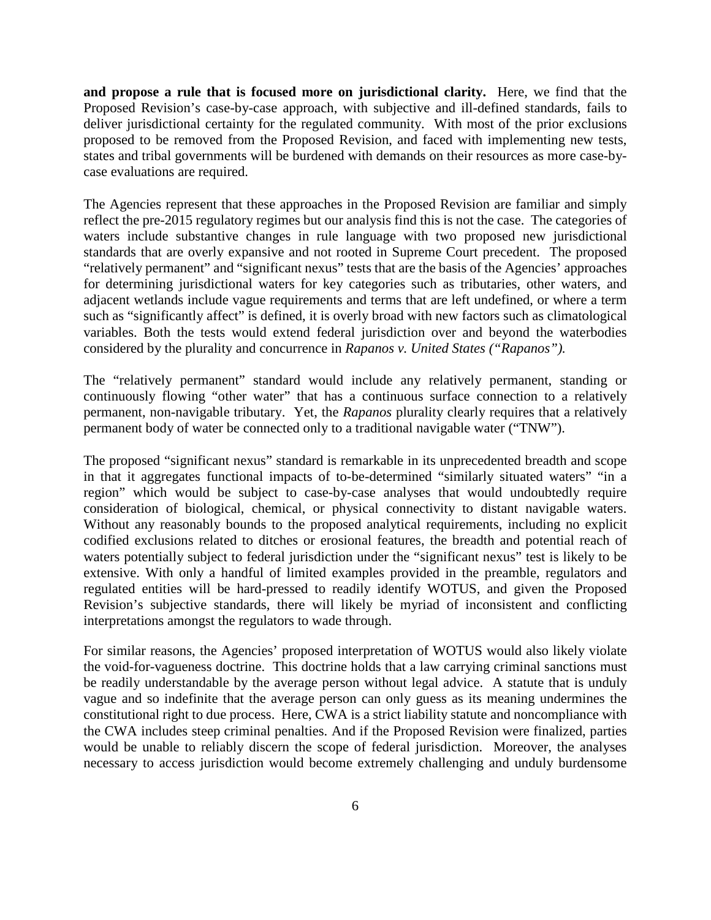**and propose a rule that is focused more on jurisdictional clarity.** Here, we find that the Proposed Revision's case-by-case approach, with subjective and ill-defined standards, fails to deliver jurisdictional certainty for the regulated community. With most of the prior exclusions proposed to be removed from the Proposed Revision, and faced with implementing new tests, states and tribal governments will be burdened with demands on their resources as more case-by-case evaluations are required.

The Agencies represent that these approaches in the Proposed Revision are familiar and simply reflect the pre-2015 regulatory regimes but our analysis find this is not the case. The categories of waters include substantive changes in rule language with two proposed new jurisdictional standards that are overly expansive and not rooted in Supreme Court precedent. The proposed "relatively permanent" and "significant nexus" tests that are the basis of the Agencies' approaches for determining jurisdictional waters for key categories such as tributaries, other waters, and adjacent wetlands include vague requirements and terms that are left undefined, or where a term such as "significantly affect" is defined, it is overly broad with new factors such as climatological variables. Both the tests would extend federal jurisdiction over and beyond the waterbodies considered by the plurality and concurrence in *Rapanos v. United States ("Rapanos").*

The "relatively permanent" standard would include any relatively permanent, standing or continuously flowing "other water" that has a continuous surface connection to a relatively permanent, non-navigable tributary. Yet, the *Rapanos* plurality clearly requires that a relatively permanent body of water be connected only to a traditional navigable water ("TNW").

The proposed "significant nexus" standard is remarkable in its unprecedented breadth and scope in that it aggregates functional impacts of to-be-determined "similarly situated waters" "in a region" which would be subject to case-by-case analyses that would undoubtedly require consideration of biological, chemical, or physical connectivity to distant navigable waters. Without any reasonably bounds to the proposed analytical requirements, including no explicit codified exclusions related to ditches or erosional features, the breadth and potential reach of waters potentially subject to federal jurisdiction under the "significant nexus" test is likely to be extensive. With only a handful of limited examples provided in the preamble, regulators and regulated entities will be hard-pressed to readily identify WOTUS, and given the Proposed Revision's subjective standards, there will likely be myriad of inconsistent and conflicting interpretations amongst the regulators to wade through.

For similar reasons, the Agencies' proposed interpretation of WOTUS would also likely violate the void-for-vagueness doctrine. This doctrine holds that a law carrying criminal sanctions must be readily understandable by the average person without legal advice. A statute that is unduly vague and so indefinite that the average person can only guess as its meaning undermines the constitutional right to due process. Here, CWA is a strict liability statute and noncompliance with the CWA includes steep criminal penalties. And if the Proposed Revision were finalized, parties would be unable to reliably discern the scope of federal jurisdiction. Moreover, the analyses necessary to access jurisdiction would become extremely challenging and unduly burdensome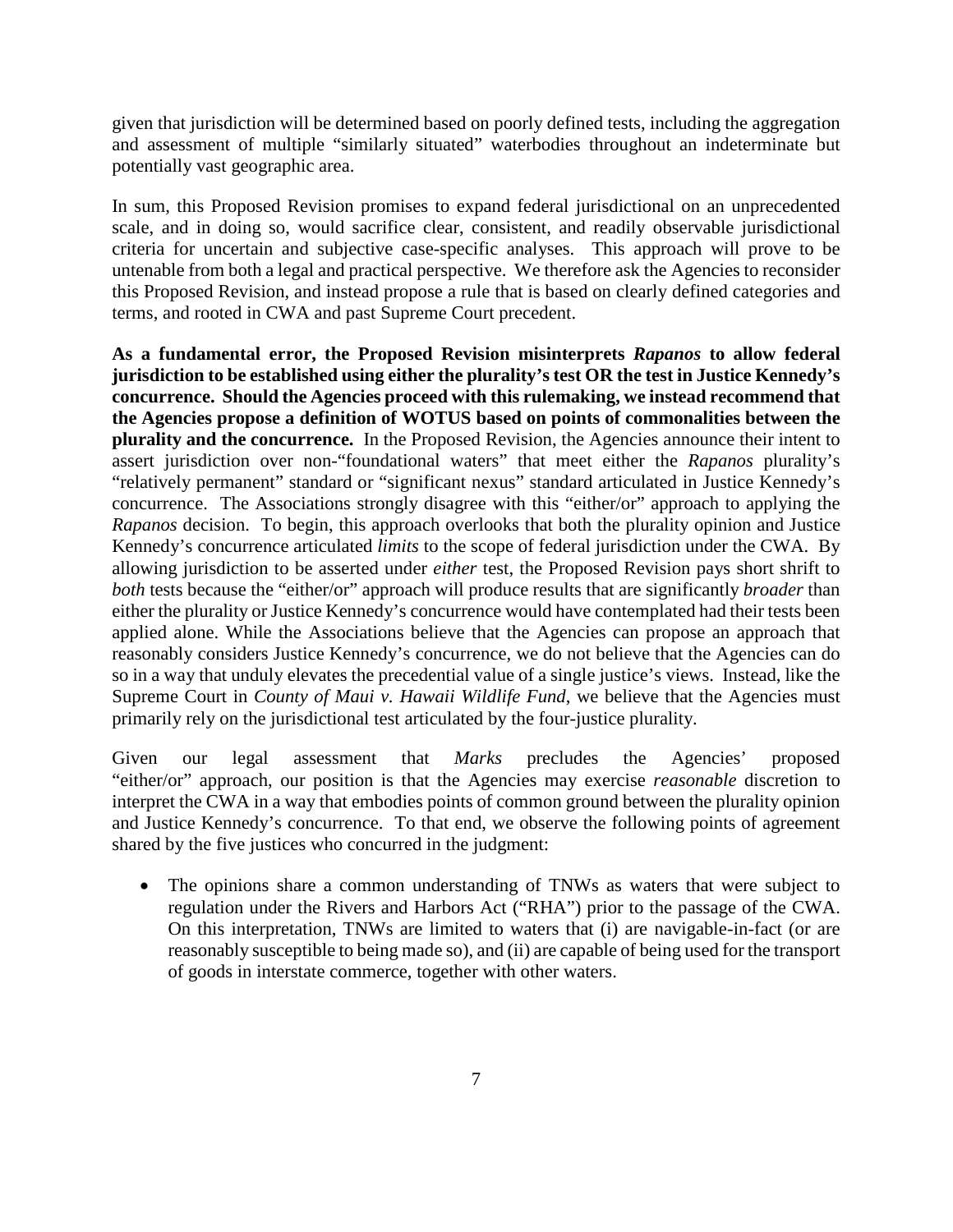given that jurisdiction will be determined based on poorly defined tests, including the aggregation and assessment of multiple "similarly situated" waterbodies throughout an indeterminate but potentially vast geographic area.

In sum, this Proposed Revision promises to expand federal jurisdictional on an unprecedented scale, and in doing so, would sacrifice clear, consistent, and readily observable jurisdictional criteria for uncertain and subjective case-specific analyses. This approach will prove to be untenable from both a legal and practical perspective. We therefore ask the Agencies to reconsider this Proposed Revision, and instead propose a rule that is based on clearly defined categories and terms, and rooted in CWA and past Supreme Court precedent.

**As a fundamental error, the Proposed Revision misinterprets *Rapanos* to allow federal jurisdiction to be established using either the plurality's test OR the test in Justice Kennedy's concurrence. Should the Agencies proceed with this rulemaking, we instead recommend that the Agencies propose a definition of WOTUS based on points of commonalities between the plurality and the concurrence.** In the Proposed Revision, the Agencies announce their intent to assert jurisdiction over non-"foundational waters" that meet either the *Rapanos* plurality's "relatively permanent" standard or "significant nexus" standard articulated in Justice Kennedy's concurrence. The Associations strongly disagree with this "either/or" approach to applying the *Rapanos* decision. To begin, this approach overlooks that both the plurality opinion and Justice Kennedy's concurrence articulated *limits* to the scope of federal jurisdiction under the CWA. By allowing jurisdiction to be asserted under *either* test, the Proposed Revision pays short shrift to *both* tests because the "either/or" approach will produce results that are significantly *broader* than either the plurality or Justice Kennedy's concurrence would have contemplated had their tests been applied alone. While the Associations believe that the Agencies can propose an approach that reasonably considers Justice Kennedy's concurrence, we do not believe that the Agencies can do so in a way that unduly elevates the precedential value of a single justice's views. Instead, like the Supreme Court in *County of Maui v. Hawaii Wildlife Fund*, we believe that the Agencies must primarily rely on the jurisdictional test articulated by the four-justice plurality.

Given our legal assessment that *Marks* precludes the Agencies' proposed "either/or" approach, our position is that the Agencies may exercise *reasonable* discretion to interpret the CWA in a way that embodies points of common ground between the plurality opinion and Justice Kennedy's concurrence. To that end, we observe the following points of agreement shared by the five justices who concurred in the judgment:

- The opinions share a common understanding of TNWs as waters that were subject to regulation under the Rivers and Harbors Act ("RHA") prior to the passage of the CWA. On this interpretation, TNWs are limited to waters that (i) are navigable-in-fact (or are reasonably susceptible to being made so), and (ii) are capable of being used for the transport of goods in interstate commerce, together with other waters.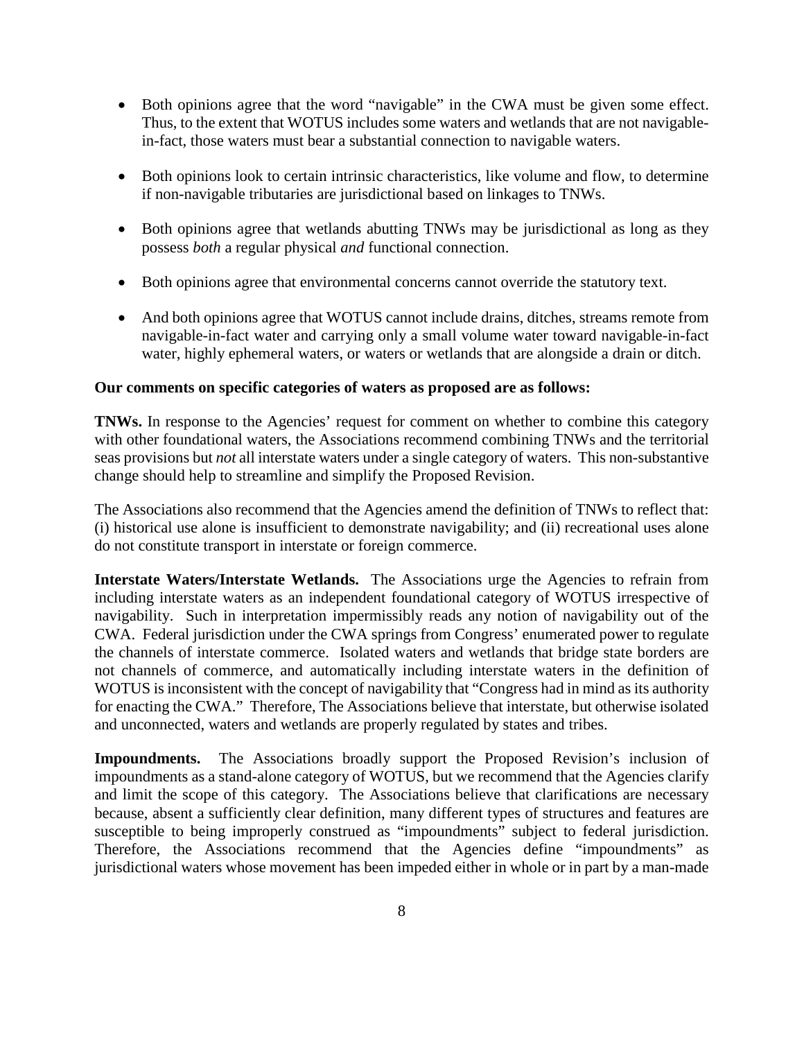- Both opinions agree that the word "navigable" in the CWA must be given some effect. Thus, to the extent that WOTUS includes some waters and wetlands that are not navigable-in-fact, those waters must bear a substantial connection to navigable waters.

- Both opinions look to certain intrinsic characteristics, like volume and flow, to determine if non-navigable tributaries are jurisdictional based on linkages to TNWs.

- Both opinions agree that wetlands abutting TNWs may be jurisdictional as long as they possess *both* a regular physical *and* functional connection.

- Both opinions agree that environmental concerns cannot override the statutory text.

- And both opinions agree that WOTUS cannot include drains, ditches, streams remote from navigable-in-fact water and carrying only a small volume water toward navigable-in-fact water, highly ephemeral waters, or waters or wetlands that are alongside a drain or ditch.

**Our comments on specific categories of waters as proposed are as follows:**

**TNWs.** In response to the Agencies' request for comment on whether to combine this category with other foundational waters, the Associations recommend combining TNWs and the territorial seas provisions but *not* all interstate waters under a single category of waters. This non-substantive change should help to streamline and simplify the Proposed Revision.

The Associations also recommend that the Agencies amend the definition of TNWs to reflect that: (i) historical use alone is insufficient to demonstrate navigability; and (ii) recreational uses alone do not constitute transport in interstate or foreign commerce.

**Interstate Waters/Interstate Wetlands.** The Associations urge the Agencies to refrain from including interstate waters as an independent foundational category of WOTUS irrespective of navigability. Such in interpretation impermissibly reads any notion of navigability out of the CWA. Federal jurisdiction under the CWA springs from Congress' enumerated power to regulate the channels of interstate commerce. Isolated waters and wetlands that bridge state borders are not channels of commerce, and automatically including interstate waters in the definition of WOTUS is inconsistent with the concept of navigability that "Congress had in mind as its authority for enacting the CWA." Therefore, The Associations believe that interstate, but otherwise isolated and unconnected, waters and wetlands are properly regulated by states and tribes.

**Impoundments.** The Associations broadly support the Proposed Revision's inclusion of impoundments as a stand-alone category of WOTUS, but we recommend that the Agencies clarify and limit the scope of this category. The Associations believe that clarifications are necessary because, absent a sufficiently clear definition, many different types of structures and features are susceptible to being improperly construed as "impoundments" subject to federal jurisdiction. Therefore, the Associations recommend that the Agencies define "impoundments" as jurisdictional waters whose movement has been impeded either in whole or in part by a man-made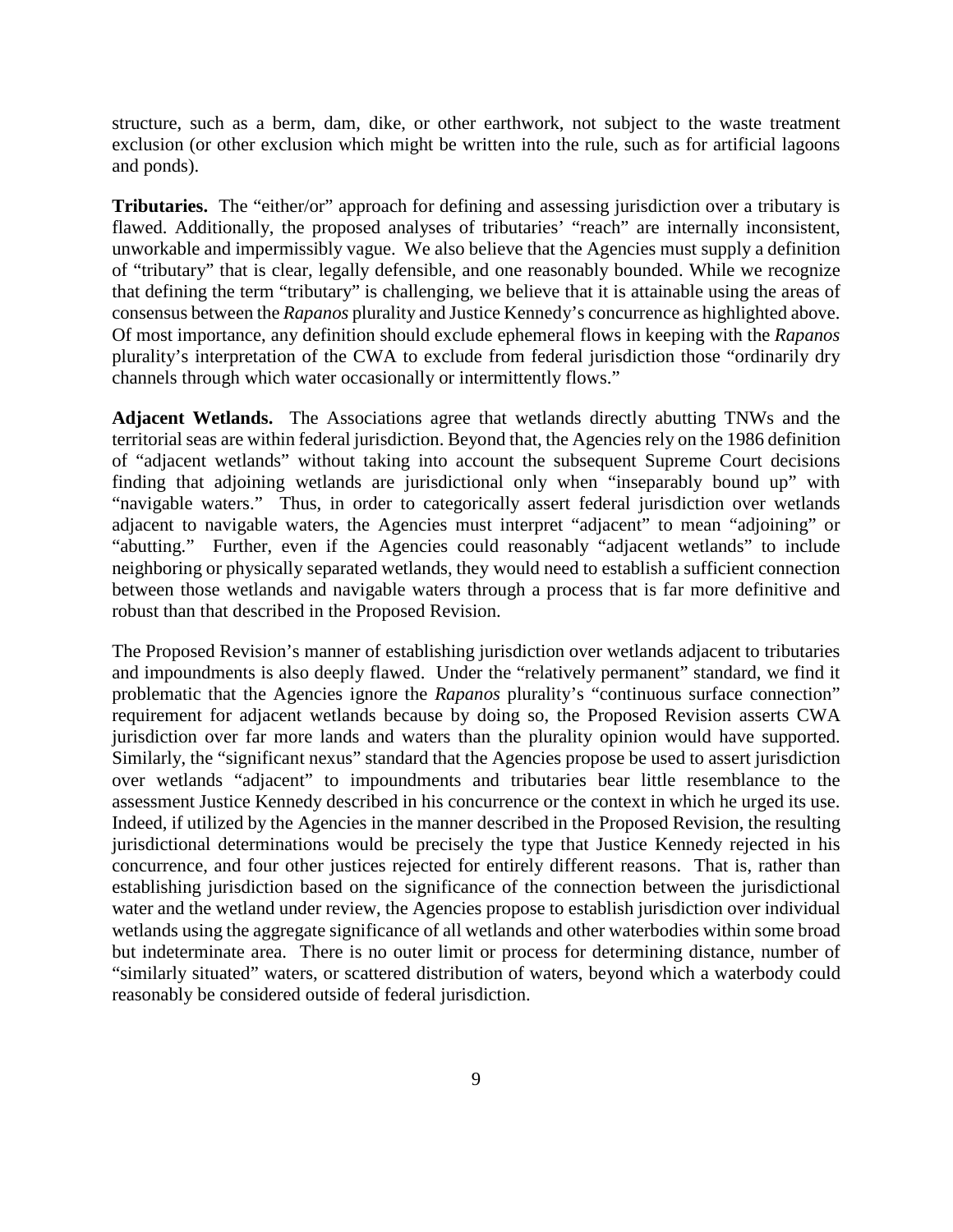structure, such as a berm, dam, dike, or other earthwork, not subject to the waste treatment exclusion (or other exclusion which might be written into the rule, such as for artificial lagoons and ponds).

**Tributaries.** The "either/or" approach for defining and assessing jurisdiction over a tributary is flawed. Additionally, the proposed analyses of tributaries' "reach" are internally inconsistent, unworkable and impermissibly vague. We also believe that the Agencies must supply a definition of "tributary" that is clear, legally defensible, and one reasonably bounded. While we recognize that defining the term "tributary" is challenging, we believe that it is attainable using the areas of consensus between the *Rapanos* plurality and Justice Kennedy's concurrence as highlighted above. Of most importance, any definition should exclude ephemeral flows in keeping with the *Rapanos* plurality's interpretation of the CWA to exclude from federal jurisdiction those "ordinarily dry channels through which water occasionally or intermittently flows."

**Adjacent Wetlands.** The Associations agree that wetlands directly abutting TNWs and the territorial seas are within federal jurisdiction. Beyond that, the Agencies rely on the 1986 definition of "adjacent wetlands" without taking into account the subsequent Supreme Court decisions finding that adjoining wetlands are jurisdictional only when "inseparably bound up" with "navigable waters." Thus, in order to categorically assert federal jurisdiction over wetlands adjacent to navigable waters, the Agencies must interpret "adjacent" to mean "adjoining" or "abutting." Further, even if the Agencies could reasonably "adjacent wetlands" to include neighboring or physically separated wetlands, they would need to establish a sufficient connection between those wetlands and navigable waters through a process that is far more definitive and robust than that described in the Proposed Revision.

The Proposed Revision's manner of establishing jurisdiction over wetlands adjacent to tributaries and impoundments is also deeply flawed. Under the "relatively permanent" standard, we find it problematic that the Agencies ignore the *Rapanos* plurality's "continuous surface connection" requirement for adjacent wetlands because by doing so, the Proposed Revision asserts CWA jurisdiction over far more lands and waters than the plurality opinion would have supported. Similarly, the "significant nexus" standard that the Agencies propose be used to assert jurisdiction over wetlands "adjacent" to impoundments and tributaries bear little resemblance to the assessment Justice Kennedy described in his concurrence or the context in which he urged its use. Indeed, if utilized by the Agencies in the manner described in the Proposed Revision, the resulting jurisdictional determinations would be precisely the type that Justice Kennedy rejected in his concurrence, and four other justices rejected for entirely different reasons. That is, rather than establishing jurisdiction based on the significance of the connection between the jurisdictional water and the wetland under review, the Agencies propose to establish jurisdiction over individual wetlands using the aggregate significance of all wetlands and other waterbodies within some broad but indeterminate area. There is no outer limit or process for determining distance, number of "similarly situated" waters, or scattered distribution of waters, beyond which a waterbody could reasonably be considered outside of federal jurisdiction.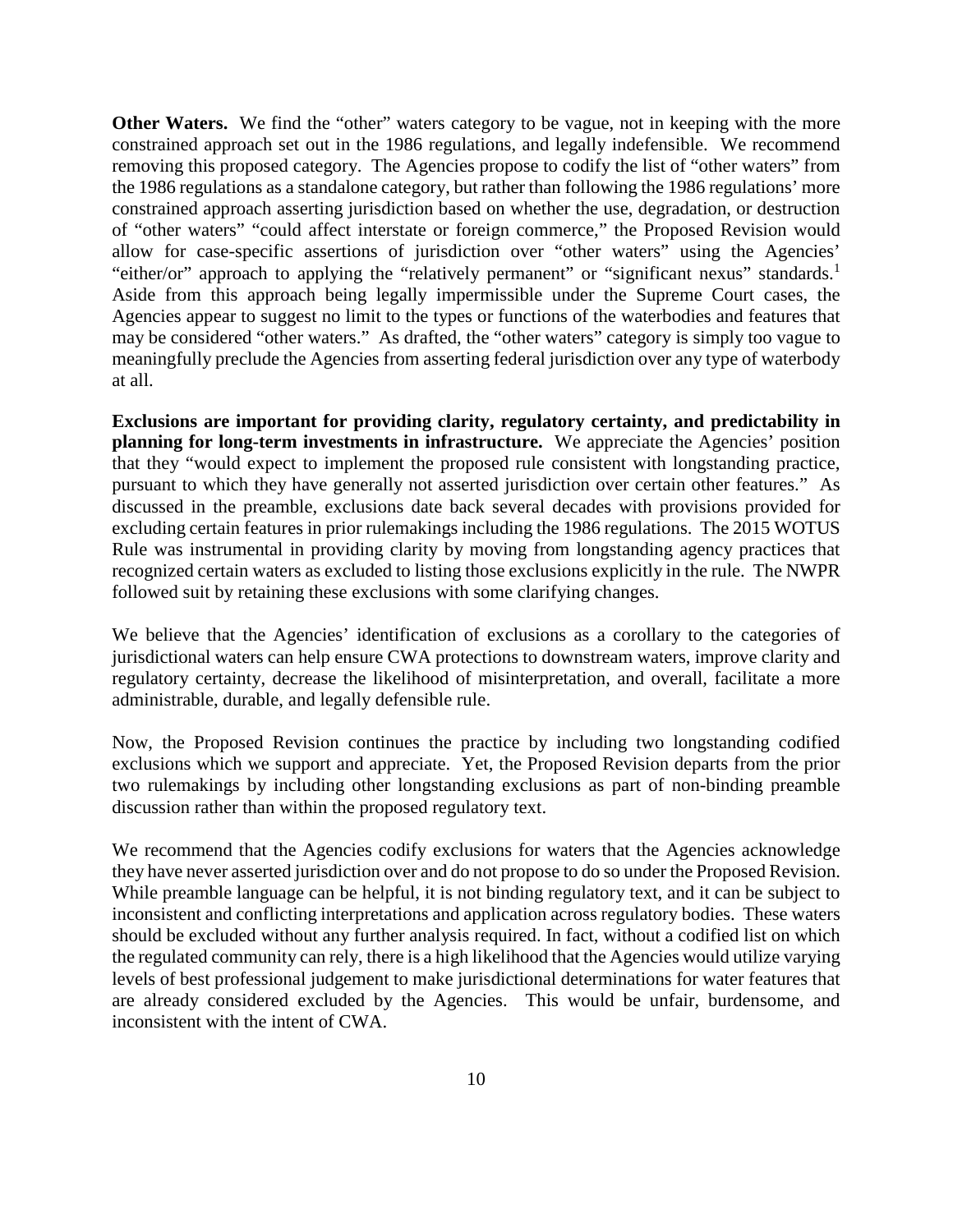**Other Waters.** We find the "other" waters category to be vague, not in keeping with the more constrained approach set out in the 1986 regulations, and legally indefensible. We recommend removing this proposed category. The Agencies propose to codify the list of "other waters" from the 1986 regulations as a standalone category, but rather than following the 1986 regulations' more constrained approach asserting jurisdiction based on whether the use, degradation, or destruction of "other waters" "could affect interstate or foreign commerce," the Proposed Revision would allow for case-specific assertions of jurisdiction over "other waters" using the Agencies' "either/or" approach to applying the "relatively permanent" or "significant nexus" standards.[1] Aside from this approach being legally impermissible under the Supreme Court cases, the Agencies appear to suggest no limit to the types or functions of the waterbodies and features that may be considered "other waters." As drafted, the "other waters" category is simply too vague to meaningfully preclude the Agencies from asserting federal jurisdiction over any type of waterbody at all.

**Exclusions are important for providing clarity, regulatory certainty, and predictability in planning for long-term investments in infrastructure.** We appreciate the Agencies' position that they "would expect to implement the proposed rule consistent with longstanding practice, pursuant to which they have generally not asserted jurisdiction over certain other features." As discussed in the preamble, exclusions date back several decades with provisions provided for excluding certain features in prior rulemakings including the 1986 regulations. The 2015 WOTUS Rule was instrumental in providing clarity by moving from longstanding agency practices that recognized certain waters as excluded to listing those exclusions explicitly in the rule. The NWPR followed suit by retaining these exclusions with some clarifying changes.

We believe that the Agencies' identification of exclusions as a corollary to the categories of jurisdictional waters can help ensure CWA protections to downstream waters, improve clarity and regulatory certainty, decrease the likelihood of misinterpretation, and overall, facilitate a more administrable, durable, and legally defensible rule.

Now, the Proposed Revision continues the practice by including two longstanding codified exclusions which we support and appreciate. Yet, the Proposed Revision departs from the prior two rulemakings by including other longstanding exclusions as part of non-binding preamble discussion rather than within the proposed regulatory text.

We recommend that the Agencies codify exclusions for waters that the Agencies acknowledge they have never asserted jurisdiction over and do not propose to do so under the Proposed Revision. While preamble language can be helpful, it is not binding regulatory text, and it can be subject to inconsistent and conflicting interpretations and application across regulatory bodies. These waters should be excluded without any further analysis required. In fact, without a codified list on which the regulated community can rely, there is a high likelihood that the Agencies would utilize varying levels of best professional judgement to make jurisdictional determinations for water features that are already considered excluded by the Agencies. This would be unfair, burdensome, and inconsistent with the intent of CWA.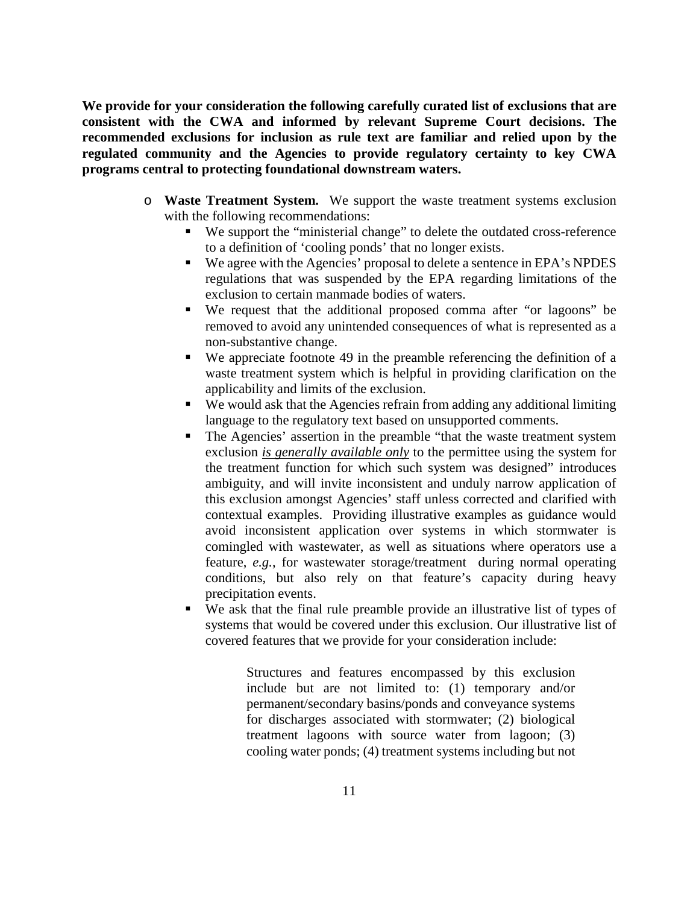**We provide for your consideration the following carefully curated list of exclusions that are consistent with the CWA and informed by relevant Supreme Court decisions. The recommended exclusions for inclusion as rule text are familiar and relied upon by the regulated community and the Agencies to provide regulatory certainty to key CWA programs central to protecting foundational downstream waters.**

- **Waste Treatment System.** We support the waste treatment systems exclusion with the following recommendations:
  - We support the "ministerial change" to delete the outdated cross-reference to a definition of 'cooling ponds' that no longer exists.
  - We agree with the Agencies' proposal to delete a sentence in EPA's NPDES regulations that was suspended by the EPA regarding limitations of the exclusion to certain manmade bodies of waters.
  - We request that the additional proposed comma after "or lagoons" be removed to avoid any unintended consequences of what is represented as a non-substantive change.
  - We appreciate footnote 49 in the preamble referencing the definition of a waste treatment system which is helpful in providing clarification on the applicability and limits of the exclusion.
  - We would ask that the Agencies refrain from adding any additional limiting language to the regulatory text based on unsupported comments.
  - The Agencies' assertion in the preamble "that the waste treatment system exclusion *is generally available only* to the permittee using the system for the treatment function for which such system was designed" introduces ambiguity, and will invite inconsistent and unduly narrow application of this exclusion amongst Agencies' staff unless corrected and clarified with contextual examples. Providing illustrative examples as guidance would avoid inconsistent application over systems in which stormwater is comingled with wastewater, as well as situations where operators use a feature, *e.g.*, for wastewater storage/treatment during normal operating conditions, but also rely on that feature's capacity during heavy precipitation events.
  - We ask that the final rule preamble provide an illustrative list of types of systems that would be covered under this exclusion. Our illustrative list of covered features that we provide for your consideration include:

    > Structures and features encompassed by this exclusion include but are not limited to: (1) temporary and/or permanent/secondary basins/ponds and conveyance systems for discharges associated with stormwater; (2) biological treatment lagoons with source water from lagoon; (3) cooling water ponds; (4) treatment systems including but not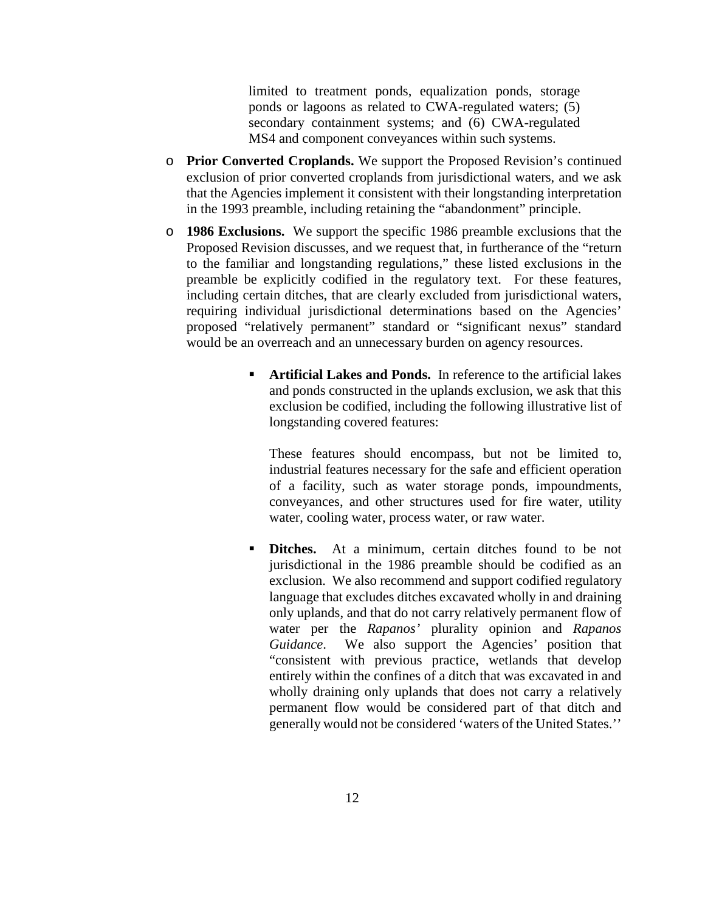limited to treatment ponds, equalization ponds, storage ponds or lagoons as related to CWA-regulated waters; (5) secondary containment systems; and (6) CWA-regulated MS4 and component conveyances within such systems.

- **Prior Converted Croplands.** We support the Proposed Revision's continued exclusion of prior converted croplands from jurisdictional waters, and we ask that the Agencies implement it consistent with their longstanding interpretation in the 1993 preamble, including retaining the "abandonment" principle.

- **1986 Exclusions.** We support the specific 1986 preamble exclusions that the Proposed Revision discusses, and we request that, in furtherance of the "return to the familiar and longstanding regulations," these listed exclusions in the preamble be explicitly codified in the regulatory text. For these features, including certain ditches, that are clearly excluded from jurisdictional waters, requiring individual jurisdictional determinations based on the Agencies' proposed "relatively permanent" standard or "significant nexus" standard would be an overreach and an unnecessary burden on agency resources.

    - **Artificial Lakes and Ponds.** In reference to the artificial lakes and ponds constructed in the uplands exclusion, we ask that this exclusion be codified, including the following illustrative list of longstanding covered features:

      These features should encompass, but not be limited to, industrial features necessary for the safe and efficient operation of a facility, such as water storage ponds, impoundments, conveyances, and other structures used for fire water, utility water, cooling water, process water, or raw water.

    - **Ditches.** At a minimum, certain ditches found to be not jurisdictional in the 1986 preamble should be codified as an exclusion. We also recommend and support codified regulatory language that excludes ditches excavated wholly in and draining only uplands, and that do not carry relatively permanent flow of water per the *Rapanos'* plurality opinion and *Rapanos Guidance*. We also support the Agencies' position that "consistent with previous practice, wetlands that develop entirely within the confines of a ditch that was excavated in and wholly draining only uplands that does not carry a relatively permanent flow would be considered part of that ditch and generally would not be considered 'waters of the United States.''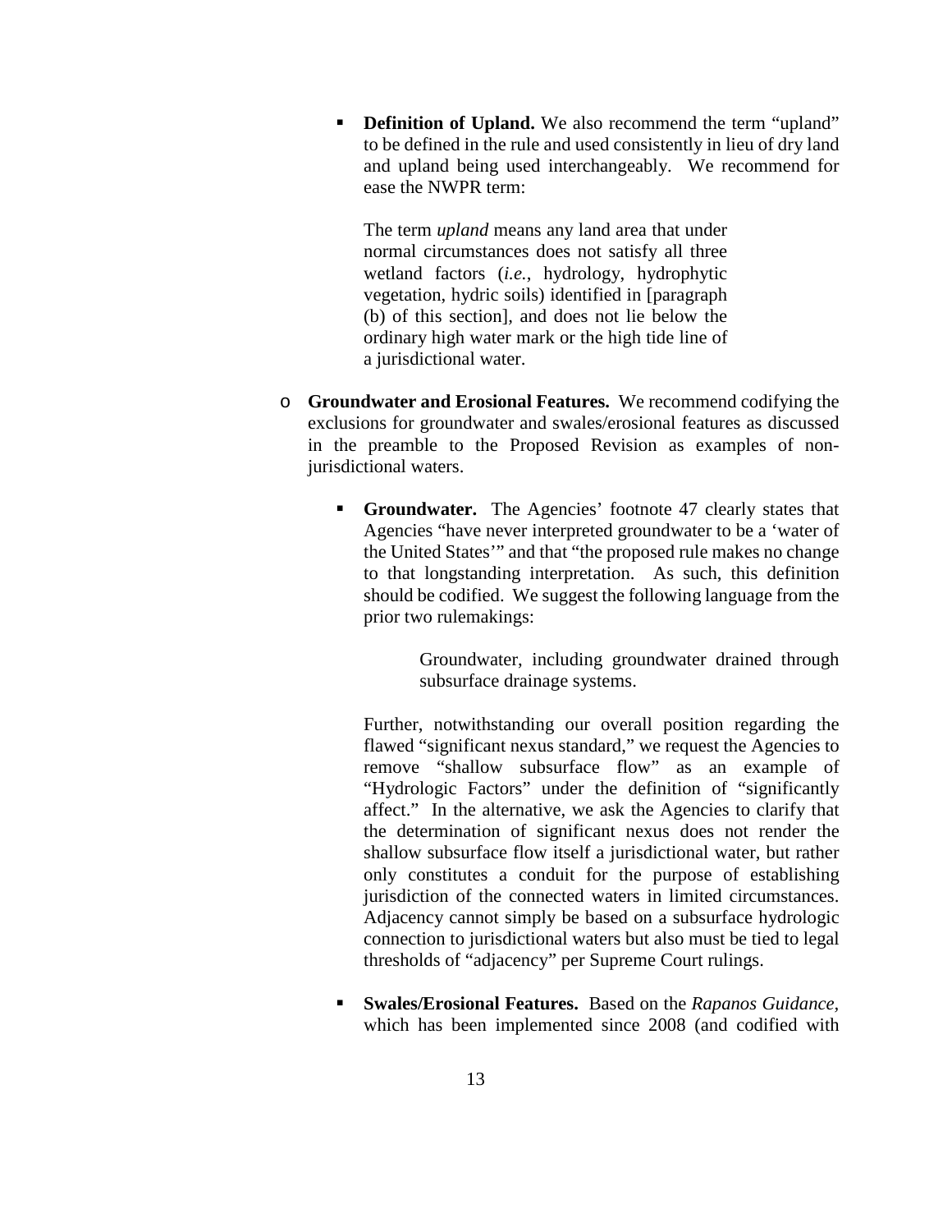- **Definition of Upland.** We also recommend the term "upland" to be defined in the rule and used consistently in lieu of dry land and upland being used interchangeably. We recommend for ease the NWPR term:

  > The term *upland* means any land area that under normal circumstances does not satisfy all three wetland factors (*i.e.*, hydrology, hydrophytic vegetation, hydric soils) identified in [paragraph (b) of this section], and does not lie below the ordinary high water mark or the high tide line of a jurisdictional water.

- **Groundwater and Erosional Features.** We recommend codifying the exclusions for groundwater and swales/erosional features as discussed in the preamble to the Proposed Revision as examples of non-jurisdictional waters.

  - **Groundwater.** The Agencies' footnote 47 clearly states that Agencies "have never interpreted groundwater to be a 'water of the United States'" and that "the proposed rule makes no change to that longstanding interpretation. As such, this definition should be codified. We suggest the following language from the prior two rulemakings:

    > Groundwater, including groundwater drained through subsurface drainage systems.

    Further, notwithstanding our overall position regarding the flawed "significant nexus standard," we request the Agencies to remove "shallow subsurface flow" as an example of "Hydrologic Factors" under the definition of "significantly affect." In the alternative, we ask the Agencies to clarify that the determination of significant nexus does not render the shallow subsurface flow itself a jurisdictional water, but rather only constitutes a conduit for the purpose of establishing jurisdiction of the connected waters in limited circumstances. Adjacency cannot simply be based on a subsurface hydrologic connection to jurisdictional waters but also must be tied to legal thresholds of "adjacency" per Supreme Court rulings.

  - **Swales/Erosional Features.** Based on the *Rapanos Guidance*, which has been implemented since 2008 (and codified with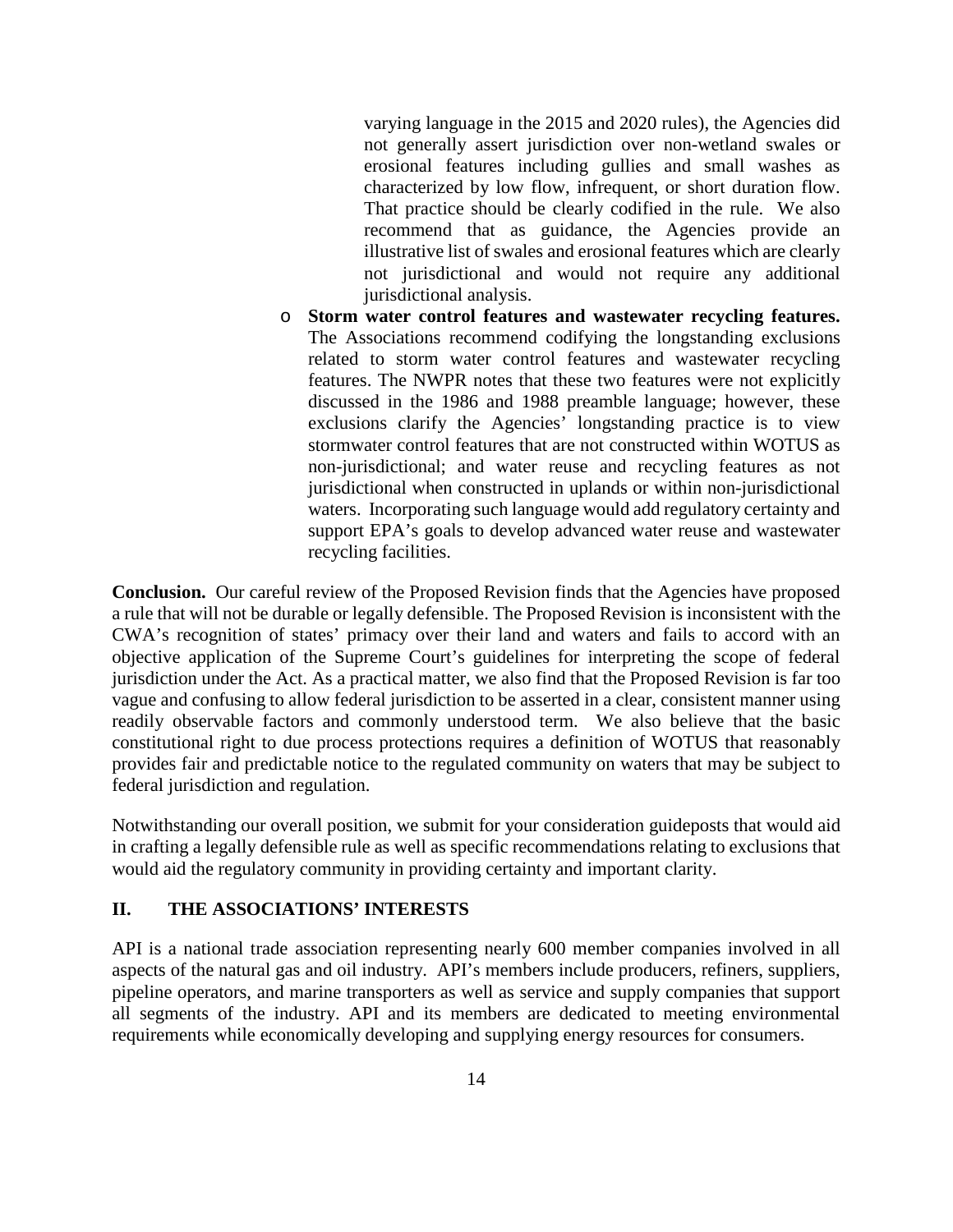varying language in the 2015 and 2020 rules), the Agencies did not generally assert jurisdiction over non-wetland swales or erosional features including gullies and small washes as characterized by low flow, infrequent, or short duration flow. That practice should be clearly codified in the rule. We also recommend that as guidance, the Agencies provide an illustrative list of swales and erosional features which are clearly not jurisdictional and would not require any additional jurisdictional analysis.

- **Storm water control features and wastewater recycling features.** The Associations recommend codifying the longstanding exclusions related to storm water control features and wastewater recycling features. The NWPR notes that these two features were not explicitly discussed in the 1986 and 1988 preamble language; however, these exclusions clarify the Agencies' longstanding practice is to view stormwater control features that are not constructed within WOTUS as non-jurisdictional; and water reuse and recycling features as not jurisdictional when constructed in uplands or within non-jurisdictional waters. Incorporating such language would add regulatory certainty and support EPA's goals to develop advanced water reuse and wastewater recycling facilities.

**Conclusion.** Our careful review of the Proposed Revision finds that the Agencies have proposed a rule that will not be durable or legally defensible. The Proposed Revision is inconsistent with the CWA's recognition of states' primacy over their land and waters and fails to accord with an objective application of the Supreme Court's guidelines for interpreting the scope of federal jurisdiction under the Act. As a practical matter, we also find that the Proposed Revision is far too vague and confusing to allow federal jurisdiction to be asserted in a clear, consistent manner using readily observable factors and commonly understood term. We also believe that the basic constitutional right to due process protections requires a definition of WOTUS that reasonably provides fair and predictable notice to the regulated community on waters that may be subject to federal jurisdiction and regulation.

Notwithstanding our overall position, we submit for your consideration guideposts that would aid in crafting a legally defensible rule as well as specific recommendations relating to exclusions that would aid the regulatory community in providing certainty and important clarity.

## II. THE ASSOCIATIONS' INTERESTS

API is a national trade association representing nearly 600 member companies involved in all aspects of the natural gas and oil industry. API's members include producers, refiners, suppliers, pipeline operators, and marine transporters as well as service and supply companies that support all segments of the industry. API and its members are dedicated to meeting environmental requirements while economically developing and supplying energy resources for consumers.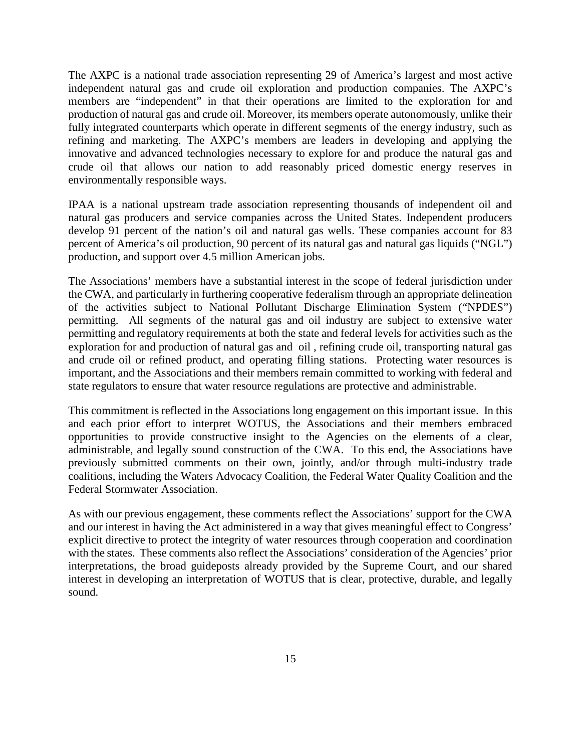The AXPC is a national trade association representing 29 of America's largest and most active independent natural gas and crude oil exploration and production companies. The AXPC's members are "independent" in that their operations are limited to the exploration for and production of natural gas and crude oil. Moreover, its members operate autonomously, unlike their fully integrated counterparts which operate in different segments of the energy industry, such as refining and marketing. The AXPC's members are leaders in developing and applying the innovative and advanced technologies necessary to explore for and produce the natural gas and crude oil that allows our nation to add reasonably priced domestic energy reserves in environmentally responsible ways.

IPAA is a national upstream trade association representing thousands of independent oil and natural gas producers and service companies across the United States. Independent producers develop 91 percent of the nation's oil and natural gas wells. These companies account for 83 percent of America's oil production, 90 percent of its natural gas and natural gas liquids ("NGL") production, and support over 4.5 million American jobs.

The Associations' members have a substantial interest in the scope of federal jurisdiction under the CWA, and particularly in furthering cooperative federalism through an appropriate delineation of the activities subject to National Pollutant Discharge Elimination System ("NPDES") permitting. All segments of the natural gas and oil industry are subject to extensive water permitting and regulatory requirements at both the state and federal levels for activities such as the exploration for and production of natural gas and oil , refining crude oil, transporting natural gas and crude oil or refined product, and operating filling stations. Protecting water resources is important, and the Associations and their members remain committed to working with federal and state regulators to ensure that water resource regulations are protective and administrable.

This commitment is reflected in the Associations long engagement on this important issue. In this and each prior effort to interpret WOTUS, the Associations and their members embraced opportunities to provide constructive insight to the Agencies on the elements of a clear, administrable, and legally sound construction of the CWA. To this end, the Associations have previously submitted comments on their own, jointly, and/or through multi-industry trade coalitions, including the Waters Advocacy Coalition, the Federal Water Quality Coalition and the Federal Stormwater Association.

As with our previous engagement, these comments reflect the Associations' support for the CWA and our interest in having the Act administered in a way that gives meaningful effect to Congress' explicit directive to protect the integrity of water resources through cooperation and coordination with the states. These comments also reflect the Associations' consideration of the Agencies' prior interpretations, the broad guideposts already provided by the Supreme Court, and our shared interest in developing an interpretation of WOTUS that is clear, protective, durable, and legally sound.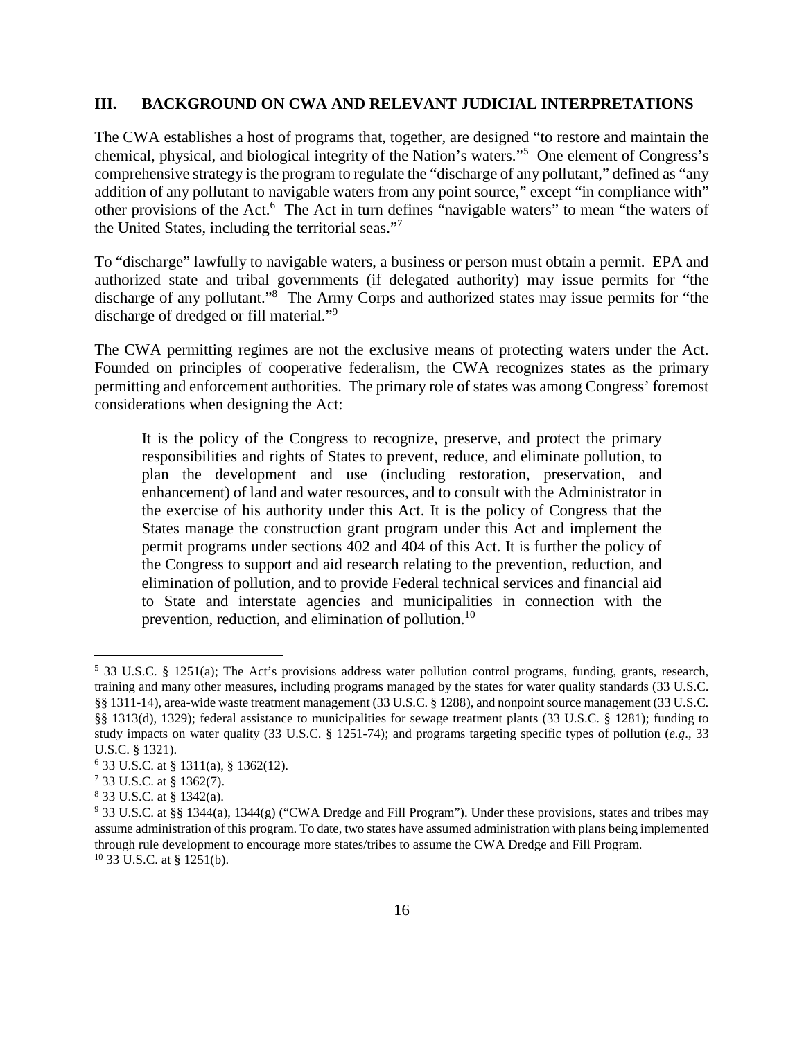## III. BACKGROUND ON CWA AND RELEVANT JUDICIAL INTERPRETATIONS

The CWA establishes a host of programs that, together, are designed "to restore and maintain the chemical, physical, and biological integrity of the Nation's waters."[5] One element of Congress's comprehensive strategy is the program to regulate the "discharge of any pollutant," defined as "any addition of any pollutant to navigable waters from any point source," except "in compliance with" other provisions of the Act.[6] The Act in turn defines "navigable waters" to mean "the waters of the United States, including the territorial seas."[7]

To "discharge" lawfully to navigable waters, a business or person must obtain a permit. EPA and authorized state and tribal governments (if delegated authority) may issue permits for "the discharge of any pollutant."[8] The Army Corps and authorized states may issue permits for "the discharge of dredged or fill material."[9]

The CWA permitting regimes are not the exclusive means of protecting waters under the Act. Founded on principles of cooperative federalism, the CWA recognizes states as the primary permitting and enforcement authorities. The primary role of states was among Congress' foremost considerations when designing the Act:

> It is the policy of the Congress to recognize, preserve, and protect the primary responsibilities and rights of States to prevent, reduce, and eliminate pollution, to plan the development and use (including restoration, preservation, and enhancement) of land and water resources, and to consult with the Administrator in the exercise of his authority under this Act. It is the policy of Congress that the States manage the construction grant program under this Act and implement the permit programs under sections 402 and 404 of this Act. It is further the policy of the Congress to support and aid research relating to the prevention, reduction, and elimination of pollution, and to provide Federal technical services and financial aid to State and interstate agencies and municipalities in connection with the prevention, reduction, and elimination of pollution.[10]

---

[5] 33 U.S.C. § 1251(a); The Act's provisions address water pollution control programs, funding, grants, research, training and many other measures, including programs managed by the states for water quality standards (33 U.S.C. §§ 1311-14), area-wide waste treatment management (33 U.S.C. § 1288), and nonpoint source management (33 U.S.C. §§ 1313(d), 1329); federal assistance to municipalities for sewage treatment plants (33 U.S.C. § 1281); funding to study impacts on water quality (33 U.S.C. § 1251-74); and programs targeting specific types of pollution (*e.g*., 33 U.S.C. § 1321).

[6] 33 U.S.C. at § 1311(a), § 1362(12).

[7] 33 U.S.C. at § 1362(7).

[8] 33 U.S.C. at § 1342(a).

[9] 33 U.S.C. at §§ 1344(a), 1344(g) ("CWA Dredge and Fill Program"). Under these provisions, states and tribes may assume administration of this program. To date, two states have assumed administration with plans being implemented through rule development to encourage more states/tribes to assume the CWA Dredge and Fill Program.

[10] 33 U.S.C. at § 1251(b).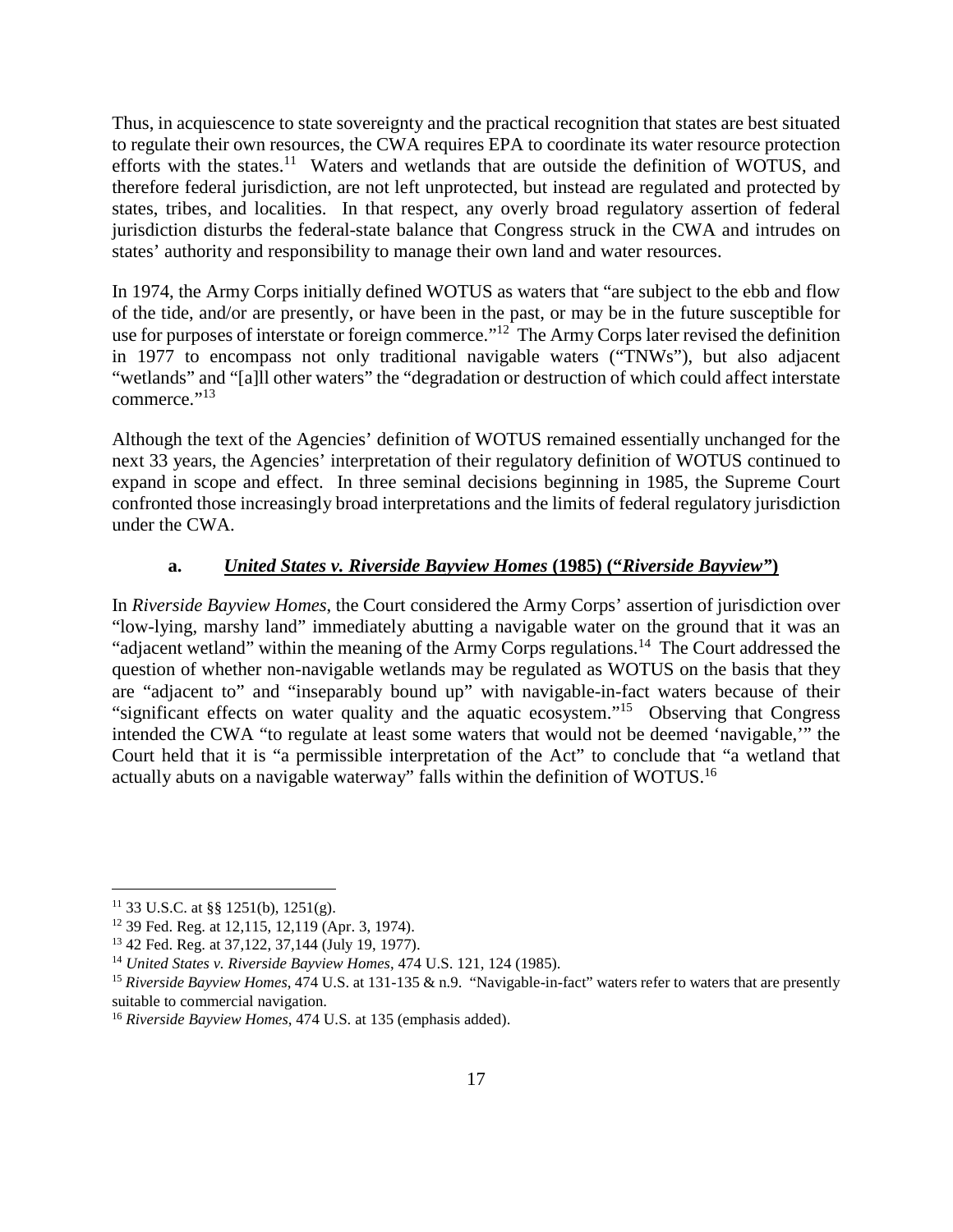Thus, in acquiescence to state sovereignty and the practical recognition that states are best situated to regulate their own resources, the CWA requires EPA to coordinate its water resource protection efforts with the states.[11] Waters and wetlands that are outside the definition of WOTUS, and therefore federal jurisdiction, are not left unprotected, but instead are regulated and protected by states, tribes, and localities. In that respect, any overly broad regulatory assertion of federal jurisdiction disturbs the federal-state balance that Congress struck in the CWA and intrudes on states' authority and responsibility to manage their own land and water resources.

In 1974, the Army Corps initially defined WOTUS as waters that "are subject to the ebb and flow of the tide, and/or are presently, or have been in the past, or may be in the future susceptible for use for purposes of interstate or foreign commerce."[12] The Army Corps later revised the definition in 1977 to encompass not only traditional navigable waters ("TNWs"), but also adjacent "wetlands" and "[a]ll other waters" the "degradation or destruction of which could affect interstate commerce."[13]

Although the text of the Agencies' definition of WOTUS remained essentially unchanged for the next 33 years, the Agencies' interpretation of their regulatory definition of WOTUS continued to expand in scope and effect. In three seminal decisions beginning in 1985, the Supreme Court confronted those increasingly broad interpretations and the limits of federal regulatory jurisdiction under the CWA.

### a. *United States v. Riverside Bayview Homes* (1985) ("*Riverside Bayview*")

In *Riverside Bayview Homes*, the Court considered the Army Corps' assertion of jurisdiction over "low-lying, marshy land" immediately abutting a navigable water on the ground that it was an "adjacent wetland" within the meaning of the Army Corps regulations.[14] The Court addressed the question of whether non-navigable wetlands may be regulated as WOTUS on the basis that they are "adjacent to" and "inseparably bound up" with navigable-in-fact waters because of their "significant effects on water quality and the aquatic ecosystem."[15] Observing that Congress intended the CWA "to regulate at least some waters that would not be deemed 'navigable,'" the Court held that it is "a permissible interpretation of the Act" to conclude that "a wetland that actually abuts on a navigable waterway" falls within the definition of WOTUS.[16]

---

[11] 33 U.S.C. at §§ 1251(b), 1251(g).

[12] 39 Fed. Reg. at 12,115, 12,119 (Apr. 3, 1974).

[13] 42 Fed. Reg. at 37,122, 37,144 (July 19, 1977).

[14] *United States v. Riverside Bayview Homes*, 474 U.S. 121, 124 (1985).

[15] *Riverside Bayview Homes*, 474 U.S. at 131-135 & n.9. "Navigable-in-fact" waters refer to waters that are presently suitable to commercial navigation.

[16] *Riverside Bayview Homes*, 474 U.S. at 135 (emphasis added).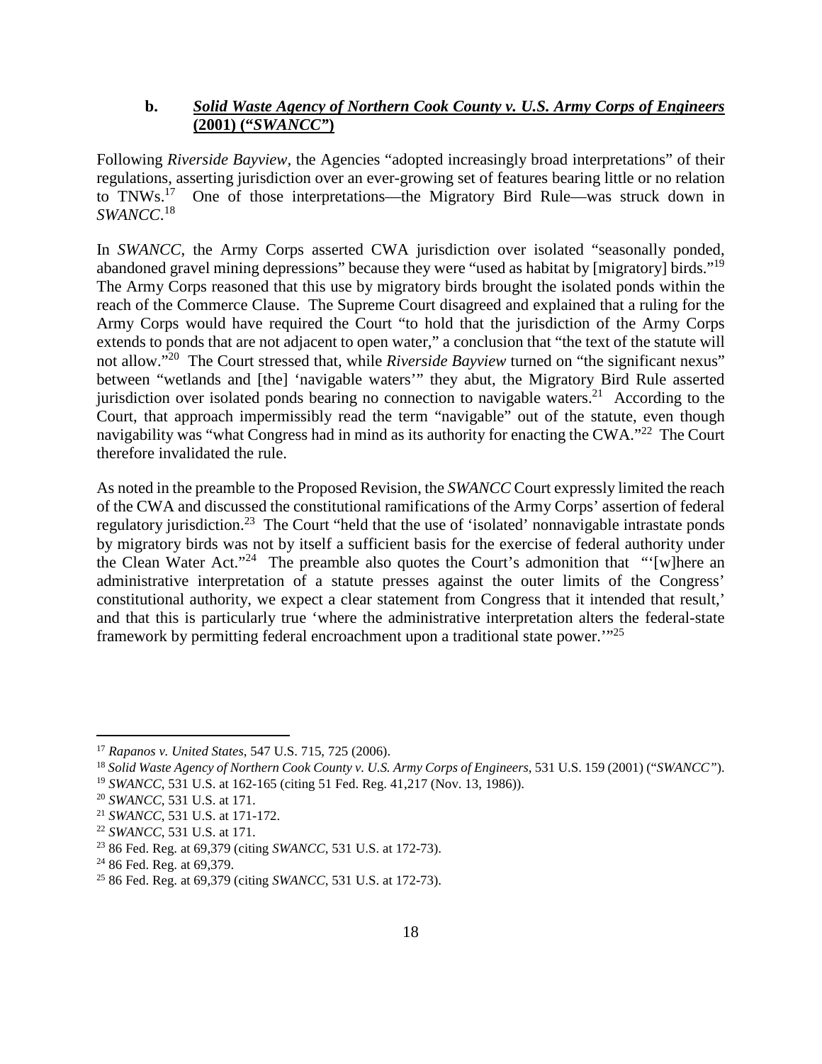### b. *Solid Waste Agency of Northern Cook County v. U.S. Army Corps of Engineers* (2001) ("*SWANCC*")

Following *Riverside Bayview*, the Agencies "adopted increasingly broad interpretations" of their regulations, asserting jurisdiction over an ever-growing set of features bearing little or no relation to TNWs.[17] One of those interpretations—the Migratory Bird Rule—was struck down in *SWANCC*.[18]

In *SWANCC*, the Army Corps asserted CWA jurisdiction over isolated "seasonally ponded, abandoned gravel mining depressions" because they were "used as habitat by [migratory] birds."[19] The Army Corps reasoned that this use by migratory birds brought the isolated ponds within the reach of the Commerce Clause. The Supreme Court disagreed and explained that a ruling for the Army Corps would have required the Court "to hold that the jurisdiction of the Army Corps extends to ponds that are not adjacent to open water," a conclusion that "the text of the statute will not allow."[20] The Court stressed that, while *Riverside Bayview* turned on "the significant nexus" between "wetlands and [the] 'navigable waters'" they abut, the Migratory Bird Rule asserted jurisdiction over isolated ponds bearing no connection to navigable waters.[21] According to the Court, that approach impermissibly read the term "navigable" out of the statute, even though navigability was "what Congress had in mind as its authority for enacting the CWA."[22] The Court therefore invalidated the rule.

As noted in the preamble to the Proposed Revision, the *SWANCC* Court expressly limited the reach of the CWA and discussed the constitutional ramifications of the Army Corps' assertion of federal regulatory jurisdiction.[23] The Court "held that the use of 'isolated' nonnavigable intrastate ponds by migratory birds was not by itself a sufficient basis for the exercise of federal authority under the Clean Water Act."[24] The preamble also quotes the Court's admonition that "'[w]here an administrative interpretation of a statute presses against the outer limits of the Congress' constitutional authority, we expect a clear statement from Congress that it intended that result,' and that this is particularly true 'where the administrative interpretation alters the federal-state framework by permitting federal encroachment upon a traditional state power.'"[25]

---

[17] *Rapanos v. United States*, 547 U.S. 715, 725 (2006).

[18] *Solid Waste Agency of Northern Cook County v. U.S. Army Corps of Engineers*, 531 U.S. 159 (2001) ("*SWANCC*").

[19] *SWANCC*, 531 U.S. at 162-165 (citing 51 Fed. Reg. 41,217 (Nov. 13, 1986)).

[20] *SWANCC*, 531 U.S. at 171.

[21] *SWANCC*, 531 U.S. at 171-172.

[22] *SWANCC*, 531 U.S. at 171.

[23] 86 Fed. Reg. at 69,379 (citing *SWANCC*, 531 U.S. at 172-73).

[24] 86 Fed. Reg. at 69,379.

[25] 86 Fed. Reg. at 69,379 (citing *SWANCC*, 531 U.S. at 172-73).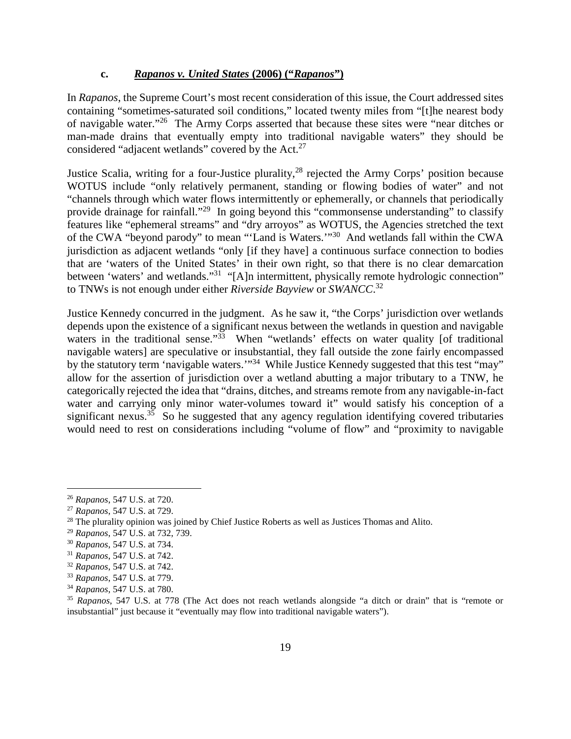### c. *Rapanos v. United States* (2006) ("*Rapanos*")

In *Rapanos*, the Supreme Court's most recent consideration of this issue, the Court addressed sites containing "sometimes-saturated soil conditions," located twenty miles from "[t]he nearest body of navigable water."[26] The Army Corps asserted that because these sites were "near ditches or man-made drains that eventually empty into traditional navigable waters" they should be considered "adjacent wetlands" covered by the Act.[27]

Justice Scalia, writing for a four-Justice plurality,[28] rejected the Army Corps' position because WOTUS include "only relatively permanent, standing or flowing bodies of water" and not "channels through which water flows intermittently or ephemerally, or channels that periodically provide drainage for rainfall."[29] In going beyond this "commonsense understanding" to classify features like "ephemeral streams" and "dry arroyos" as WOTUS, the Agencies stretched the text of the CWA "beyond parody" to mean "'Land is Waters.'"[30] And wetlands fall within the CWA jurisdiction as adjacent wetlands "only [if they have] a continuous surface connection to bodies that are 'waters of the United States' in their own right, so that there is no clear demarcation between 'waters' and wetlands."[31] "[A]n intermittent, physically remote hydrologic connection" to TNWs is not enough under either *Riverside Bayview* or *SWANCC*.[32]

Justice Kennedy concurred in the judgment. As he saw it, "the Corps' jurisdiction over wetlands depends upon the existence of a significant nexus between the wetlands in question and navigable waters in the traditional sense."[33] When "wetlands' effects on water quality [of traditional navigable waters] are speculative or insubstantial, they fall outside the zone fairly encompassed by the statutory term 'navigable waters.'"[34] While Justice Kennedy suggested that this test "may" allow for the assertion of jurisdiction over a wetland abutting a major tributary to a TNW, he categorically rejected the idea that "drains, ditches, and streams remote from any navigable-in-fact water and carrying only minor water-volumes toward it" would satisfy his conception of a significant nexus.[35] So he suggested that any agency regulation identifying covered tributaries would need to rest on considerations including "volume of flow" and "proximity to navigable

---

[26] *Rapanos*, 547 U.S. at 720.

[27] *Rapanos*, 547 U.S. at 729.

[28] The plurality opinion was joined by Chief Justice Roberts as well as Justices Thomas and Alito.

[29] *Rapanos*, 547 U.S. at 732, 739.

[30] *Rapanos*, 547 U.S. at 734.

[31] *Rapanos*, 547 U.S. at 742.

[32] *Rapanos*, 547 U.S. at 742.

[33] *Rapanos*, 547 U.S. at 779.

[34] *Rapanos*, 547 U.S. at 780.

[35] *Rapanos*, 547 U.S. at 778 (The Act does not reach wetlands alongside "a ditch or drain" that is "remote or insubstantial" just because it "eventually may flow into traditional navigable waters").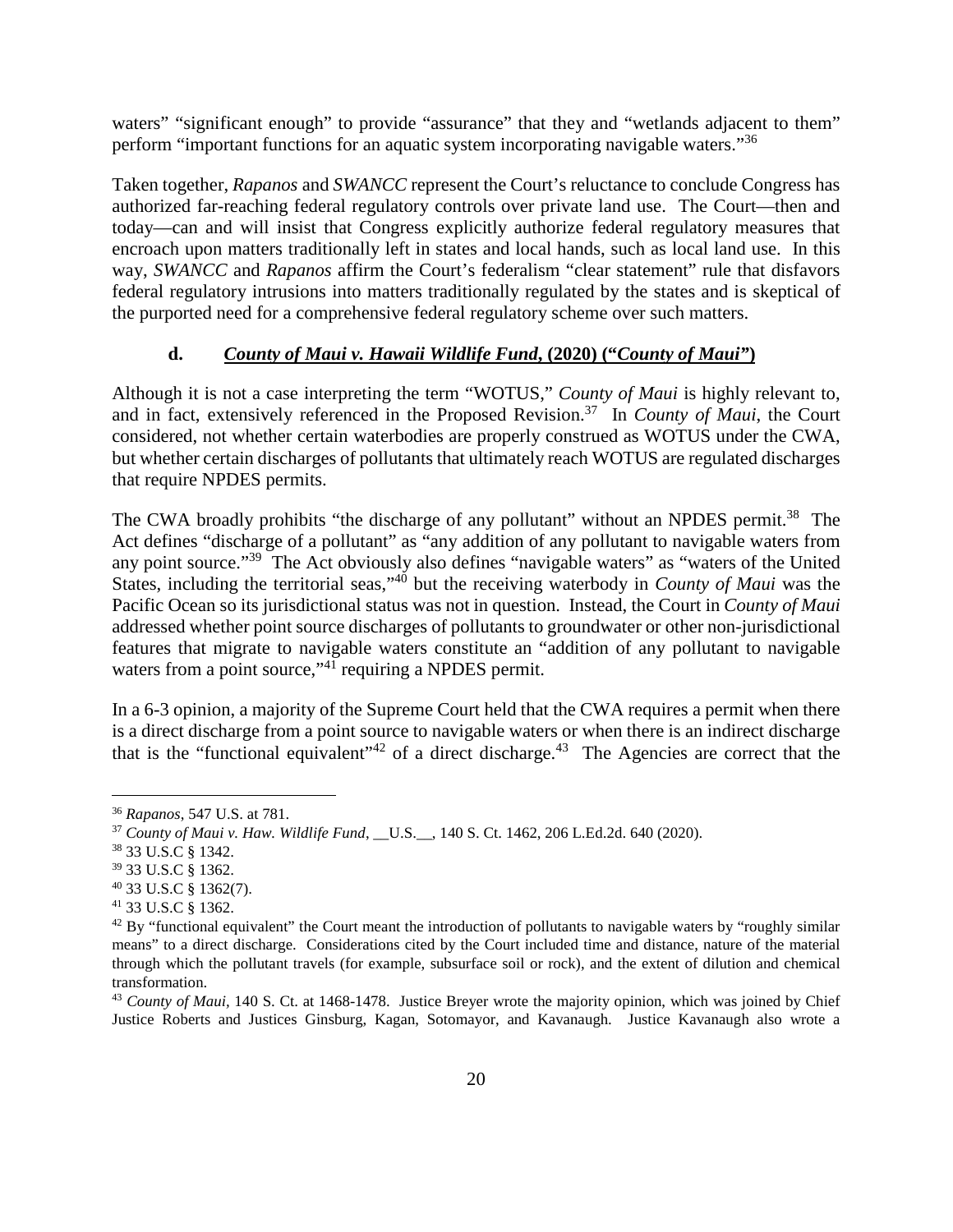waters" "significant enough" to provide "assurance" that they and "wetlands adjacent to them" perform "important functions for an aquatic system incorporating navigable waters."[36]

Taken together, *Rapanos* and *SWANCC* represent the Court's reluctance to conclude Congress has authorized far-reaching federal regulatory controls over private land use. The Court—then and today—can and will insist that Congress explicitly authorize federal regulatory measures that encroach upon matters traditionally left in states and local hands, such as local land use. In this way, *SWANCC* and *Rapanos* affirm the Court's federalism "clear statement" rule that disfavors federal regulatory intrusions into matters traditionally regulated by the states and is skeptical of the purported need for a comprehensive federal regulatory scheme over such matters.

#### d. *County of Maui v. Hawaii Wildlife Fund*, (2020) ("*County of Maui*")

Although it is not a case interpreting the term "WOTUS," *County of Maui* is highly relevant to, and in fact, extensively referenced in the Proposed Revision.[37] In *County of Maui*, the Court considered, not whether certain waterbodies are properly construed as WOTUS under the CWA, but whether certain discharges of pollutants that ultimately reach WOTUS are regulated discharges that require NPDES permits.

The CWA broadly prohibits "the discharge of any pollutant" without an NPDES permit.[38] The Act defines "discharge of a pollutant" as "any addition of any pollutant to navigable waters from any point source."[39] The Act obviously also defines "navigable waters" as "waters of the United States, including the territorial seas,"[40] but the receiving waterbody in *County of Maui* was the Pacific Ocean so its jurisdictional status was not in question. Instead, the Court in *County of Maui* addressed whether point source discharges of pollutants to groundwater or other non-jurisdictional features that migrate to navigable waters constitute an "addition of any pollutant to navigable waters from a point source,"[41] requiring a NPDES permit.

In a 6-3 opinion, a majority of the Supreme Court held that the CWA requires a permit when there is a direct discharge from a point source to navigable waters or when there is an indirect discharge that is the "functional equivalent"[42] of a direct discharge.[43] The Agencies are correct that the

---

[36] *Rapanos*, 547 U.S. at 781.

[37] *County of Maui v. Haw. Wildlife Fund*, __U.S.__, 140 S. Ct. 1462, 206 L.Ed.2d. 640 (2020).

[38] 33 U.S.C § 1342.

[39] 33 U.S.C § 1362.

[40] 33 U.S.C § 1362(7).

[41] 33 U.S.C § 1362.

[42] By "functional equivalent" the Court meant the introduction of pollutants to navigable waters by "roughly similar means" to a direct discharge. Considerations cited by the Court included time and distance, nature of the material through which the pollutant travels (for example, subsurface soil or rock), and the extent of dilution and chemical transformation.

[43] *County of Maui*, 140 S. Ct. at 1468-1478. Justice Breyer wrote the majority opinion, which was joined by Chief Justice Roberts and Justices Ginsburg, Kagan, Sotomayor, and Kavanaugh. Justice Kavanaugh also wrote a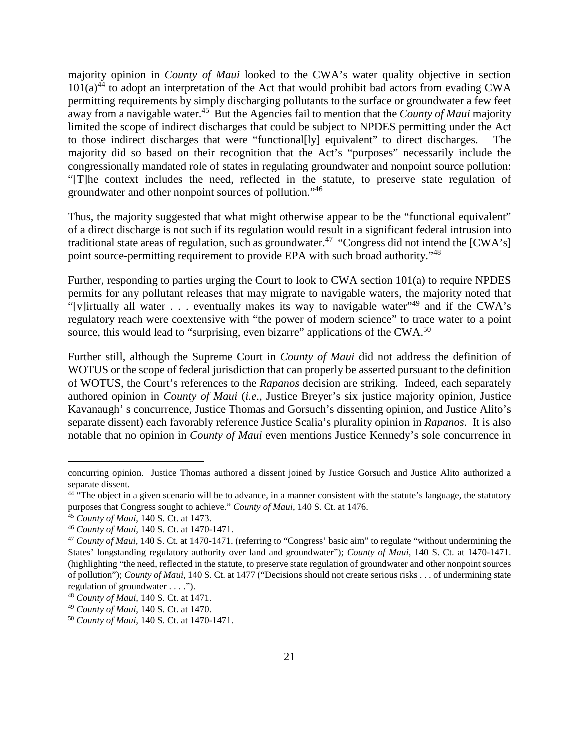majority opinion in *County of Maui* looked to the CWA's water quality objective in section 101(a)[44] to adopt an interpretation of the Act that would prohibit bad actors from evading CWA permitting requirements by simply discharging pollutants to the surface or groundwater a few feet away from a navigable water.[45] But the Agencies fail to mention that the *County of Maui* majority limited the scope of indirect discharges that could be subject to NPDES permitting under the Act to those indirect discharges that were "functional[ly] equivalent" to direct discharges. The majority did so based on their recognition that the Act's "purposes" necessarily include the congressionally mandated role of states in regulating groundwater and nonpoint source pollution: "[T]he context includes the need, reflected in the statute, to preserve state regulation of groundwater and other nonpoint sources of pollution."[46]

Thus, the majority suggested that what might otherwise appear to be the "functional equivalent" of a direct discharge is not such if its regulation would result in a significant federal intrusion into traditional state areas of regulation, such as groundwater.[47] "Congress did not intend the [CWA's] point source-permitting requirement to provide EPA with such broad authority."[48]

Further, responding to parties urging the Court to look to CWA section 101(a) to require NPDES permits for any pollutant releases that may migrate to navigable waters, the majority noted that "[v]irtually all water . . . eventually makes its way to navigable water"[49] and if the CWA's regulatory reach were coextensive with "the power of modern science" to trace water to a point source, this would lead to "surprising, even bizarre" applications of the CWA.[50]

Further still, although the Supreme Court in *County of Maui* did not address the definition of WOTUS or the scope of federal jurisdiction that can properly be asserted pursuant to the definition of WOTUS, the Court's references to the *Rapanos* decision are striking. Indeed, each separately authored opinion in *County of Maui* (*i.e.*, Justice Breyer's six justice majority opinion, Justice Kavanaugh' s concurrence, Justice Thomas and Gorsuch's dissenting opinion, and Justice Alito's separate dissent) each favorably reference Justice Scalia's plurality opinion in *Rapanos*. It is also notable that no opinion in *County of Maui* even mentions Justice Kennedy's sole concurrence in

---

concurring opinion. Justice Thomas authored a dissent joined by Justice Gorsuch and Justice Alito authorized a separate dissent.

[44] "The object in a given scenario will be to advance, in a manner consistent with the statute's language, the statutory purposes that Congress sought to achieve." *County of Maui*, 140 S. Ct. at 1476.

[45] *County of Maui*, 140 S. Ct. at 1473.

[46] *County of Maui*, 140 S. Ct. at 1470-1471.

[47] *County of Maui,* 140 S. Ct. at 1470-1471. (referring to "Congress' basic aim" to regulate "without undermining the States' longstanding regulatory authority over land and groundwater"); *County of Maui,* 140 S. Ct. at 1470-1471. (highlighting "the need, reflected in the statute, to preserve state regulation of groundwater and other nonpoint sources of pollution"); *County of Maui*, 140 S. Ct. at 1477 ("Decisions should not create serious risks . . . of undermining state regulation of groundwater . . . .").

[48] *County of Maui,* 140 S. Ct. at 1471.

[49] *County of Maui*, 140 S. Ct. at 1470.

[50] *County of Maui*, 140 S. Ct. at 1470-1471.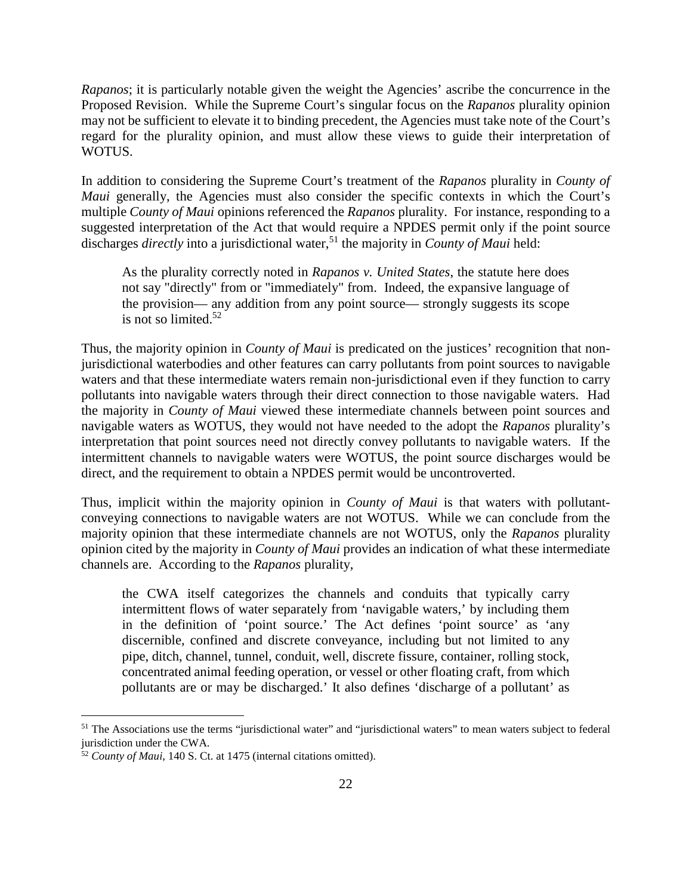*Rapanos*; it is particularly notable given the weight the Agencies' ascribe the concurrence in the Proposed Revision. While the Supreme Court's singular focus on the *Rapanos* plurality opinion may not be sufficient to elevate it to binding precedent, the Agencies must take note of the Court's regard for the plurality opinion, and must allow these views to guide their interpretation of WOTUS.

In addition to considering the Supreme Court's treatment of the *Rapanos* plurality in *County of Maui* generally, the Agencies must also consider the specific contexts in which the Court's multiple *County of Maui* opinions referenced the *Rapanos* plurality. For instance, responding to a suggested interpretation of the Act that would require a NPDES permit only if the point source discharges *directly* into a jurisdictional water,[51] the majority in *County of Maui* held:

> As the plurality correctly noted in *Rapanos v. United States*, the statute here does not say "directly" from or "immediately" from. Indeed, the expansive language of the provision— any addition from any point source— strongly suggests its scope is not so limited.[52]

Thus, the majority opinion in *County of Maui* is predicated on the justices' recognition that non-jurisdictional waterbodies and other features can carry pollutants from point sources to navigable waters and that these intermediate waters remain non-jurisdictional even if they function to carry pollutants into navigable waters through their direct connection to those navigable waters. Had the majority in *County of Maui* viewed these intermediate channels between point sources and navigable waters as WOTUS, they would not have needed to the adopt the *Rapanos* plurality's interpretation that point sources need not directly convey pollutants to navigable waters. If the intermittent channels to navigable waters were WOTUS, the point source discharges would be direct, and the requirement to obtain a NPDES permit would be uncontroverted.

Thus, implicit within the majority opinion in *County of Maui* is that waters with pollutant-conveying connections to navigable waters are not WOTUS. While we can conclude from the majority opinion that these intermediate channels are not WOTUS, only the *Rapanos* plurality opinion cited by the majority in *County of Maui* provides an indication of what these intermediate channels are. According to the *Rapanos* plurality,

> the CWA itself categorizes the channels and conduits that typically carry intermittent flows of water separately from 'navigable waters,' by including them in the definition of 'point source.' The Act defines 'point source' as 'any discernible, confined and discrete conveyance, including but not limited to any pipe, ditch, channel, tunnel, conduit, well, discrete fissure, container, rolling stock, concentrated animal feeding operation, or vessel or other floating craft, from which pollutants are or may be discharged.' It also defines 'discharge of a pollutant' as

---

[51] The Associations use the terms "jurisdictional water" and "jurisdictional waters" to mean waters subject to federal jurisdiction under the CWA.

[52] *County of Maui*, 140 S. Ct. at 1475 (internal citations omitted).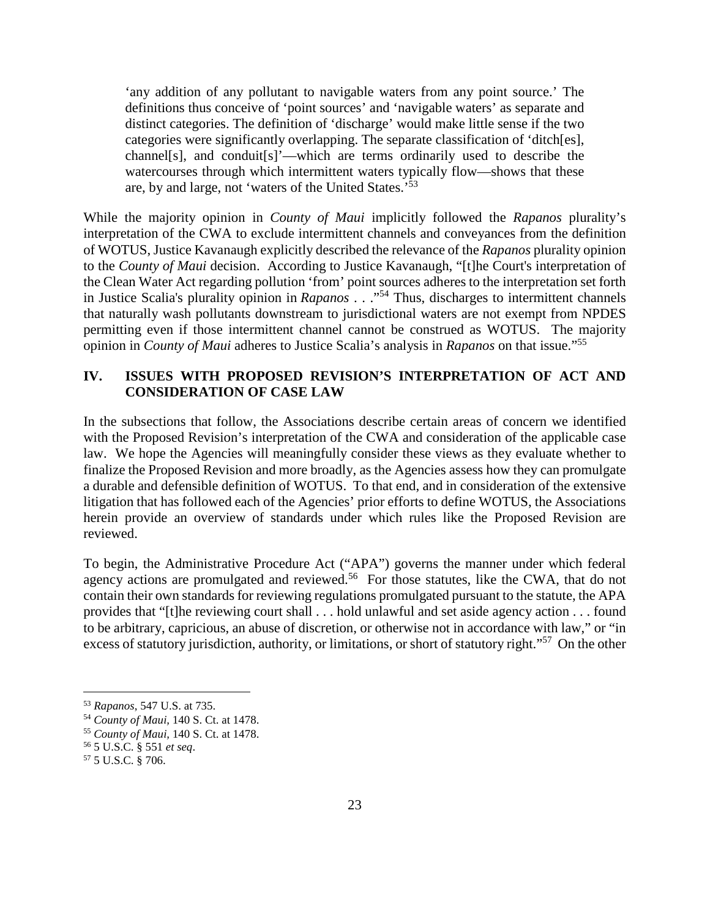> 'any addition of any pollutant to navigable waters from any point source.' The definitions thus conceive of 'point sources' and 'navigable waters' as separate and distinct categories. The definition of 'discharge' would make little sense if the two categories were significantly overlapping. The separate classification of 'ditch[es], channel[s], and conduit[s]'—which are terms ordinarily used to describe the watercourses through which intermittent waters typically flow—shows that these are, by and large, not 'waters of the United States.'[53]

While the majority opinion in *County of Maui* implicitly followed the *Rapanos* plurality's interpretation of the CWA to exclude intermittent channels and conveyances from the definition of WOTUS, Justice Kavanaugh explicitly described the relevance of the *Rapanos* plurality opinion to the *County of Maui* decision. According to Justice Kavanaugh, "[t]he Court's interpretation of the Clean Water Act regarding pollution 'from' point sources adheres to the interpretation set forth in Justice Scalia's plurality opinion in *Rapanos* . . ."[54] Thus, discharges to intermittent channels that naturally wash pollutants downstream to jurisdictional waters are not exempt from NPDES permitting even if those intermittent channel cannot be construed as WOTUS. The majority opinion in *County of Maui* adheres to Justice Scalia's analysis in *Rapanos* on that issue."[55]

## IV. ISSUES WITH PROPOSED REVISION'S INTERPRETATION OF ACT AND CONSIDERATION OF CASE LAW

In the subsections that follow, the Associations describe certain areas of concern we identified with the Proposed Revision's interpretation of the CWA and consideration of the applicable case law. We hope the Agencies will meaningfully consider these views as they evaluate whether to finalize the Proposed Revision and more broadly, as the Agencies assess how they can promulgate a durable and defensible definition of WOTUS. To that end, and in consideration of the extensive litigation that has followed each of the Agencies' prior efforts to define WOTUS, the Associations herein provide an overview of standards under which rules like the Proposed Revision are reviewed.

To begin, the Administrative Procedure Act ("APA") governs the manner under which federal agency actions are promulgated and reviewed.[56] For those statutes, like the CWA, that do not contain their own standards for reviewing regulations promulgated pursuant to the statute, the APA provides that "[t]he reviewing court shall . . . hold unlawful and set aside agency action . . . found to be arbitrary, capricious, an abuse of discretion, or otherwise not in accordance with law," or "in excess of statutory jurisdiction, authority, or limitations, or short of statutory right."[57] On the other

---

[53] *Rapanos*, 547 U.S. at 735.

[54] *County of Maui*, 140 S. Ct. at 1478.

[55] *County of Maui*, 140 S. Ct. at 1478.

[56] 5 U.S.C. § 551 *et seq*.

[57] 5 U.S.C. § 706.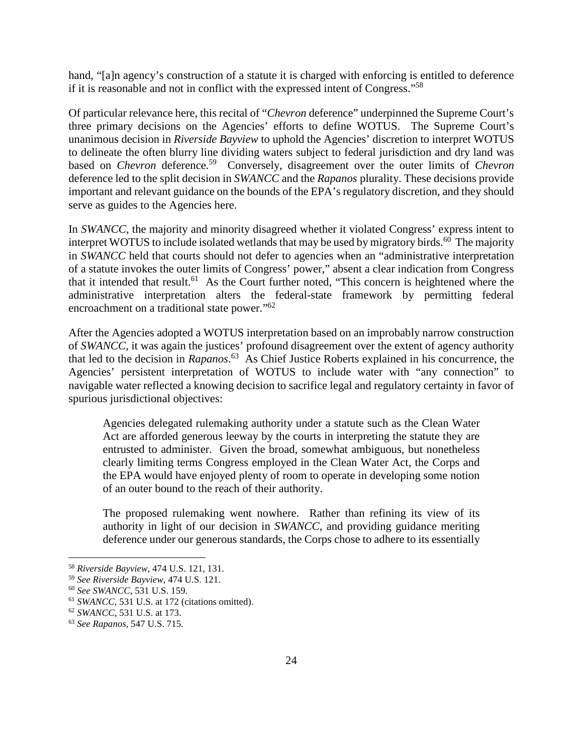hand, "[a]n agency's construction of a statute it is charged with enforcing is entitled to deference if it is reasonable and not in conflict with the expressed intent of Congress."[58]

Of particular relevance here, this recital of "*Chevron* deference" underpinned the Supreme Court's three primary decisions on the Agencies' efforts to define WOTUS. The Supreme Court's unanimous decision in *Riverside Bayview* to uphold the Agencies' discretion to interpret WOTUS to delineate the often blurry line dividing waters subject to federal jurisdiction and dry land was based on *Chevron* deference.[59] Conversely, disagreement over the outer limits of *Chevron* deference led to the split decision in *SWANCC* and the *Rapanos* plurality. These decisions provide important and relevant guidance on the bounds of the EPA's regulatory discretion, and they should serve as guides to the Agencies here.

In *SWANCC*, the majority and minority disagreed whether it violated Congress' express intent to interpret WOTUS to include isolated wetlands that may be used by migratory birds.[60] The majority in *SWANCC* held that courts should not defer to agencies when an "administrative interpretation of a statute invokes the outer limits of Congress' power," absent a clear indication from Congress that it intended that result.[61] As the Court further noted, "This concern is heightened where the administrative interpretation alters the federal-state framework by permitting federal encroachment on a traditional state power."[62]

After the Agencies adopted a WOTUS interpretation based on an improbably narrow construction of *SWANCC*, it was again the justices' profound disagreement over the extent of agency authority that led to the decision in *Rapanos*.[63] As Chief Justice Roberts explained in his concurrence, the Agencies' persistent interpretation of WOTUS to include water with "any connection" to navigable water reflected a knowing decision to sacrifice legal and regulatory certainty in favor of spurious jurisdictional objectives:

> Agencies delegated rulemaking authority under a statute such as the Clean Water Act are afforded generous leeway by the courts in interpreting the statute they are entrusted to administer. Given the broad, somewhat ambiguous, but nonetheless clearly limiting terms Congress employed in the Clean Water Act, the Corps and the EPA would have enjoyed plenty of room to operate in developing some notion of an outer bound to the reach of their authority.
>
> The proposed rulemaking went nowhere. Rather than refining its view of its authority in light of our decision in *SWANCC*, and providing guidance meriting deference under our generous standards, the Corps chose to adhere to its essentially

---

[58] *Riverside Bayview*, 474 U.S. 121, 131.

[59] *See Riverside Bayview*, 474 U.S. 121.

[60] *See SWANCC*, 531 U.S. 159.

[61] *SWANCC*, 531 U.S. at 172 (citations omitted).

[62] *SWANCC*, 531 U.S. at 173.

[63] *See Rapanos*, 547 U.S. 715.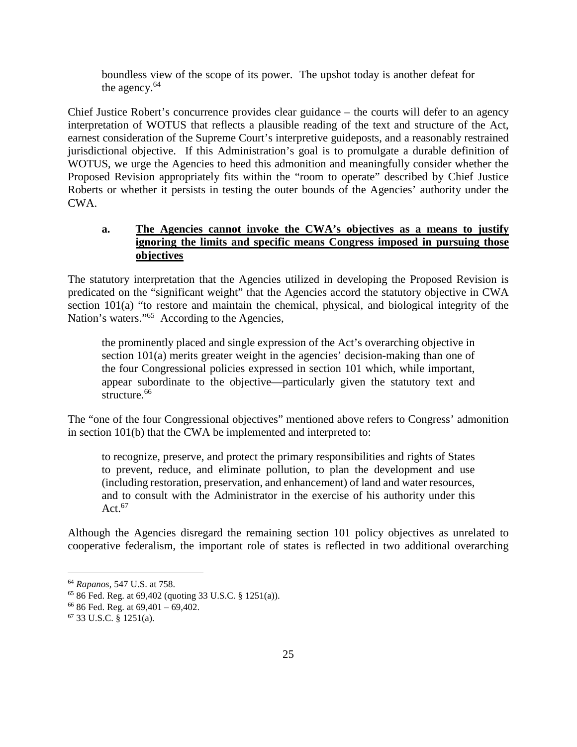> boundless view of the scope of its power. The upshot today is another defeat for the agency.[64]

Chief Justice Robert's concurrence provides clear guidance – the courts will defer to an agency interpretation of WOTUS that reflects a plausible reading of the text and structure of the Act, earnest consideration of the Supreme Court's interpretive guideposts, and a reasonably restrained jurisdictional objective. If this Administration's goal is to promulgate a durable definition of WOTUS, we urge the Agencies to heed this admonition and meaningfully consider whether the Proposed Revision appropriately fits within the "room to operate" described by Chief Justice Roberts or whether it persists in testing the outer bounds of the Agencies' authority under the CWA.

### a. **<u>The Agencies cannot invoke the CWA's objectives as a means to justify ignoring the limits and specific means Congress imposed in pursuing those objectives</u>**

The statutory interpretation that the Agencies utilized in developing the Proposed Revision is predicated on the "significant weight" that the Agencies accord the statutory objective in CWA section 101(a) "to restore and maintain the chemical, physical, and biological integrity of the Nation's waters."[65] According to the Agencies,

> the prominently placed and single expression of the Act's overarching objective in section 101(a) merits greater weight in the agencies' decision-making than one of the four Congressional policies expressed in section 101 which, while important, appear subordinate to the objective—particularly given the statutory text and structure.[66]

The "one of the four Congressional objectives" mentioned above refers to Congress' admonition in section 101(b) that the CWA be implemented and interpreted to:

> to recognize, preserve, and protect the primary responsibilities and rights of States to prevent, reduce, and eliminate pollution, to plan the development and use (including restoration, preservation, and enhancement) of land and water resources, and to consult with the Administrator in the exercise of his authority under this Act.[67]

Although the Agencies disregard the remaining section 101 policy objectives as unrelated to cooperative federalism, the important role of states is reflected in two additional overarching

---

[64] *Rapanos*, 547 U.S. at 758.

[65] 86 Fed. Reg. at 69,402 (quoting 33 U.S.C. § 1251(a)).

[66] 86 Fed. Reg. at 69,401 – 69,402.

[67] 33 U.S.C. § 1251(a).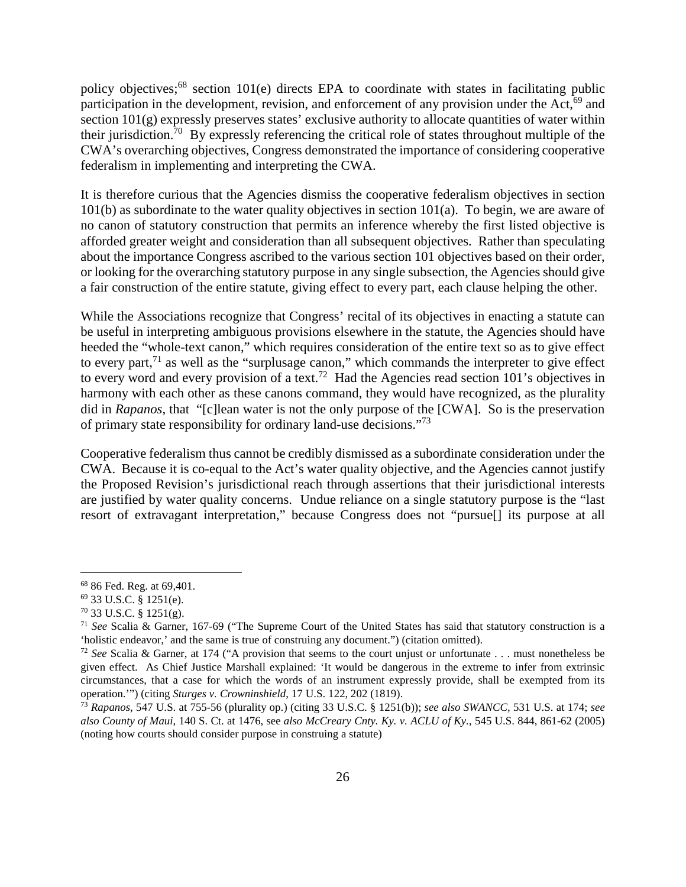policy objectives;[68] section 101(e) directs EPA to coordinate with states in facilitating public participation in the development, revision, and enforcement of any provision under the Act,[69] and section 101(g) expressly preserves states' exclusive authority to allocate quantities of water within their jurisdiction.[70] By expressly referencing the critical role of states throughout multiple of the CWA's overarching objectives, Congress demonstrated the importance of considering cooperative federalism in implementing and interpreting the CWA.

It is therefore curious that the Agencies dismiss the cooperative federalism objectives in section 101(b) as subordinate to the water quality objectives in section 101(a). To begin, we are aware of no canon of statutory construction that permits an inference whereby the first listed objective is afforded greater weight and consideration than all subsequent objectives. Rather than speculating about the importance Congress ascribed to the various section 101 objectives based on their order, or looking for the overarching statutory purpose in any single subsection, the Agencies should give a fair construction of the entire statute, giving effect to every part, each clause helping the other.

While the Associations recognize that Congress' recital of its objectives in enacting a statute can be useful in interpreting ambiguous provisions elsewhere in the statute, the Agencies should have heeded the "whole-text canon," which requires consideration of the entire text so as to give effect to every part,[71] as well as the "surplusage canon," which commands the interpreter to give effect to every word and every provision of a text.[72] Had the Agencies read section 101's objectives in harmony with each other as these canons command, they would have recognized, as the plurality did in *Rapanos*, that "[c]lean water is not the only purpose of the [CWA]. So is the preservation of primary state responsibility for ordinary land-use decisions."[73]

Cooperative federalism thus cannot be credibly dismissed as a subordinate consideration under the CWA. Because it is co-equal to the Act's water quality objective, and the Agencies cannot justify the Proposed Revision's jurisdictional reach through assertions that their jurisdictional interests are justified by water quality concerns. Undue reliance on a single statutory purpose is the "last resort of extravagant interpretation," because Congress does not "pursue[] its purpose at all

---

[68] 86 Fed. Reg. at 69,401.

[69] 33 U.S.C. § 1251(e).

[70] 33 U.S.C. § 1251(g).

[71] *See* Scalia & Garner, 167-69 ("The Supreme Court of the United States has said that statutory construction is a 'holistic endeavor,' and the same is true of construing any document.") (citation omitted).

[72] *See* Scalia & Garner, at 174 ("A provision that seems to the court unjust or unfortunate . . . must nonetheless be given effect. As Chief Justice Marshall explained: 'It would be dangerous in the extreme to infer from extrinsic circumstances, that a case for which the words of an instrument expressly provide, shall be exempted from its operation.'") (citing *Sturges v. Crowninshield*, 17 U.S. 122, 202 (1819).

[73] *Rapanos*, 547 U.S. at 755-56 (plurality op.) (citing 33 U.S.C. § 1251(b)); *see also SWANCC*, 531 U.S. at 174; *see also County of Maui*, 140 S. Ct. at 1476, see *also McCreary Cnty. Ky. v. ACLU of Ky.*, 545 U.S. 844, 861-62 (2005) (noting how courts should consider purpose in construing a statute)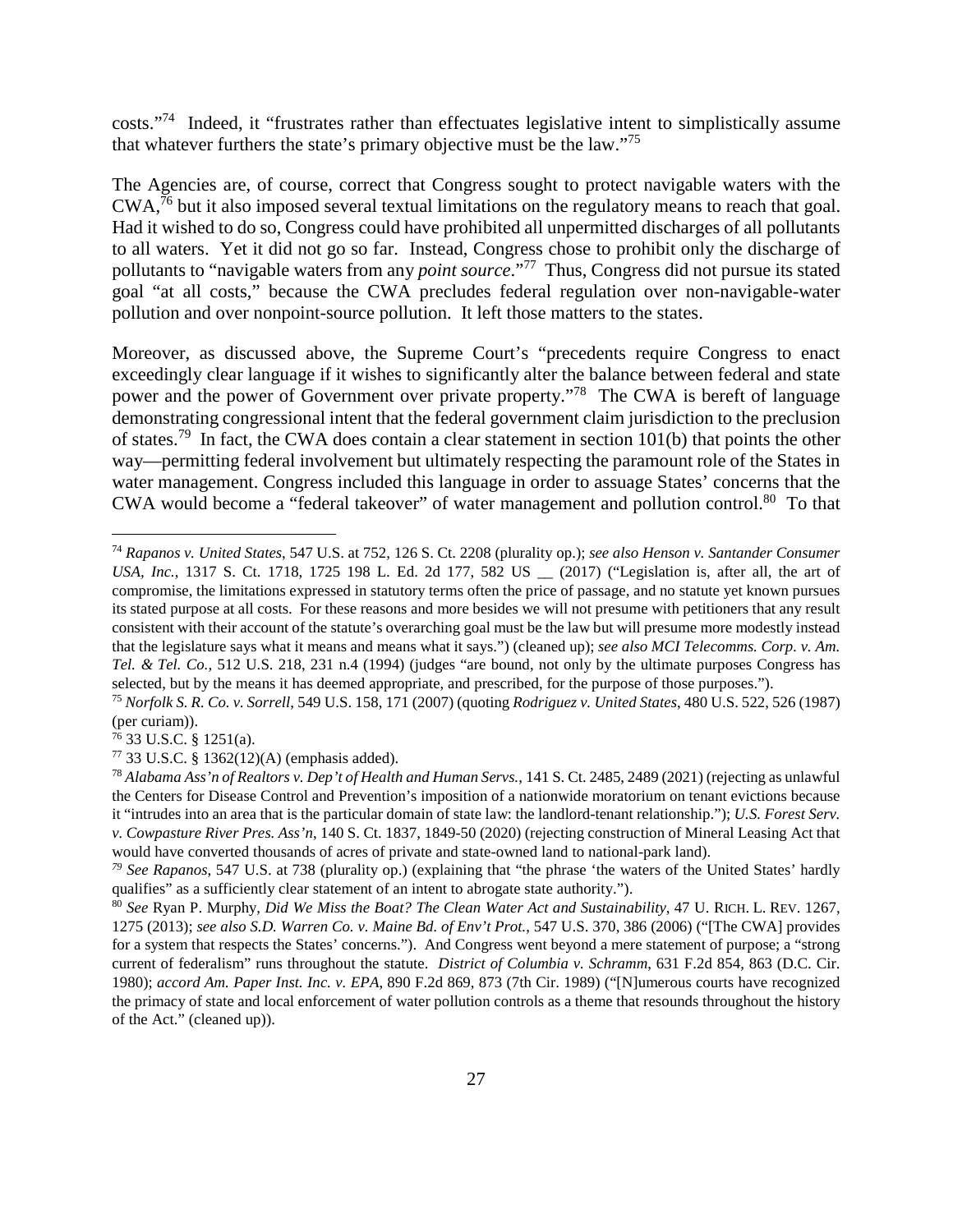costs."[74] Indeed, it "frustrates rather than effectuates legislative intent to simplistically assume that whatever furthers the state's primary objective must be the law."[75]

The Agencies are, of course, correct that Congress sought to protect navigable waters with the CWA,[76] but it also imposed several textual limitations on the regulatory means to reach that goal. Had it wished to do so, Congress could have prohibited all unpermitted discharges of all pollutants to all waters. Yet it did not go so far. Instead, Congress chose to prohibit only the discharge of pollutants to "navigable waters from any *point source*."[77] Thus, Congress did not pursue its stated goal "at all costs," because the CWA precludes federal regulation over non-navigable-water pollution and over nonpoint-source pollution. It left those matters to the states.

Moreover, as discussed above, the Supreme Court's "precedents require Congress to enact exceedingly clear language if it wishes to significantly alter the balance between federal and state power and the power of Government over private property."[78] The CWA is bereft of language demonstrating congressional intent that the federal government claim jurisdiction to the preclusion of states.[79] In fact, the CWA does contain a clear statement in section 101(b) that points the other way—permitting federal involvement but ultimately respecting the paramount role of the States in water management. Congress included this language in order to assuage States' concerns that the CWA would become a "federal takeover" of water management and pollution control.[80] To that

---

[74] *Rapanos v. United States*, 547 U.S. at 752, 126 S. Ct. 2208 (plurality op.); *see also Henson v. Santander Consumer USA, Inc.*, 1317 S. Ct. 1718, 1725 198 L. Ed. 2d 177, 582 US __ (2017) ("Legislation is, after all, the art of compromise, the limitations expressed in statutory terms often the price of passage, and no statute yet known pursues its stated purpose at all costs. For these reasons and more besides we will not presume with petitioners that any result consistent with their account of the statute's overarching goal must be the law but will presume more modestly instead that the legislature says what it means and means what it says.") (cleaned up); *see also MCI Telecomms. Corp. v. Am. Tel. & Tel. Co.,* 512 U.S. 218, 231 n.4 (1994) (judges "are bound, not only by the ultimate purposes Congress has selected, but by the means it has deemed appropriate, and prescribed, for the purpose of those purposes.").

[75] *Norfolk S. R. Co. v. Sorrell*, 549 U.S. 158, 171 (2007) (quoting *Rodriguez v. United States*, 480 U.S. 522, 526 (1987) (per curiam)).

[76] 33 U.S.C. § 1251(a).

[77] 33 U.S.C. § 1362(12)(A) (emphasis added).

[78] *Alabama Ass'n of Realtors v. Dep't of Health and Human Servs.*, 141 S. Ct. 2485, 2489 (2021) (rejecting as unlawful the Centers for Disease Control and Prevention's imposition of a nationwide moratorium on tenant evictions because it "intrudes into an area that is the particular domain of state law: the landlord-tenant relationship."); *U.S. Forest Serv. v. Cowpasture River Pres. Ass'n*, 140 S. Ct. 1837, 1849-50 (2020) (rejecting construction of Mineral Leasing Act that would have converted thousands of acres of private and state-owned land to national-park land).

[79] *See Rapanos*, 547 U.S. at 738 (plurality op.) (explaining that "the phrase 'the waters of the United States' hardly qualifies" as a sufficiently clear statement of an intent to abrogate state authority.").

[80] *See* Ryan P. Murphy, *Did We Miss the Boat? The Clean Water Act and Sustainability*, 47 U. RICH. L. REV. 1267, 1275 (2013); *see also S.D. Warren Co. v. Maine Bd. of Env't Prot.*, 547 U.S. 370, 386 (2006) ("[The CWA] provides for a system that respects the States' concerns."). And Congress went beyond a mere statement of purpose; a "strong current of federalism" runs throughout the statute. *District of Columbia v. Schramm*, 631 F.2d 854, 863 (D.C. Cir. 1980); *accord Am. Paper Inst. Inc. v. EPA*, 890 F.2d 869, 873 (7th Cir. 1989) ("[N]umerous courts have recognized the primacy of state and local enforcement of water pollution controls as a theme that resounds throughout the history of the Act." (cleaned up)).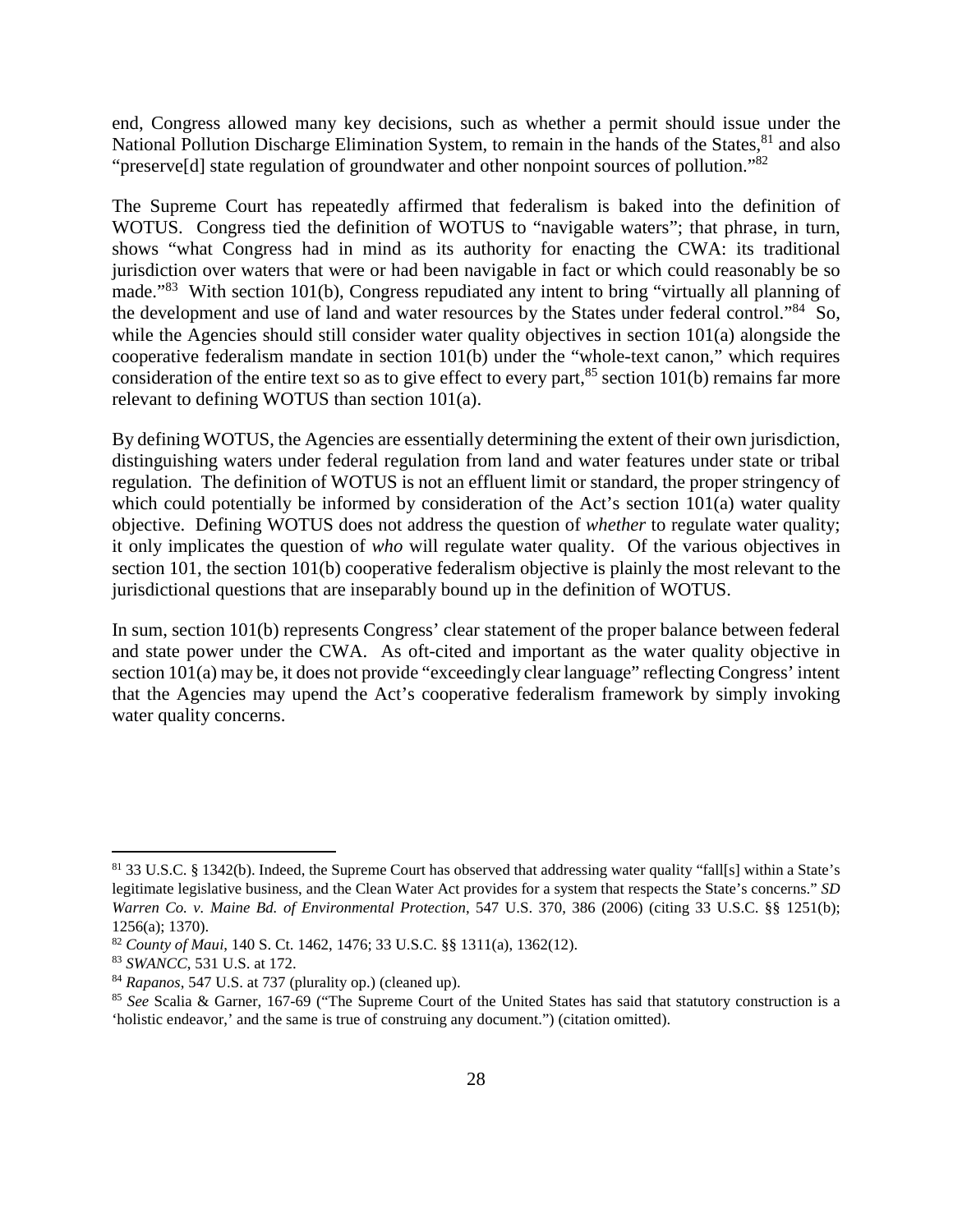end, Congress allowed many key decisions, such as whether a permit should issue under the National Pollution Discharge Elimination System, to remain in the hands of the States,[81] and also "preserve[d] state regulation of groundwater and other nonpoint sources of pollution."[82]

The Supreme Court has repeatedly affirmed that federalism is baked into the definition of WOTUS. Congress tied the definition of WOTUS to "navigable waters"; that phrase, in turn, shows "what Congress had in mind as its authority for enacting the CWA: its traditional jurisdiction over waters that were or had been navigable in fact or which could reasonably be so made."[83] With section 101(b), Congress repudiated any intent to bring "virtually all planning of the development and use of land and water resources by the States under federal control."[84] So, while the Agencies should still consider water quality objectives in section 101(a) alongside the cooperative federalism mandate in section 101(b) under the "whole-text canon," which requires consideration of the entire text so as to give effect to every part,[85] section 101(b) remains far more relevant to defining WOTUS than section 101(a).

By defining WOTUS, the Agencies are essentially determining the extent of their own jurisdiction, distinguishing waters under federal regulation from land and water features under state or tribal regulation. The definition of WOTUS is not an effluent limit or standard, the proper stringency of which could potentially be informed by consideration of the Act's section 101(a) water quality objective. Defining WOTUS does not address the question of *whether* to regulate water quality; it only implicates the question of *who* will regulate water quality. Of the various objectives in section 101, the section 101(b) cooperative federalism objective is plainly the most relevant to the jurisdictional questions that are inseparably bound up in the definition of WOTUS.

In sum, section 101(b) represents Congress' clear statement of the proper balance between federal and state power under the CWA. As oft-cited and important as the water quality objective in section 101(a) may be, it does not provide "exceedingly clear language" reflecting Congress' intent that the Agencies may upend the Act's cooperative federalism framework by simply invoking water quality concerns.

---

[81] 33 U.S.C. § 1342(b). Indeed, the Supreme Court has observed that addressing water quality "fall[s] within a State's legitimate legislative business, and the Clean Water Act provides for a system that respects the State's concerns." *SD Warren Co. v. Maine Bd. of Environmental Protection*, 547 U.S. 370, 386 (2006) (citing 33 U.S.C. §§ 1251(b); 1256(a); 1370).

[82] *County of Maui*, 140 S. Ct. 1462, 1476; 33 U.S.C. §§ 1311(a), 1362(12).

[83] *SWANCC*, 531 U.S. at 172.

[84] *Rapanos*, 547 U.S. at 737 (plurality op.) (cleaned up).

[85] *See* Scalia & Garner, 167-69 ("The Supreme Court of the United States has said that statutory construction is a 'holistic endeavor,' and the same is true of construing any document.") (citation omitted).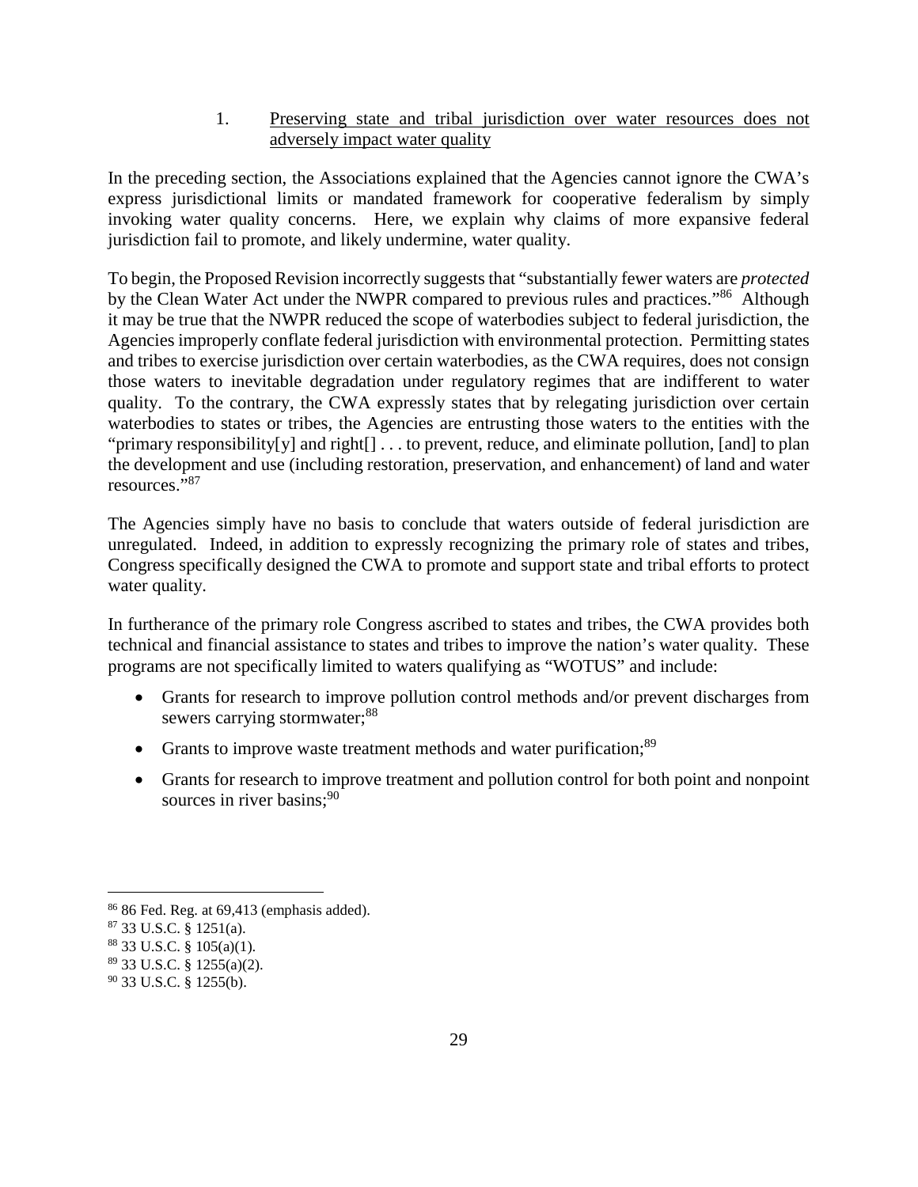1. Preserving state and tribal jurisdiction over water resources does not adversely impact water quality

In the preceding section, the Associations explained that the Agencies cannot ignore the CWA's express jurisdictional limits or mandated framework for cooperative federalism by simply invoking water quality concerns. Here, we explain why claims of more expansive federal jurisdiction fail to promote, and likely undermine, water quality.

To begin, the Proposed Revision incorrectly suggests that "substantially fewer waters are *protected* by the Clean Water Act under the NWPR compared to previous rules and practices."[86] Although it may be true that the NWPR reduced the scope of waterbodies subject to federal jurisdiction, the Agencies improperly conflate federal jurisdiction with environmental protection. Permitting states and tribes to exercise jurisdiction over certain waterbodies, as the CWA requires, does not consign those waters to inevitable degradation under regulatory regimes that are indifferent to water quality. To the contrary, the CWA expressly states that by relegating jurisdiction over certain waterbodies to states or tribes, the Agencies are entrusting those waters to the entities with the "primary responsibility[y] and right[] . . . to prevent, reduce, and eliminate pollution, [and] to plan the development and use (including restoration, preservation, and enhancement) of land and water resources."[87]

The Agencies simply have no basis to conclude that waters outside of federal jurisdiction are unregulated. Indeed, in addition to expressly recognizing the primary role of states and tribes, Congress specifically designed the CWA to promote and support state and tribal efforts to protect water quality.

In furtherance of the primary role Congress ascribed to states and tribes, the CWA provides both technical and financial assistance to states and tribes to improve the nation's water quality. These programs are not specifically limited to waters qualifying as "WOTUS" and include:

- Grants for research to improve pollution control methods and/or prevent discharges from sewers carrying stormwater;[88]
- Grants to improve waste treatment methods and water purification;[89]
- Grants for research to improve treatment and pollution control for both point and nonpoint sources in river basins;[90]

---

[86] 86 Fed. Reg. at 69,413 (emphasis added).

[87] 33 U.S.C. § 1251(a).

[88] 33 U.S.C. § 105(a)(1).

[89] 33 U.S.C. § 1255(a)(2).

[90] 33 U.S.C. § 1255(b).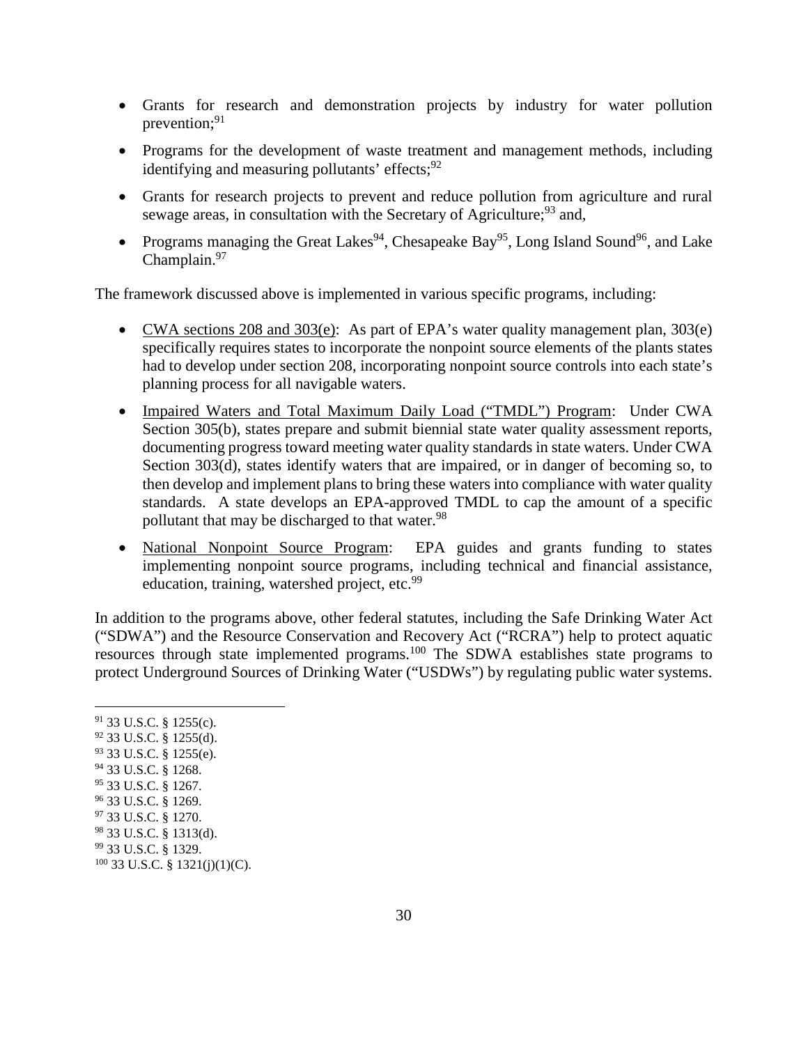- Grants for research and demonstration projects by industry for water pollution prevention;[91]
- Programs for the development of waste treatment and management methods, including identifying and measuring pollutants' effects;[92]
- Grants for research projects to prevent and reduce pollution from agriculture and rural sewage areas, in consultation with the Secretary of Agriculture;[93] and,
- Programs managing the Great Lakes[94], Chesapeake Bay[95], Long Island Sound[96], and Lake Champlain.[97]

The framework discussed above is implemented in various specific programs, including:

- <u>CWA sections 208 and 303(e)</u>: As part of EPA's water quality management plan, 303(e) specifically requires states to incorporate the nonpoint source elements of the plants states had to develop under section 208, incorporating nonpoint source controls into each state's planning process for all navigable waters.
- <u>Impaired Waters and Total Maximum Daily Load ("TMDL") Program</u>: Under CWA Section 305(b), states prepare and submit biennial state water quality assessment reports, documenting progress toward meeting water quality standards in state waters. Under CWA Section 303(d), states identify waters that are impaired, or in danger of becoming so, to then develop and implement plans to bring these waters into compliance with water quality standards. A state develops an EPA-approved TMDL to cap the amount of a specific pollutant that may be discharged to that water.[98]
- <u>National Nonpoint Source Program</u>: EPA guides and grants funding to states implementing nonpoint source programs, including technical and financial assistance, education, training, watershed project, etc.[99]

In addition to the programs above, other federal statutes, including the Safe Drinking Water Act ("SDWA") and the Resource Conservation and Recovery Act ("RCRA") help to protect aquatic resources through state implemented programs.[100] The SDWA establishes state programs to protect Underground Sources of Drinking Water ("USDWs") by regulating public water systems.

---

[91] 33 U.S.C. § 1255(c).
[92] 33 U.S.C. § 1255(d).
[93] 33 U.S.C. § 1255(e).
[94] 33 U.S.C. § 1268.
[95] 33 U.S.C. § 1267.
[96] 33 U.S.C. § 1269.
[97] 33 U.S.C. § 1270.
[98] 33 U.S.C. § 1313(d).
[99] 33 U.S.C. § 1329.
[100] 33 U.S.C. § 1321(j)(1)(C).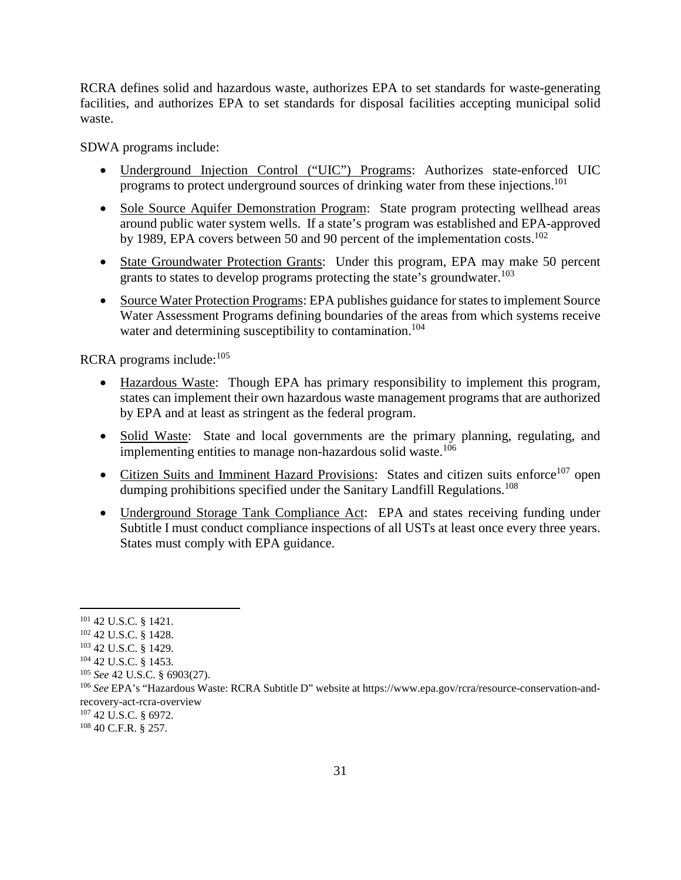RCRA defines solid and hazardous waste, authorizes EPA to set standards for waste-generating facilities, and authorizes EPA to set standards for disposal facilities accepting municipal solid waste.

SDWA programs include:

- Underground Injection Control ("UIC") Programs: Authorizes state-enforced UIC programs to protect underground sources of drinking water from these injections.[101]
- Sole Source Aquifer Demonstration Program: State program protecting wellhead areas around public water system wells. If a state's program was established and EPA-approved by 1989, EPA covers between 50 and 90 percent of the implementation costs.[102]
- State Groundwater Protection Grants: Under this program, EPA may make 50 percent grants to states to develop programs protecting the state's groundwater.[103]
- Source Water Protection Programs: EPA publishes guidance for states to implement Source Water Assessment Programs defining boundaries of the areas from which systems receive water and determining susceptibility to contamination.[104]

RCRA programs include:[105]

- Hazardous Waste: Though EPA has primary responsibility to implement this program, states can implement their own hazardous waste management programs that are authorized by EPA and at least as stringent as the federal program.
- Solid Waste: State and local governments are the primary planning, regulating, and implementing entities to manage non-hazardous solid waste.[106]
- Citizen Suits and Imminent Hazard Provisions: States and citizen suits enforce[107] open dumping prohibitions specified under the Sanitary Landfill Regulations.[108]
- Underground Storage Tank Compliance Act: EPA and states receiving funding under Subtitle I must conduct compliance inspections of all USTs at least once every three years. States must comply with EPA guidance.

---

[101] 42 U.S.C. § 1421.

[102] 42 U.S.C. § 1428.

[103] 42 U.S.C. § 1429.

[104] 42 U.S.C. § 1453.

[105] *See* 42 U.S.C. § 6903(27).

[106] *See* EPA's "Hazardous Waste: RCRA Subtitle D" website at https://www.epa.gov/rcra/resource-conservation-and-recovery-act-rcra-overview

[107] 42 U.S.C. § 6972.

[108] 40 C.F.R. § 257.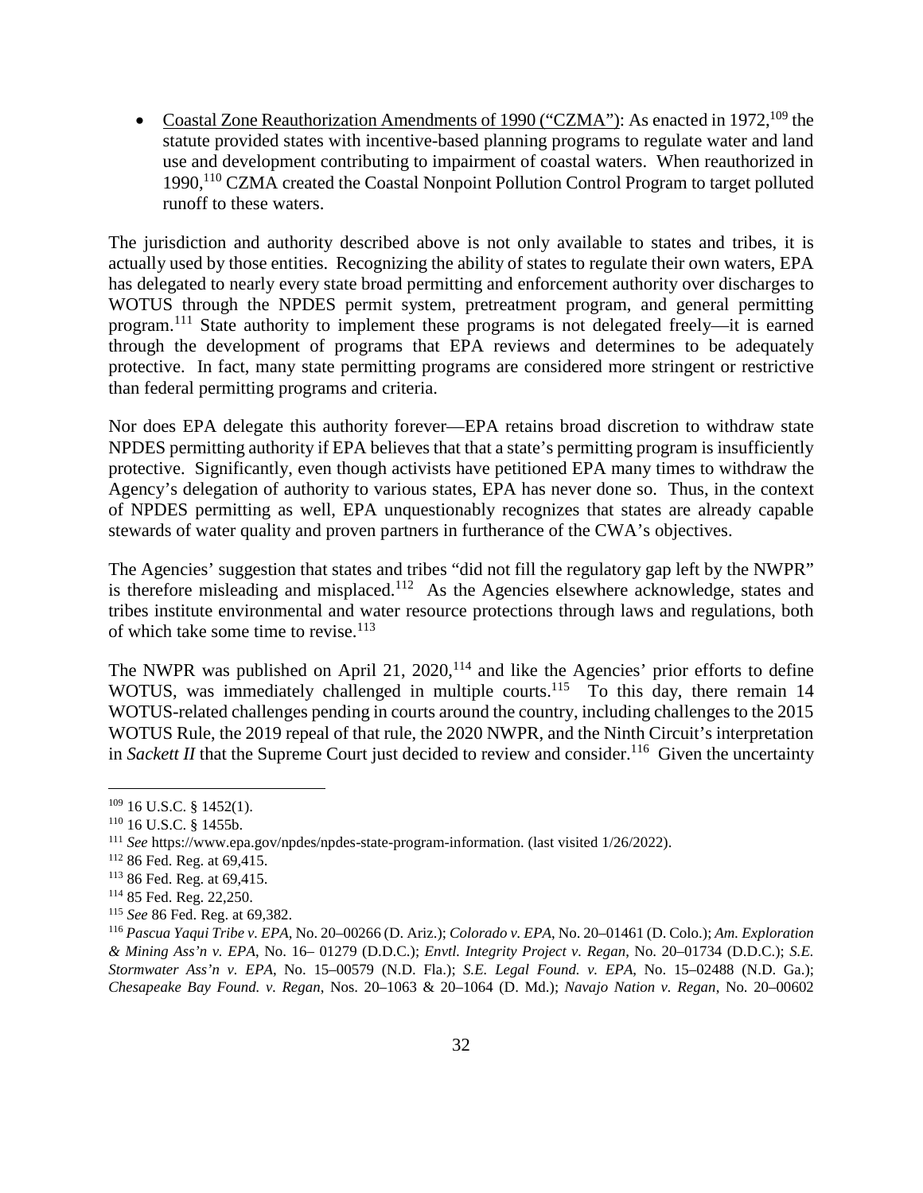- Coastal Zone Reauthorization Amendments of 1990 ("CZMA"): As enacted in 1972,[109] the statute provided states with incentive-based planning programs to regulate water and land use and development contributing to impairment of coastal waters. When reauthorized in 1990,[110] CZMA created the Coastal Nonpoint Pollution Control Program to target polluted runoff to these waters.

The jurisdiction and authority described above is not only available to states and tribes, it is actually used by those entities. Recognizing the ability of states to regulate their own waters, EPA has delegated to nearly every state broad permitting and enforcement authority over discharges to WOTUS through the NPDES permit system, pretreatment program, and general permitting program.[111] State authority to implement these programs is not delegated freely—it is earned through the development of programs that EPA reviews and determines to be adequately protective. In fact, many state permitting programs are considered more stringent or restrictive than federal permitting programs and criteria.

Nor does EPA delegate this authority forever—EPA retains broad discretion to withdraw state NPDES permitting authority if EPA believes that that a state's permitting program is insufficiently protective. Significantly, even though activists have petitioned EPA many times to withdraw the Agency's delegation of authority to various states, EPA has never done so. Thus, in the context of NPDES permitting as well, EPA unquestionably recognizes that states are already capable stewards of water quality and proven partners in furtherance of the CWA's objectives.

The Agencies' suggestion that states and tribes "did not fill the regulatory gap left by the NWPR" is therefore misleading and misplaced.[112] As the Agencies elsewhere acknowledge, states and tribes institute environmental and water resource protections through laws and regulations, both of which take some time to revise.[113]

The NWPR was published on April 21, 2020,[114] and like the Agencies' prior efforts to define WOTUS, was immediately challenged in multiple courts.[115] To this day, there remain 14 WOTUS-related challenges pending in courts around the country, including challenges to the 2015 WOTUS Rule, the 2019 repeal of that rule, the 2020 NWPR, and the Ninth Circuit's interpretation in *Sackett II* that the Supreme Court just decided to review and consider.[116] Given the uncertainty

---

[109] 16 U.S.C. § 1452(1).

[110] 16 U.S.C. § 1455b.

[111] *See* https://www.epa.gov/npdes/npdes-state-program-information. (last visited 1/26/2022).

[112] 86 Fed. Reg. at 69,415.

[113] 86 Fed. Reg. at 69,415.

[114] 85 Fed. Reg. 22,250.

[115] *See* 86 Fed. Reg. at 69,382.

[116] *Pascua Yaqui Tribe v. EPA*, No. 20–00266 (D. Ariz.); *Colorado v. EPA*, No. 20–01461 (D. Colo.); *Am. Exploration & Mining Ass'n v. EPA*, No. 16– 01279 (D.D.C.); *Envtl. Integrity Project v. Regan*, No. 20–01734 (D.D.C.); *S.E. Stormwater Ass'n v. EPA*, No. 15–00579 (N.D. Fla.); *S.E. Legal Found. v. EPA*, No. 15–02488 (N.D. Ga.); *Chesapeake Bay Found. v. Regan*, Nos. 20–1063 & 20–1064 (D. Md.); *Navajo Nation v. Regan*, No. 20–00602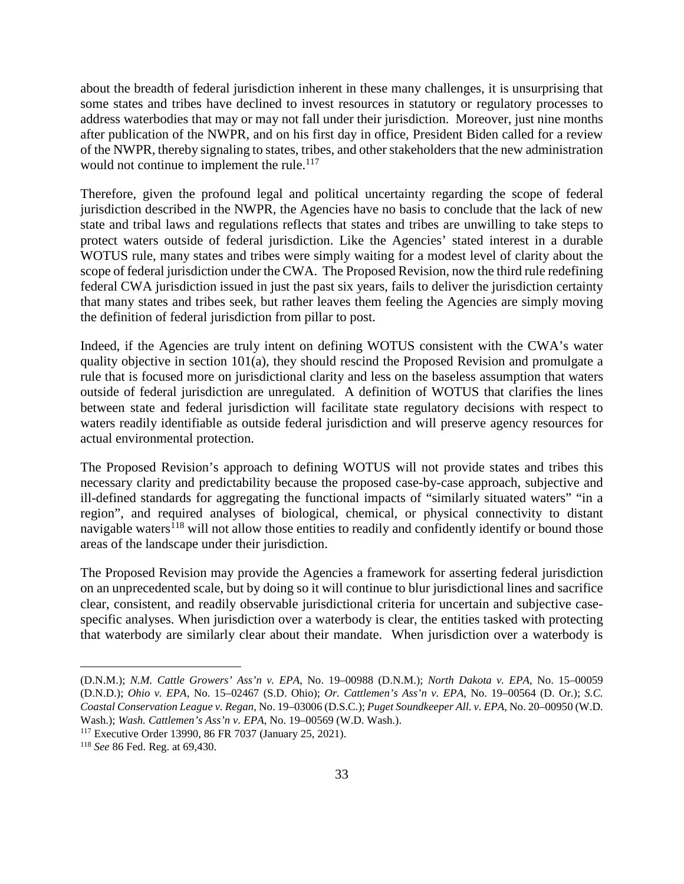about the breadth of federal jurisdiction inherent in these many challenges, it is unsurprising that some states and tribes have declined to invest resources in statutory or regulatory processes to address waterbodies that may or may not fall under their jurisdiction. Moreover, just nine months after publication of the NWPR, and on his first day in office, President Biden called for a review of the NWPR, thereby signaling to states, tribes, and other stakeholders that the new administration would not continue to implement the rule.[117]

Therefore, given the profound legal and political uncertainty regarding the scope of federal jurisdiction described in the NWPR, the Agencies have no basis to conclude that the lack of new state and tribal laws and regulations reflects that states and tribes are unwilling to take steps to protect waters outside of federal jurisdiction. Like the Agencies' stated interest in a durable WOTUS rule, many states and tribes were simply waiting for a modest level of clarity about the scope of federal jurisdiction under the CWA. The Proposed Revision, now the third rule redefining federal CWA jurisdiction issued in just the past six years, fails to deliver the jurisdiction certainty that many states and tribes seek, but rather leaves them feeling the Agencies are simply moving the definition of federal jurisdiction from pillar to post.

Indeed, if the Agencies are truly intent on defining WOTUS consistent with the CWA's water quality objective in section 101(a), they should rescind the Proposed Revision and promulgate a rule that is focused more on jurisdictional clarity and less on the baseless assumption that waters outside of federal jurisdiction are unregulated. A definition of WOTUS that clarifies the lines between state and federal jurisdiction will facilitate state regulatory decisions with respect to waters readily identifiable as outside federal jurisdiction and will preserve agency resources for actual environmental protection.

The Proposed Revision's approach to defining WOTUS will not provide states and tribes this necessary clarity and predictability because the proposed case-by-case approach, subjective and ill-defined standards for aggregating the functional impacts of "similarly situated waters" "in a region", and required analyses of biological, chemical, or physical connectivity to distant navigable waters[118] will not allow those entities to readily and confidently identify or bound those areas of the landscape under their jurisdiction.

The Proposed Revision may provide the Agencies a framework for asserting federal jurisdiction on an unprecedented scale, but by doing so it will continue to blur jurisdictional lines and sacrifice clear, consistent, and readily observable jurisdictional criteria for uncertain and subjective case-specific analyses. When jurisdiction over a waterbody is clear, the entities tasked with protecting that waterbody are similarly clear about their mandate. When jurisdiction over a waterbody is

---

(D.N.M.); *N.M. Cattle Growers' Ass'n v. EPA*, No. 19–00988 (D.N.M.); *North Dakota v. EPA*, No. 15–00059 (D.N.D.); *Ohio v. EPA*, No. 15–02467 (S.D. Ohio); *Or. Cattlemen's Ass'n v. EPA*, No. 19–00564 (D. Or.); *S.C. Coastal Conservation League v. Regan*, No. 19–03006 (D.S.C.); *Puget Soundkeeper All. v. EPA*, No. 20–00950 (W.D. Wash.); *Wash. Cattlemen's Ass'n v. EPA*, No. 19–00569 (W.D. Wash.).

[117] Executive Order 13990, 86 FR 7037 (January 25, 2021).

[118] *See* 86 Fed. Reg. at 69,430.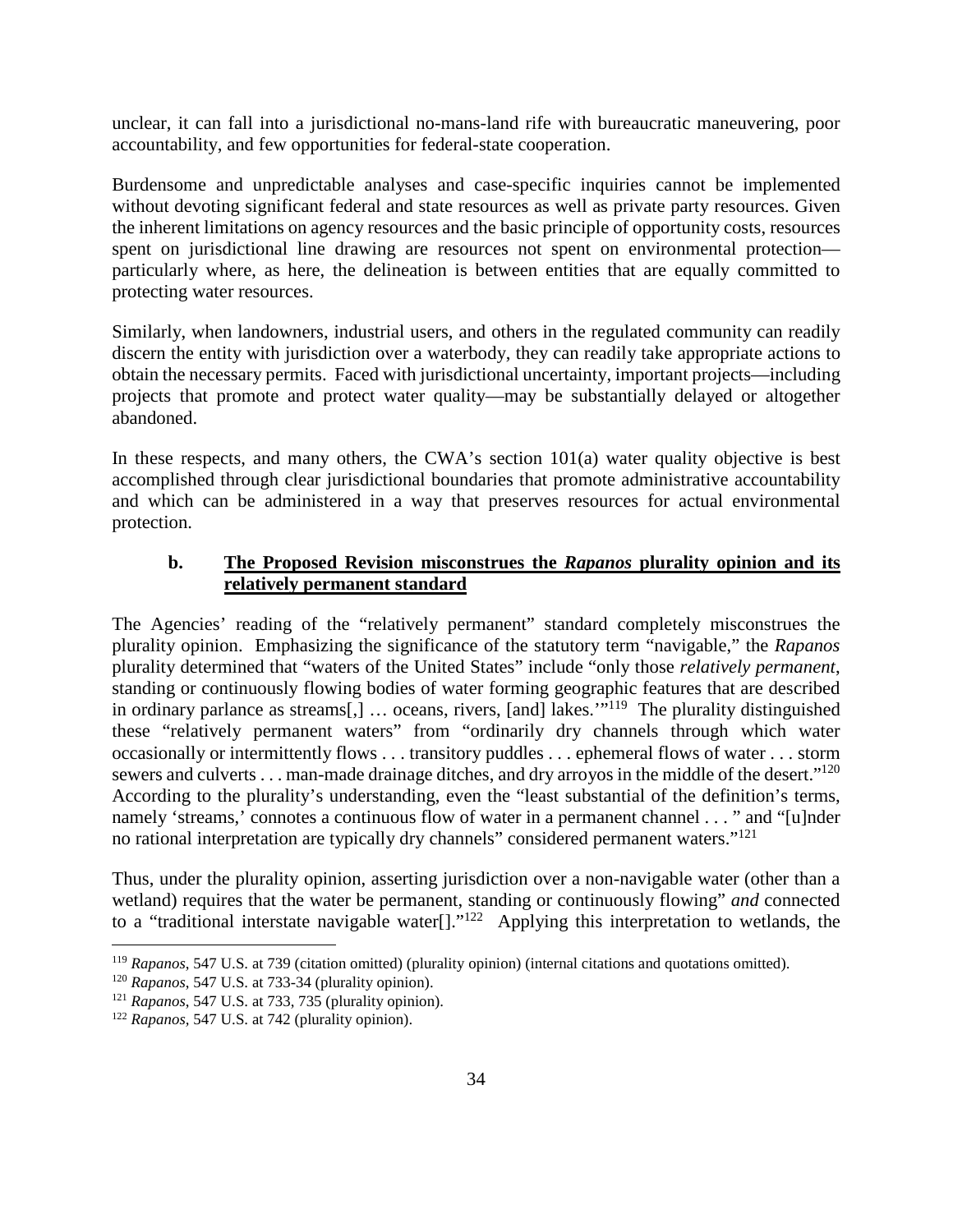unclear, it can fall into a jurisdictional no-mans-land rife with bureaucratic maneuvering, poor accountability, and few opportunities for federal-state cooperation.

Burdensome and unpredictable analyses and case-specific inquiries cannot be implemented without devoting significant federal and state resources as well as private party resources. Given the inherent limitations on agency resources and the basic principle of opportunity costs, resources spent on jurisdictional line drawing are resources not spent on environmental protection—particularly where, as here, the delineation is between entities that are equally committed to protecting water resources.

Similarly, when landowners, industrial users, and others in the regulated community can readily discern the entity with jurisdiction over a waterbody, they can readily take appropriate actions to obtain the necessary permits. Faced with jurisdictional uncertainty, important projects—including projects that promote and protect water quality—may be substantially delayed or altogether abandoned.

In these respects, and many others, the CWA's section 101(a) water quality objective is best accomplished through clear jurisdictional boundaries that promote administrative accountability and which can be administered in a way that preserves resources for actual environmental protection.

### b. **The Proposed Revision misconstrues the *Rapanos* plurality opinion and its relatively permanent standard**

The Agencies' reading of the "relatively permanent" standard completely misconstrues the plurality opinion. Emphasizing the significance of the statutory term "navigable," the *Rapanos* plurality determined that "waters of the United States" include "only those *relatively permanent*, standing or continuously flowing bodies of water forming geographic features that are described in ordinary parlance as streams[,] … oceans, rivers, [and] lakes.'"[119] The plurality distinguished these "relatively permanent waters" from "ordinarily dry channels through which water occasionally or intermittently flows . . . transitory puddles . . . ephemeral flows of water . . . storm sewers and culverts . . . man-made drainage ditches, and dry arroyos in the middle of the desert."[120] According to the plurality's understanding, even the "least substantial of the definition's terms, namely 'streams,' connotes a continuous flow of water in a permanent channel . . . " and "[u]nder no rational interpretation are typically dry channels" considered permanent waters."[121]

Thus, under the plurality opinion, asserting jurisdiction over a non-navigable water (other than a wetland) requires that the water be permanent, standing or continuously flowing" *and* connected to a "traditional interstate navigable water[]."[122] Applying this interpretation to wetlands, the

---

[119] *Rapanos*, 547 U.S. at 739 (citation omitted) (plurality opinion) (internal citations and quotations omitted).

[120] *Rapanos*, 547 U.S. at 733-34 (plurality opinion).

[121] *Rapanos*, 547 U.S. at 733, 735 (plurality opinion).

[122] *Rapanos,* 547 U.S. at 742 (plurality opinion).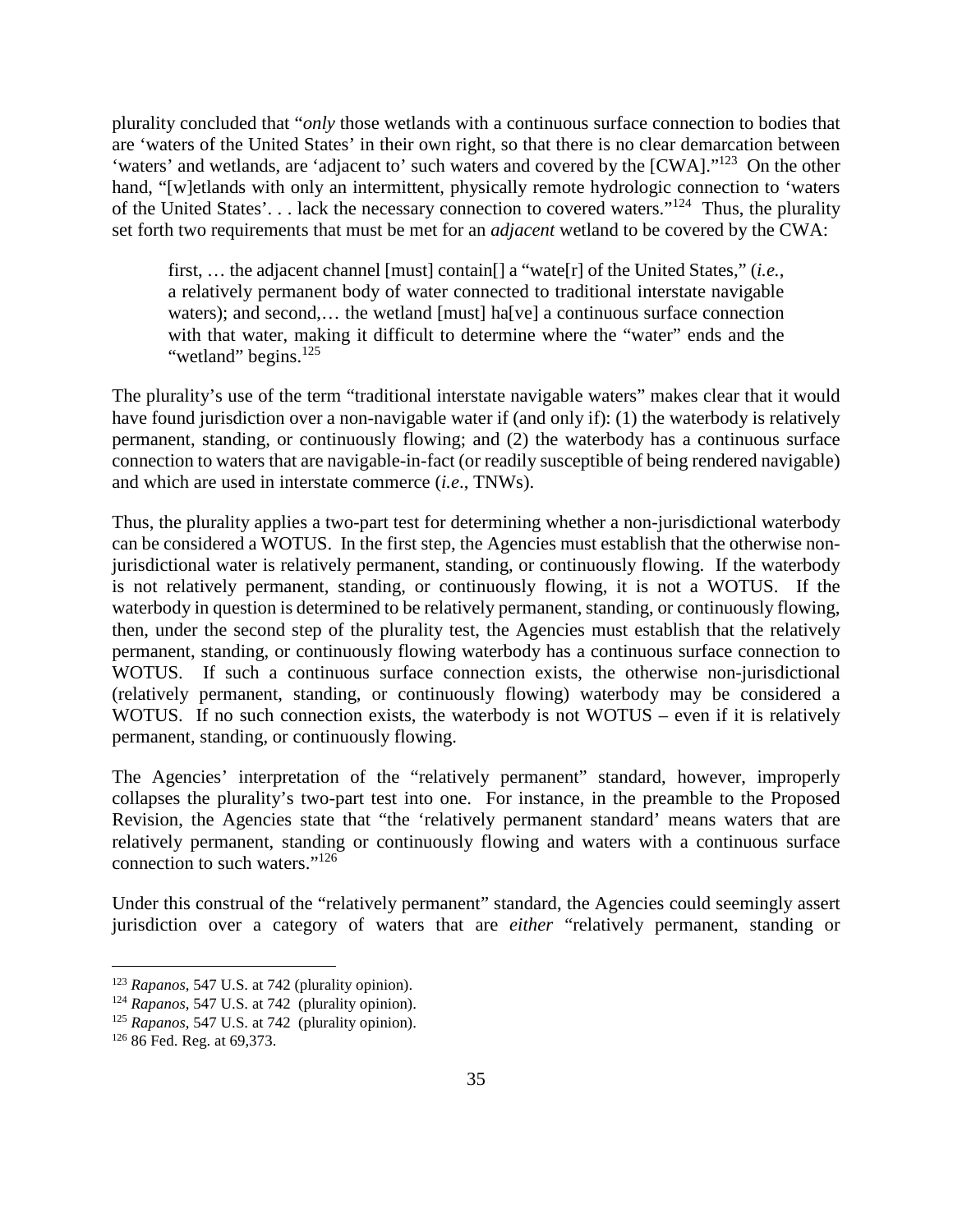plurality concluded that "*only* those wetlands with a continuous surface connection to bodies that are 'waters of the United States' in their own right, so that there is no clear demarcation between 'waters' and wetlands, are 'adjacent to' such waters and covered by the [CWA]."[123] On the other hand, "[w]etlands with only an intermittent, physically remote hydrologic connection to 'waters of the United States'. . . lack the necessary connection to covered waters."[124] Thus, the plurality set forth two requirements that must be met for an *adjacent* wetland to be covered by the CWA:

> first, … the adjacent channel [must] contain[] a "wate[r] of the United States," (*i.e.*, a relatively permanent body of water connected to traditional interstate navigable waters); and second,… the wetland [must] ha[ve] a continuous surface connection with that water, making it difficult to determine where the "water" ends and the "wetland" begins.[125]

The plurality's use of the term "traditional interstate navigable waters" makes clear that it would have found jurisdiction over a non-navigable water if (and only if): (1) the waterbody is relatively permanent, standing, or continuously flowing; and (2) the waterbody has a continuous surface connection to waters that are navigable-in-fact (or readily susceptible of being rendered navigable) and which are used in interstate commerce (*i.e*., TNWs).

Thus, the plurality applies a two-part test for determining whether a non-jurisdictional waterbody can be considered a WOTUS. In the first step, the Agencies must establish that the otherwise non-jurisdictional water is relatively permanent, standing, or continuously flowing. If the waterbody is not relatively permanent, standing, or continuously flowing, it is not a WOTUS. If the waterbody in question is determined to be relatively permanent, standing, or continuously flowing, then, under the second step of the plurality test, the Agencies must establish that the relatively permanent, standing, or continuously flowing waterbody has a continuous surface connection to WOTUS. If such a continuous surface connection exists, the otherwise non-jurisdictional (relatively permanent, standing, or continuously flowing) waterbody may be considered a WOTUS. If no such connection exists, the waterbody is not WOTUS – even if it is relatively permanent, standing, or continuously flowing.

The Agencies' interpretation of the "relatively permanent" standard, however, improperly collapses the plurality's two-part test into one. For instance, in the preamble to the Proposed Revision, the Agencies state that "the 'relatively permanent standard' means waters that are relatively permanent, standing or continuously flowing and waters with a continuous surface connection to such waters."[126]

Under this construal of the "relatively permanent" standard, the Agencies could seemingly assert jurisdiction over a category of waters that are *either* "relatively permanent, standing or

---

[123] *Rapanos*, 547 U.S. at 742 (plurality opinion).

[124] *Rapanos*, 547 U.S. at 742 (plurality opinion).

[125] *Rapanos*, 547 U.S. at 742 (plurality opinion).

[126] 86 Fed. Reg. at 69,373.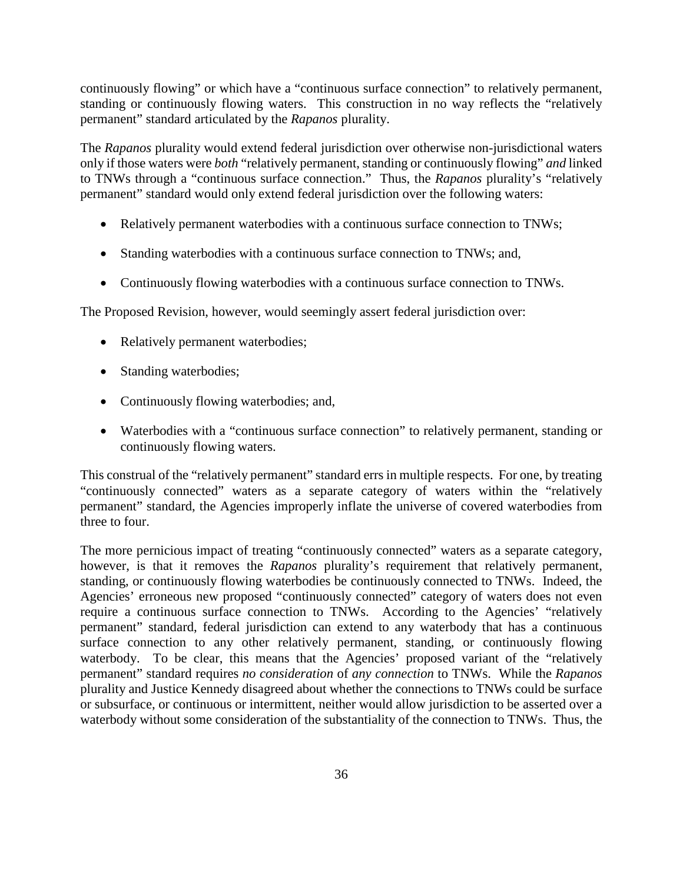continuously flowing" or which have a "continuous surface connection" to relatively permanent, standing or continuously flowing waters. This construction in no way reflects the "relatively permanent" standard articulated by the *Rapanos* plurality.

The *Rapanos* plurality would extend federal jurisdiction over otherwise non-jurisdictional waters only if those waters were *both* "relatively permanent, standing or continuously flowing" *and* linked to TNWs through a "continuous surface connection." Thus, the *Rapanos* plurality's "relatively permanent" standard would only extend federal jurisdiction over the following waters:

- Relatively permanent waterbodies with a continuous surface connection to TNWs;
- Standing waterbodies with a continuous surface connection to TNWs; and,
- Continuously flowing waterbodies with a continuous surface connection to TNWs.

The Proposed Revision, however, would seemingly assert federal jurisdiction over:

- Relatively permanent waterbodies;
- Standing waterbodies;
- Continuously flowing waterbodies; and,
- Waterbodies with a "continuous surface connection" to relatively permanent, standing or continuously flowing waters.

This construal of the "relatively permanent" standard errs in multiple respects. For one, by treating "continuously connected" waters as a separate category of waters within the "relatively permanent" standard, the Agencies improperly inflate the universe of covered waterbodies from three to four.

The more pernicious impact of treating "continuously connected" waters as a separate category, however, is that it removes the *Rapanos* plurality's requirement that relatively permanent, standing, or continuously flowing waterbodies be continuously connected to TNWs. Indeed, the Agencies' erroneous new proposed "continuously connected" category of waters does not even require a continuous surface connection to TNWs. According to the Agencies' "relatively permanent" standard, federal jurisdiction can extend to any waterbody that has a continuous surface connection to any other relatively permanent, standing, or continuously flowing waterbody. To be clear, this means that the Agencies' proposed variant of the "relatively permanent" standard requires *no consideration* of *any connection* to TNWs. While the *Rapanos* plurality and Justice Kennedy disagreed about whether the connections to TNWs could be surface or subsurface, or continuous or intermittent, neither would allow jurisdiction to be asserted over a waterbody without some consideration of the substantiality of the connection to TNWs. Thus, the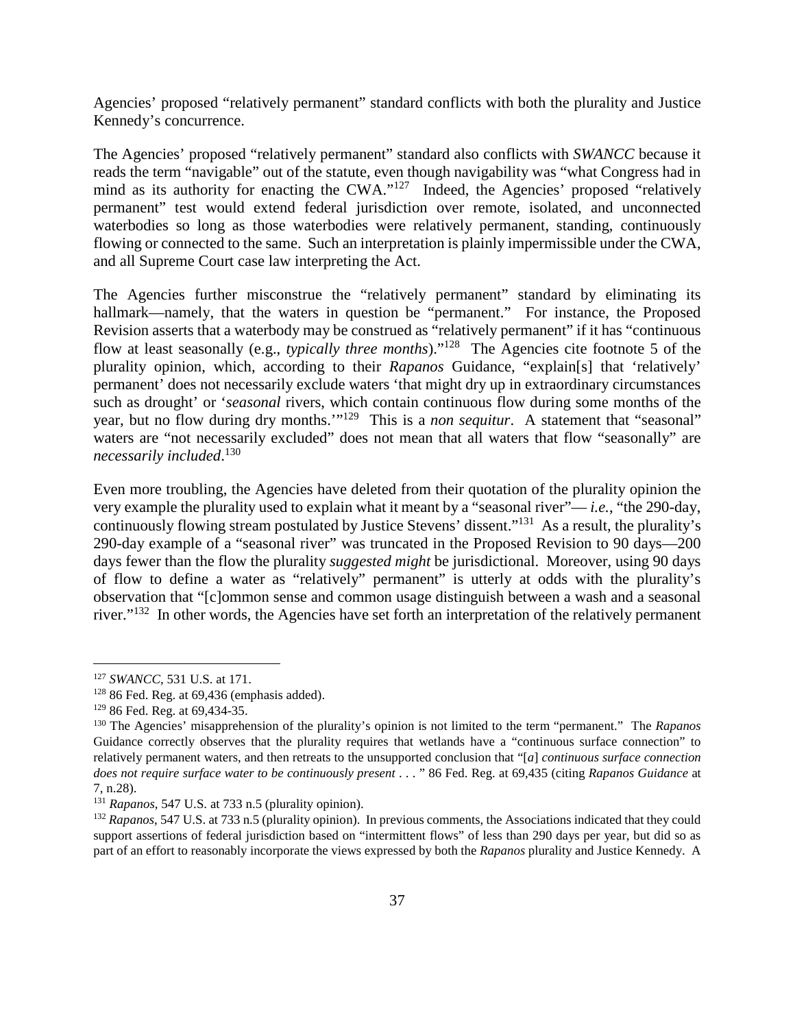Agencies' proposed "relatively permanent" standard conflicts with both the plurality and Justice Kennedy's concurrence.

The Agencies' proposed "relatively permanent" standard also conflicts with *SWANCC* because it reads the term "navigable" out of the statute, even though navigability was "what Congress had in mind as its authority for enacting the CWA."[127] Indeed, the Agencies' proposed "relatively permanent" test would extend federal jurisdiction over remote, isolated, and unconnected waterbodies so long as those waterbodies were relatively permanent, standing, continuously flowing or connected to the same. Such an interpretation is plainly impermissible under the CWA, and all Supreme Court case law interpreting the Act.

The Agencies further misconstrue the "relatively permanent" standard by eliminating its hallmark—namely, that the waters in question be "permanent." For instance, the Proposed Revision asserts that a waterbody may be construed as "relatively permanent" if it has "continuous flow at least seasonally (e.g., *typically three months*)."[128] The Agencies cite footnote 5 of the plurality opinion, which, according to their *Rapanos* Guidance, "explain[s] that 'relatively' permanent' does not necessarily exclude waters 'that might dry up in extraordinary circumstances such as drought' or '*seasonal* rivers, which contain continuous flow during some months of the year, but no flow during dry months.'"[129] This is a *non sequitur*. A statement that "seasonal" waters are "not necessarily excluded" does not mean that all waters that flow "seasonally" are *necessarily included*.[130]

Even more troubling, the Agencies have deleted from their quotation of the plurality opinion the very example the plurality used to explain what it meant by a "seasonal river"— *i.e.*, "the 290-day, continuously flowing stream postulated by Justice Stevens' dissent."[131] As a result, the plurality's 290-day example of a "seasonal river" was truncated in the Proposed Revision to 90 days—200 days fewer than the flow the plurality *suggested might* be jurisdictional. Moreover, using 90 days of flow to define a water as "relatively" permanent" is utterly at odds with the plurality's observation that "[c]ommon sense and common usage distinguish between a wash and a seasonal river."[132] In other words, the Agencies have set forth an interpretation of the relatively permanent

---

[127] *SWANCC*, 531 U.S. at 171.

[128] 86 Fed. Reg. at 69,436 (emphasis added).

[129] 86 Fed. Reg. at 69,434-35.

[130] The Agencies' misapprehension of the plurality's opinion is not limited to the term "permanent." The *Rapanos* Guidance correctly observes that the plurality requires that wetlands have a "continuous surface connection" to relatively permanent waters, and then retreats to the unsupported conclusion that "[*a*] *continuous surface connection does not require surface water to be continuously present* . . . " 86 Fed. Reg. at 69,435 (citing *Rapanos Guidance* at 7, n.28).

[131] *Rapanos*, 547 U.S. at 733 n.5 (plurality opinion).

[132] *Rapanos*, 547 U.S. at 733 n.5 (plurality opinion). In previous comments, the Associations indicated that they could support assertions of federal jurisdiction based on "intermittent flows" of less than 290 days per year, but did so as part of an effort to reasonably incorporate the views expressed by both the *Rapanos* plurality and Justice Kennedy. A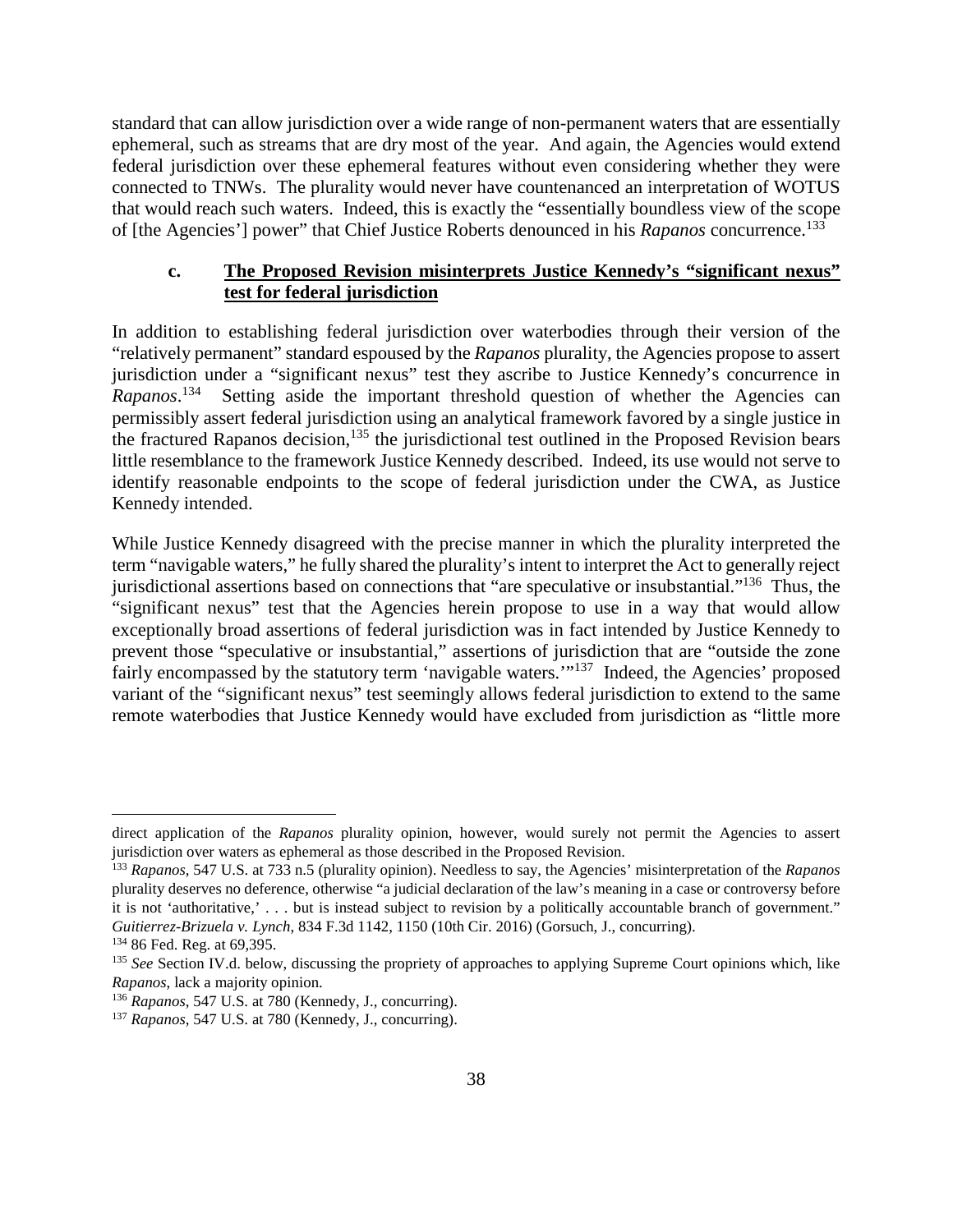standard that can allow jurisdiction over a wide range of non-permanent waters that are essentially ephemeral, such as streams that are dry most of the year. And again, the Agencies would extend federal jurisdiction over these ephemeral features without even considering whether they were connected to TNWs. The plurality would never have countenanced an interpretation of WOTUS that would reach such waters. Indeed, this is exactly the "essentially boundless view of the scope of [the Agencies'] power" that Chief Justice Roberts denounced in his *Rapanos* concurrence.[133]

### c. <u>The Proposed Revision misinterprets Justice Kennedy's "significant nexus" test for federal jurisdiction</u>

In addition to establishing federal jurisdiction over waterbodies through their version of the "relatively permanent" standard espoused by the *Rapanos* plurality, the Agencies propose to assert jurisdiction under a "significant nexus" test they ascribe to Justice Kennedy's concurrence in *Rapanos*.[134] Setting aside the important threshold question of whether the Agencies can permissibly assert federal jurisdiction using an analytical framework favored by a single justice in the fractured Rapanos decision,[135] the jurisdictional test outlined in the Proposed Revision bears little resemblance to the framework Justice Kennedy described. Indeed, its use would not serve to identify reasonable endpoints to the scope of federal jurisdiction under the CWA, as Justice Kennedy intended.

While Justice Kennedy disagreed with the precise manner in which the plurality interpreted the term "navigable waters," he fully shared the plurality's intent to interpret the Act to generally reject jurisdictional assertions based on connections that "are speculative or insubstantial."[136] Thus, the "significant nexus" test that the Agencies herein propose to use in a way that would allow exceptionally broad assertions of federal jurisdiction was in fact intended by Justice Kennedy to prevent those "speculative or insubstantial," assertions of jurisdiction that are "outside the zone fairly encompassed by the statutory term 'navigable waters.'"[137] Indeed, the Agencies' proposed variant of the "significant nexus" test seemingly allows federal jurisdiction to extend to the same remote waterbodies that Justice Kennedy would have excluded from jurisdiction as "little more

---

direct application of the *Rapanos* plurality opinion, however, would surely not permit the Agencies to assert jurisdiction over waters as ephemeral as those described in the Proposed Revision.

[133] *Rapanos*, 547 U.S. at 733 n.5 (plurality opinion). Needless to say, the Agencies' misinterpretation of the *Rapanos* plurality deserves no deference, otherwise "a judicial declaration of the law's meaning in a case or controversy before it is not 'authoritative,' . . . but is instead subject to revision by a politically accountable branch of government." *Guitierrez-Brizuela v. Lynch*, 834 F.3d 1142, 1150 (10th Cir. 2016) (Gorsuch, J., concurring).

[134] 86 Fed. Reg. at 69,395.

[135] *See* Section IV.d. below, discussing the propriety of approaches to applying Supreme Court opinions which, like *Rapanos*, lack a majority opinion.

[136] *Rapanos*, 547 U.S. at 780 (Kennedy, J., concurring).

[137] *Rapanos*, 547 U.S. at 780 (Kennedy, J., concurring).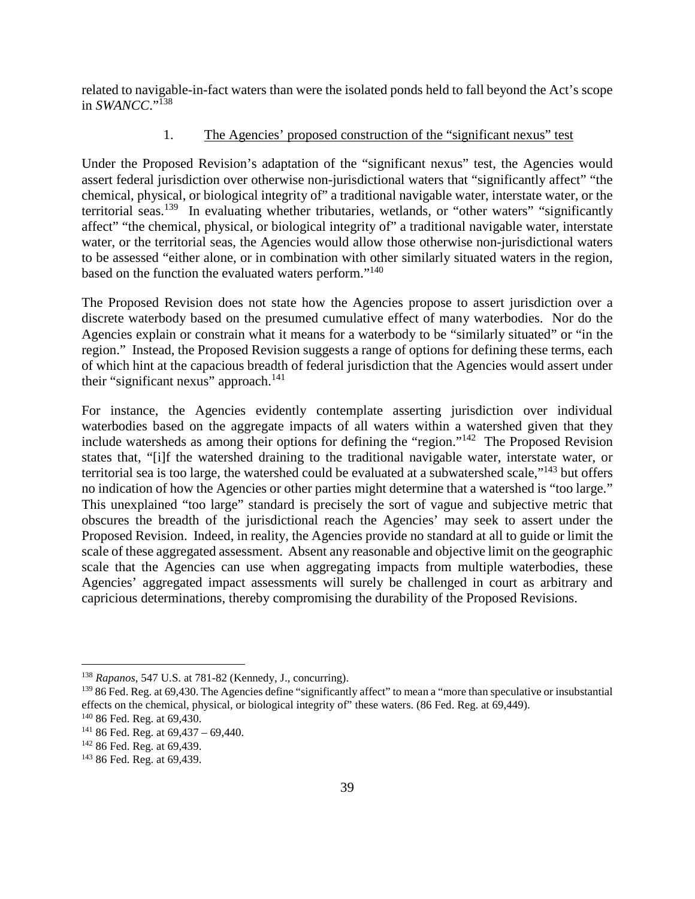related to navigable-in-fact waters than were the isolated ponds held to fall beyond the Act's scope in *SWANCC*."[138]

1. The Agencies' proposed construction of the "significant nexus" test

Under the Proposed Revision's adaptation of the "significant nexus" test, the Agencies would assert federal jurisdiction over otherwise non-jurisdictional waters that "significantly affect" "the chemical, physical, or biological integrity of" a traditional navigable water, interstate water, or the territorial seas.[139] In evaluating whether tributaries, wetlands, or "other waters" "significantly affect" "the chemical, physical, or biological integrity of" a traditional navigable water, interstate water, or the territorial seas, the Agencies would allow those otherwise non-jurisdictional waters to be assessed "either alone, or in combination with other similarly situated waters in the region, based on the function the evaluated waters perform."[140]

The Proposed Revision does not state how the Agencies propose to assert jurisdiction over a discrete waterbody based on the presumed cumulative effect of many waterbodies. Nor do the Agencies explain or constrain what it means for a waterbody to be "similarly situated" or "in the region." Instead, the Proposed Revision suggests a range of options for defining these terms, each of which hint at the capacious breadth of federal jurisdiction that the Agencies would assert under their "significant nexus" approach.[141]

For instance, the Agencies evidently contemplate asserting jurisdiction over individual waterbodies based on the aggregate impacts of all waters within a watershed given that they include watersheds as among their options for defining the "region."[142] The Proposed Revision states that, "[i]f the watershed draining to the traditional navigable water, interstate water, or territorial sea is too large, the watershed could be evaluated at a subwatershed scale,"[143] but offers no indication of how the Agencies or other parties might determine that a watershed is "too large." This unexplained "too large" standard is precisely the sort of vague and subjective metric that obscures the breadth of the jurisdictional reach the Agencies' may seek to assert under the Proposed Revision. Indeed, in reality, the Agencies provide no standard at all to guide or limit the scale of these aggregated assessment. Absent any reasonable and objective limit on the geographic scale that the Agencies can use when aggregating impacts from multiple waterbodies, these Agencies' aggregated impact assessments will surely be challenged in court as arbitrary and capricious determinations, thereby compromising the durability of the Proposed Revisions.

---

[138] *Rapanos*, 547 U.S. at 781-82 (Kennedy, J., concurring).

[139] 86 Fed. Reg. at 69,430. The Agencies define "significantly affect" to mean a "more than speculative or insubstantial effects on the chemical, physical, or biological integrity of" these waters. (86 Fed. Reg. at 69,449).

[140] 86 Fed. Reg. at 69,430.

[141] 86 Fed. Reg. at 69,437 – 69,440.

[142] 86 Fed. Reg. at 69,439.

[143] 86 Fed. Reg. at 69,439.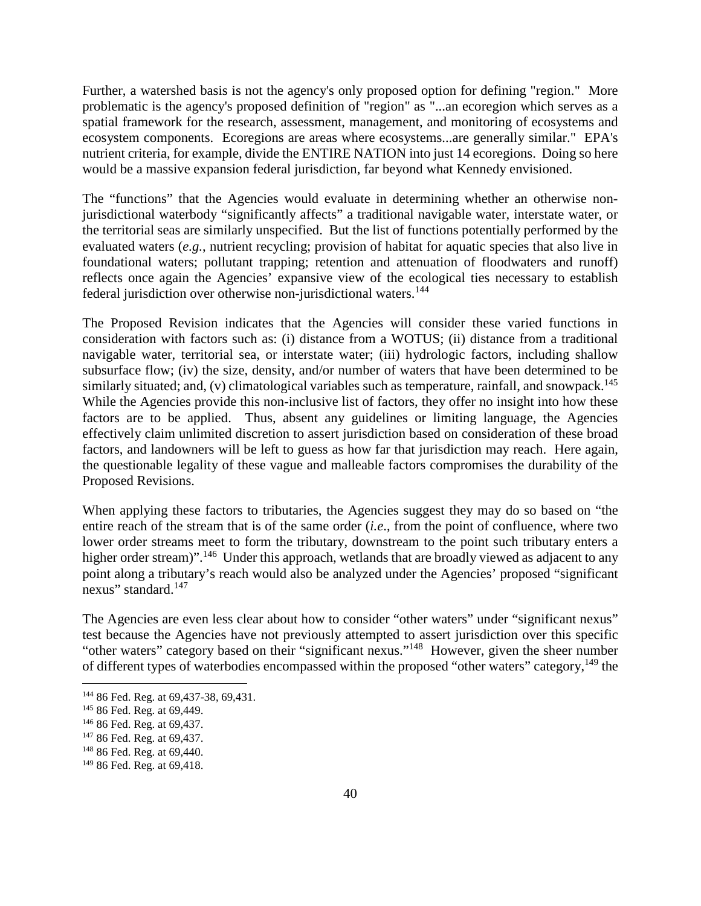Further, a watershed basis is not the agency's only proposed option for defining "region." More problematic is the agency's proposed definition of "region" as "...an ecoregion which serves as a spatial framework for the research, assessment, management, and monitoring of ecosystems and ecosystem components. Ecoregions are areas where ecosystems...are generally similar." EPA's nutrient criteria, for example, divide the ENTIRE NATION into just 14 ecoregions. Doing so here would be a massive expansion federal jurisdiction, far beyond what Kennedy envisioned.

The "functions" that the Agencies would evaluate in determining whether an otherwise non-jurisdictional waterbody "significantly affects" a traditional navigable water, interstate water, or the territorial seas are similarly unspecified. But the list of functions potentially performed by the evaluated waters (*e.g.*, nutrient recycling; provision of habitat for aquatic species that also live in foundational waters; pollutant trapping; retention and attenuation of floodwaters and runoff) reflects once again the Agencies' expansive view of the ecological ties necessary to establish federal jurisdiction over otherwise non-jurisdictional waters.[144]

The Proposed Revision indicates that the Agencies will consider these varied functions in consideration with factors such as: (i) distance from a WOTUS; (ii) distance from a traditional navigable water, territorial sea, or interstate water; (iii) hydrologic factors, including shallow subsurface flow; (iv) the size, density, and/or number of waters that have been determined to be similarly situated; and, (v) climatological variables such as temperature, rainfall, and snowpack.[145] While the Agencies provide this non-inclusive list of factors, they offer no insight into how these factors are to be applied. Thus, absent any guidelines or limiting language, the Agencies effectively claim unlimited discretion to assert jurisdiction based on consideration of these broad factors, and landowners will be left to guess as how far that jurisdiction may reach. Here again, the questionable legality of these vague and malleable factors compromises the durability of the Proposed Revisions.

When applying these factors to tributaries, the Agencies suggest they may do so based on "the entire reach of the stream that is of the same order (*i.e.*, from the point of confluence, where two lower order streams meet to form the tributary, downstream to the point such tributary enters a higher order stream)".[146] Under this approach, wetlands that are broadly viewed as adjacent to any point along a tributary's reach would also be analyzed under the Agencies' proposed "significant nexus" standard.[147]

The Agencies are even less clear about how to consider "other waters" under "significant nexus" test because the Agencies have not previously attempted to assert jurisdiction over this specific "other waters" category based on their "significant nexus."[148] However, given the sheer number of different types of waterbodies encompassed within the proposed "other waters" category,[149] the

---

[144] 86 Fed. Reg. at 69,437-38, 69,431.

[145] 86 Fed. Reg. at 69,449.

[146] 86 Fed. Reg. at 69,437.

[147] 86 Fed. Reg. at 69,437.

[148] 86 Fed. Reg. at 69,440.

[149] 86 Fed. Reg. at 69,418.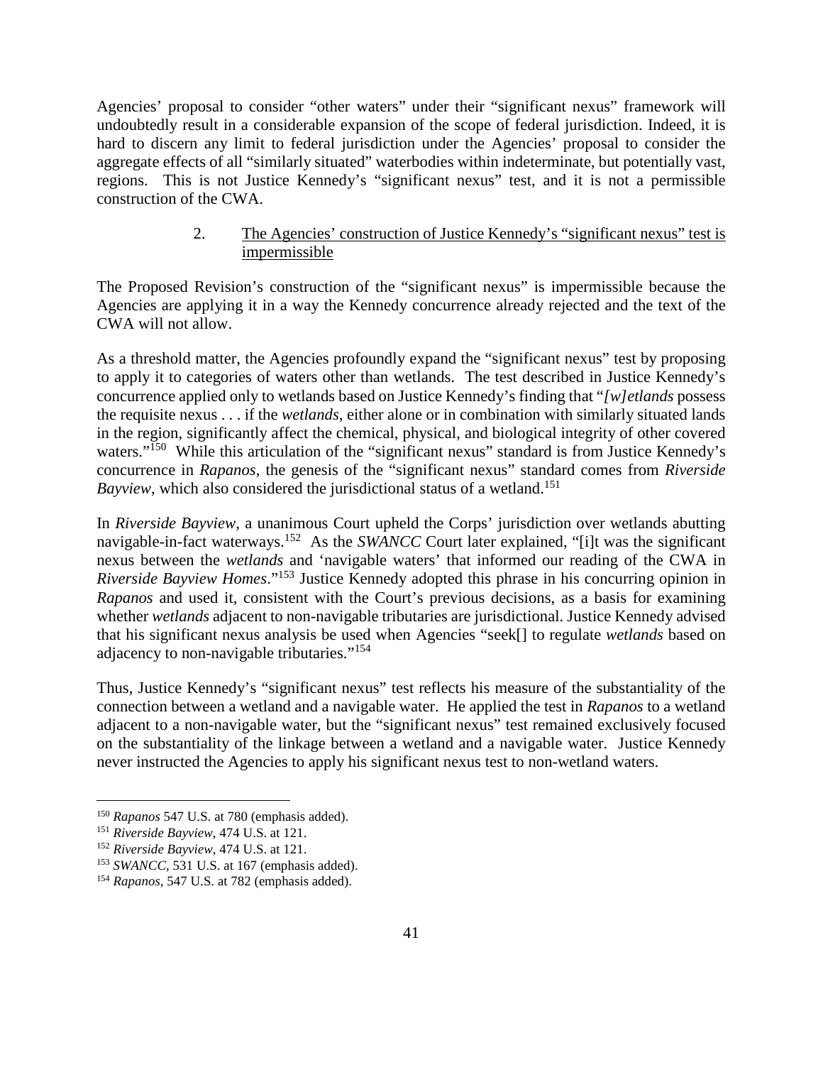Agencies' proposal to consider "other waters" under their "significant nexus" framework will undoubtedly result in a considerable expansion of the scope of federal jurisdiction. Indeed, it is hard to discern any limit to federal jurisdiction under the Agencies' proposal to consider the aggregate effects of all "similarly situated" waterbodies within indeterminate, but potentially vast, regions. This is not Justice Kennedy's "significant nexus" test, and it is not a permissible construction of the CWA.

### 2. The Agencies' construction of Justice Kennedy's "significant nexus" test is impermissible

The Proposed Revision's construction of the "significant nexus" is impermissible because the Agencies are applying it in a way the Kennedy concurrence already rejected and the text of the CWA will not allow.

As a threshold matter, the Agencies profoundly expand the "significant nexus" test by proposing to apply it to categories of waters other than wetlands. The test described in Justice Kennedy's concurrence applied only to wetlands based on Justice Kennedy's finding that "*[w]etlands* possess the requisite nexus . . . if the *wetlands*, either alone or in combination with similarly situated lands in the region, significantly affect the chemical, physical, and biological integrity of other covered waters."[150] While this articulation of the "significant nexus" standard is from Justice Kennedy's concurrence in *Rapanos*, the genesis of the "significant nexus" standard comes from *Riverside Bayview*, which also considered the jurisdictional status of a wetland.[151]

In *Riverside Bayview*, a unanimous Court upheld the Corps' jurisdiction over wetlands abutting navigable-in-fact waterways.[152] As the *SWANCC* Court later explained, "[i]t was the significant nexus between the *wetlands* and 'navigable waters' that informed our reading of the CWA in *Riverside Bayview Homes*."[153] Justice Kennedy adopted this phrase in his concurring opinion in *Rapanos* and used it, consistent with the Court's previous decisions, as a basis for examining whether *wetlands* adjacent to non-navigable tributaries are jurisdictional. Justice Kennedy advised that his significant nexus analysis be used when Agencies "seek[] to regulate *wetlands* based on adjacency to non-navigable tributaries."[154]

Thus, Justice Kennedy's "significant nexus" test reflects his measure of the substantiality of the connection between a wetland and a navigable water. He applied the test in *Rapanos* to a wetland adjacent to a non-navigable water, but the "significant nexus" test remained exclusively focused on the substantiality of the linkage between a wetland and a navigable water. Justice Kennedy never instructed the Agencies to apply his significant nexus test to non-wetland waters.

---

[150] *Rapanos* 547 U.S. at 780 (emphasis added).

[151] *Riverside Bayview*, 474 U.S. at 121.

[152] *Riverside Bayview*, 474 U.S. at 121.

[153] *SWANCC*, 531 U.S. at 167 (emphasis added).

[154] *Rapanos*, 547 U.S. at 782 (emphasis added).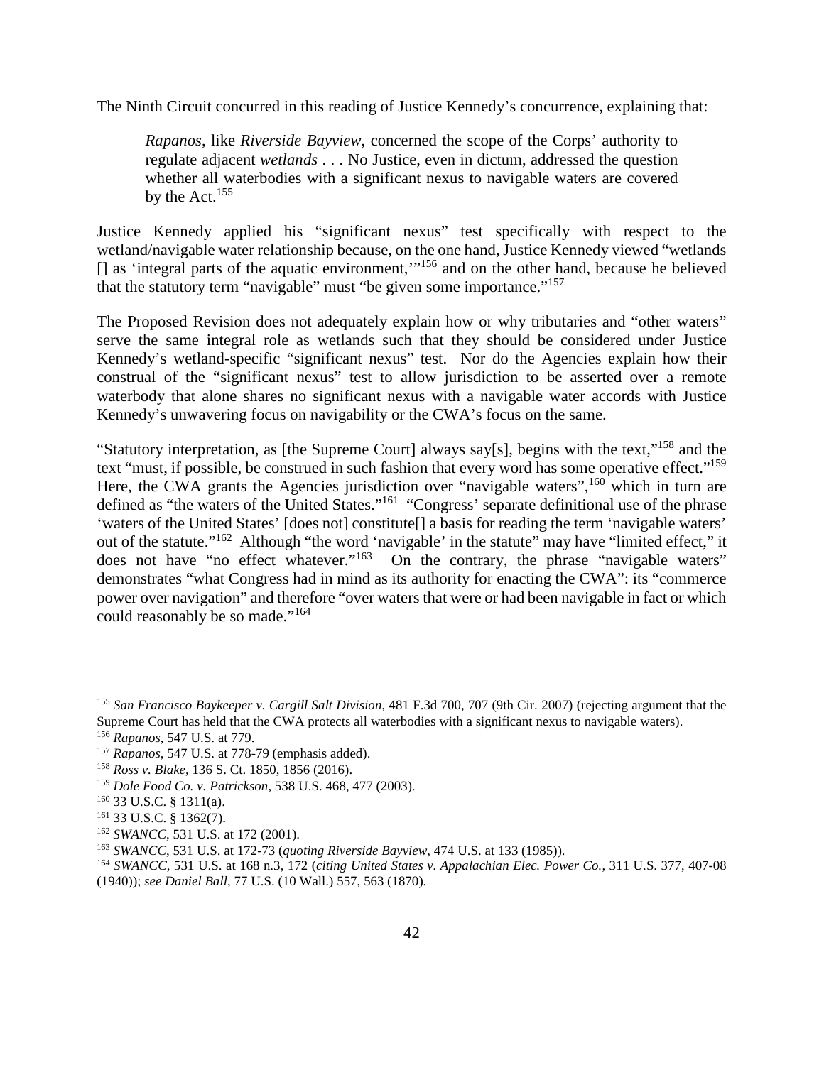The Ninth Circuit concurred in this reading of Justice Kennedy's concurrence, explaining that:

> *Rapanos*, like *Riverside Bayview*, concerned the scope of the Corps' authority to regulate adjacent *wetlands* . . . No Justice, even in dictum, addressed the question whether all waterbodies with a significant nexus to navigable waters are covered by the Act.[155]

Justice Kennedy applied his "significant nexus" test specifically with respect to the wetland/navigable water relationship because, on the one hand, Justice Kennedy viewed "wetlands [] as 'integral parts of the aquatic environment,'"[156] and on the other hand, because he believed that the statutory term "navigable" must "be given some importance."[157]

The Proposed Revision does not adequately explain how or why tributaries and "other waters" serve the same integral role as wetlands such that they should be considered under Justice Kennedy's wetland-specific "significant nexus" test. Nor do the Agencies explain how their construal of the "significant nexus" test to allow jurisdiction to be asserted over a remote waterbody that alone shares no significant nexus with a navigable water accords with Justice Kennedy's unwavering focus on navigability or the CWA's focus on the same.

"Statutory interpretation, as [the Supreme Court] always say[s], begins with the text,"[158] and the text "must, if possible, be construed in such fashion that every word has some operative effect."[159] Here, the CWA grants the Agencies jurisdiction over "navigable waters",[160] which in turn are defined as "the waters of the United States."[161] "Congress' separate definitional use of the phrase 'waters of the United States' [does not] constitute[] a basis for reading the term 'navigable waters' out of the statute."[162] Although "the word 'navigable' in the statute" may have "limited effect," it does not have "no effect whatever."[163] On the contrary, the phrase "navigable waters" demonstrates "what Congress had in mind as its authority for enacting the CWA": its "commerce power over navigation" and therefore "over waters that were or had been navigable in fact or which could reasonably be so made."[164]

---

[155] *San Francisco Baykeeper v. Cargill Salt Division*, 481 F.3d 700, 707 (9th Cir. 2007) (rejecting argument that the Supreme Court has held that the CWA protects all waterbodies with a significant nexus to navigable waters).

[156] *Rapanos*, 547 U.S. at 779.

[157] *Rapanos*, 547 U.S. at 778-79 (emphasis added).

[158] *Ross v. Blake*, 136 S. Ct. 1850, 1856 (2016).

[159] *Dole Food Co. v. Patrickson*, 538 U.S. 468, 477 (2003).

[160] 33 U.S.C. § 1311(a).

[161] 33 U.S.C. § 1362(7).

[162] *SWANCC*, 531 U.S. at 172 (2001).

[163] *SWANCC*, 531 U.S. at 172-73 (*quoting Riverside Bayview*, 474 U.S. at 133 (1985)).

[164] *SWANCC*, 531 U.S. at 168 n.3, 172 (*citing United States v. Appalachian Elec. Power Co.*, 311 U.S. 377, 407-08 (1940)); *see Daniel Ball*, 77 U.S. (10 Wall.) 557, 563 (1870).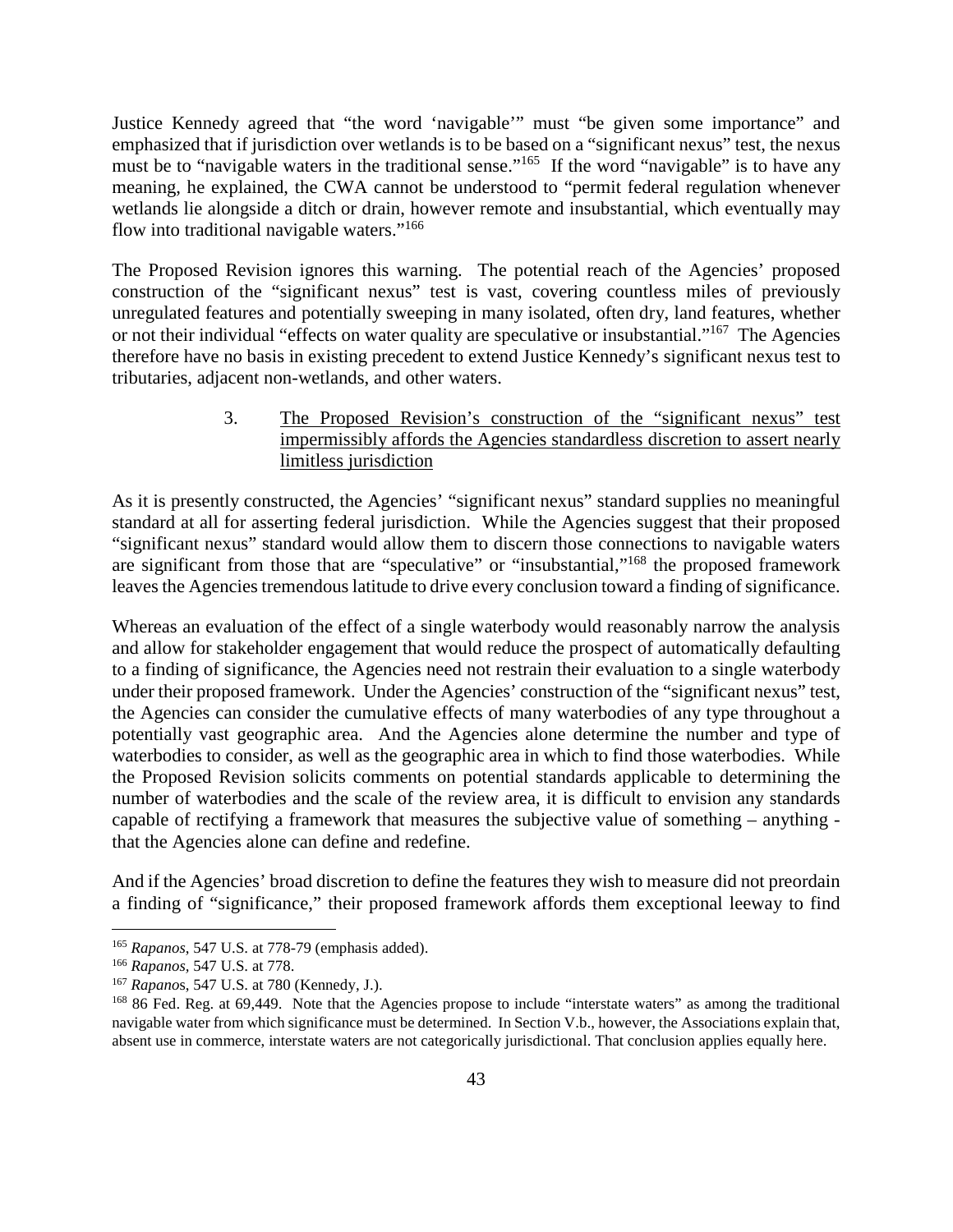Justice Kennedy agreed that "the word 'navigable'" must "be given some importance" and emphasized that if jurisdiction over wetlands is to be based on a "significant nexus" test, the nexus must be to "navigable waters in the traditional sense."[165] If the word "navigable" is to have any meaning, he explained, the CWA cannot be understood to "permit federal regulation whenever wetlands lie alongside a ditch or drain, however remote and insubstantial, which eventually may flow into traditional navigable waters."[166]

The Proposed Revision ignores this warning. The potential reach of the Agencies' proposed construction of the "significant nexus" test is vast, covering countless miles of previously unregulated features and potentially sweeping in many isolated, often dry, land features, whether or not their individual "effects on water quality are speculative or insubstantial."[167] The Agencies therefore have no basis in existing precedent to extend Justice Kennedy's significant nexus test to tributaries, adjacent non-wetlands, and other waters.

3. The Proposed Revision's construction of the "significant nexus" test impermissibly affords the Agencies standardless discretion to assert nearly limitless jurisdiction

As it is presently constructed, the Agencies' "significant nexus" standard supplies no meaningful standard at all for asserting federal jurisdiction. While the Agencies suggest that their proposed "significant nexus" standard would allow them to discern those connections to navigable waters are significant from those that are "speculative" or "insubstantial,"[168] the proposed framework leaves the Agencies tremendous latitude to drive every conclusion toward a finding of significance.

Whereas an evaluation of the effect of a single waterbody would reasonably narrow the analysis and allow for stakeholder engagement that would reduce the prospect of automatically defaulting to a finding of significance, the Agencies need not restrain their evaluation to a single waterbody under their proposed framework. Under the Agencies' construction of the "significant nexus" test, the Agencies can consider the cumulative effects of many waterbodies of any type throughout a potentially vast geographic area. And the Agencies alone determine the number and type of waterbodies to consider, as well as the geographic area in which to find those waterbodies. While the Proposed Revision solicits comments on potential standards applicable to determining the number of waterbodies and the scale of the review area, it is difficult to envision any standards capable of rectifying a framework that measures the subjective value of something – anything - that the Agencies alone can define and redefine.

And if the Agencies' broad discretion to define the features they wish to measure did not preordain a finding of "significance," their proposed framework affords them exceptional leeway to find

---

[165] *Rapanos*, 547 U.S. at 778-79 (emphasis added).

[166] *Rapanos*, 547 U.S. at 778.

[167] *Rapanos*, 547 U.S. at 780 (Kennedy, J.).

[168] 86 Fed. Reg. at 69,449. Note that the Agencies propose to include "interstate waters" as among the traditional navigable water from which significance must be determined. In Section V.b., however, the Associations explain that, absent use in commerce, interstate waters are not categorically jurisdictional. That conclusion applies equally here.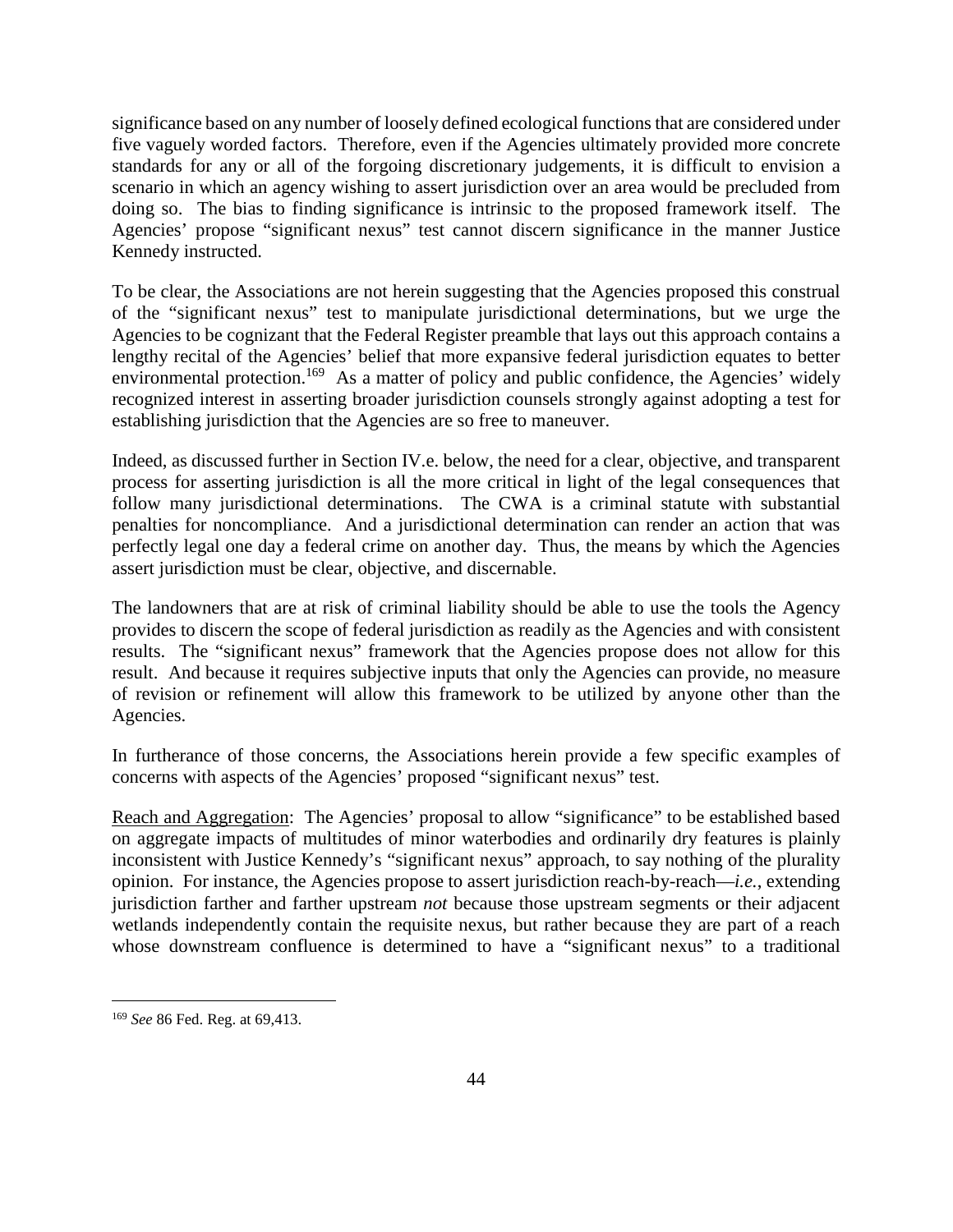significance based on any number of loosely defined ecological functions that are considered under five vaguely worded factors. Therefore, even if the Agencies ultimately provided more concrete standards for any or all of the forgoing discretionary judgements, it is difficult to envision a scenario in which an agency wishing to assert jurisdiction over an area would be precluded from doing so. The bias to finding significance is intrinsic to the proposed framework itself. The Agencies' propose "significant nexus" test cannot discern significance in the manner Justice Kennedy instructed.

To be clear, the Associations are not herein suggesting that the Agencies proposed this construal of the "significant nexus" test to manipulate jurisdictional determinations, but we urge the Agencies to be cognizant that the Federal Register preamble that lays out this approach contains a lengthy recital of the Agencies' belief that more expansive federal jurisdiction equates to better environmental protection.[169] As a matter of policy and public confidence, the Agencies' widely recognized interest in asserting broader jurisdiction counsels strongly against adopting a test for establishing jurisdiction that the Agencies are so free to maneuver.

Indeed, as discussed further in Section IV.e. below, the need for a clear, objective, and transparent process for asserting jurisdiction is all the more critical in light of the legal consequences that follow many jurisdictional determinations. The CWA is a criminal statute with substantial penalties for noncompliance. And a jurisdictional determination can render an action that was perfectly legal one day a federal crime on another day. Thus, the means by which the Agencies assert jurisdiction must be clear, objective, and discernable.

The landowners that are at risk of criminal liability should be able to use the tools the Agency provides to discern the scope of federal jurisdiction as readily as the Agencies and with consistent results. The "significant nexus" framework that the Agencies propose does not allow for this result. And because it requires subjective inputs that only the Agencies can provide, no measure of revision or refinement will allow this framework to be utilized by anyone other than the Agencies.

In furtherance of those concerns, the Associations herein provide a few specific examples of concerns with aspects of the Agencies' proposed "significant nexus" test.

<u>Reach and Aggregation</u>: The Agencies' proposal to allow "significance" to be established based on aggregate impacts of multitudes of minor waterbodies and ordinarily dry features is plainly inconsistent with Justice Kennedy's "significant nexus" approach, to say nothing of the plurality opinion. For instance, the Agencies propose to assert jurisdiction reach-by-reach—*i.e.*, extending jurisdiction farther and farther upstream *not* because those upstream segments or their adjacent wetlands independently contain the requisite nexus, but rather because they are part of a reach whose downstream confluence is determined to have a "significant nexus" to a traditional

---

[169] *See* 86 Fed. Reg. at 69,413.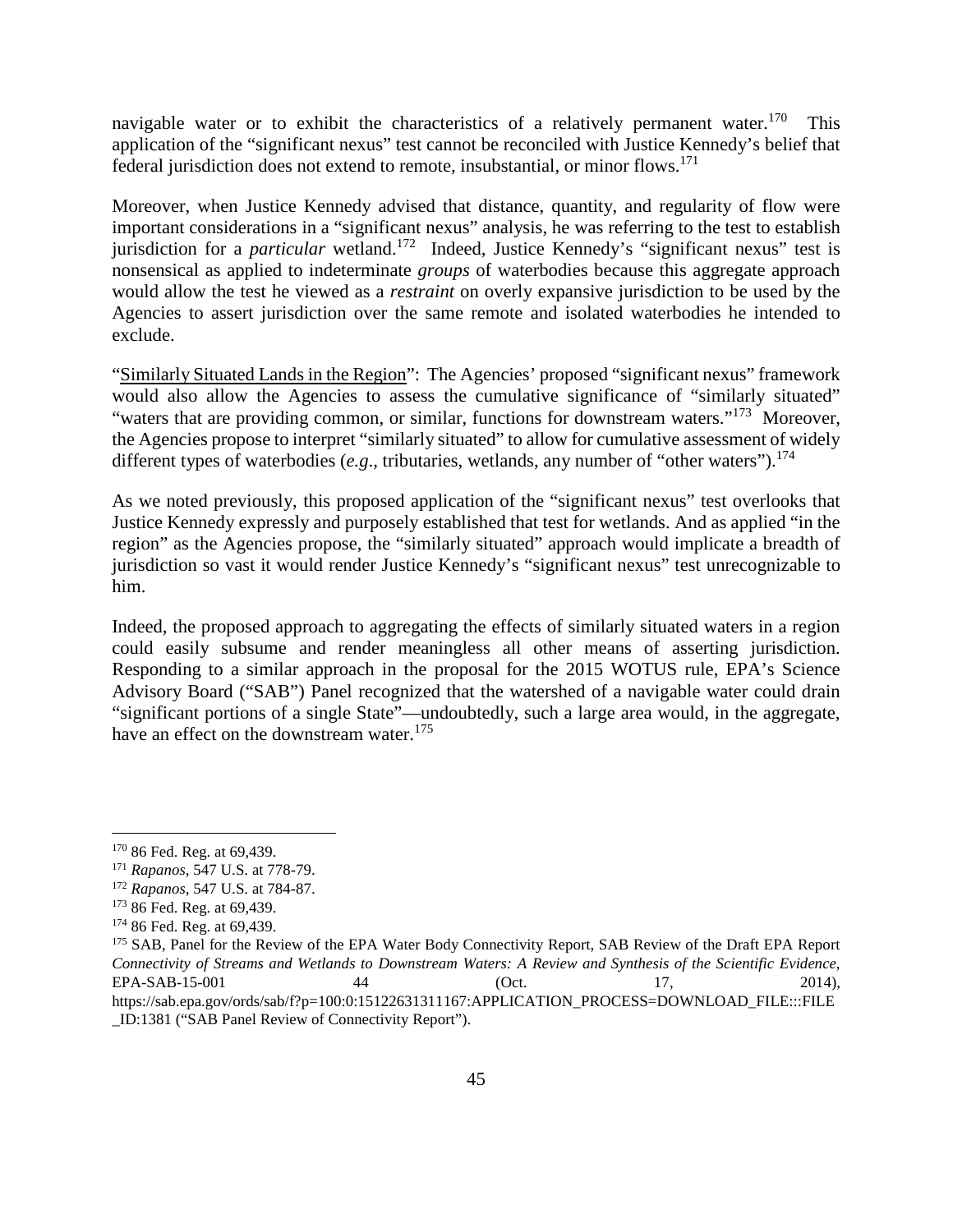navigable water or to exhibit the characteristics of a relatively permanent water.[170] This application of the "significant nexus" test cannot be reconciled with Justice Kennedy's belief that federal jurisdiction does not extend to remote, insubstantial, or minor flows.[171]

Moreover, when Justice Kennedy advised that distance, quantity, and regularity of flow were important considerations in a "significant nexus" analysis, he was referring to the test to establish jurisdiction for a *particular* wetland.[172] Indeed, Justice Kennedy's "significant nexus" test is nonsensical as applied to indeterminate *groups* of waterbodies because this aggregate approach would allow the test he viewed as a *restraint* on overly expansive jurisdiction to be used by the Agencies to assert jurisdiction over the same remote and isolated waterbodies he intended to exclude.

"Similarly Situated Lands in the Region": The Agencies' proposed "significant nexus" framework would also allow the Agencies to assess the cumulative significance of "similarly situated" "waters that are providing common, or similar, functions for downstream waters."[173] Moreover, the Agencies propose to interpret "similarly situated" to allow for cumulative assessment of widely different types of waterbodies (*e.g*., tributaries, wetlands, any number of "other waters").[174]

As we noted previously, this proposed application of the "significant nexus" test overlooks that Justice Kennedy expressly and purposely established that test for wetlands. And as applied "in the region" as the Agencies propose, the "similarly situated" approach would implicate a breadth of jurisdiction so vast it would render Justice Kennedy's "significant nexus" test unrecognizable to him.

Indeed, the proposed approach to aggregating the effects of similarly situated waters in a region could easily subsume and render meaningless all other means of asserting jurisdiction. Responding to a similar approach in the proposal for the 2015 WOTUS rule, EPA's Science Advisory Board ("SAB") Panel recognized that the watershed of a navigable water could drain "significant portions of a single State"—undoubtedly, such a large area would, in the aggregate, have an effect on the downstream water.[175]

---

[170] 86 Fed. Reg. at 69,439.

[171] *Rapanos*, 547 U.S. at 778-79.

[172] *Rapanos*, 547 U.S. at 784-87.

[173] 86 Fed. Reg. at 69,439.

[174] 86 Fed. Reg. at 69,439.

[175] SAB, Panel for the Review of the EPA Water Body Connectivity Report, SAB Review of the Draft EPA Report *Connectivity of Streams and Wetlands to Downstream Waters: A Review and Synthesis of the Scientific Evidence*, EPA-SAB-15-001 44 (Oct. 17, 2014), https://sab.epa.gov/ords/sab/f?p=100:0:15122631311167:APPLICATION_PROCESS=DOWNLOAD_FILE:::FILE_ID:1381 ("SAB Panel Review of Connectivity Report").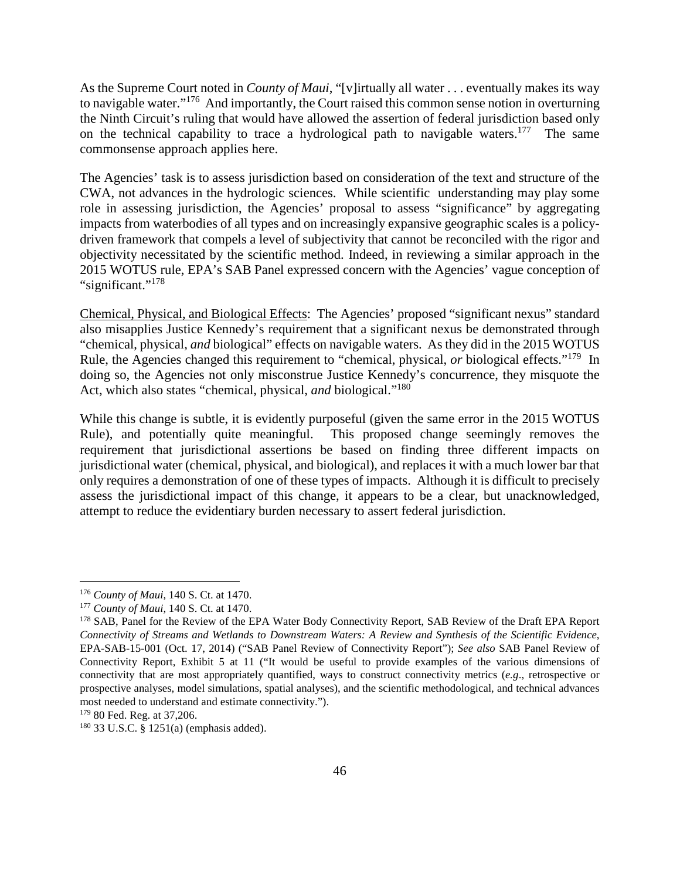As the Supreme Court noted in *County of Maui*, "[v]irtually all water . . . eventually makes its way to navigable water."[176] And importantly, the Court raised this common sense notion in overturning the Ninth Circuit's ruling that would have allowed the assertion of federal jurisdiction based only on the technical capability to trace a hydrological path to navigable waters.[177] The same commonsense approach applies here.

The Agencies' task is to assess jurisdiction based on consideration of the text and structure of the CWA, not advances in the hydrologic sciences. While scientific understanding may play some role in assessing jurisdiction, the Agencies' proposal to assess "significance" by aggregating impacts from waterbodies of all types and on increasingly expansive geographic scales is a policy-driven framework that compels a level of subjectivity that cannot be reconciled with the rigor and objectivity necessitated by the scientific method. Indeed, in reviewing a similar approach in the 2015 WOTUS rule, EPA's SAB Panel expressed concern with the Agencies' vague conception of "significant."[178]

<u>Chemical, Physical, and Biological Effects</u>: The Agencies' proposed "significant nexus" standard also misapplies Justice Kennedy's requirement that a significant nexus be demonstrated through "chemical, physical, *and* biological" effects on navigable waters. As they did in the 2015 WOTUS Rule, the Agencies changed this requirement to "chemical, physical, *or* biological effects."[179] In doing so, the Agencies not only misconstrue Justice Kennedy's concurrence, they misquote the Act, which also states "chemical, physical, *and* biological."[180]

While this change is subtle, it is evidently purposeful (given the same error in the 2015 WOTUS Rule), and potentially quite meaningful. This proposed change seemingly removes the requirement that jurisdictional assertions be based on finding three different impacts on jurisdictional water (chemical, physical, and biological), and replaces it with a much lower bar that only requires a demonstration of one of these types of impacts. Although it is difficult to precisely assess the jurisdictional impact of this change, it appears to be a clear, but unacknowledged, attempt to reduce the evidentiary burden necessary to assert federal jurisdiction.

---

[176] *County of Maui*, 140 S. Ct. at 1470.

[177] *County of Maui*, 140 S. Ct. at 1470.

[178] SAB, Panel for the Review of the EPA Water Body Connectivity Report, SAB Review of the Draft EPA Report *Connectivity of Streams and Wetlands to Downstream Waters: A Review and Synthesis of the Scientific Evidence*, EPA-SAB-15-001 (Oct. 17, 2014) ("SAB Panel Review of Connectivity Report"); *See also* SAB Panel Review of Connectivity Report, Exhibit 5 at 11 ("It would be useful to provide examples of the various dimensions of connectivity that are most appropriately quantified, ways to construct connectivity metrics (*e.g*., retrospective or prospective analyses, model simulations, spatial analyses), and the scientific methodological, and technical advances most needed to understand and estimate connectivity.").

[179] 80 Fed. Reg. at 37,206.

[180] 33 U.S.C. § 1251(a) (emphasis added).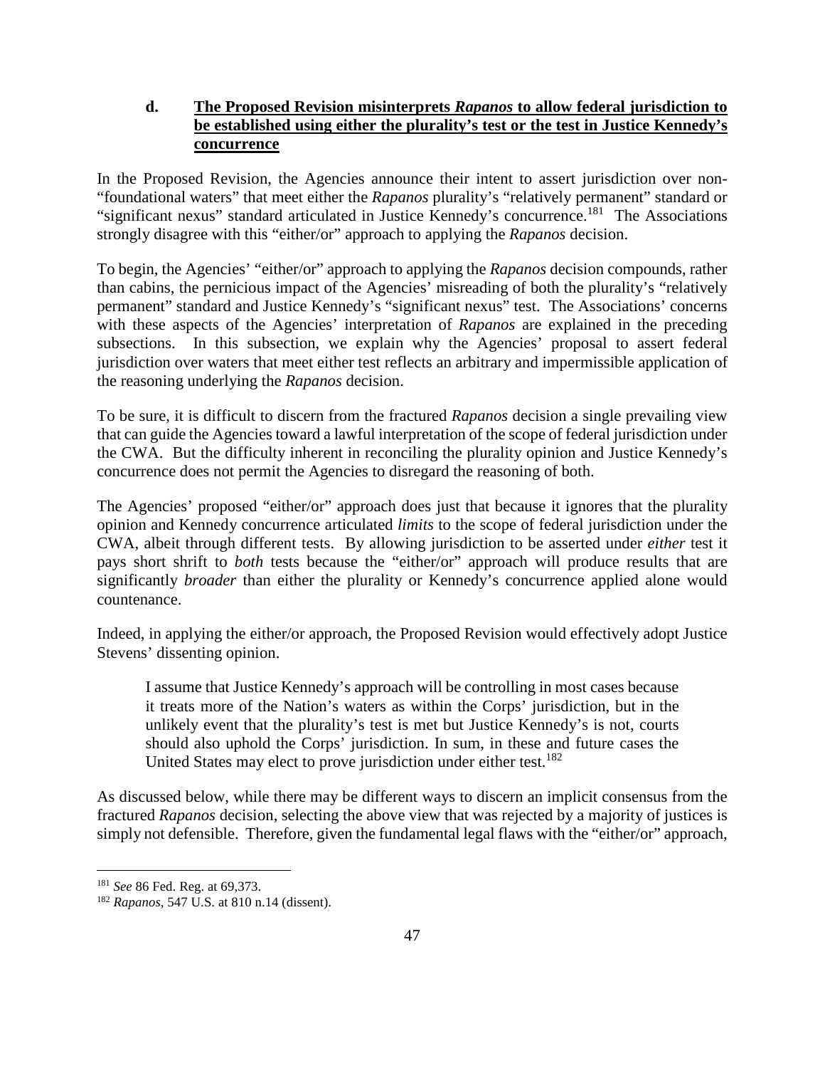#### d. **The Proposed Revision misinterprets *Rapanos* to allow federal jurisdiction to be established using either the plurality's test or the test in Justice Kennedy's concurrence**

In the Proposed Revision, the Agencies announce their intent to assert jurisdiction over non-"foundational waters" that meet either the *Rapanos* plurality's "relatively permanent" standard or "significant nexus" standard articulated in Justice Kennedy's concurrence.[181] The Associations strongly disagree with this "either/or" approach to applying the *Rapanos* decision.

To begin, the Agencies' "either/or" approach to applying the *Rapanos* decision compounds, rather than cabins, the pernicious impact of the Agencies' misreading of both the plurality's "relatively permanent" standard and Justice Kennedy's "significant nexus" test. The Associations' concerns with these aspects of the Agencies' interpretation of *Rapanos* are explained in the preceding subsections. In this subsection, we explain why the Agencies' proposal to assert federal jurisdiction over waters that meet either test reflects an arbitrary and impermissible application of the reasoning underlying the *Rapanos* decision.

To be sure, it is difficult to discern from the fractured *Rapanos* decision a single prevailing view that can guide the Agencies toward a lawful interpretation of the scope of federal jurisdiction under the CWA. But the difficulty inherent in reconciling the plurality opinion and Justice Kennedy's concurrence does not permit the Agencies to disregard the reasoning of both.

The Agencies' proposed "either/or" approach does just that because it ignores that the plurality opinion and Kennedy concurrence articulated *limits* to the scope of federal jurisdiction under the CWA, albeit through different tests. By allowing jurisdiction to be asserted under *either* test it pays short shrift to *both* tests because the "either/or" approach will produce results that are significantly *broader* than either the plurality or Kennedy's concurrence applied alone would countenance.

Indeed, in applying the either/or approach, the Proposed Revision would effectively adopt Justice Stevens' dissenting opinion.

> I assume that Justice Kennedy's approach will be controlling in most cases because it treats more of the Nation's waters as within the Corps' jurisdiction, but in the unlikely event that the plurality's test is met but Justice Kennedy's is not, courts should also uphold the Corps' jurisdiction. In sum, in these and future cases the United States may elect to prove jurisdiction under either test.[182]

As discussed below, while there may be different ways to discern an implicit consensus from the fractured *Rapanos* decision, selecting the above view that was rejected by a majority of justices is simply not defensible. Therefore, given the fundamental legal flaws with the "either/or" approach,

---

[181] *See* 86 Fed. Reg. at 69,373.

[182] *Rapanos*, 547 U.S. at 810 n.14 (dissent).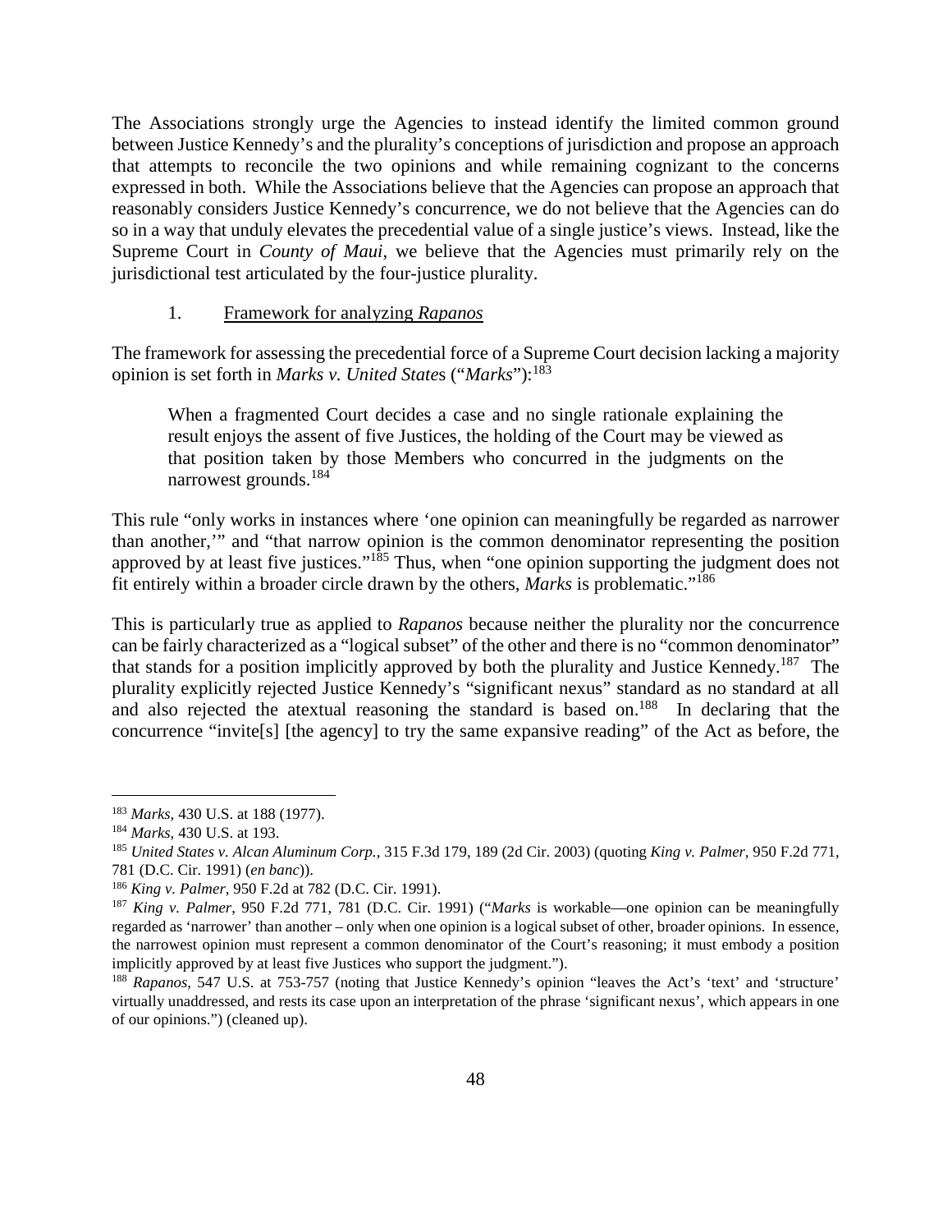The Associations strongly urge the Agencies to instead identify the limited common ground between Justice Kennedy's and the plurality's conceptions of jurisdiction and propose an approach that attempts to reconcile the two opinions and while remaining cognizant to the concerns expressed in both. While the Associations believe that the Agencies can propose an approach that reasonably considers Justice Kennedy's concurrence, we do not believe that the Agencies can do so in a way that unduly elevates the precedential value of a single justice's views. Instead, like the Supreme Court in *County of Maui*, we believe that the Agencies must primarily rely on the jurisdictional test articulated by the four-justice plurality.

1. Framework for analyzing *Rapanos*

The framework for assessing the precedential force of a Supreme Court decision lacking a majority opinion is set forth in *Marks v. United States* ("*Marks*"):[183]

> When a fragmented Court decides a case and no single rationale explaining the result enjoys the assent of five Justices, the holding of the Court may be viewed as that position taken by those Members who concurred in the judgments on the narrowest grounds.[184]

This rule "only works in instances where 'one opinion can meaningfully be regarded as narrower than another,'" and "that narrow opinion is the common denominator representing the position approved by at least five justices."[185] Thus, when "one opinion supporting the judgment does not fit entirely within a broader circle drawn by the others, *Marks* is problematic."[186]

This is particularly true as applied to *Rapanos* because neither the plurality nor the concurrence can be fairly characterized as a "logical subset" of the other and there is no "common denominator" that stands for a position implicitly approved by both the plurality and Justice Kennedy.[187] The plurality explicitly rejected Justice Kennedy's "significant nexus" standard as no standard at all and also rejected the atextual reasoning the standard is based on.[188] In declaring that the concurrence "invite[s] [the agency] to try the same expansive reading" of the Act as before, the

---

[183] *Marks*, 430 U.S. at 188 (1977).

[184] *Marks*, 430 U.S. at 193.

[185] *United States v. Alcan Aluminum Corp.*, 315 F.3d 179, 189 (2d Cir. 2003) (quoting *King v. Palmer*, 950 F.2d 771, 781 (D.C. Cir. 1991) (*en banc*)).

[186] *King v. Palmer*, 950 F.2d at 782 (D.C. Cir. 1991).

[187] *King v. Palmer*, 950 F.2d 771, 781 (D.C. Cir. 1991) ("*Marks* is workable—one opinion can be meaningfully regarded as 'narrower' than another – only when one opinion is a logical subset of other, broader opinions. In essence, the narrowest opinion must represent a common denominator of the Court's reasoning; it must embody a position implicitly approved by at least five Justices who support the judgment.").

[188] *Rapanos*, 547 U.S. at 753-757 (noting that Justice Kennedy's opinion "leaves the Act's 'text' and 'structure' virtually unaddressed, and rests its case upon an interpretation of the phrase 'significant nexus', which appears in one of our opinions.") (cleaned up).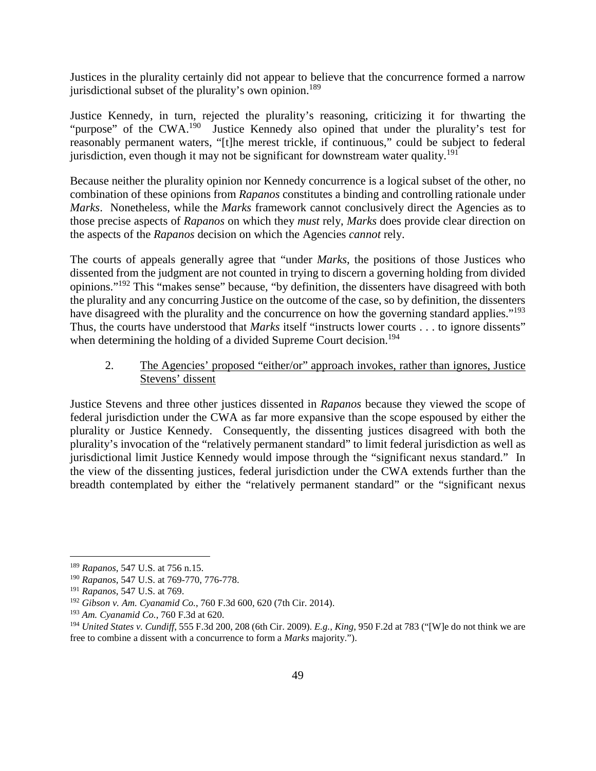Justices in the plurality certainly did not appear to believe that the concurrence formed a narrow jurisdictional subset of the plurality's own opinion.[189]

Justice Kennedy, in turn, rejected the plurality's reasoning, criticizing it for thwarting the "purpose" of the CWA.[190] Justice Kennedy also opined that under the plurality's test for reasonably permanent waters, "[t]he merest trickle, if continuous," could be subject to federal jurisdiction, even though it may not be significant for downstream water quality.[191]

Because neither the plurality opinion nor Kennedy concurrence is a logical subset of the other, no combination of these opinions from *Rapanos* constitutes a binding and controlling rationale under *Marks*. Nonetheless, while the *Marks* framework cannot conclusively direct the Agencies as to those precise aspects of *Rapanos* on which they *must* rely, *Marks* does provide clear direction on the aspects of the *Rapanos* decision on which the Agencies *cannot* rely.

The courts of appeals generally agree that "under *Marks*, the positions of those Justices who dissented from the judgment are not counted in trying to discern a governing holding from divided opinions."[192] This "makes sense" because, "by definition, the dissenters have disagreed with both the plurality and any concurring Justice on the outcome of the case, so by definition, the dissenters have disagreed with the plurality and the concurrence on how the governing standard applies."[193] Thus, the courts have understood that *Marks* itself "instructs lower courts . . . to ignore dissents" when determining the holding of a divided Supreme Court decision.[194]

2. <u>The Agencies' proposed "either/or" approach invokes, rather than ignores, Justice Stevens' dissent</u>

Justice Stevens and three other justices dissented in *Rapanos* because they viewed the scope of federal jurisdiction under the CWA as far more expansive than the scope espoused by either the plurality or Justice Kennedy. Consequently, the dissenting justices disagreed with both the plurality's invocation of the "relatively permanent standard" to limit federal jurisdiction as well as jurisdictional limit Justice Kennedy would impose through the "significant nexus standard." In the view of the dissenting justices, federal jurisdiction under the CWA extends further than the breadth contemplated by either the "relatively permanent standard" or the "significant nexus

---

[189] *Rapanos*, 547 U.S. at 756 n.15.

[190] *Rapanos*, 547 U.S. at 769-770, 776-778.

[191] *Rapanos*, 547 U.S. at 769.

[192] *Gibson v. Am. Cyanamid Co.*, 760 F.3d 600, 620 (7th Cir. 2014).

[193] *Am. Cyanamid Co.*, 760 F.3d at 620.

[194] *United States v. Cundiff*, 555 F.3d 200, 208 (6th Cir. 2009). *E.g., King*, 950 F.2d at 783 ("[W]e do not think we are free to combine a dissent with a concurrence to form a *Marks* majority.").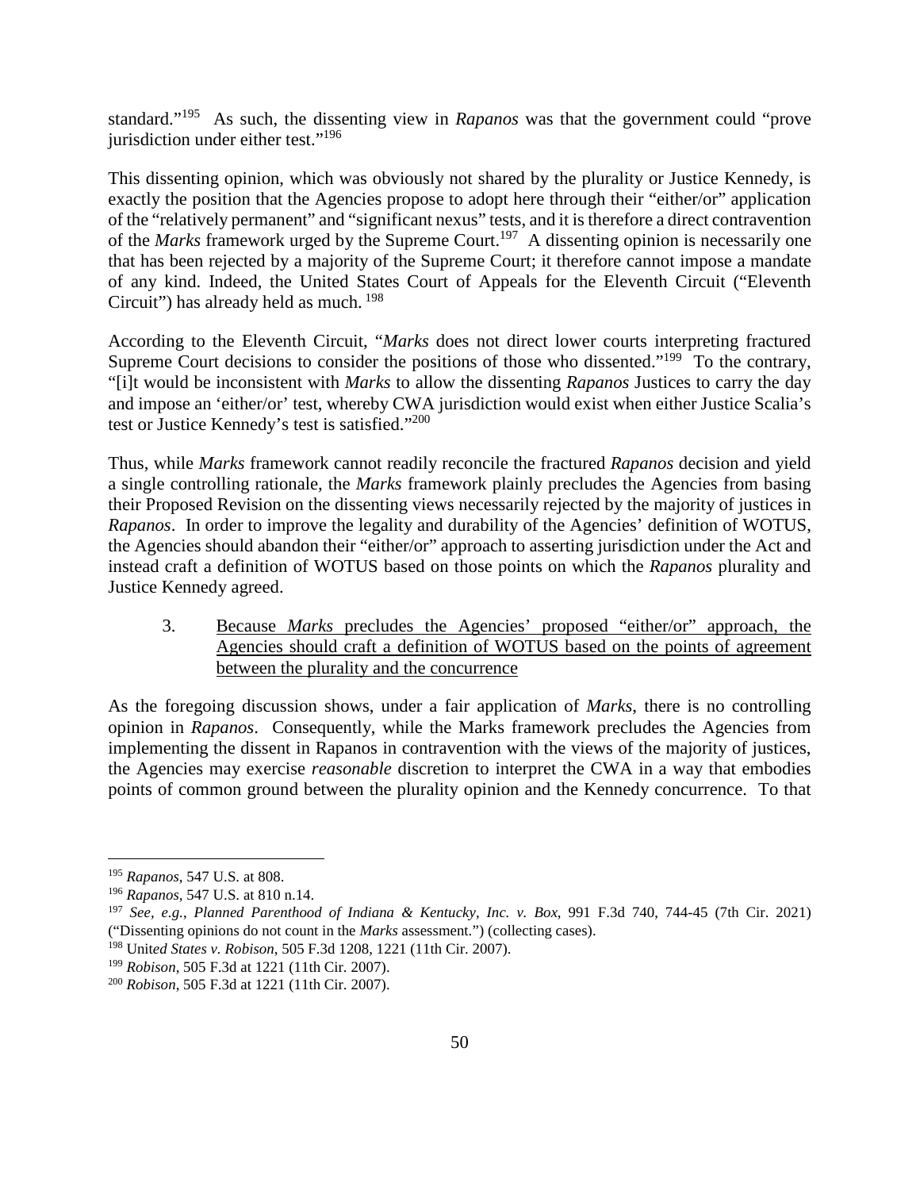standard."[195] As such, the dissenting view in *Rapanos* was that the government could "prove jurisdiction under either test."[196]

This dissenting opinion, which was obviously not shared by the plurality or Justice Kennedy, is exactly the position that the Agencies propose to adopt here through their "either/or" application of the "relatively permanent" and "significant nexus" tests, and it is therefore a direct contravention of the *Marks* framework urged by the Supreme Court.[197] A dissenting opinion is necessarily one that has been rejected by a majority of the Supreme Court; it therefore cannot impose a mandate of any kind. Indeed, the United States Court of Appeals for the Eleventh Circuit ("Eleventh Circuit") has already held as much.[198]

According to the Eleventh Circuit, "*Marks* does not direct lower courts interpreting fractured Supreme Court decisions to consider the positions of those who dissented."[199] To the contrary, "[i]t would be inconsistent with *Marks* to allow the dissenting *Rapanos* Justices to carry the day and impose an 'either/or' test, whereby CWA jurisdiction would exist when either Justice Scalia's test or Justice Kennedy's test is satisfied."[200]

Thus, while *Marks* framework cannot readily reconcile the fractured *Rapanos* decision and yield a single controlling rationale, the *Marks* framework plainly precludes the Agencies from basing their Proposed Revision on the dissenting views necessarily rejected by the majority of justices in *Rapanos*. In order to improve the legality and durability of the Agencies' definition of WOTUS, the Agencies should abandon their "either/or" approach to asserting jurisdiction under the Act and instead craft a definition of WOTUS based on those points on which the *Rapanos* plurality and Justice Kennedy agreed.

3. Because *Marks* precludes the Agencies' proposed "either/or" approach, the Agencies should craft a definition of WOTUS based on the points of agreement between the plurality and the concurrence

As the foregoing discussion shows, under a fair application of *Marks*, there is no controlling opinion in *Rapanos*. Consequently, while the Marks framework precludes the Agencies from implementing the dissent in Rapanos in contravention with the views of the majority of justices, the Agencies may exercise *reasonable* discretion to interpret the CWA in a way that embodies points of common ground between the plurality opinion and the Kennedy concurrence. To that

---

[195] *Rapanos*, 547 U.S. at 808.

[196] *Rapanos*, 547 U.S. at 810 n.14.

[197] *See, e.g.*, *Planned Parenthood of Indiana & Kentucky, Inc. v. Box*, 991 F.3d 740, 744-45 (7th Cir. 2021) ("Dissenting opinions do not count in the *Marks* assessment.") (collecting cases).

[198] *United States v. Robison*, 505 F.3d 1208, 1221 (11th Cir. 2007).

[199] *Robison*, 505 F.3d at 1221 (11th Cir. 2007).

[200] *Robison*, 505 F.3d at 1221 (11th Cir. 2007).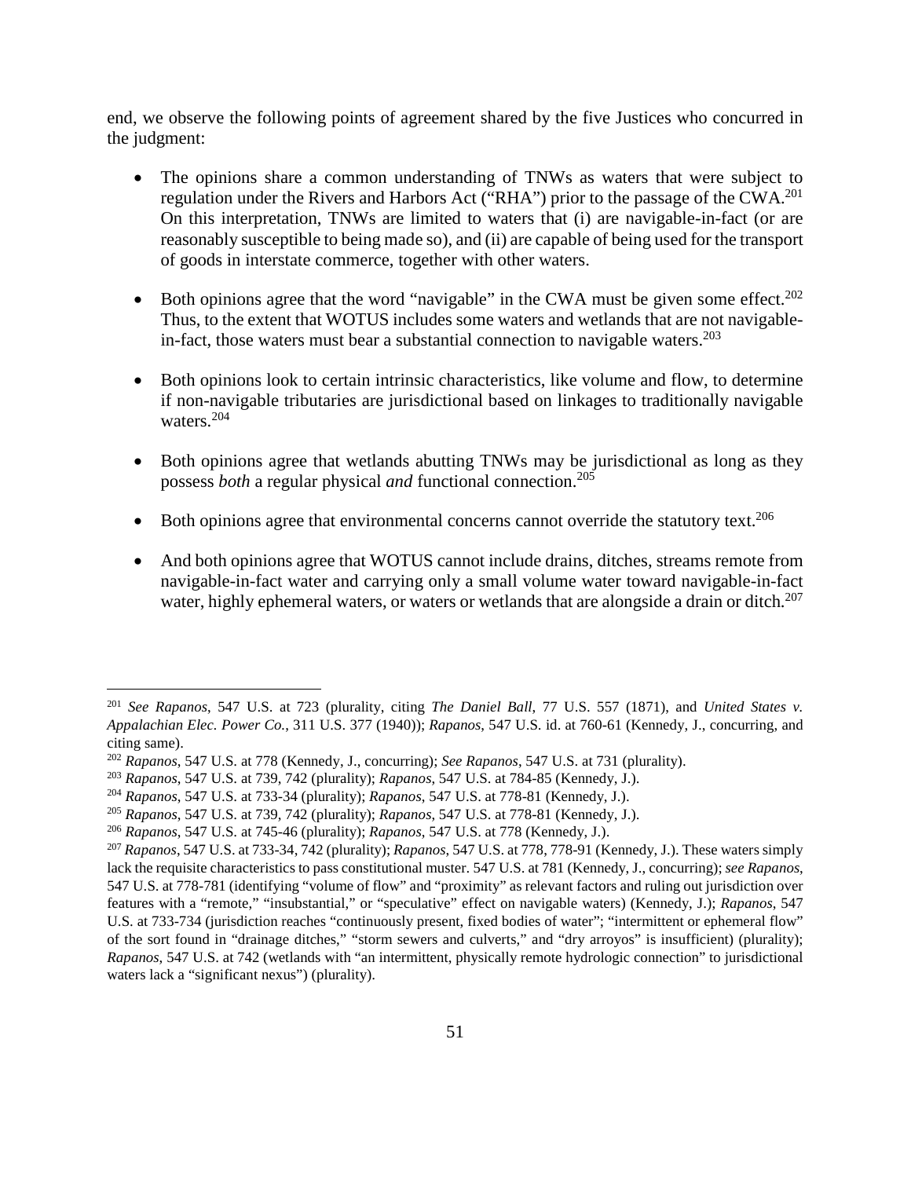end, we observe the following points of agreement shared by the five Justices who concurred in the judgment:

- The opinions share a common understanding of TNWs as waters that were subject to regulation under the Rivers and Harbors Act ("RHA") prior to the passage of the CWA.[201] On this interpretation, TNWs are limited to waters that (i) are navigable-in-fact (or are reasonably susceptible to being made so), and (ii) are capable of being used for the transport of goods in interstate commerce, together with other waters.

- Both opinions agree that the word "navigable" in the CWA must be given some effect.[202] Thus, to the extent that WOTUS includes some waters and wetlands that are not navigable-in-fact, those waters must bear a substantial connection to navigable waters.[203]

- Both opinions look to certain intrinsic characteristics, like volume and flow, to determine if non-navigable tributaries are jurisdictional based on linkages to traditionally navigable waters.[204]

- Both opinions agree that wetlands abutting TNWs may be jurisdictional as long as they possess *both* a regular physical *and* functional connection.[205]

- Both opinions agree that environmental concerns cannot override the statutory text.[206]

- And both opinions agree that WOTUS cannot include drains, ditches, streams remote from navigable-in-fact water and carrying only a small volume water toward navigable-in-fact water, highly ephemeral waters, or waters or wetlands that are alongside a drain or ditch.[207]

---

[201] *See Rapanos*, 547 U.S. at 723 (plurality, citing *The Daniel Ball*, 77 U.S. 557 (1871), and *United States v. Appalachian Elec. Power Co.*, 311 U.S. 377 (1940)); *Rapanos*, 547 U.S. id. at 760-61 (Kennedy, J., concurring, and citing same).

[202] *Rapanos*, 547 U.S. at 778 (Kennedy, J., concurring); *See Rapanos*, 547 U.S. at 731 (plurality).

[203] *Rapanos*, 547 U.S. at 739, 742 (plurality); *Rapanos*, 547 U.S. at 784-85 (Kennedy, J.).

[204] *Rapanos*, 547 U.S. at 733-34 (plurality); *Rapanos*, 547 U.S. at 778-81 (Kennedy, J.).

[205] *Rapanos*, 547 U.S. at 739, 742 (plurality); *Rapanos*, 547 U.S. at 778-81 (Kennedy, J.).

[206] *Rapanos*, 547 U.S. at 745-46 (plurality); *Rapanos*, 547 U.S. at 778 (Kennedy, J.).

[207] *Rapanos*, 547 U.S. at 733-34, 742 (plurality); *Rapanos*, 547 U.S. at 778, 778-91 (Kennedy, J.). These waters simply lack the requisite characteristics to pass constitutional muster. 547 U.S. at 781 (Kennedy, J., concurring); *see Rapanos*, 547 U.S. at 778-781 (identifying "volume of flow" and "proximity" as relevant factors and ruling out jurisdiction over features with a "remote," "insubstantial," or "speculative" effect on navigable waters) (Kennedy, J.); *Rapanos*, 547 U.S. at 733-734 (jurisdiction reaches "continuously present, fixed bodies of water"; "intermittent or ephemeral flow" of the sort found in "drainage ditches," "storm sewers and culverts," and "dry arroyos" is insufficient) (plurality); *Rapanos*, 547 U.S. at 742 (wetlands with "an intermittent, physically remote hydrologic connection" to jurisdictional waters lack a "significant nexus") (plurality).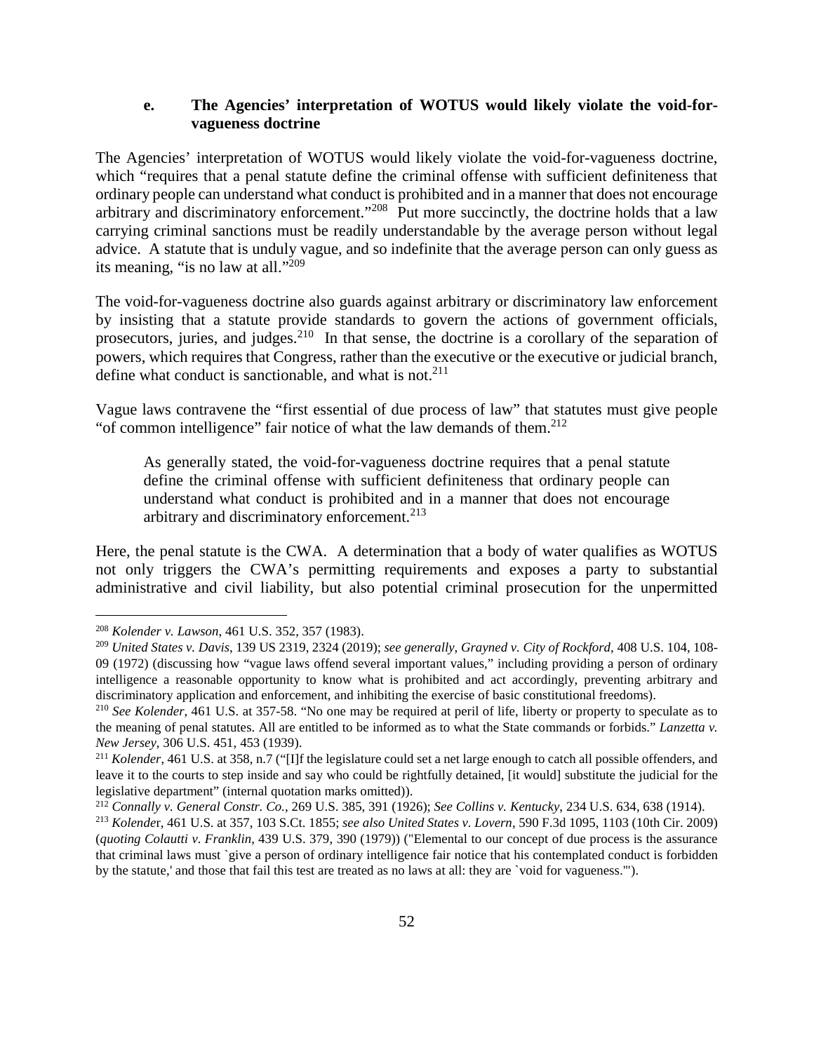#### e. The Agencies' interpretation of WOTUS would likely violate the void-for-vagueness doctrine

The Agencies' interpretation of WOTUS would likely violate the void-for-vagueness doctrine, which "requires that a penal statute define the criminal offense with sufficient definiteness that ordinary people can understand what conduct is prohibited and in a manner that does not encourage arbitrary and discriminatory enforcement."[208] Put more succinctly, the doctrine holds that a law carrying criminal sanctions must be readily understandable by the average person without legal advice. A statute that is unduly vague, and so indefinite that the average person can only guess as its meaning, "is no law at all."[209]

The void-for-vagueness doctrine also guards against arbitrary or discriminatory law enforcement by insisting that a statute provide standards to govern the actions of government officials, prosecutors, juries, and judges.[210] In that sense, the doctrine is a corollary of the separation of powers, which requires that Congress, rather than the executive or the executive or judicial branch, define what conduct is sanctionable, and what is not.[211]

Vague laws contravene the "first essential of due process of law" that statutes must give people "of common intelligence" fair notice of what the law demands of them.[212]

> As generally stated, the void-for-vagueness doctrine requires that a penal statute define the criminal offense with sufficient definiteness that ordinary people can understand what conduct is prohibited and in a manner that does not encourage arbitrary and discriminatory enforcement.[213]

Here, the penal statute is the CWA. A determination that a body of water qualifies as WOTUS not only triggers the CWA's permitting requirements and exposes a party to substantial administrative and civil liability, but also potential criminal prosecution for the unpermitted

---

[208] *Kolender v. Lawson*, 461 U.S. 352, 357 (1983).

[209] *United States v. Davis*, 139 US 2319, 2324 (2019); *see generally*, *Grayned v. City of Rockford*, 408 U.S. 104, 108-09 (1972) (discussing how "vague laws offend several important values," including providing a person of ordinary intelligence a reasonable opportunity to know what is prohibited and act accordingly, preventing arbitrary and discriminatory application and enforcement, and inhibiting the exercise of basic constitutional freedoms).

[210] *See Kolender*, 461 U.S. at 357-58. "No one may be required at peril of life, liberty or property to speculate as to the meaning of penal statutes. All are entitled to be informed as to what the State commands or forbids." *Lanzetta v. New Jersey*, 306 U.S. 451, 453 (1939).

[211] *Kolender*, 461 U.S. at 358, n.7 ("[I]f the legislature could set a net large enough to catch all possible offenders, and leave it to the courts to step inside and say who could be rightfully detained, [it would] substitute the judicial for the legislative department" (internal quotation marks omitted)).

[212] *Connally v. General Constr. Co.*, 269 U.S. 385, 391 (1926); *See Collins v. Kentucky*, 234 U.S. 634, 638 (1914).

[213] *Kolender*, 461 U.S. at 357, 103 S.Ct. 1855; *see also United States v. Lovern*, 590 F.3d 1095, 1103 (10th Cir. 2009) (*quoting Colautti v. Franklin*, 439 U.S. 379, 390 (1979)) ("Elemental to our concept of due process is the assurance that criminal laws must `give a person of ordinary intelligence fair notice that his contemplated conduct is forbidden by the statute,' and those that fail this test are treated as no laws at all: they are `void for vagueness.'").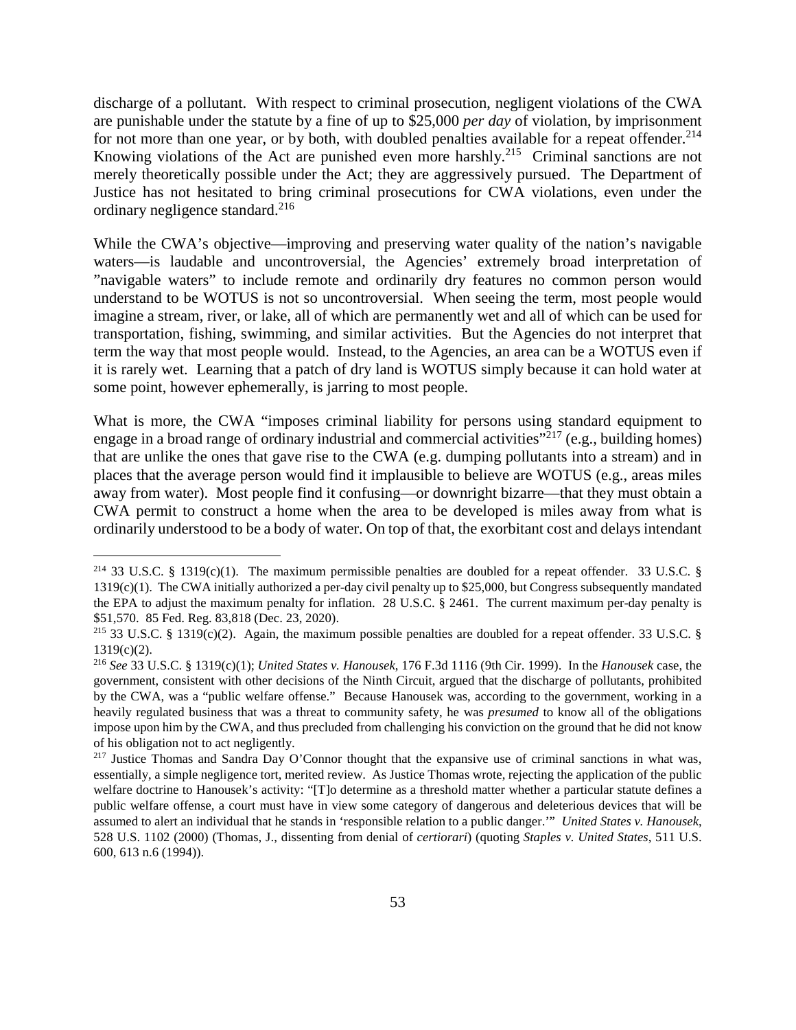discharge of a pollutant. With respect to criminal prosecution, negligent violations of the CWA are punishable under the statute by a fine of up to $25,000 *per day* of violation, by imprisonment for not more than one year, or by both, with doubled penalties available for a repeat offender.[214] Knowing violations of the Act are punished even more harshly.[215] Criminal sanctions are not merely theoretically possible under the Act; they are aggressively pursued. The Department of Justice has not hesitated to bring criminal prosecutions for CWA violations, even under the ordinary negligence standard.[216]

While the CWA's objective—improving and preserving water quality of the nation's navigable waters—is laudable and uncontroversial, the Agencies' extremely broad interpretation of "navigable waters" to include remote and ordinarily dry features no common person would understand to be WOTUS is not so uncontroversial. When seeing the term, most people would imagine a stream, river, or lake, all of which are permanently wet and all of which can be used for transportation, fishing, swimming, and similar activities. But the Agencies do not interpret that term the way that most people would. Instead, to the Agencies, an area can be a WOTUS even if it is rarely wet. Learning that a patch of dry land is WOTUS simply because it can hold water at some point, however ephemerally, is jarring to most people.

What is more, the CWA "imposes criminal liability for persons using standard equipment to engage in a broad range of ordinary industrial and commercial activities"[217] (e.g., building homes) that are unlike the ones that gave rise to the CWA (e.g. dumping pollutants into a stream) and in places that the average person would find it implausible to believe are WOTUS (e.g., areas miles away from water). Most people find it confusing—or downright bizarre—that they must obtain a CWA permit to construct a home when the area to be developed is miles away from what is ordinarily understood to be a body of water. On top of that, the exorbitant cost and delays intendant

---

[214] 33 U.S.C. § 1319(c)(1). The maximum permissible penalties are doubled for a repeat offender. 33 U.S.C. § 1319(c)(1). The CWA initially authorized a per-day civil penalty up to $25,000, but Congress subsequently mandated the EPA to adjust the maximum penalty for inflation. 28 U.S.C. § 2461. The current maximum per-day penalty is $51,570. 85 Fed. Reg. 83,818 (Dec. 23, 2020).

[215] 33 U.S.C. § 1319(c)(2). Again, the maximum possible penalties are doubled for a repeat offender. 33 U.S.C. § 1319(c)(2).

[216] *See* 33 U.S.C. § 1319(c)(1); *United States v. Hanousek*, 176 F.3d 1116 (9th Cir. 1999). In the *Hanousek* case, the government, consistent with other decisions of the Ninth Circuit, argued that the discharge of pollutants, prohibited by the CWA, was a "public welfare offense." Because Hanousek was, according to the government, working in a heavily regulated business that was a threat to community safety, he was *presumed* to know all of the obligations impose upon him by the CWA, and thus precluded from challenging his conviction on the ground that he did not know of his obligation not to act negligently.

[217] Justice Thomas and Sandra Day O'Connor thought that the expansive use of criminal sanctions in what was, essentially, a simple negligence tort, merited review. As Justice Thomas wrote, rejecting the application of the public welfare doctrine to Hanousek's activity: "[T]o determine as a threshold matter whether a particular statute defines a public welfare offense, a court must have in view some category of dangerous and deleterious devices that will be assumed to alert an individual that he stands in 'responsible relation to a public danger.'" *United States v. Hanousek*, 528 U.S. 1102 (2000) (Thomas, J., dissenting from denial of *certiorari*) (quoting *Staples v. United States*, 511 U.S. 600, 613 n.6 (1994)).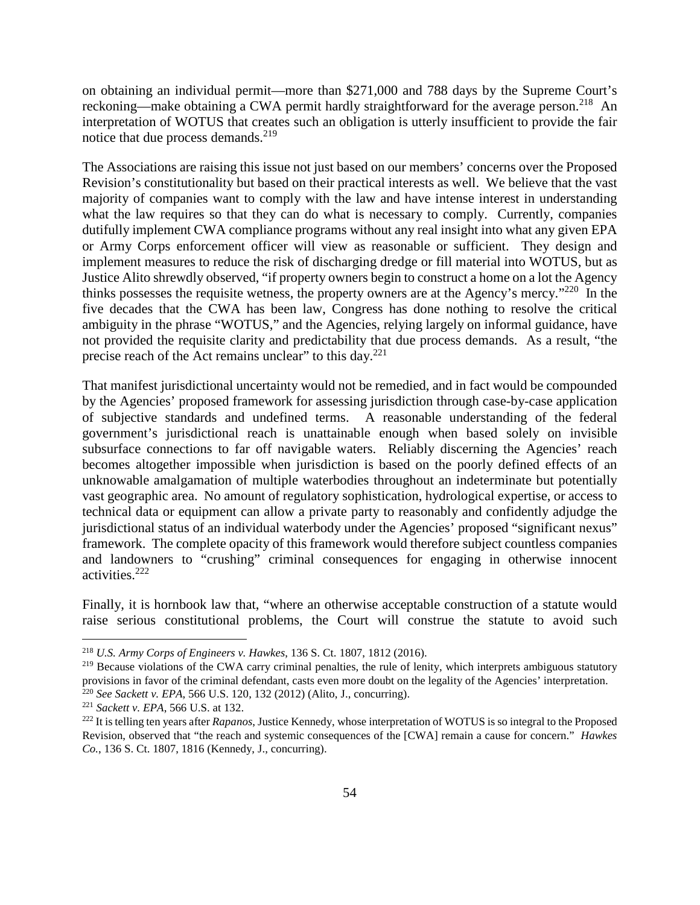on obtaining an individual permit—more than $271,000 and 788 days by the Supreme Court's reckoning—make obtaining a CWA permit hardly straightforward for the average person.[218] An interpretation of WOTUS that creates such an obligation is utterly insufficient to provide the fair notice that due process demands.[219]

The Associations are raising this issue not just based on our members' concerns over the Proposed Revision's constitutionality but based on their practical interests as well. We believe that the vast majority of companies want to comply with the law and have intense interest in understanding what the law requires so that they can do what is necessary to comply. Currently, companies dutifully implement CWA compliance programs without any real insight into what any given EPA or Army Corps enforcement officer will view as reasonable or sufficient. They design and implement measures to reduce the risk of discharging dredge or fill material into WOTUS, but as Justice Alito shrewdly observed, "if property owners begin to construct a home on a lot the Agency thinks possesses the requisite wetness, the property owners are at the Agency's mercy."[220] In the five decades that the CWA has been law, Congress has done nothing to resolve the critical ambiguity in the phrase "WOTUS," and the Agencies, relying largely on informal guidance, have not provided the requisite clarity and predictability that due process demands. As a result, "the precise reach of the Act remains unclear" to this day.[221]

That manifest jurisdictional uncertainty would not be remedied, and in fact would be compounded by the Agencies' proposed framework for assessing jurisdiction through case-by-case application of subjective standards and undefined terms. A reasonable understanding of the federal government's jurisdictional reach is unattainable enough when based solely on invisible subsurface connections to far off navigable waters. Reliably discerning the Agencies' reach becomes altogether impossible when jurisdiction is based on the poorly defined effects of an unknowable amalgamation of multiple waterbodies throughout an indeterminate but potentially vast geographic area. No amount of regulatory sophistication, hydrological expertise, or access to technical data or equipment can allow a private party to reasonably and confidently adjudge the jurisdictional status of an individual waterbody under the Agencies' proposed "significant nexus" framework. The complete opacity of this framework would therefore subject countless companies and landowners to "crushing" criminal consequences for engaging in otherwise innocent activities.[222]

Finally, it is hornbook law that, "where an otherwise acceptable construction of a statute would raise serious constitutional problems, the Court will construe the statute to avoid such

---

[218] *U.S. Army Corps of Engineers v. Hawkes*, 136 S. Ct. 1807, 1812 (2016).

[219] Because violations of the CWA carry criminal penalties, the rule of lenity, which interprets ambiguous statutory provisions in favor of the criminal defendant, casts even more doubt on the legality of the Agencies' interpretation.

[220] *See Sackett v. EPA*, 566 U.S. 120, 132 (2012) (Alito, J., concurring).

[221] *Sackett v. EPA*, 566 U.S. at 132.

[222] It is telling ten years after *Rapanos*, Justice Kennedy, whose interpretation of WOTUS is so integral to the Proposed Revision, observed that "the reach and systemic consequences of the [CWA] remain a cause for concern." *Hawkes Co.*, 136 S. Ct. 1807, 1816 (Kennedy, J., concurring).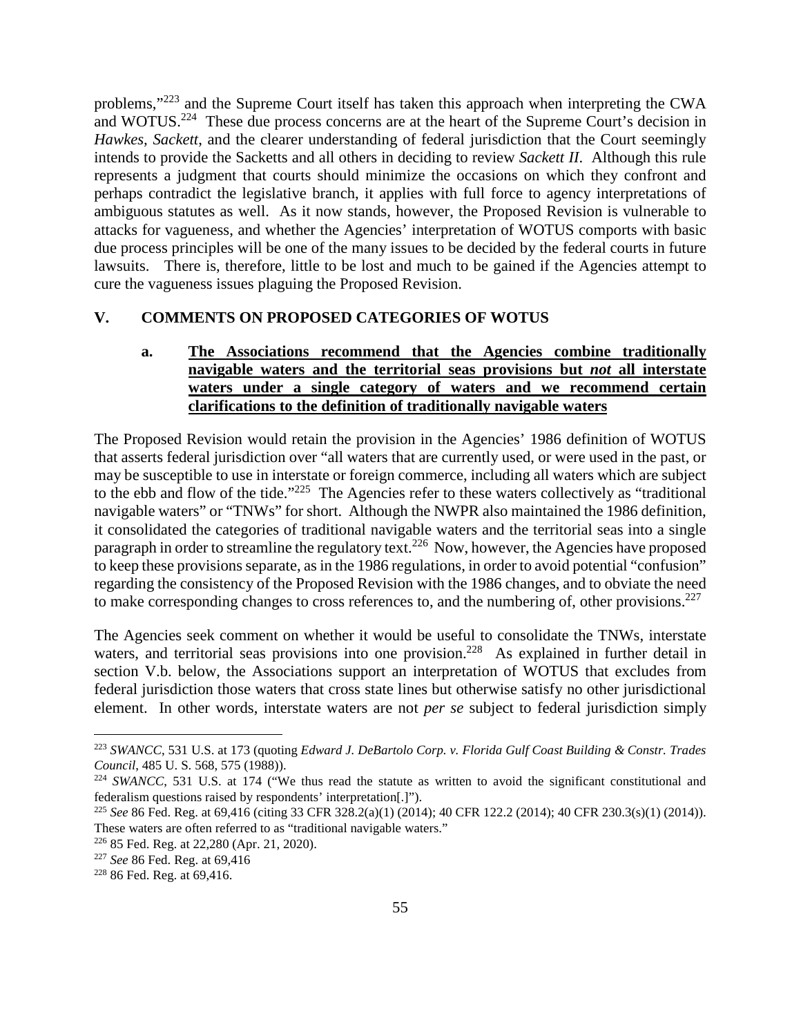problems,"[223] and the Supreme Court itself has taken this approach when interpreting the CWA and WOTUS.[224] These due process concerns are at the heart of the Supreme Court's decision in *Hawkes*, *Sackett*, and the clearer understanding of federal jurisdiction that the Court seemingly intends to provide the Sacketts and all others in deciding to review *Sackett II*. Although this rule represents a judgment that courts should minimize the occasions on which they confront and perhaps contradict the legislative branch, it applies with full force to agency interpretations of ambiguous statutes as well. As it now stands, however, the Proposed Revision is vulnerable to attacks for vagueness, and whether the Agencies' interpretation of WOTUS comports with basic due process principles will be one of the many issues to be decided by the federal courts in future lawsuits. There is, therefore, little to be lost and much to be gained if the Agencies attempt to cure the vagueness issues plaguing the Proposed Revision.

## V. COMMENTS ON PROPOSED CATEGORIES OF WOTUS

### a. <u>The Associations recommend that the Agencies combine traditionally navigable waters and the territorial seas provisions but *not* all interstate waters under a single category of waters and we recommend certain clarifications to the definition of traditionally navigable waters</u>

The Proposed Revision would retain the provision in the Agencies' 1986 definition of WOTUS that asserts federal jurisdiction over "all waters that are currently used, or were used in the past, or may be susceptible to use in interstate or foreign commerce, including all waters which are subject to the ebb and flow of the tide."[225] The Agencies refer to these waters collectively as "traditional navigable waters" or "TNWs" for short. Although the NWPR also maintained the 1986 definition, it consolidated the categories of traditional navigable waters and the territorial seas into a single paragraph in order to streamline the regulatory text.[226] Now, however, the Agencies have proposed to keep these provisions separate, as in the 1986 regulations, in order to avoid potential "confusion" regarding the consistency of the Proposed Revision with the 1986 changes, and to obviate the need to make corresponding changes to cross references to, and the numbering of, other provisions.[227]

The Agencies seek comment on whether it would be useful to consolidate the TNWs, interstate waters, and territorial seas provisions into one provision.[228] As explained in further detail in section V.b. below, the Associations support an interpretation of WOTUS that excludes from federal jurisdiction those waters that cross state lines but otherwise satisfy no other jurisdictional element. In other words, interstate waters are not *per se* subject to federal jurisdiction simply

---

[223] *SWANCC*, 531 U.S. at 173 (quoting *Edward J. DeBartolo Corp. v. Florida Gulf Coast Building & Constr. Trades Council*, 485 U. S. 568, 575 (1988)).

[224] *SWANCC*, 531 U.S. at 174 ("We thus read the statute as written to avoid the significant constitutional and federalism questions raised by respondents' interpretation[.]").

[225] *See* 86 Fed. Reg. at 69,416 (citing 33 CFR 328.2(a)(1) (2014); 40 CFR 122.2 (2014); 40 CFR 230.3(s)(1) (2014)). These waters are often referred to as "traditional navigable waters."

[226] 85 Fed. Reg. at 22,280 (Apr. 21, 2020).

[227] *See* 86 Fed. Reg. at 69,416

[228] 86 Fed. Reg. at 69,416.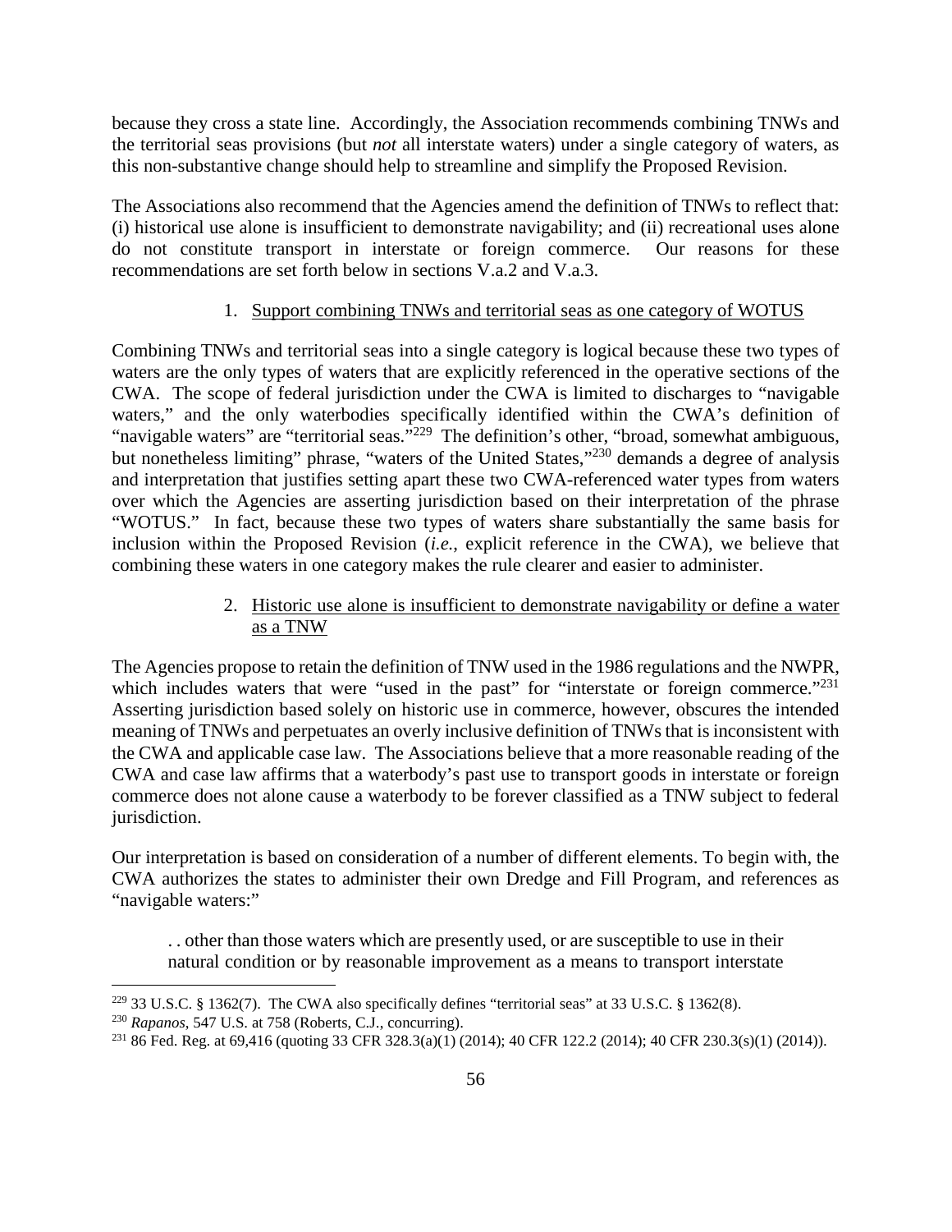because they cross a state line. Accordingly, the Association recommends combining TNWs and the territorial seas provisions (but *not* all interstate waters) under a single category of waters, as this non-substantive change should help to streamline and simplify the Proposed Revision.

The Associations also recommend that the Agencies amend the definition of TNWs to reflect that: (i) historical use alone is insufficient to demonstrate navigability; and (ii) recreational uses alone do not constitute transport in interstate or foreign commerce. Our reasons for these recommendations are set forth below in sections V.a.2 and V.a.3.

1. Support combining TNWs and territorial seas as one category of WOTUS

Combining TNWs and territorial seas into a single category is logical because these two types of waters are the only types of waters that are explicitly referenced in the operative sections of the CWA. The scope of federal jurisdiction under the CWA is limited to discharges to "navigable waters," and the only waterbodies specifically identified within the CWA's definition of "navigable waters" are "territorial seas."[229] The definition's other, "broad, somewhat ambiguous, but nonetheless limiting" phrase, "waters of the United States,"[230] demands a degree of analysis and interpretation that justifies setting apart these two CWA-referenced water types from waters over which the Agencies are asserting jurisdiction based on their interpretation of the phrase "WOTUS." In fact, because these two types of waters share substantially the same basis for inclusion within the Proposed Revision (*i.e.*, explicit reference in the CWA), we believe that combining these waters in one category makes the rule clearer and easier to administer.

2. Historic use alone is insufficient to demonstrate navigability or define a water as a TNW

The Agencies propose to retain the definition of TNW used in the 1986 regulations and the NWPR, which includes waters that were "used in the past" for "interstate or foreign commerce."[231] Asserting jurisdiction based solely on historic use in commerce, however, obscures the intended meaning of TNWs and perpetuates an overly inclusive definition of TNWs that is inconsistent with the CWA and applicable case law. The Associations believe that a more reasonable reading of the CWA and case law affirms that a waterbody's past use to transport goods in interstate or foreign commerce does not alone cause a waterbody to be forever classified as a TNW subject to federal jurisdiction.

Our interpretation is based on consideration of a number of different elements. To begin with, the CWA authorizes the states to administer their own Dredge and Fill Program, and references as "navigable waters:"

> . . other than those waters which are presently used, or are susceptible to use in their natural condition or by reasonable improvement as a means to transport interstate

---

[229] 33 U.S.C. § 1362(7). The CWA also specifically defines "territorial seas" at 33 U.S.C. § 1362(8).

[230] *Rapanos*, 547 U.S. at 758 (Roberts, C.J., concurring).

[231] 86 Fed. Reg. at 69,416 (quoting 33 CFR 328.3(a)(1) (2014); 40 CFR 122.2 (2014); 40 CFR 230.3(s)(1) (2014)).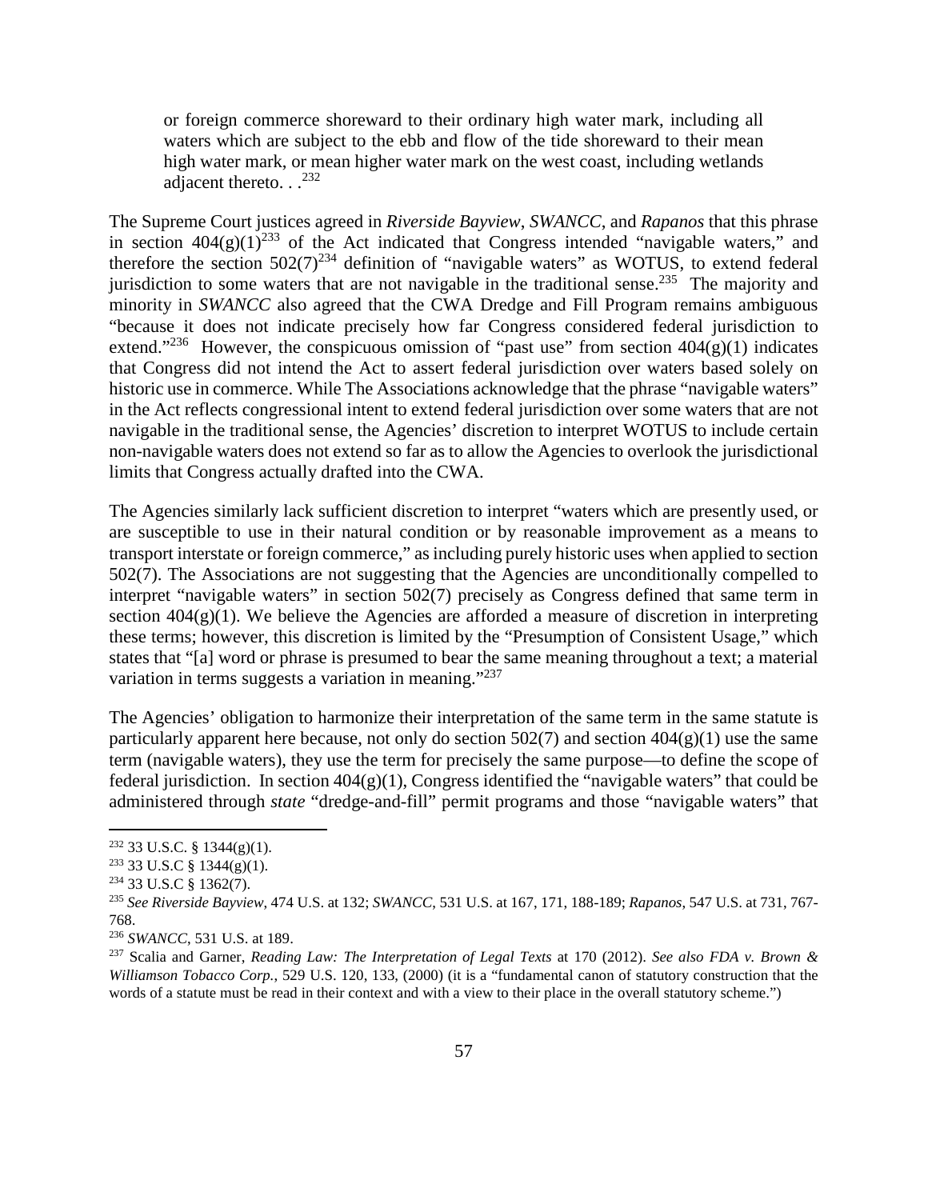> or foreign commerce shoreward to their ordinary high water mark, including all waters which are subject to the ebb and flow of the tide shoreward to their mean high water mark, or mean higher water mark on the west coast, including wetlands adjacent thereto. . .[232]

The Supreme Court justices agreed in *Riverside Bayview*, *SWANCC*, and *Rapanos* that this phrase in section 404(g)(1)[233] of the Act indicated that Congress intended "navigable waters," and therefore the section 502(7)[234] definition of "navigable waters" as WOTUS, to extend federal jurisdiction to some waters that are not navigable in the traditional sense.[235] The majority and minority in *SWANCC* also agreed that the CWA Dredge and Fill Program remains ambiguous "because it does not indicate precisely how far Congress considered federal jurisdiction to extend."[236] However, the conspicuous omission of "past use" from section 404(g)(1) indicates that Congress did not intend the Act to assert federal jurisdiction over waters based solely on historic use in commerce. While The Associations acknowledge that the phrase "navigable waters" in the Act reflects congressional intent to extend federal jurisdiction over some waters that are not navigable in the traditional sense, the Agencies' discretion to interpret WOTUS to include certain non-navigable waters does not extend so far as to allow the Agencies to overlook the jurisdictional limits that Congress actually drafted into the CWA.

The Agencies similarly lack sufficient discretion to interpret "waters which are presently used, or are susceptible to use in their natural condition or by reasonable improvement as a means to transport interstate or foreign commerce," as including purely historic uses when applied to section 502(7). The Associations are not suggesting that the Agencies are unconditionally compelled to interpret "navigable waters" in section 502(7) precisely as Congress defined that same term in section 404(g)(1). We believe the Agencies are afforded a measure of discretion in interpreting these terms; however, this discretion is limited by the "Presumption of Consistent Usage," which states that "[a] word or phrase is presumed to bear the same meaning throughout a text; a material variation in terms suggests a variation in meaning."[237]

The Agencies' obligation to harmonize their interpretation of the same term in the same statute is particularly apparent here because, not only do section 502(7) and section 404(g)(1) use the same term (navigable waters), they use the term for precisely the same purpose—to define the scope of federal jurisdiction. In section 404(g)(1), Congress identified the "navigable waters" that could be administered through *state* "dredge-and-fill" permit programs and those "navigable waters" that

---

[232] 33 U.S.C. § 1344(g)(1).

[233] 33 U.S.C § 1344(g)(1).

[234] 33 U.S.C § 1362(7).

[235] *See Riverside Bayview*, 474 U.S. at 132; *SWANCC*, 531 U.S. at 167, 171, 188-189; *Rapanos*, 547 U.S. at 731, 767-768.

[236] *SWANCC*, 531 U.S. at 189.

[237] Scalia and Garner, *Reading Law: The Interpretation of Legal Texts* at 170 (2012). *See also FDA v. Brown & Williamson Tobacco Corp.*, 529 U.S. 120, 133, (2000) (it is a "fundamental canon of statutory construction that the words of a statute must be read in their context and with a view to their place in the overall statutory scheme.")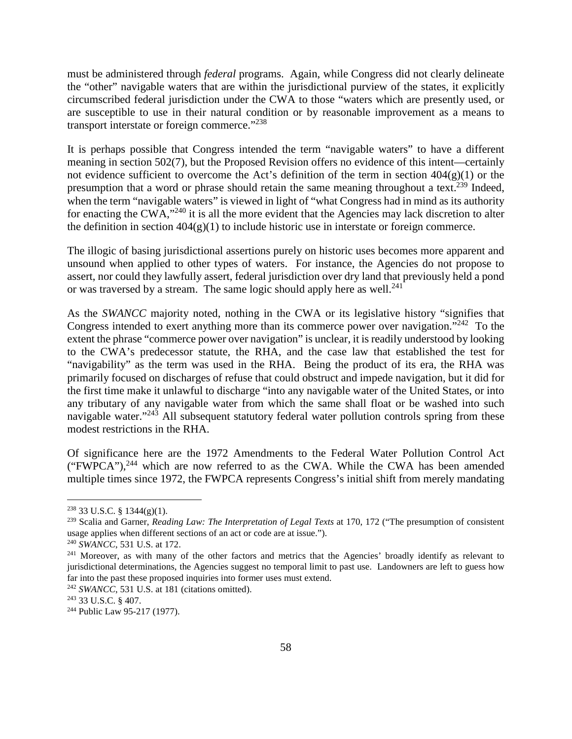must be administered through *federal* programs. Again, while Congress did not clearly delineate the "other" navigable waters that are within the jurisdictional purview of the states, it explicitly circumscribed federal jurisdiction under the CWA to those "waters which are presently used, or are susceptible to use in their natural condition or by reasonable improvement as a means to transport interstate or foreign commerce."[238]

It is perhaps possible that Congress intended the term "navigable waters" to have a different meaning in section 502(7), but the Proposed Revision offers no evidence of this intent—certainly not evidence sufficient to overcome the Act's definition of the term in section 404(g)(1) or the presumption that a word or phrase should retain the same meaning throughout a text.[239] Indeed, when the term "navigable waters" is viewed in light of "what Congress had in mind as its authority for enacting the CWA,"[240] it is all the more evident that the Agencies may lack discretion to alter the definition in section 404(g)(1) to include historic use in interstate or foreign commerce.

The illogic of basing jurisdictional assertions purely on historic uses becomes more apparent and unsound when applied to other types of waters. For instance, the Agencies do not propose to assert, nor could they lawfully assert, federal jurisdiction over dry land that previously held a pond or was traversed by a stream. The same logic should apply here as well.[241]

As the *SWANCC* majority noted, nothing in the CWA or its legislative history "signifies that Congress intended to exert anything more than its commerce power over navigation."[242] To the extent the phrase "commerce power over navigation" is unclear, it is readily understood by looking to the CWA's predecessor statute, the RHA, and the case law that established the test for "navigability" as the term was used in the RHA. Being the product of its era, the RHA was primarily focused on discharges of refuse that could obstruct and impede navigation, but it did for the first time make it unlawful to discharge "into any navigable water of the United States, or into any tributary of any navigable water from which the same shall float or be washed into such navigable water."[243] All subsequent statutory federal water pollution controls spring from these modest restrictions in the RHA.

Of significance here are the 1972 Amendments to the Federal Water Pollution Control Act ("FWPCA"),[244] which are now referred to as the CWA. While the CWA has been amended multiple times since 1972, the FWPCA represents Congress's initial shift from merely mandating

---

[238] 33 U.S.C. § 1344(g)(1).

[239] Scalia and Garner, *Reading Law: The Interpretation of Legal Texts* at 170, 172 ("The presumption of consistent usage applies when different sections of an act or code are at issue.").

[240] *SWANCC*, 531 U.S. at 172.

[241] Moreover, as with many of the other factors and metrics that the Agencies' broadly identify as relevant to jurisdictional determinations, the Agencies suggest no temporal limit to past use. Landowners are left to guess how far into the past these proposed inquiries into former uses must extend.

[242] *SWANCC*, 531 U.S. at 181 (citations omitted).

[243] 33 U.S.C. § 407.

[244] Public Law 95-217 (1977).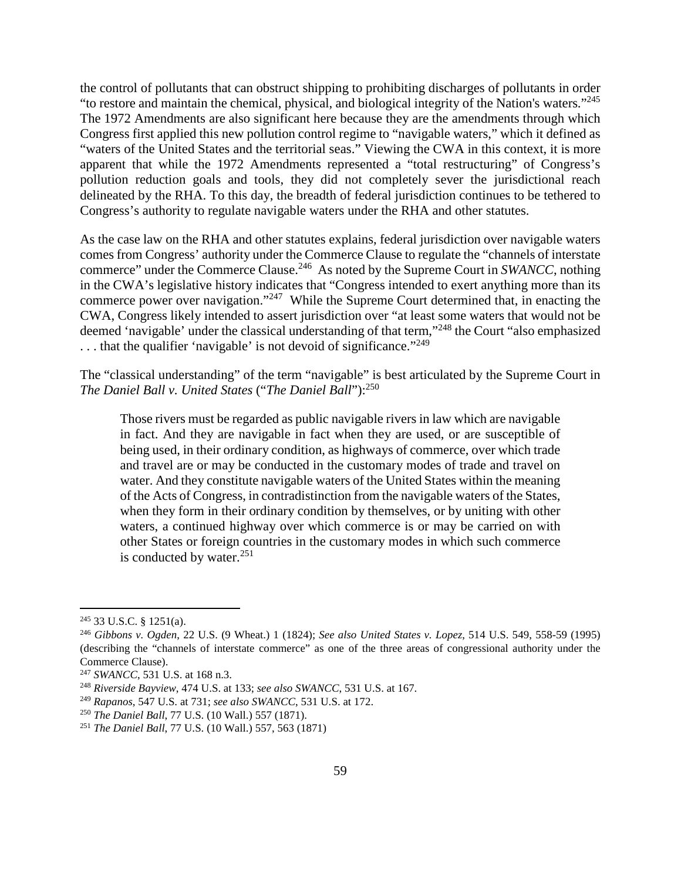the control of pollutants that can obstruct shipping to prohibiting discharges of pollutants in order "to restore and maintain the chemical, physical, and biological integrity of the Nation's waters."[245] The 1972 Amendments are also significant here because they are the amendments through which Congress first applied this new pollution control regime to "navigable waters," which it defined as "waters of the United States and the territorial seas." Viewing the CWA in this context, it is more apparent that while the 1972 Amendments represented a "total restructuring" of Congress's pollution reduction goals and tools, they did not completely sever the jurisdictional reach delineated by the RHA. To this day, the breadth of federal jurisdiction continues to be tethered to Congress's authority to regulate navigable waters under the RHA and other statutes.

As the case law on the RHA and other statutes explains, federal jurisdiction over navigable waters comes from Congress' authority under the Commerce Clause to regulate the "channels of interstate commerce" under the Commerce Clause.[246] As noted by the Supreme Court in *SWANCC*, nothing in the CWA's legislative history indicates that "Congress intended to exert anything more than its commerce power over navigation."[247] While the Supreme Court determined that, in enacting the CWA, Congress likely intended to assert jurisdiction over "at least some waters that would not be deemed 'navigable' under the classical understanding of that term,"[248] the Court "also emphasized . . . that the qualifier 'navigable' is not devoid of significance."[249]

The "classical understanding" of the term "navigable" is best articulated by the Supreme Court in *The Daniel Ball v. United States* ("*The Daniel Ball*"):[250]

> Those rivers must be regarded as public navigable rivers in law which are navigable in fact. And they are navigable in fact when they are used, or are susceptible of being used, in their ordinary condition, as highways of commerce, over which trade and travel are or may be conducted in the customary modes of trade and travel on water. And they constitute navigable waters of the United States within the meaning of the Acts of Congress, in contradistinction from the navigable waters of the States, when they form in their ordinary condition by themselves, or by uniting with other waters, a continued highway over which commerce is or may be carried on with other States or foreign countries in the customary modes in which such commerce is conducted by water.[251]

---

[245] 33 U.S.C. § 1251(a).

[246] *Gibbons v. Ogden*, 22 U.S. (9 Wheat.) 1 (1824); *See also United States v. Lopez*, 514 U.S. 549, 558-59 (1995) (describing the "channels of interstate commerce" as one of the three areas of congressional authority under the Commerce Clause).

[247] *SWANCC*, 531 U.S. at 168 n.3.

[248] *Riverside Bayview*, 474 U.S. at 133; *see also SWANCC*, 531 U.S. at 167.

[249] *Rapanos*, 547 U.S. at 731; *see also SWANCC*, 531 U.S. at 172.

[250] *The Daniel Ball*, 77 U.S. (10 Wall.) 557 (1871).

[251] *The Daniel Ball*, 77 U.S. (10 Wall.) 557, 563 (1871)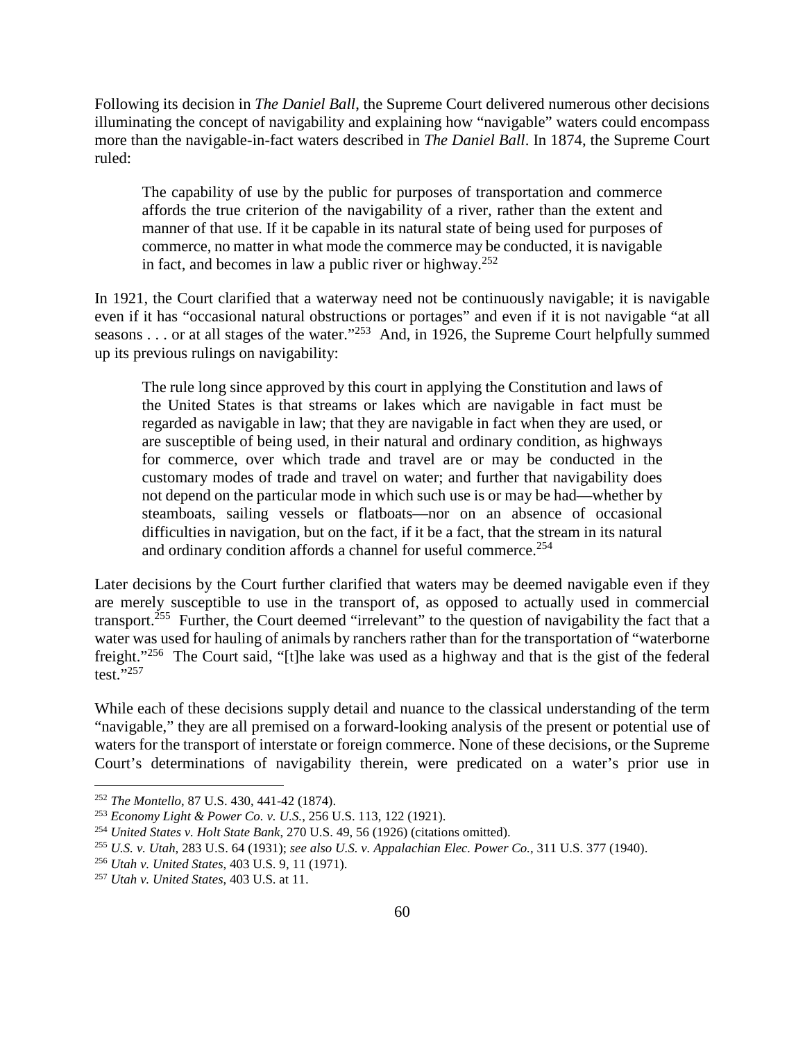Following its decision in *The Daniel Ball*, the Supreme Court delivered numerous other decisions illuminating the concept of navigability and explaining how "navigable" waters could encompass more than the navigable-in-fact waters described in *The Daniel Ball*. In 1874, the Supreme Court ruled:

> The capability of use by the public for purposes of transportation and commerce affords the true criterion of the navigability of a river, rather than the extent and manner of that use. If it be capable in its natural state of being used for purposes of commerce, no matter in what mode the commerce may be conducted, it is navigable in fact, and becomes in law a public river or highway.[252]

In 1921, the Court clarified that a waterway need not be continuously navigable; it is navigable even if it has "occasional natural obstructions or portages" and even if it is not navigable "at all seasons . . . or at all stages of the water."[253] And, in 1926, the Supreme Court helpfully summed up its previous rulings on navigability:

> The rule long since approved by this court in applying the Constitution and laws of the United States is that streams or lakes which are navigable in fact must be regarded as navigable in law; that they are navigable in fact when they are used, or are susceptible of being used, in their natural and ordinary condition, as highways for commerce, over which trade and travel are or may be conducted in the customary modes of trade and travel on water; and further that navigability does not depend on the particular mode in which such use is or may be had—whether by steamboats, sailing vessels or flatboats—nor on an absence of occasional difficulties in navigation, but on the fact, if it be a fact, that the stream in its natural and ordinary condition affords a channel for useful commerce.[254]

Later decisions by the Court further clarified that waters may be deemed navigable even if they are merely susceptible to use in the transport of, as opposed to actually used in commercial transport.[255] Further, the Court deemed "irrelevant" to the question of navigability the fact that a water was used for hauling of animals by ranchers rather than for the transportation of "waterborne freight."[256] The Court said, "[t]he lake was used as a highway and that is the gist of the federal test."[257]

While each of these decisions supply detail and nuance to the classical understanding of the term "navigable," they are all premised on a forward-looking analysis of the present or potential use of waters for the transport of interstate or foreign commerce. None of these decisions, or the Supreme Court's determinations of navigability therein, were predicated on a water's prior use in

---

[252] *The Montello*, 87 U.S. 430, 441-42 (1874).

[253] *Economy Light & Power Co. v. U.S.*, 256 U.S. 113, 122 (1921).

[254] *United States v. Holt State Bank*, 270 U.S. 49, 56 (1926) (citations omitted).

[255] *U.S. v. Utah*, 283 U.S. 64 (1931); *see also U.S. v. Appalachian Elec. Power Co.*, 311 U.S. 377 (1940).

[256] *Utah v. United States*, 403 U.S. 9, 11 (1971).

[257] *Utah v. United States*, 403 U.S. at 11.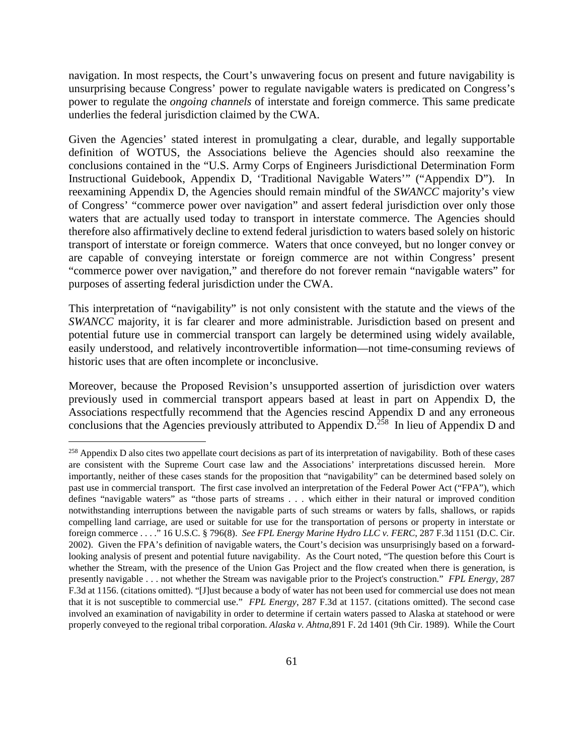navigation. In most respects, the Court's unwavering focus on present and future navigability is unsurprising because Congress' power to regulate navigable waters is predicated on Congress's power to regulate the *ongoing channels* of interstate and foreign commerce. This same predicate underlies the federal jurisdiction claimed by the CWA.

Given the Agencies' stated interest in promulgating a clear, durable, and legally supportable definition of WOTUS, the Associations believe the Agencies should also reexamine the conclusions contained in the "U.S. Army Corps of Engineers Jurisdictional Determination Form Instructional Guidebook, Appendix D, 'Traditional Navigable Waters'" ("Appendix D"). In reexamining Appendix D, the Agencies should remain mindful of the *SWANCC* majority's view of Congress' "commerce power over navigation" and assert federal jurisdiction over only those waters that are actually used today to transport in interstate commerce. The Agencies should therefore also affirmatively decline to extend federal jurisdiction to waters based solely on historic transport of interstate or foreign commerce. Waters that once conveyed, but no longer convey or are capable of conveying interstate or foreign commerce are not within Congress' present "commerce power over navigation," and therefore do not forever remain "navigable waters" for purposes of asserting federal jurisdiction under the CWA.

This interpretation of "navigability" is not only consistent with the statute and the views of the *SWANCC* majority, it is far clearer and more administrable. Jurisdiction based on present and potential future use in commercial transport can largely be determined using widely available, easily understood, and relatively incontrovertible information—not time-consuming reviews of historic uses that are often incomplete or inconclusive.

Moreover, because the Proposed Revision's unsupported assertion of jurisdiction over waters previously used in commercial transport appears based at least in part on Appendix D, the Associations respectfully recommend that the Agencies rescind Appendix D and any erroneous conclusions that the Agencies previously attributed to Appendix D.[258] In lieu of Appendix D and

---

[258] Appendix D also cites two appellate court decisions as part of its interpretation of navigability. Both of these cases are consistent with the Supreme Court case law and the Associations' interpretations discussed herein. More importantly, neither of these cases stands for the proposition that "navigability" can be determined based solely on past use in commercial transport. The first case involved an interpretation of the Federal Power Act ("FPA"), which defines "navigable waters" as "those parts of streams . . . which either in their natural or improved condition notwithstanding interruptions between the navigable parts of such streams or waters by falls, shallows, or rapids compelling land carriage, are used or suitable for use for the transportation of persons or property in interstate or foreign commerce . . . ." 16 U.S.C. § 796(8). *See FPL Energy Marine Hydro LLC v. FERC*, 287 F.3d 1151 (D.C. Cir. 2002). Given the FPA's definition of navigable waters, the Court's decision was unsurprisingly based on a forward-looking analysis of present and potential future navigability. As the Court noted, "The question before this Court is whether the Stream, with the presence of the Union Gas Project and the flow created when there is generation, is presently navigable . . . not whether the Stream was navigable prior to the Project's construction." *FPL Energy*, 287 F.3d at 1156. (citations omitted). "[J]ust because a body of water has not been used for commercial use does not mean that it is not susceptible to commercial use." *FPL Energy*, 287 F.3d at 1157. (citations omitted). The second case involved an examination of navigability in order to determine if certain waters passed to Alaska at statehood or were properly conveyed to the regional tribal corporation. *Alaska v. Ahtna*,891 F. 2d 1401 (9th Cir. 1989). While the Court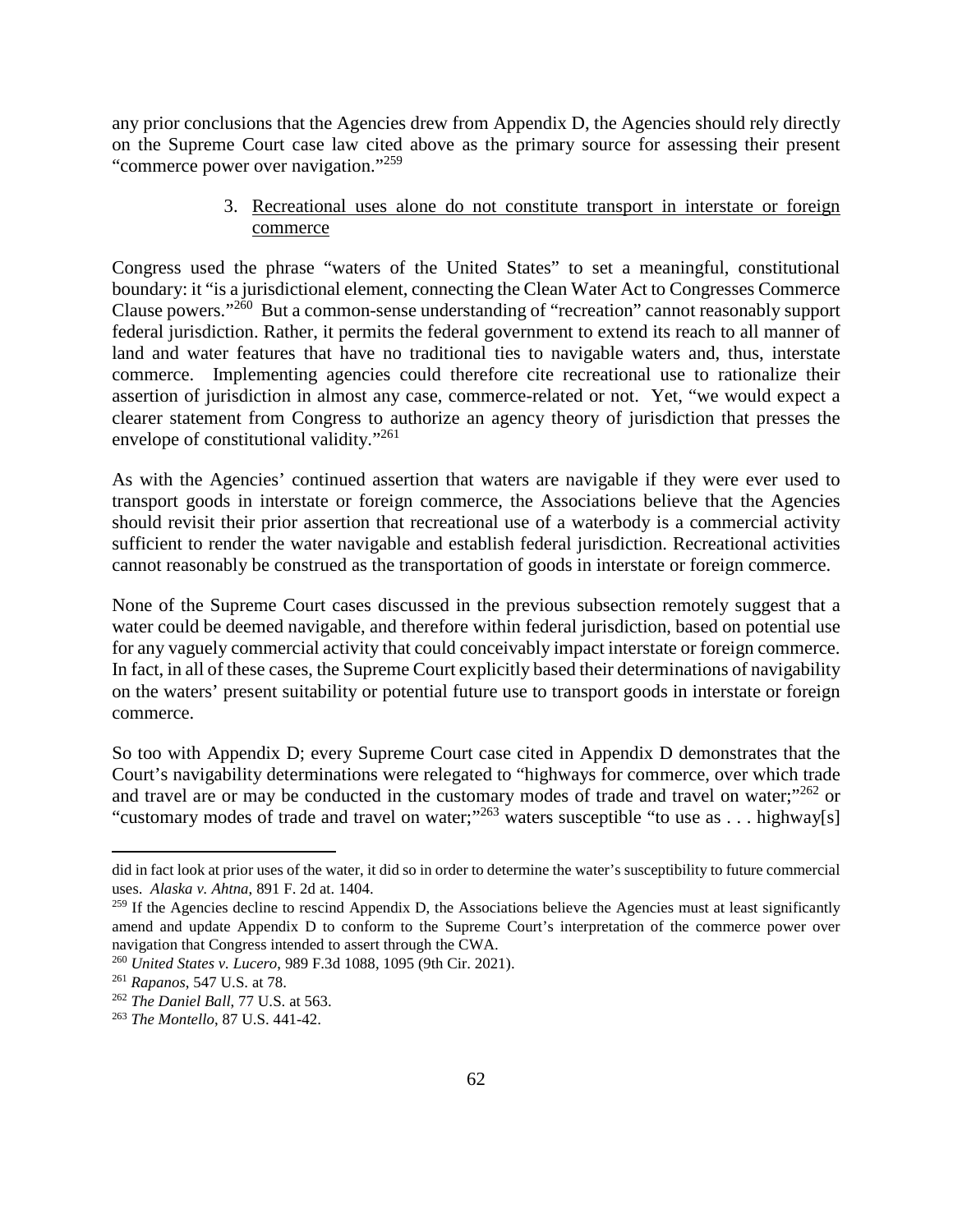any prior conclusions that the Agencies drew from Appendix D, the Agencies should rely directly on the Supreme Court case law cited above as the primary source for assessing their present "commerce power over navigation."[259]

### 3. Recreational uses alone do not constitute transport in interstate or foreign commerce

Congress used the phrase "waters of the United States" to set a meaningful, constitutional boundary: it "is a jurisdictional element, connecting the Clean Water Act to Congresses Commerce Clause powers."[260] But a common-sense understanding of "recreation" cannot reasonably support federal jurisdiction. Rather, it permits the federal government to extend its reach to all manner of land and water features that have no traditional ties to navigable waters and, thus, interstate commerce. Implementing agencies could therefore cite recreational use to rationalize their assertion of jurisdiction in almost any case, commerce-related or not. Yet, "we would expect a clearer statement from Congress to authorize an agency theory of jurisdiction that presses the envelope of constitutional validity."[261]

As with the Agencies' continued assertion that waters are navigable if they were ever used to transport goods in interstate or foreign commerce, the Associations believe that the Agencies should revisit their prior assertion that recreational use of a waterbody is a commercial activity sufficient to render the water navigable and establish federal jurisdiction. Recreational activities cannot reasonably be construed as the transportation of goods in interstate or foreign commerce.

None of the Supreme Court cases discussed in the previous subsection remotely suggest that a water could be deemed navigable, and therefore within federal jurisdiction, based on potential use for any vaguely commercial activity that could conceivably impact interstate or foreign commerce. In fact, in all of these cases, the Supreme Court explicitly based their determinations of navigability on the waters' present suitability or potential future use to transport goods in interstate or foreign commerce.

So too with Appendix D; every Supreme Court case cited in Appendix D demonstrates that the Court's navigability determinations were relegated to "highways for commerce, over which trade and travel are or may be conducted in the customary modes of trade and travel on water;"[262] or "customary modes of trade and travel on water;"[263] waters susceptible "to use as . . . highway[s]

---

did in fact look at prior uses of the water, it did so in order to determine the water's susceptibility to future commercial uses. *Alaska v. Ahtna*, 891 F. 2d at. 1404.

[259] If the Agencies decline to rescind Appendix D, the Associations believe the Agencies must at least significantly amend and update Appendix D to conform to the Supreme Court's interpretation of the commerce power over navigation that Congress intended to assert through the CWA.

[260] *United States v. Lucero*, 989 F.3d 1088, 1095 (9th Cir. 2021).

[261] *Rapanos*, 547 U.S. at 78.

[262] *The Daniel Ball*, 77 U.S. at 563.

[263] *The Montello*, 87 U.S. 441-42.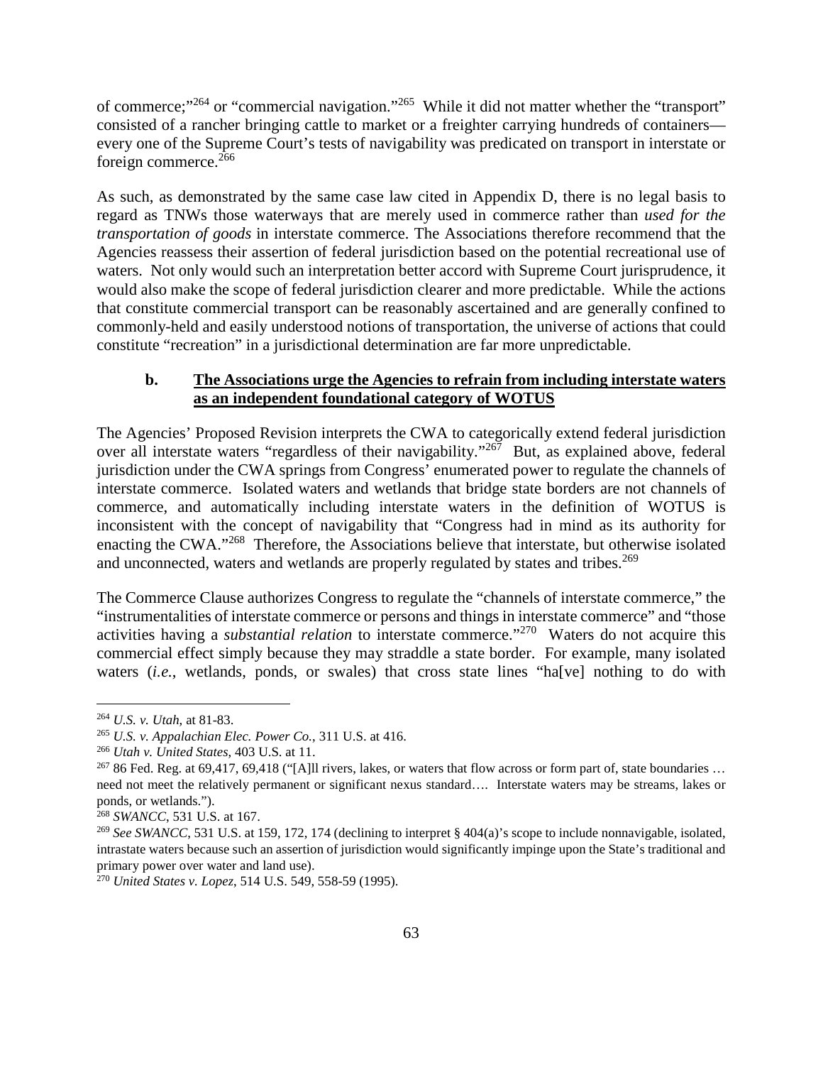of commerce;"[264] or "commercial navigation."[265] While it did not matter whether the "transport" consisted of a rancher bringing cattle to market or a freighter carrying hundreds of containers—every one of the Supreme Court's tests of navigability was predicated on transport in interstate or foreign commerce.[266]

As such, as demonstrated by the same case law cited in Appendix D, there is no legal basis to regard as TNWs those waterways that are merely used in commerce rather than *used for the transportation of goods* in interstate commerce. The Associations therefore recommend that the Agencies reassess their assertion of federal jurisdiction based on the potential recreational use of waters. Not only would such an interpretation better accord with Supreme Court jurisprudence, it would also make the scope of federal jurisdiction clearer and more predictable. While the actions that constitute commercial transport can be reasonably ascertained and are generally confined to commonly-held and easily understood notions of transportation, the universe of actions that could constitute "recreation" in a jurisdictional determination are far more unpredictable.

#### b. **The Associations urge the Agencies to refrain from including interstate waters as an independent foundational category of WOTUS**

The Agencies' Proposed Revision interprets the CWA to categorically extend federal jurisdiction over all interstate waters "regardless of their navigability."[267] But, as explained above, federal jurisdiction under the CWA springs from Congress' enumerated power to regulate the channels of interstate commerce. Isolated waters and wetlands that bridge state borders are not channels of commerce, and automatically including interstate waters in the definition of WOTUS is inconsistent with the concept of navigability that "Congress had in mind as its authority for enacting the CWA."[268] Therefore, the Associations believe that interstate, but otherwise isolated and unconnected, waters and wetlands are properly regulated by states and tribes.[269]

The Commerce Clause authorizes Congress to regulate the "channels of interstate commerce," the "instrumentalities of interstate commerce or persons and things in interstate commerce" and "those activities having a *substantial relation* to interstate commerce."[270] Waters do not acquire this commercial effect simply because they may straddle a state border. For example, many isolated waters (*i.e.*, wetlands, ponds, or swales) that cross state lines "ha[ve] nothing to do with

---

[264] *U.S. v. Utah*, at 81-83.

[265] *U.S. v. Appalachian Elec. Power Co.*, 311 U.S. at 416.

[266] *Utah v. United States*, 403 U.S. at 11.

[267] 86 Fed. Reg. at 69,417, 69,418 ("[A]ll rivers, lakes, or waters that flow across or form part of, state boundaries … need not meet the relatively permanent or significant nexus standard…. Interstate waters may be streams, lakes or ponds, or wetlands.").

[268] *SWANCC*, 531 U.S. at 167.

[269] *See SWANCC*, 531 U.S. at 159, 172, 174 (declining to interpret § 404(a)'s scope to include nonnavigable, isolated, intrastate waters because such an assertion of jurisdiction would significantly impinge upon the State's traditional and primary power over water and land use).

[270] *United States v. Lopez*, 514 U.S. 549, 558-59 (1995).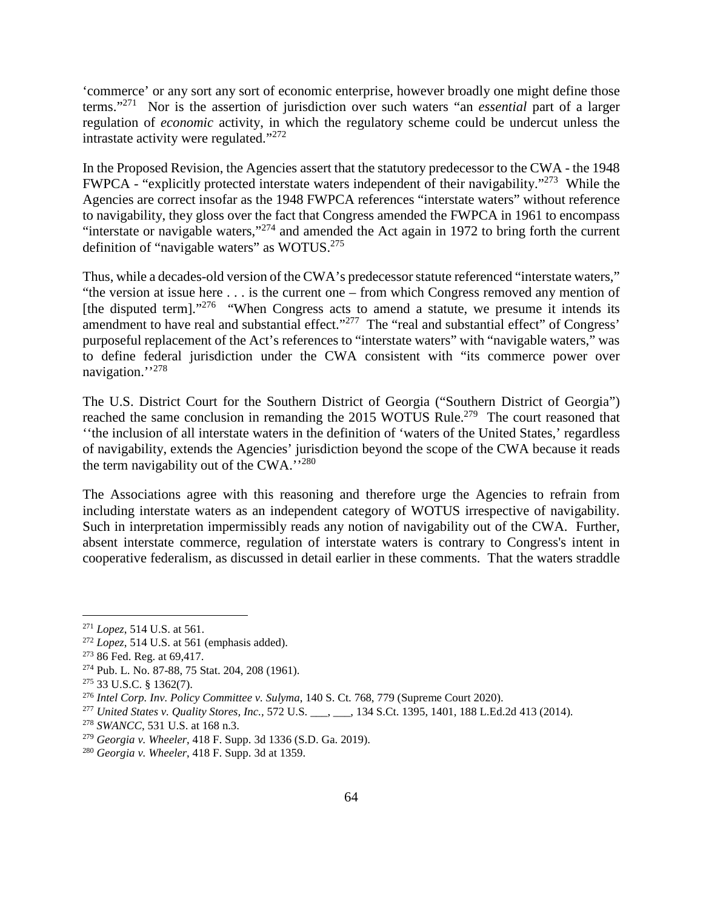'commerce' or any sort any sort of economic enterprise, however broadly one might define those terms."[271] Nor is the assertion of jurisdiction over such waters "an *essential* part of a larger regulation of *economic* activity, in which the regulatory scheme could be undercut unless the intrastate activity were regulated."[272]

In the Proposed Revision, the Agencies assert that the statutory predecessor to the CWA - the 1948 FWPCA - "explicitly protected interstate waters independent of their navigability."[273] While the Agencies are correct insofar as the 1948 FWPCA references "interstate waters" without reference to navigability, they gloss over the fact that Congress amended the FWPCA in 1961 to encompass "interstate or navigable waters,"[274] and amended the Act again in 1972 to bring forth the current definition of "navigable waters" as WOTUS.[275]

Thus, while a decades-old version of the CWA's predecessor statute referenced "interstate waters," "the version at issue here . . . is the current one – from which Congress removed any mention of [the disputed term]."[276] "When Congress acts to amend a statute, we presume it intends its amendment to have real and substantial effect."[277] The "real and substantial effect" of Congress' purposeful replacement of the Act's references to "interstate waters" with "navigable waters," was to define federal jurisdiction under the CWA consistent with "its commerce power over navigation.''[278]

The U.S. District Court for the Southern District of Georgia ("Southern District of Georgia") reached the same conclusion in remanding the 2015 WOTUS Rule.[279] The court reasoned that ''the inclusion of all interstate waters in the definition of 'waters of the United States,' regardless of navigability, extends the Agencies' jurisdiction beyond the scope of the CWA because it reads the term navigability out of the CWA.''[280]

The Associations agree with this reasoning and therefore urge the Agencies to refrain from including interstate waters as an independent category of WOTUS irrespective of navigability. Such in interpretation impermissibly reads any notion of navigability out of the CWA. Further, absent interstate commerce, regulation of interstate waters is contrary to Congress's intent in cooperative federalism, as discussed in detail earlier in these comments. That the waters straddle

---

[271] *Lopez*, 514 U.S. at 561.

[272] *Lopez*, 514 U.S. at 561 (emphasis added).

[273] 86 Fed. Reg. at 69,417.

[274] Pub. L. No. 87-88, 75 Stat. 204, 208 (1961).

[275] 33 U.S.C. § 1362(7).

[276] *Intel Corp. Inv. Policy Committee v. Sulyma*, 140 S. Ct. 768, 779 (Supreme Court 2020).

[277] *United States v. Quality Stores, Inc.*, 572 U.S. ___, ___, 134 S.Ct. 1395, 1401, 188 L.Ed.2d 413 (2014).

[278] *SWANCC*, 531 U.S. at 168 n.3.

[279] *Georgia v. Wheeler*, 418 F. Supp. 3d 1336 (S.D. Ga. 2019).

[280] *Georgia v. Wheeler*, 418 F. Supp. 3d at 1359.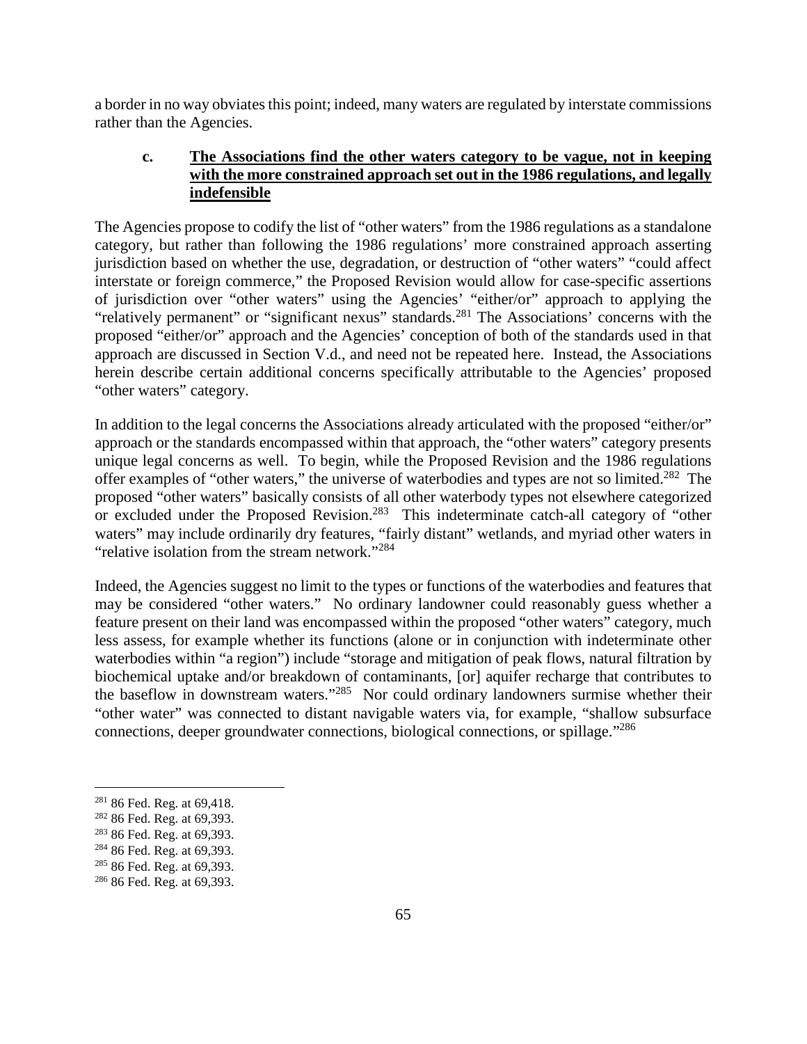a border in no way obviates this point; indeed, many waters are regulated by interstate commissions rather than the Agencies.

#### c. **The Associations find the other waters category to be vague, not in keeping with the more constrained approach set out in the 1986 regulations, and legally indefensible**

The Agencies propose to codify the list of "other waters" from the 1986 regulations as a standalone category, but rather than following the 1986 regulations' more constrained approach asserting jurisdiction based on whether the use, degradation, or destruction of "other waters" "could affect interstate or foreign commerce," the Proposed Revision would allow for case-specific assertions of jurisdiction over "other waters" using the Agencies' "either/or" approach to applying the "relatively permanent" or "significant nexus" standards.[281] The Associations' concerns with the proposed "either/or" approach and the Agencies' conception of both of the standards used in that approach are discussed in Section V.d., and need not be repeated here. Instead, the Associations herein describe certain additional concerns specifically attributable to the Agencies' proposed "other waters" category.

In addition to the legal concerns the Associations already articulated with the proposed "either/or" approach or the standards encompassed within that approach, the "other waters" category presents unique legal concerns as well. To begin, while the Proposed Revision and the 1986 regulations offer examples of "other waters," the universe of waterbodies and types are not so limited.[282] The proposed "other waters" basically consists of all other waterbody types not elsewhere categorized or excluded under the Proposed Revision.[283] This indeterminate catch-all category of "other waters" may include ordinarily dry features, "fairly distant" wetlands, and myriad other waters in "relative isolation from the stream network."[284]

Indeed, the Agencies suggest no limit to the types or functions of the waterbodies and features that may be considered "other waters." No ordinary landowner could reasonably guess whether a feature present on their land was encompassed within the proposed "other waters" category, much less assess, for example whether its functions (alone or in conjunction with indeterminate other waterbodies within "a region") include "storage and mitigation of peak flows, natural filtration by biochemical uptake and/or breakdown of contaminants, [or] aquifer recharge that contributes to the baseflow in downstream waters."[285] Nor could ordinary landowners surmise whether their "other water" was connected to distant navigable waters via, for example, "shallow subsurface connections, deeper groundwater connections, biological connections, or spillage."[286]

---

[281] 86 Fed. Reg. at 69,418.
[282] 86 Fed. Reg. at 69,393.
[283] 86 Fed. Reg. at 69,393.
[284] 86 Fed. Reg. at 69,393.
[285] 86 Fed. Reg. at 69,393.
[286] 86 Fed. Reg. at 69,393.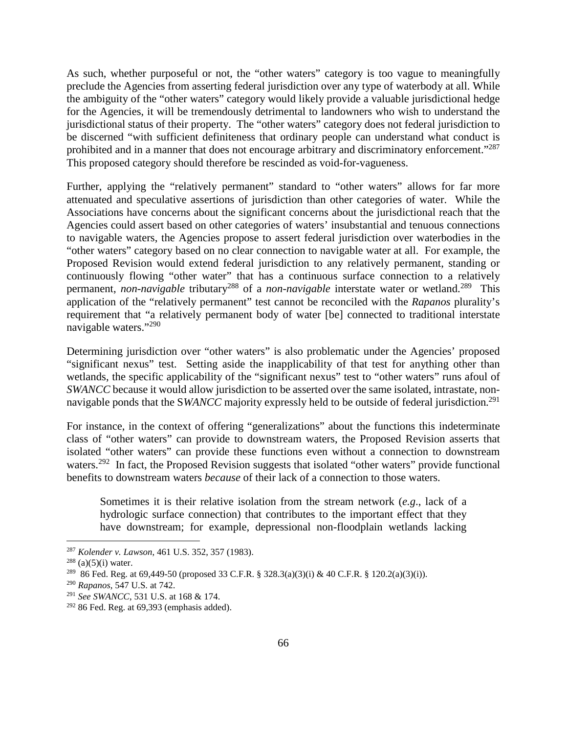As such, whether purposeful or not, the "other waters" category is too vague to meaningfully preclude the Agencies from asserting federal jurisdiction over any type of waterbody at all. While the ambiguity of the "other waters" category would likely provide a valuable jurisdictional hedge for the Agencies, it will be tremendously detrimental to landowners who wish to understand the jurisdictional status of their property. The "other waters" category does not federal jurisdiction to be discerned "with sufficient definiteness that ordinary people can understand what conduct is prohibited and in a manner that does not encourage arbitrary and discriminatory enforcement."[287] This proposed category should therefore be rescinded as void-for-vagueness.

Further, applying the "relatively permanent" standard to "other waters" allows for far more attenuated and speculative assertions of jurisdiction than other categories of water. While the Associations have concerns about the significant concerns about the jurisdictional reach that the Agencies could assert based on other categories of waters' insubstantial and tenuous connections to navigable waters, the Agencies propose to assert federal jurisdiction over waterbodies in the "other waters" category based on no clear connection to navigable water at all. For example, the Proposed Revision would extend federal jurisdiction to any relatively permanent, standing or continuously flowing "other water" that has a continuous surface connection to a relatively permanent, *non-navigable* tributary[288] of a *non-navigable* interstate water or wetland.[289] This application of the "relatively permanent" test cannot be reconciled with the *Rapanos* plurality's requirement that "a relatively permanent body of water [be] connected to traditional interstate navigable waters."[290]

Determining jurisdiction over "other waters" is also problematic under the Agencies' proposed "significant nexus" test. Setting aside the inapplicability of that test for anything other than wetlands, the specific applicability of the "significant nexus" test to "other waters" runs afoul of *SWANCC* because it would allow jurisdiction to be asserted over the same isolated, intrastate, non-navigable ponds that the S*WANCC* majority expressly held to be outside of federal jurisdiction.[291]

For instance, in the context of offering "generalizations" about the functions this indeterminate class of "other waters" can provide to downstream waters, the Proposed Revision asserts that isolated "other waters" can provide these functions even without a connection to downstream waters.[292] In fact, the Proposed Revision suggests that isolated "other waters" provide functional benefits to downstream waters *because* of their lack of a connection to those waters.

> Sometimes it is their relative isolation from the stream network (*e.g*., lack of a hydrologic surface connection) that contributes to the important effect that they have downstream; for example, depressional non-floodplain wetlands lacking

---

[287] *Kolender v. Lawson*, 461 U.S. 352, 357 (1983).

[288] (a)(5)(i) water.

[289] 86 Fed. Reg. at 69,449-50 (proposed 33 C.F.R. § 328.3(a)(3)(i) & 40 C.F.R. § 120.2(a)(3)(i)).

[290] *Rapanos*, 547 U.S. at 742.

[291] *See SWANCC*, 531 U.S. at 168 & 174.

[292] 86 Fed. Reg. at 69,393 (emphasis added).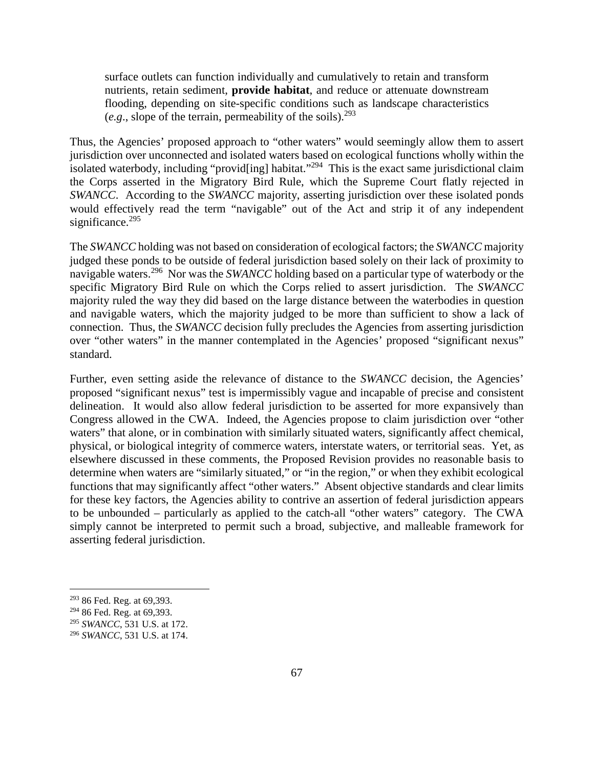> surface outlets can function individually and cumulatively to retain and transform nutrients, retain sediment, **provide habitat**, and reduce or attenuate downstream flooding, depending on site-specific conditions such as landscape characteristics (*e.g*., slope of the terrain, permeability of the soils).[293]

Thus, the Agencies' proposed approach to "other waters" would seemingly allow them to assert jurisdiction over unconnected and isolated waters based on ecological functions wholly within the isolated waterbody, including "provid[ing] habitat."[294] This is the exact same jurisdictional claim the Corps asserted in the Migratory Bird Rule, which the Supreme Court flatly rejected in *SWANCC*. According to the *SWANCC* majority, asserting jurisdiction over these isolated ponds would effectively read the term "navigable" out of the Act and strip it of any independent significance.[295]

The *SWANCC* holding was not based on consideration of ecological factors; the *SWANCC* majority judged these ponds to be outside of federal jurisdiction based solely on their lack of proximity to navigable waters.[296] Nor was the *SWANCC* holding based on a particular type of waterbody or the specific Migratory Bird Rule on which the Corps relied to assert jurisdiction. The *SWANCC* majority ruled the way they did based on the large distance between the waterbodies in question and navigable waters, which the majority judged to be more than sufficient to show a lack of connection. Thus, the *SWANCC* decision fully precludes the Agencies from asserting jurisdiction over "other waters" in the manner contemplated in the Agencies' proposed "significant nexus" standard.

Further, even setting aside the relevance of distance to the *SWANCC* decision, the Agencies' proposed "significant nexus" test is impermissibly vague and incapable of precise and consistent delineation. It would also allow federal jurisdiction to be asserted for more expansively than Congress allowed in the CWA. Indeed, the Agencies propose to claim jurisdiction over "other waters" that alone, or in combination with similarly situated waters, significantly affect chemical, physical, or biological integrity of commerce waters, interstate waters, or territorial seas. Yet, as elsewhere discussed in these comments, the Proposed Revision provides no reasonable basis to determine when waters are "similarly situated," or "in the region," or when they exhibit ecological functions that may significantly affect "other waters." Absent objective standards and clear limits for these key factors, the Agencies ability to contrive an assertion of federal jurisdiction appears to be unbounded – particularly as applied to the catch-all "other waters" category. The CWA simply cannot be interpreted to permit such a broad, subjective, and malleable framework for asserting federal jurisdiction.

---

[293] 86 Fed. Reg. at 69,393.

[294] 86 Fed. Reg. at 69,393.

[295] *SWANCC*, 531 U.S. at 172.

[296] *SWANCC*, 531 U.S. at 174.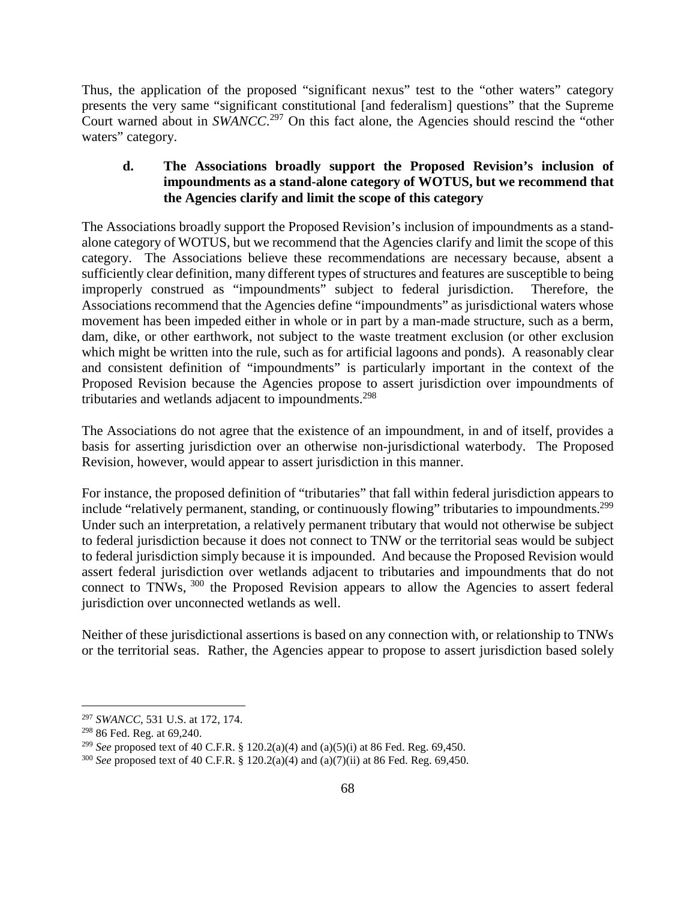Thus, the application of the proposed "significant nexus" test to the "other waters" category presents the very same "significant constitutional [and federalism] questions" that the Supreme Court warned about in *SWANCC*.[297] On this fact alone, the Agencies should rescind the "other waters" category.

### d. The Associations broadly support the Proposed Revision's inclusion of impoundments as a stand-alone category of WOTUS, but we recommend that the Agencies clarify and limit the scope of this category

The Associations broadly support the Proposed Revision's inclusion of impoundments as a stand-alone category of WOTUS, but we recommend that the Agencies clarify and limit the scope of this category. The Associations believe these recommendations are necessary because, absent a sufficiently clear definition, many different types of structures and features are susceptible to being improperly construed as "impoundments" subject to federal jurisdiction. Therefore, the Associations recommend that the Agencies define "impoundments" as jurisdictional waters whose movement has been impeded either in whole or in part by a man-made structure, such as a berm, dam, dike, or other earthwork, not subject to the waste treatment exclusion (or other exclusion which might be written into the rule, such as for artificial lagoons and ponds). A reasonably clear and consistent definition of "impoundments" is particularly important in the context of the Proposed Revision because the Agencies propose to assert jurisdiction over impoundments of tributaries and wetlands adjacent to impoundments.[298]

The Associations do not agree that the existence of an impoundment, in and of itself, provides a basis for asserting jurisdiction over an otherwise non-jurisdictional waterbody. The Proposed Revision, however, would appear to assert jurisdiction in this manner.

For instance, the proposed definition of "tributaries" that fall within federal jurisdiction appears to include "relatively permanent, standing, or continuously flowing" tributaries to impoundments.[299] Under such an interpretation, a relatively permanent tributary that would not otherwise be subject to federal jurisdiction because it does not connect to TNW or the territorial seas would be subject to federal jurisdiction simply because it is impounded. And because the Proposed Revision would assert federal jurisdiction over wetlands adjacent to tributaries and impoundments that do not connect to TNWs, [300] the Proposed Revision appears to allow the Agencies to assert federal jurisdiction over unconnected wetlands as well.

Neither of these jurisdictional assertions is based on any connection with, or relationship to TNWs or the territorial seas. Rather, the Agencies appear to propose to assert jurisdiction based solely

---

[297] *SWANCC*, 531 U.S. at 172, 174.

[298] 86 Fed. Reg. at 69,240.

[299] *See* proposed text of 40 C.F.R. § 120.2(a)(4) and (a)(5)(i) at 86 Fed. Reg. 69,450.

[300] *See* proposed text of 40 C.F.R. § 120.2(a)(4) and (a)(7)(ii) at 86 Fed. Reg. 69,450.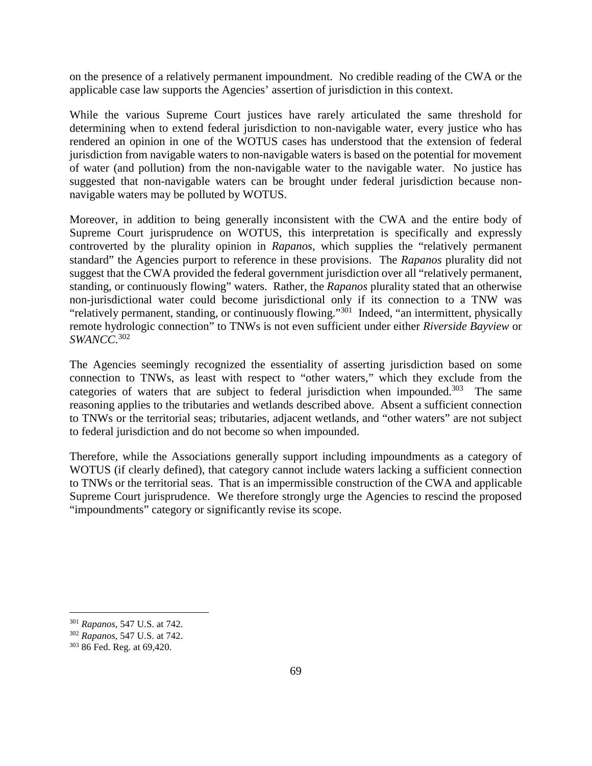on the presence of a relatively permanent impoundment. No credible reading of the CWA or the applicable case law supports the Agencies' assertion of jurisdiction in this context.

While the various Supreme Court justices have rarely articulated the same threshold for determining when to extend federal jurisdiction to non-navigable water, every justice who has rendered an opinion in one of the WOTUS cases has understood that the extension of federal jurisdiction from navigable waters to non-navigable waters is based on the potential for movement of water (and pollution) from the non-navigable water to the navigable water. No justice has suggested that non-navigable waters can be brought under federal jurisdiction because non-navigable waters may be polluted by WOTUS.

Moreover, in addition to being generally inconsistent with the CWA and the entire body of Supreme Court jurisprudence on WOTUS, this interpretation is specifically and expressly controverted by the plurality opinion in *Rapanos*, which supplies the "relatively permanent standard" the Agencies purport to reference in these provisions. The *Rapanos* plurality did not suggest that the CWA provided the federal government jurisdiction over all "relatively permanent, standing, or continuously flowing" waters. Rather, the *Rapanos* plurality stated that an otherwise non-jurisdictional water could become jurisdictional only if its connection to a TNW was "relatively permanent, standing, or continuously flowing."[301] Indeed, "an intermittent, physically remote hydrologic connection" to TNWs is not even sufficient under either *Riverside Bayview* or *SWANCC*.[302]

The Agencies seemingly recognized the essentiality of asserting jurisdiction based on some connection to TNWs, as least with respect to "other waters," which they exclude from the categories of waters that are subject to federal jurisdiction when impounded.[303] The same reasoning applies to the tributaries and wetlands described above. Absent a sufficient connection to TNWs or the territorial seas; tributaries, adjacent wetlands, and "other waters" are not subject to federal jurisdiction and do not become so when impounded.

Therefore, while the Associations generally support including impoundments as a category of WOTUS (if clearly defined), that category cannot include waters lacking a sufficient connection to TNWs or the territorial seas. That is an impermissible construction of the CWA and applicable Supreme Court jurisprudence. We therefore strongly urge the Agencies to rescind the proposed "impoundments" category or significantly revise its scope.

---

[301] *Rapanos*, 547 U.S. at 742.

[302] *Rapanos*, 547 U.S. at 742.

[303] 86 Fed. Reg. at 69,420.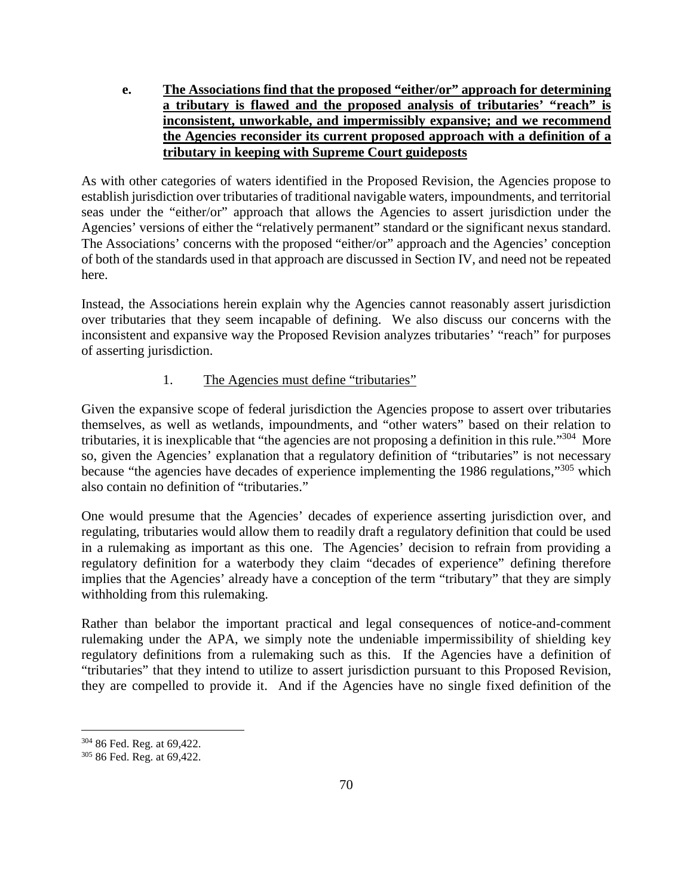**e. The Associations find that the proposed "either/or" approach for determining a tributary is flawed and the proposed analysis of tributaries' "reach" is inconsistent, unworkable, and impermissibly expansive; and we recommend the Agencies reconsider its current proposed approach with a definition of a tributary in keeping with Supreme Court guideposts**

As with other categories of waters identified in the Proposed Revision, the Agencies propose to establish jurisdiction over tributaries of traditional navigable waters, impoundments, and territorial seas under the "either/or" approach that allows the Agencies to assert jurisdiction under the Agencies' versions of either the "relatively permanent" standard or the significant nexus standard. The Associations' concerns with the proposed "either/or" approach and the Agencies' conception of both of the standards used in that approach are discussed in Section IV, and need not be repeated here.

Instead, the Associations herein explain why the Agencies cannot reasonably assert jurisdiction over tributaries that they seem incapable of defining. We also discuss our concerns with the inconsistent and expansive way the Proposed Revision analyzes tributaries' "reach" for purposes of asserting jurisdiction.

1. The Agencies must define "tributaries"

Given the expansive scope of federal jurisdiction the Agencies propose to assert over tributaries themselves, as well as wetlands, impoundments, and "other waters" based on their relation to tributaries, it is inexplicable that "the agencies are not proposing a definition in this rule."[304] More so, given the Agencies' explanation that a regulatory definition of "tributaries" is not necessary because "the agencies have decades of experience implementing the 1986 regulations,"[305] which also contain no definition of "tributaries."

One would presume that the Agencies' decades of experience asserting jurisdiction over, and regulating, tributaries would allow them to readily draft a regulatory definition that could be used in a rulemaking as important as this one. The Agencies' decision to refrain from providing a regulatory definition for a waterbody they claim "decades of experience" defining therefore implies that the Agencies' already have a conception of the term "tributary" that they are simply withholding from this rulemaking.

Rather than belabor the important practical and legal consequences of notice-and-comment rulemaking under the APA, we simply note the undeniable impermissibility of shielding key regulatory definitions from a rulemaking such as this. If the Agencies have a definition of "tributaries" that they intend to utilize to assert jurisdiction pursuant to this Proposed Revision, they are compelled to provide it. And if the Agencies have no single fixed definition of the

[304] 86 Fed. Reg. at 69,422.

[305] 86 Fed. Reg. at 69,422.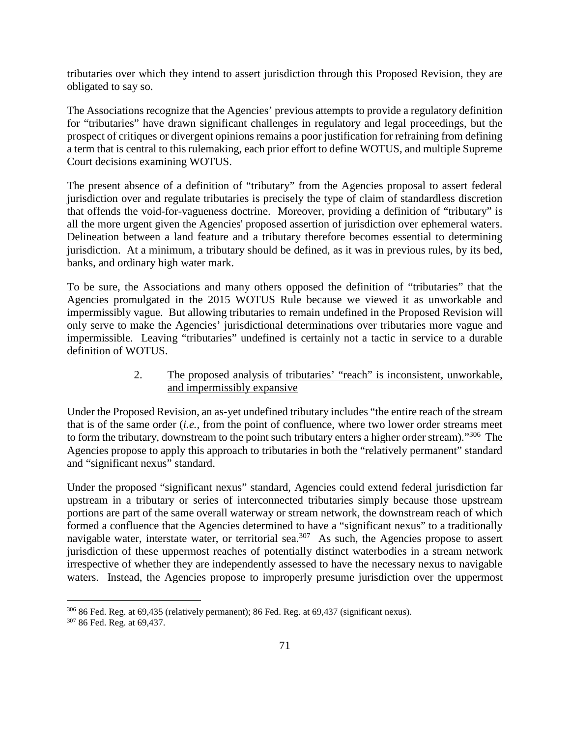tributaries over which they intend to assert jurisdiction through this Proposed Revision, they are obligated to say so.

The Associations recognize that the Agencies' previous attempts to provide a regulatory definition for "tributaries" have drawn significant challenges in regulatory and legal proceedings, but the prospect of critiques or divergent opinions remains a poor justification for refraining from defining a term that is central to this rulemaking, each prior effort to define WOTUS, and multiple Supreme Court decisions examining WOTUS.

The present absence of a definition of "tributary" from the Agencies proposal to assert federal jurisdiction over and regulate tributaries is precisely the type of claim of standardless discretion that offends the void-for-vagueness doctrine. Moreover, providing a definition of "tributary" is all the more urgent given the Agencies' proposed assertion of jurisdiction over ephemeral waters. Delineation between a land feature and a tributary therefore becomes essential to determining jurisdiction. At a minimum, a tributary should be defined, as it was in previous rules, by its bed, banks, and ordinary high water mark.

To be sure, the Associations and many others opposed the definition of "tributaries" that the Agencies promulgated in the 2015 WOTUS Rule because we viewed it as unworkable and impermissibly vague. But allowing tributaries to remain undefined in the Proposed Revision will only serve to make the Agencies' jurisdictional determinations over tributaries more vague and impermissible. Leaving "tributaries" undefined is certainly not a tactic in service to a durable definition of WOTUS.

2. <u>The proposed analysis of tributaries' "reach" is inconsistent, unworkable, and impermissibly expansive</u>

Under the Proposed Revision, an as-yet undefined tributary includes "the entire reach of the stream that is of the same order (*i.e.*, from the point of confluence, where two lower order streams meet to form the tributary, downstream to the point such tributary enters a higher order stream)."[306] The Agencies propose to apply this approach to tributaries in both the "relatively permanent" standard and "significant nexus" standard.

Under the proposed "significant nexus" standard, Agencies could extend federal jurisdiction far upstream in a tributary or series of interconnected tributaries simply because those upstream portions are part of the same overall waterway or stream network, the downstream reach of which formed a confluence that the Agencies determined to have a "significant nexus" to a traditionally navigable water, interstate water, or territorial sea.[307] As such, the Agencies propose to assert jurisdiction of these uppermost reaches of potentially distinct waterbodies in a stream network irrespective of whether they are independently assessed to have the necessary nexus to navigable waters. Instead, the Agencies propose to improperly presume jurisdiction over the uppermost

[306] 86 Fed. Reg. at 69,435 (relatively permanent); 86 Fed. Reg. at 69,437 (significant nexus).

[307] 86 Fed. Reg. at 69,437.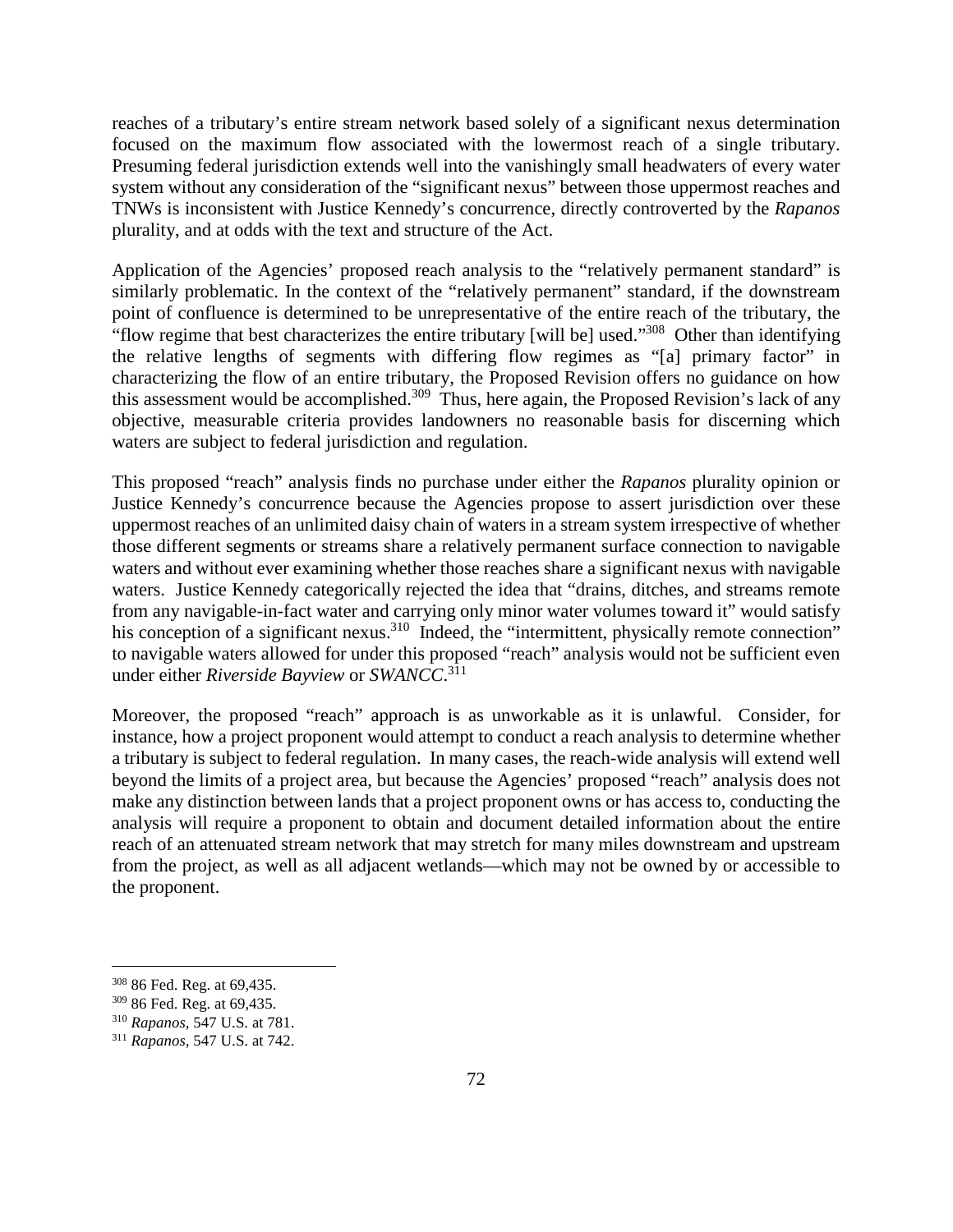reaches of a tributary's entire stream network based solely of a significant nexus determination focused on the maximum flow associated with the lowermost reach of a single tributary. Presuming federal jurisdiction extends well into the vanishingly small headwaters of every water system without any consideration of the "significant nexus" between those uppermost reaches and TNWs is inconsistent with Justice Kennedy's concurrence, directly controverted by the *Rapanos* plurality, and at odds with the text and structure of the Act.

Application of the Agencies' proposed reach analysis to the "relatively permanent standard" is similarly problematic. In the context of the "relatively permanent" standard, if the downstream point of confluence is determined to be unrepresentative of the entire reach of the tributary, the "flow regime that best characterizes the entire tributary [will be] used."[308] Other than identifying the relative lengths of segments with differing flow regimes as "[a] primary factor" in characterizing the flow of an entire tributary, the Proposed Revision offers no guidance on how this assessment would be accomplished.[309] Thus, here again, the Proposed Revision's lack of any objective, measurable criteria provides landowners no reasonable basis for discerning which waters are subject to federal jurisdiction and regulation.

This proposed "reach" analysis finds no purchase under either the *Rapanos* plurality opinion or Justice Kennedy's concurrence because the Agencies propose to assert jurisdiction over these uppermost reaches of an unlimited daisy chain of waters in a stream system irrespective of whether those different segments or streams share a relatively permanent surface connection to navigable waters and without ever examining whether those reaches share a significant nexus with navigable waters. Justice Kennedy categorically rejected the idea that "drains, ditches, and streams remote from any navigable-in-fact water and carrying only minor water volumes toward it" would satisfy his conception of a significant nexus.[310] Indeed, the "intermittent, physically remote connection" to navigable waters allowed for under this proposed "reach" analysis would not be sufficient even under either *Riverside Bayview* or *SWANCC*.[311]

Moreover, the proposed "reach" approach is as unworkable as it is unlawful. Consider, for instance, how a project proponent would attempt to conduct a reach analysis to determine whether a tributary is subject to federal regulation. In many cases, the reach-wide analysis will extend well beyond the limits of a project area, but because the Agencies' proposed "reach" analysis does not make any distinction between lands that a project proponent owns or has access to, conducting the analysis will require a proponent to obtain and document detailed information about the entire reach of an attenuated stream network that may stretch for many miles downstream and upstream from the project, as well as all adjacent wetlands—which may not be owned by or accessible to the proponent.

---

[308] 86 Fed. Reg. at 69,435.

[309] 86 Fed. Reg. at 69,435.

[310] *Rapanos*, 547 U.S. at 781.

[311] *Rapanos*, 547 U.S. at 742.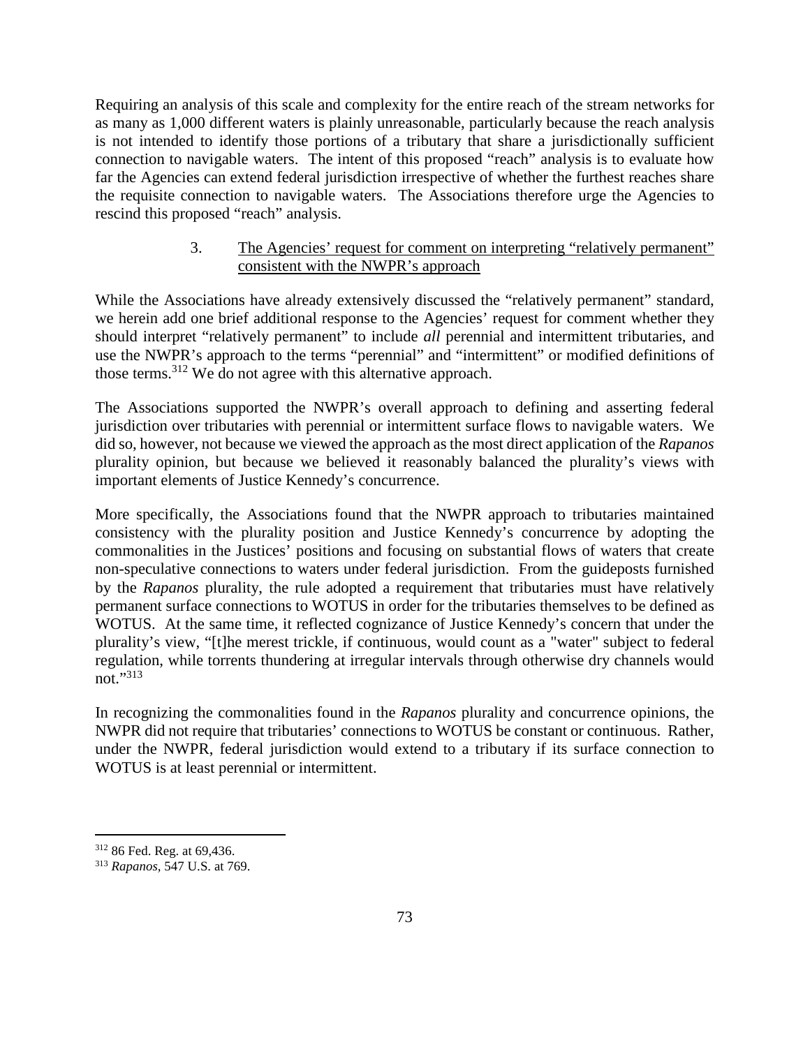Requiring an analysis of this scale and complexity for the entire reach of the stream networks for as many as 1,000 different waters is plainly unreasonable, particularly because the reach analysis is not intended to identify those portions of a tributary that share a jurisdictionally sufficient connection to navigable waters. The intent of this proposed "reach" analysis is to evaluate how far the Agencies can extend federal jurisdiction irrespective of whether the furthest reaches share the requisite connection to navigable waters. The Associations therefore urge the Agencies to rescind this proposed "reach" analysis.

### 3. The Agencies' request for comment on interpreting "relatively permanent" consistent with the NWPR's approach

While the Associations have already extensively discussed the "relatively permanent" standard, we herein add one brief additional response to the Agencies' request for comment whether they should interpret "relatively permanent" to include *all* perennial and intermittent tributaries, and use the NWPR's approach to the terms "perennial" and "intermittent" or modified definitions of those terms.[312] We do not agree with this alternative approach.

The Associations supported the NWPR's overall approach to defining and asserting federal jurisdiction over tributaries with perennial or intermittent surface flows to navigable waters. We did so, however, not because we viewed the approach as the most direct application of the *Rapanos* plurality opinion, but because we believed it reasonably balanced the plurality's views with important elements of Justice Kennedy's concurrence.

More specifically, the Associations found that the NWPR approach to tributaries maintained consistency with the plurality position and Justice Kennedy's concurrence by adopting the commonalities in the Justices' positions and focusing on substantial flows of waters that create non-speculative connections to waters under federal jurisdiction. From the guideposts furnished by the *Rapanos* plurality, the rule adopted a requirement that tributaries must have relatively permanent surface connections to WOTUS in order for the tributaries themselves to be defined as WOTUS. At the same time, it reflected cognizance of Justice Kennedy's concern that under the plurality's view, "[t]he merest trickle, if continuous, would count as a "water" subject to federal regulation, while torrents thundering at irregular intervals through otherwise dry channels would not."[313]

In recognizing the commonalities found in the *Rapanos* plurality and concurrence opinions, the NWPR did not require that tributaries' connections to WOTUS be constant or continuous. Rather, under the NWPR, federal jurisdiction would extend to a tributary if its surface connection to WOTUS is at least perennial or intermittent.

---

[312] 86 Fed. Reg. at 69,436.

[313] *Rapanos*, 547 U.S. at 769.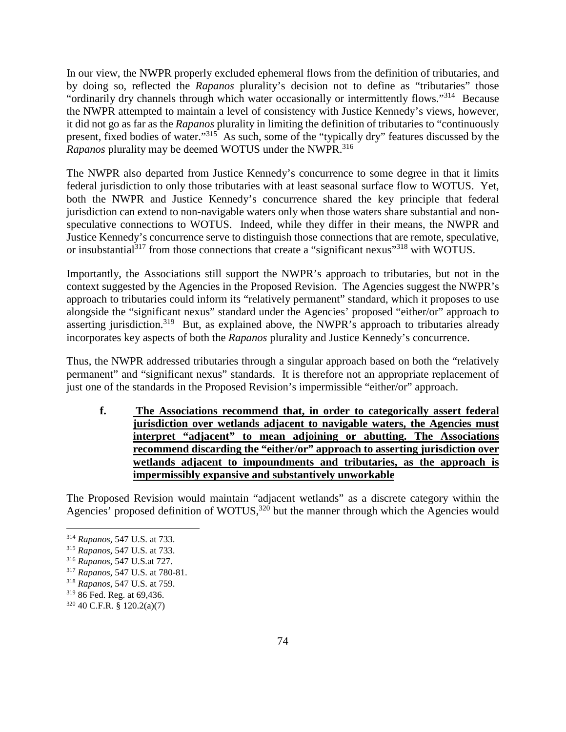In our view, the NWPR properly excluded ephemeral flows from the definition of tributaries, and by doing so, reflected the *Rapanos* plurality's decision not to define as "tributaries" those "ordinarily dry channels through which water occasionally or intermittently flows."[314] Because the NWPR attempted to maintain a level of consistency with Justice Kennedy's views, however, it did not go as far as the *Rapanos* plurality in limiting the definition of tributaries to "continuously present, fixed bodies of water."[315] As such, some of the "typically dry" features discussed by the *Rapanos* plurality may be deemed WOTUS under the NWPR.[316]

The NWPR also departed from Justice Kennedy's concurrence to some degree in that it limits federal jurisdiction to only those tributaries with at least seasonal surface flow to WOTUS. Yet, both the NWPR and Justice Kennedy's concurrence shared the key principle that federal jurisdiction can extend to non-navigable waters only when those waters share substantial and non-speculative connections to WOTUS. Indeed, while they differ in their means, the NWPR and Justice Kennedy's concurrence serve to distinguish those connections that are remote, speculative, or insubstantial[317] from those connections that create a "significant nexus"[318] with WOTUS.

Importantly, the Associations still support the NWPR's approach to tributaries, but not in the context suggested by the Agencies in the Proposed Revision. The Agencies suggest the NWPR's approach to tributaries could inform its "relatively permanent" standard, which it proposes to use alongside the "significant nexus" standard under the Agencies' proposed "either/or" approach to asserting jurisdiction.[319] But, as explained above, the NWPR's approach to tributaries already incorporates key aspects of both the *Rapanos* plurality and Justice Kennedy's concurrence.

Thus, the NWPR addressed tributaries through a singular approach based on both the "relatively permanent" and "significant nexus" standards. It is therefore not an appropriate replacement of just one of the standards in the Proposed Revision's impermissible "either/or" approach.

**f. The Associations recommend that, in order to categorically assert federal jurisdiction over wetlands adjacent to navigable waters, the Agencies must interpret "adjacent" to mean adjoining or abutting. The Associations recommend discarding the "either/or" approach to asserting jurisdiction over wetlands adjacent to impoundments and tributaries, as the approach is impermissibly expansive and substantively unworkable**

The Proposed Revision would maintain "adjacent wetlands" as a discrete category within the Agencies' proposed definition of WOTUS,[320] but the manner through which the Agencies would

---

[314] *Rapanos*, 547 U.S. at 733.

[315] *Rapanos*, 547 U.S. at 733.

[316] *Rapanos*, 547 U.S.at 727.

[317] *Rapanos*, 547 U.S. at 780-81.

[318] *Rapanos*, 547 U.S. at 759.

[319] 86 Fed. Reg. at 69,436.

[320] 40 C.F.R. § 120.2(a)(7)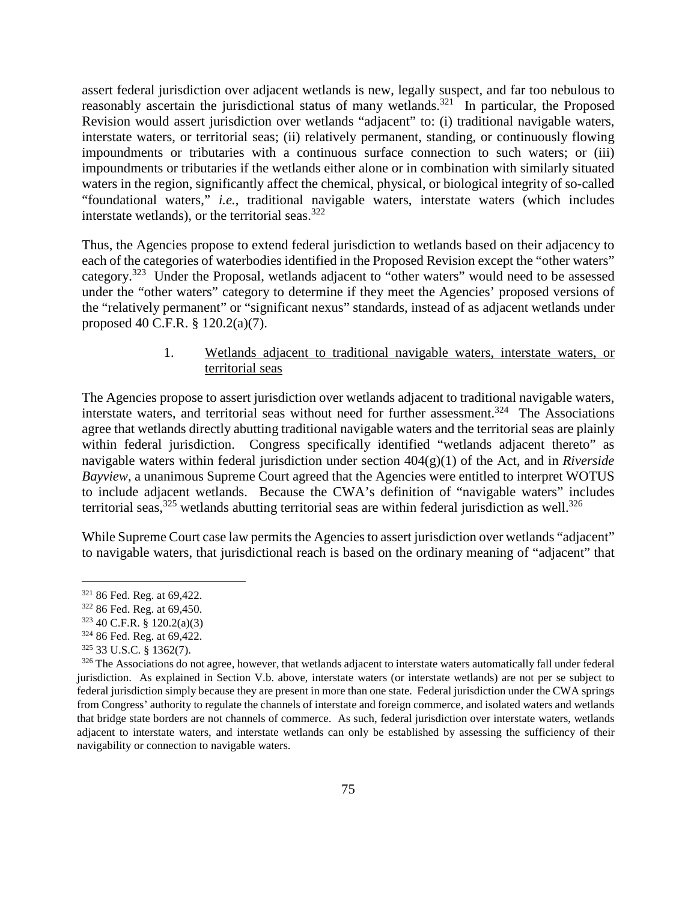assert federal jurisdiction over adjacent wetlands is new, legally suspect, and far too nebulous to reasonably ascertain the jurisdictional status of many wetlands.[321] In particular, the Proposed Revision would assert jurisdiction over wetlands "adjacent" to: (i) traditional navigable waters, interstate waters, or territorial seas; (ii) relatively permanent, standing, or continuously flowing impoundments or tributaries with a continuous surface connection to such waters; or (iii) impoundments or tributaries if the wetlands either alone or in combination with similarly situated waters in the region, significantly affect the chemical, physical, or biological integrity of so-called "foundational waters," *i.e.*, traditional navigable waters, interstate waters (which includes interstate wetlands), or the territorial seas.[322]

Thus, the Agencies propose to extend federal jurisdiction to wetlands based on their adjacency to each of the categories of waterbodies identified in the Proposed Revision except the "other waters" category.[323] Under the Proposal, wetlands adjacent to "other waters" would need to be assessed under the "other waters" category to determine if they meet the Agencies' proposed versions of the "relatively permanent" or "significant nexus" standards, instead of as adjacent wetlands under proposed 40 C.F.R. § 120.2(a)(7).

1. Wetlands adjacent to traditional navigable waters, interstate waters, or territorial seas

The Agencies propose to assert jurisdiction over wetlands adjacent to traditional navigable waters, interstate waters, and territorial seas without need for further assessment.[324] The Associations agree that wetlands directly abutting traditional navigable waters and the territorial seas are plainly within federal jurisdiction. Congress specifically identified "wetlands adjacent thereto" as navigable waters within federal jurisdiction under section 404(g)(1) of the Act, and in *Riverside Bayview*, a unanimous Supreme Court agreed that the Agencies were entitled to interpret WOTUS to include adjacent wetlands. Because the CWA's definition of "navigable waters" includes territorial seas,[325] wetlands abutting territorial seas are within federal jurisdiction as well.[326]

While Supreme Court case law permits the Agencies to assert jurisdiction over wetlands "adjacent" to navigable waters, that jurisdictional reach is based on the ordinary meaning of "adjacent" that

---

[321] 86 Fed. Reg. at 69,422.

[322] 86 Fed. Reg. at 69,450.

[323] 40 C.F.R. § 120.2(a)(3)

[324] 86 Fed. Reg. at 69,422.

[325] 33 U.S.C. § 1362(7).

[326] The Associations do not agree, however, that wetlands adjacent to interstate waters automatically fall under federal jurisdiction. As explained in Section V.b. above, interstate waters (or interstate wetlands) are not per se subject to federal jurisdiction simply because they are present in more than one state. Federal jurisdiction under the CWA springs from Congress' authority to regulate the channels of interstate and foreign commerce, and isolated waters and wetlands that bridge state borders are not channels of commerce. As such, federal jurisdiction over interstate waters, wetlands adjacent to interstate waters, and interstate wetlands can only be established by assessing the sufficiency of their navigability or connection to navigable waters.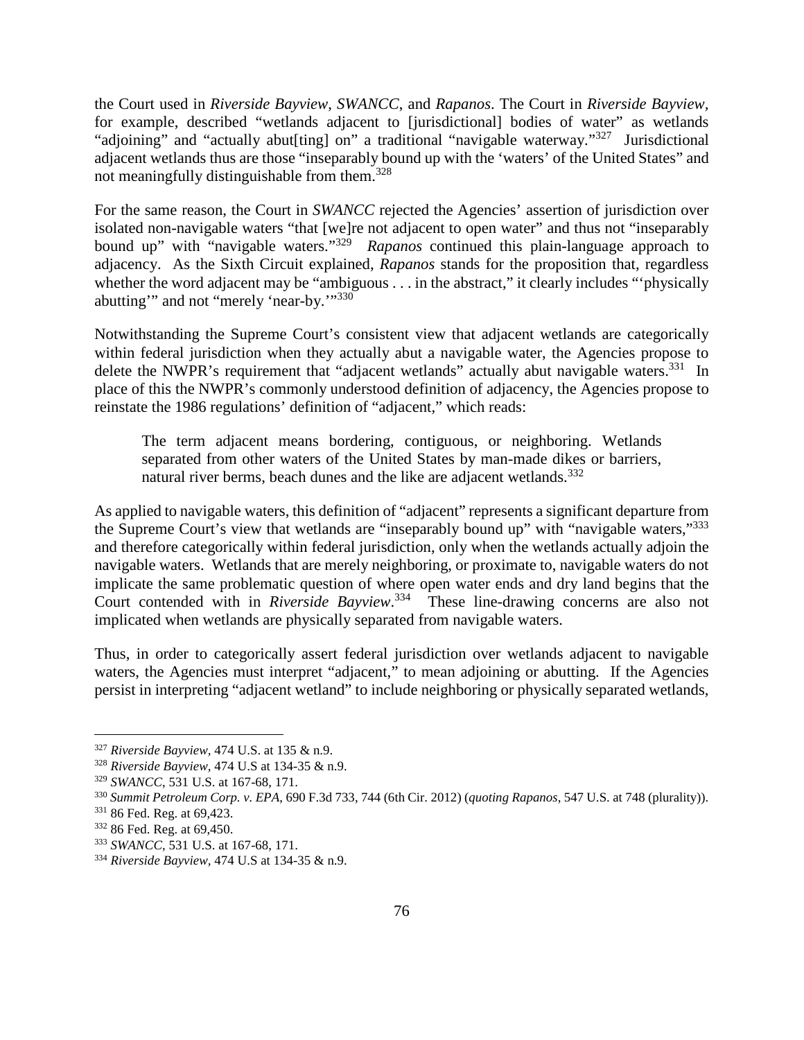the Court used in *Riverside Bayview*, *SWANCC*, and *Rapanos*. The Court in *Riverside Bayview*, for example, described "wetlands adjacent to [jurisdictional] bodies of water" as wetlands "adjoining" and "actually abut[ting] on" a traditional "navigable waterway."[327] Jurisdictional adjacent wetlands thus are those "inseparably bound up with the 'waters' of the United States" and not meaningfully distinguishable from them.[328]

For the same reason, the Court in *SWANCC* rejected the Agencies' assertion of jurisdiction over isolated non-navigable waters "that [we]re not adjacent to open water" and thus not "inseparably bound up" with "navigable waters."[329] *Rapanos* continued this plain-language approach to adjacency. As the Sixth Circuit explained, *Rapanos* stands for the proposition that, regardless whether the word adjacent may be "ambiguous . . . in the abstract," it clearly includes "'physically abutting'" and not "merely 'near-by.'"[330]

Notwithstanding the Supreme Court's consistent view that adjacent wetlands are categorically within federal jurisdiction when they actually abut a navigable water, the Agencies propose to delete the NWPR's requirement that "adjacent wetlands" actually abut navigable waters.[331] In place of this the NWPR's commonly understood definition of adjacency, the Agencies propose to reinstate the 1986 regulations' definition of "adjacent," which reads:

> The term adjacent means bordering, contiguous, or neighboring. Wetlands separated from other waters of the United States by man-made dikes or barriers, natural river berms, beach dunes and the like are adjacent wetlands.[332]

As applied to navigable waters, this definition of "adjacent" represents a significant departure from the Supreme Court's view that wetlands are "inseparably bound up" with "navigable waters,"[333] and therefore categorically within federal jurisdiction, only when the wetlands actually adjoin the navigable waters. Wetlands that are merely neighboring, or proximate to, navigable waters do not implicate the same problematic question of where open water ends and dry land begins that the Court contended with in *Riverside Bayview*.[334] These line-drawing concerns are also not implicated when wetlands are physically separated from navigable waters.

Thus, in order to categorically assert federal jurisdiction over wetlands adjacent to navigable waters, the Agencies must interpret "adjacent," to mean adjoining or abutting. If the Agencies persist in interpreting "adjacent wetland" to include neighboring or physically separated wetlands,

---

[327] *Riverside Bayview*, 474 U.S. at 135 & n.9.

[328] *Riverside Bayview*, 474 U.S at 134-35 & n.9.

[329] *SWANCC*, 531 U.S. at 167-68, 171.

[330] *Summit Petroleum Corp. v. EPA*, 690 F.3d 733, 744 (6th Cir. 2012) (*quoting Rapanos*, 547 U.S. at 748 (plurality)).

[331] 86 Fed. Reg. at 69,423.

[332] 86 Fed. Reg. at 69,450.

[333] *SWANCC*, 531 U.S. at 167-68, 171.

[334] *Riverside Bayview*, 474 U.S at 134-35 & n.9.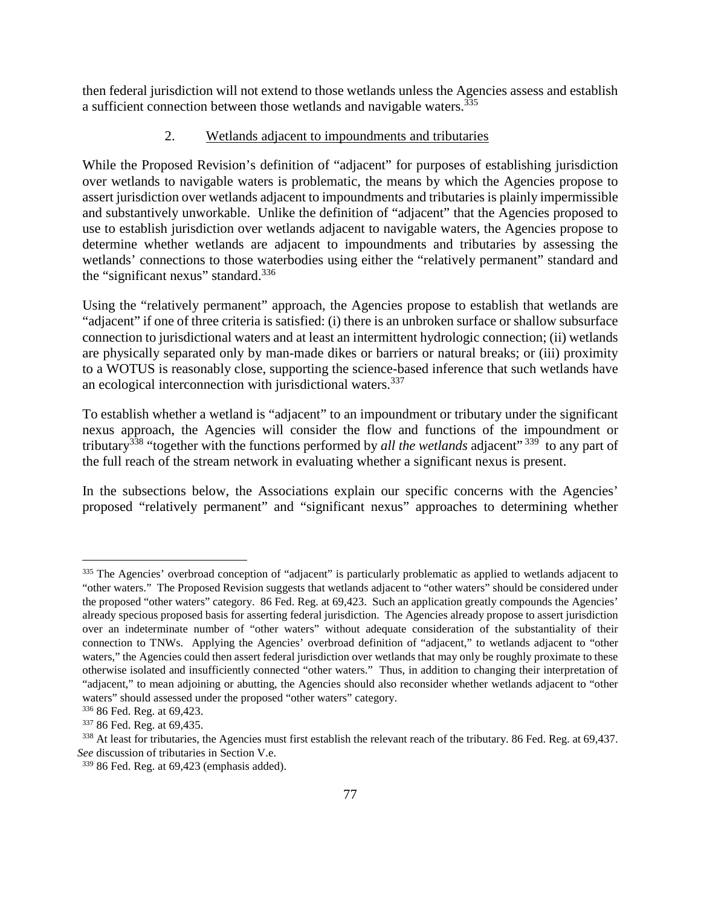then federal jurisdiction will not extend to those wetlands unless the Agencies assess and establish a sufficient connection between those wetlands and navigable waters.[335]

### 2. Wetlands adjacent to impoundments and tributaries

While the Proposed Revision's definition of "adjacent" for purposes of establishing jurisdiction over wetlands to navigable waters is problematic, the means by which the Agencies propose to assert jurisdiction over wetlands adjacent to impoundments and tributaries is plainly impermissible and substantively unworkable. Unlike the definition of "adjacent" that the Agencies proposed to use to establish jurisdiction over wetlands adjacent to navigable waters, the Agencies propose to determine whether wetlands are adjacent to impoundments and tributaries by assessing the wetlands' connections to those waterbodies using either the "relatively permanent" standard and the "significant nexus" standard.[336]

Using the "relatively permanent" approach, the Agencies propose to establish that wetlands are "adjacent" if one of three criteria is satisfied: (i) there is an unbroken surface or shallow subsurface connection to jurisdictional waters and at least an intermittent hydrologic connection; (ii) wetlands are physically separated only by man-made dikes or barriers or natural breaks; or (iii) proximity to a WOTUS is reasonably close, supporting the science-based inference that such wetlands have an ecological interconnection with jurisdictional waters.[337]

To establish whether a wetland is "adjacent" to an impoundment or tributary under the significant nexus approach, the Agencies will consider the flow and functions of the impoundment or tributary[338] "together with the functions performed by *all the wetlands* adjacent"[339] to any part of the full reach of the stream network in evaluating whether a significant nexus is present.

In the subsections below, the Associations explain our specific concerns with the Agencies' proposed "relatively permanent" and "significant nexus" approaches to determining whether

---

[335] The Agencies' overbroad conception of "adjacent" is particularly problematic as applied to wetlands adjacent to "other waters." The Proposed Revision suggests that wetlands adjacent to "other waters" should be considered under the proposed "other waters" category. 86 Fed. Reg. at 69,423. Such an application greatly compounds the Agencies' already specious proposed basis for asserting federal jurisdiction. The Agencies already propose to assert jurisdiction over an indeterminate number of "other waters" without adequate consideration of the substantiality of their connection to TNWs. Applying the Agencies' overbroad definition of "adjacent," to wetlands adjacent to "other waters," the Agencies could then assert federal jurisdiction over wetlands that may only be roughly proximate to these otherwise isolated and insufficiently connected "other waters." Thus, in addition to changing their interpretation of "adjacent," to mean adjoining or abutting, the Agencies should also reconsider whether wetlands adjacent to "other waters" should assessed under the proposed "other waters" category.

[336] 86 Fed. Reg. at 69,423.

[337] 86 Fed. Reg. at 69,435.

[338] At least for tributaries, the Agencies must first establish the relevant reach of the tributary. 86 Fed. Reg. at 69,437. *See* discussion of tributaries in Section V.e.

[339] 86 Fed. Reg. at 69,423 (emphasis added).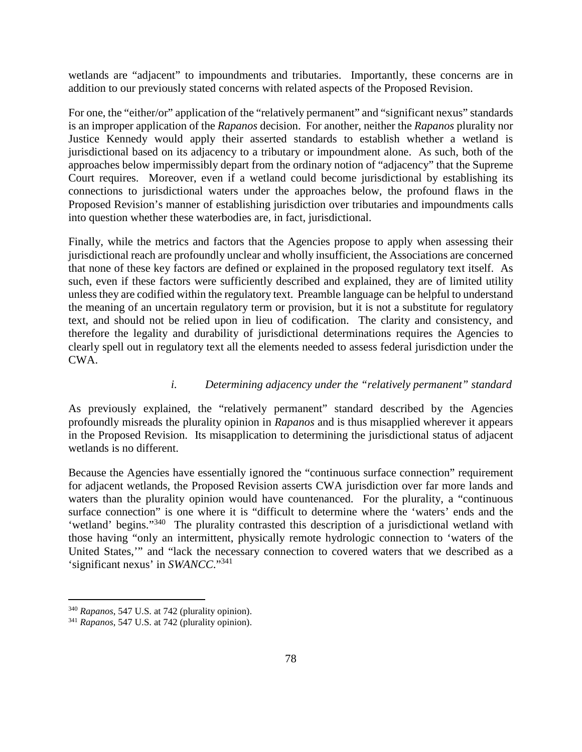wetlands are "adjacent" to impoundments and tributaries. Importantly, these concerns are in addition to our previously stated concerns with related aspects of the Proposed Revision.

For one, the "either/or" application of the "relatively permanent" and "significant nexus" standards is an improper application of the *Rapanos* decision. For another, neither the *Rapanos* plurality nor Justice Kennedy would apply their asserted standards to establish whether a wetland is jurisdictional based on its adjacency to a tributary or impoundment alone. As such, both of the approaches below impermissibly depart from the ordinary notion of "adjacency" that the Supreme Court requires. Moreover, even if a wetland could become jurisdictional by establishing its connections to jurisdictional waters under the approaches below, the profound flaws in the Proposed Revision's manner of establishing jurisdiction over tributaries and impoundments calls into question whether these waterbodies are, in fact, jurisdictional.

Finally, while the metrics and factors that the Agencies propose to apply when assessing their jurisdictional reach are profoundly unclear and wholly insufficient, the Associations are concerned that none of these key factors are defined or explained in the proposed regulatory text itself. As such, even if these factors were sufficiently described and explained, they are of limited utility unless they are codified within the regulatory text. Preamble language can be helpful to understand the meaning of an uncertain regulatory term or provision, but it is not a substitute for regulatory text, and should not be relied upon in lieu of codification. The clarity and consistency, and therefore the legality and durability of jurisdictional determinations requires the Agencies to clearly spell out in regulatory text all the elements needed to assess federal jurisdiction under the CWA.

#### *i. Determining adjacency under the "relatively permanent" standard*

As previously explained, the "relatively permanent" standard described by the Agencies profoundly misreads the plurality opinion in *Rapanos* and is thus misapplied wherever it appears in the Proposed Revision. Its misapplication to determining the jurisdictional status of adjacent wetlands is no different.

Because the Agencies have essentially ignored the "continuous surface connection" requirement for adjacent wetlands, the Proposed Revision asserts CWA jurisdiction over far more lands and waters than the plurality opinion would have countenanced. For the plurality, a "continuous surface connection" is one where it is "difficult to determine where the 'waters' ends and the 'wetland' begins."[340] The plurality contrasted this description of a jurisdictional wetland with those having "only an intermittent, physically remote hydrologic connection to 'waters of the United States,'" and "lack the necessary connection to covered waters that we described as a 'significant nexus' in *SWANCC*."[341]

---

[340] *Rapanos*, 547 U.S. at 742 (plurality opinion).

[341] *Rapanos*, 547 U.S. at 742 (plurality opinion).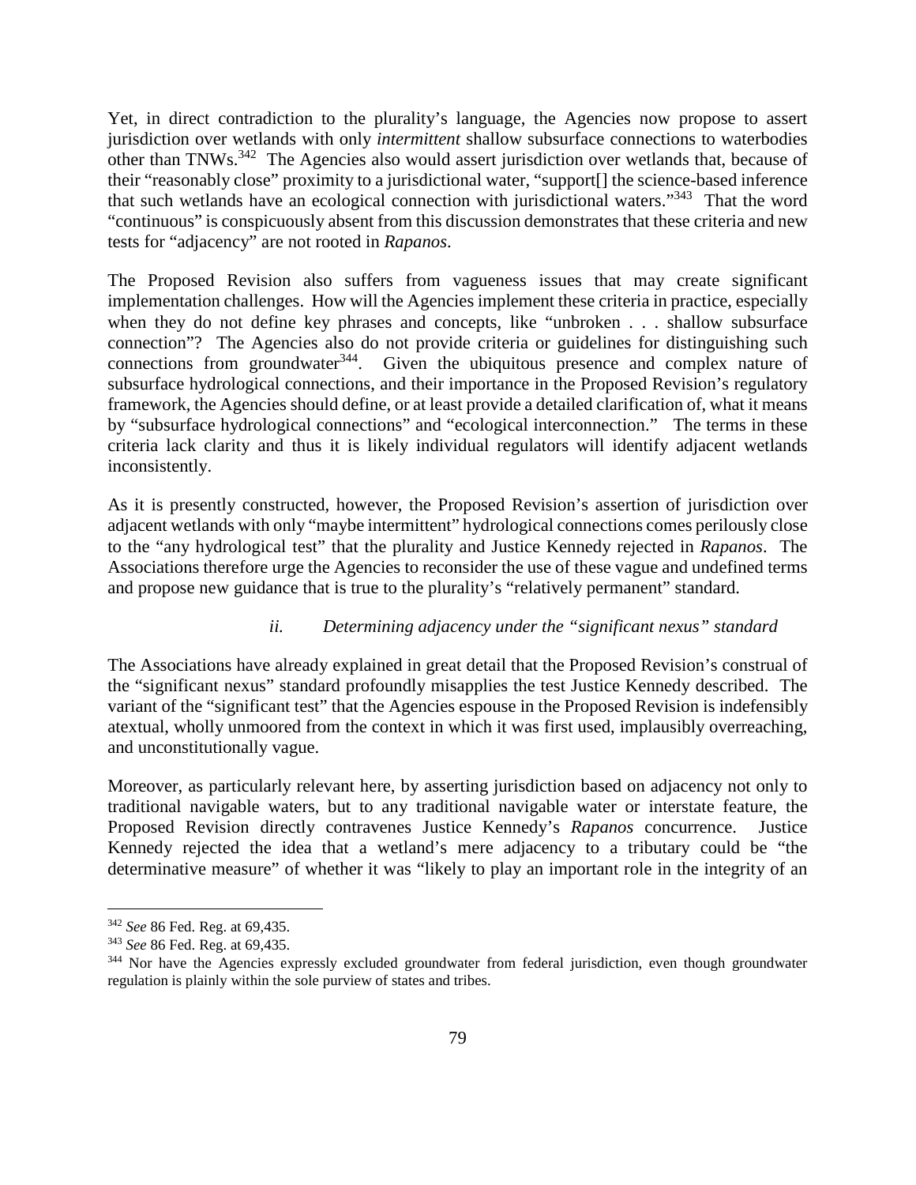Yet, in direct contradiction to the plurality's language, the Agencies now propose to assert jurisdiction over wetlands with only *intermittent* shallow subsurface connections to waterbodies other than TNWs.[342] The Agencies also would assert jurisdiction over wetlands that, because of their "reasonably close" proximity to a jurisdictional water, "support[] the science-based inference that such wetlands have an ecological connection with jurisdictional waters."[343] That the word "continuous" is conspicuously absent from this discussion demonstrates that these criteria and new tests for "adjacency" are not rooted in *Rapanos*.

The Proposed Revision also suffers from vagueness issues that may create significant implementation challenges. How will the Agencies implement these criteria in practice, especially when they do not define key phrases and concepts, like "unbroken . . . shallow subsurface connection"? The Agencies also do not provide criteria or guidelines for distinguishing such connections from groundwater[344]. Given the ubiquitous presence and complex nature of subsurface hydrological connections, and their importance in the Proposed Revision's regulatory framework, the Agencies should define, or at least provide a detailed clarification of, what it means by "subsurface hydrological connections" and "ecological interconnection." The terms in these criteria lack clarity and thus it is likely individual regulators will identify adjacent wetlands inconsistently.

As it is presently constructed, however, the Proposed Revision's assertion of jurisdiction over adjacent wetlands with only "maybe intermittent" hydrological connections comes perilously close to the "any hydrological test" that the plurality and Justice Kennedy rejected in *Rapanos*. The Associations therefore urge the Agencies to reconsider the use of these vague and undefined terms and propose new guidance that is true to the plurality's "relatively permanent" standard.

*ii. Determining adjacency under the "significant nexus" standard*

The Associations have already explained in great detail that the Proposed Revision's construal of the "significant nexus" standard profoundly misapplies the test Justice Kennedy described. The variant of the "significant test" that the Agencies espouse in the Proposed Revision is indefensibly atextual, wholly unmoored from the context in which it was first used, implausibly overreaching, and unconstitutionally vague.

Moreover, as particularly relevant here, by asserting jurisdiction based on adjacency not only to traditional navigable waters, but to any traditional navigable water or interstate feature, the Proposed Revision directly contravenes Justice Kennedy's *Rapanos* concurrence. Justice Kennedy rejected the idea that a wetland's mere adjacency to a tributary could be "the determinative measure" of whether it was "likely to play an important role in the integrity of an

---

[342] *See* 86 Fed. Reg. at 69,435.

[343] *See* 86 Fed. Reg. at 69,435.

[344] Nor have the Agencies expressly excluded groundwater from federal jurisdiction, even though groundwater regulation is plainly within the sole purview of states and tribes.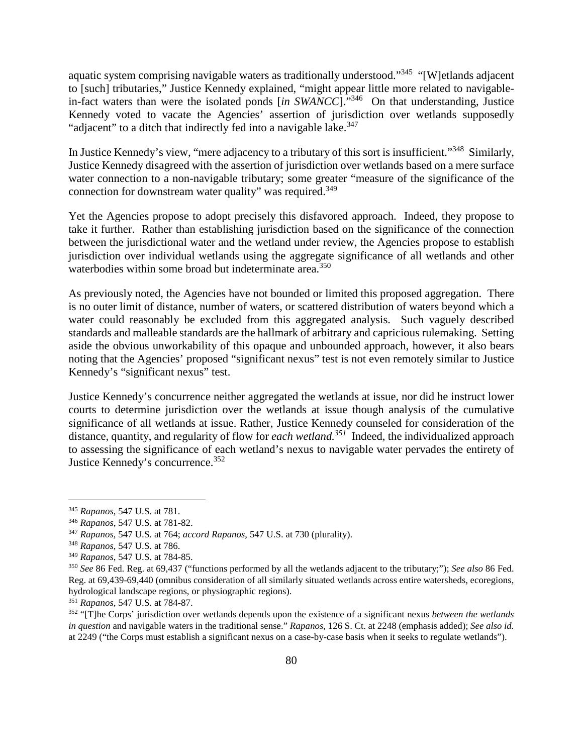aquatic system comprising navigable waters as traditionally understood."[345] "[W]etlands adjacent to [such] tributaries," Justice Kennedy explained, "might appear little more related to navigable-in-fact waters than were the isolated ponds [*in SWANCC*]."[346] On that understanding, Justice Kennedy voted to vacate the Agencies' assertion of jurisdiction over wetlands supposedly "adjacent" to a ditch that indirectly fed into a navigable lake.[347]

In Justice Kennedy's view, "mere adjacency to a tributary of this sort is insufficient."[348] Similarly, Justice Kennedy disagreed with the assertion of jurisdiction over wetlands based on a mere surface water connection to a non-navigable tributary; some greater "measure of the significance of the connection for downstream water quality" was required.[349]

Yet the Agencies propose to adopt precisely this disfavored approach. Indeed, they propose to take it further. Rather than establishing jurisdiction based on the significance of the connection between the jurisdictional water and the wetland under review, the Agencies propose to establish jurisdiction over individual wetlands using the aggregate significance of all wetlands and other waterbodies within some broad but indeterminate area.[350]

As previously noted, the Agencies have not bounded or limited this proposed aggregation. There is no outer limit of distance, number of waters, or scattered distribution of waters beyond which a water could reasonably be excluded from this aggregated analysis. Such vaguely described standards and malleable standards are the hallmark of arbitrary and capricious rulemaking. Setting aside the obvious unworkability of this opaque and unbounded approach, however, it also bears noting that the Agencies' proposed "significant nexus" test is not even remotely similar to Justice Kennedy's "significant nexus" test.

Justice Kennedy's concurrence neither aggregated the wetlands at issue, nor did he instruct lower courts to determine jurisdiction over the wetlands at issue though analysis of the cumulative significance of all wetlands at issue. Rather, Justice Kennedy counseled for consideration of the distance, quantity, and regularity of flow for *each wetland.*[351] Indeed, the individualized approach to assessing the significance of each wetland's nexus to navigable water pervades the entirety of Justice Kennedy's concurrence.[352]

---

[345] *Rapanos*, 547 U.S. at 781.

[346] *Rapanos*, 547 U.S. at 781-82.

[347] *Rapanos*, 547 U.S. at 764; *accord Rapanos*, 547 U.S. at 730 (plurality).

[348] *Rapanos*, 547 U.S. at 786.

[349] *Rapanos*, 547 U.S. at 784-85.

[350] *See* 86 Fed. Reg. at 69,437 ("functions performed by all the wetlands adjacent to the tributary;"); *See also* 86 Fed. Reg. at 69,439-69,440 (omnibus consideration of all similarly situated wetlands across entire watersheds, ecoregions, hydrological landscape regions, or physiographic regions).

[351] *Rapanos*, 547 U.S. at 784-87.

[352] "[T]he Corps' jurisdiction over wetlands depends upon the existence of a significant nexus *between the wetlands in question* and navigable waters in the traditional sense." *Rapanos*, 126 S. Ct. at 2248 (emphasis added); *See also id.* at 2249 ("the Corps must establish a significant nexus on a case-by-case basis when it seeks to regulate wetlands").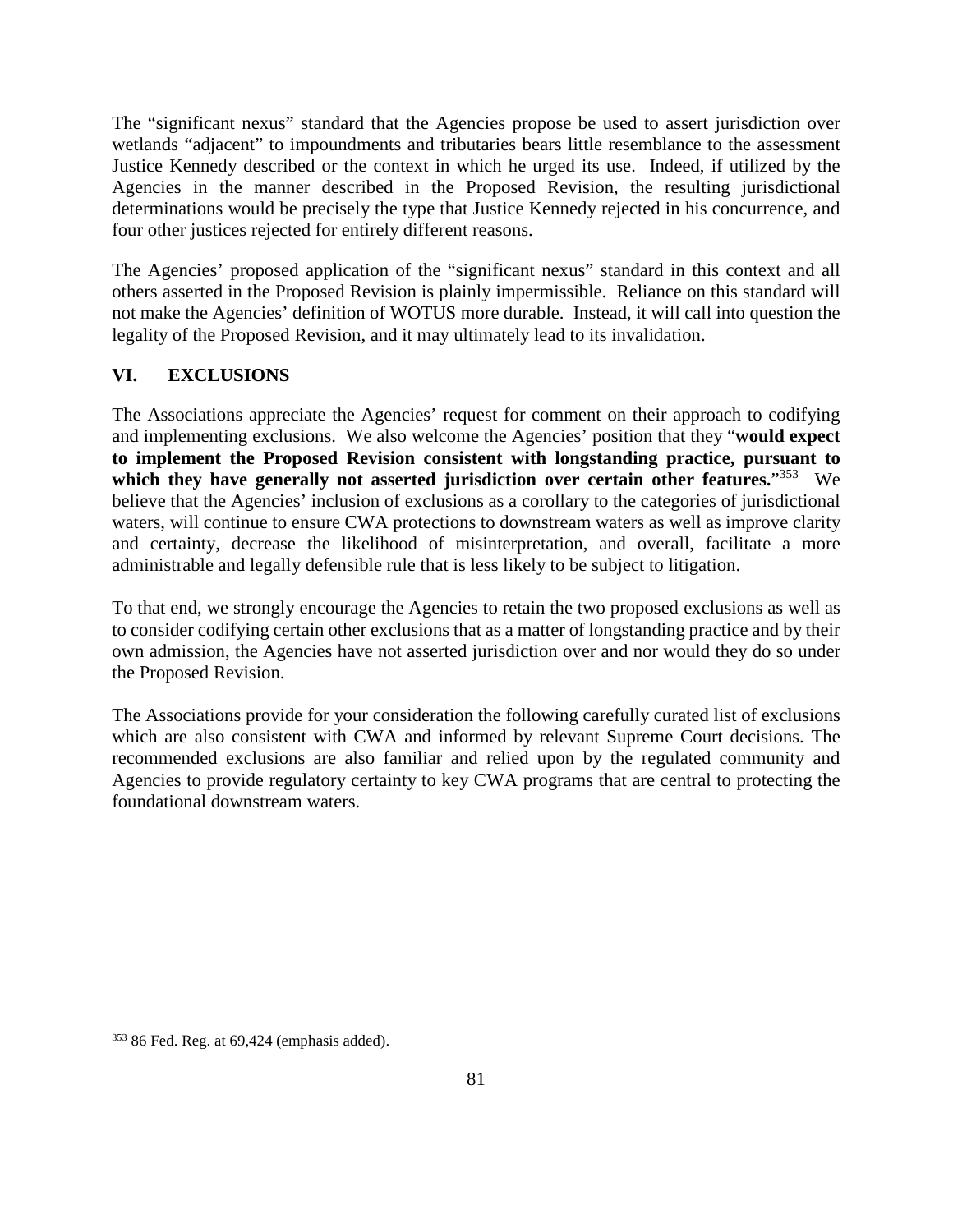The "significant nexus" standard that the Agencies propose be used to assert jurisdiction over wetlands "adjacent" to impoundments and tributaries bears little resemblance to the assessment Justice Kennedy described or the context in which he urged its use. Indeed, if utilized by the Agencies in the manner described in the Proposed Revision, the resulting jurisdictional determinations would be precisely the type that Justice Kennedy rejected in his concurrence, and four other justices rejected for entirely different reasons.

The Agencies' proposed application of the "significant nexus" standard in this context and all others asserted in the Proposed Revision is plainly impermissible. Reliance on this standard will not make the Agencies' definition of WOTUS more durable. Instead, it will call into question the legality of the Proposed Revision, and it may ultimately lead to its invalidation.

## VI. EXCLUSIONS

The Associations appreciate the Agencies' request for comment on their approach to codifying and implementing exclusions. We also welcome the Agencies' position that they "**would expect to implement the Proposed Revision consistent with longstanding practice, pursuant to which they have generally not asserted jurisdiction over certain other features.**"[353] We believe that the Agencies' inclusion of exclusions as a corollary to the categories of jurisdictional waters, will continue to ensure CWA protections to downstream waters as well as improve clarity and certainty, decrease the likelihood of misinterpretation, and overall, facilitate a more administrable and legally defensible rule that is less likely to be subject to litigation.

To that end, we strongly encourage the Agencies to retain the two proposed exclusions as well as to consider codifying certain other exclusions that as a matter of longstanding practice and by their own admission, the Agencies have not asserted jurisdiction over and nor would they do so under the Proposed Revision.

The Associations provide for your consideration the following carefully curated list of exclusions which are also consistent with CWA and informed by relevant Supreme Court decisions. The recommended exclusions are also familiar and relied upon by the regulated community and Agencies to provide regulatory certainty to key CWA programs that are central to protecting the foundational downstream waters.

[353] 86 Fed. Reg. at 69,424 (emphasis added).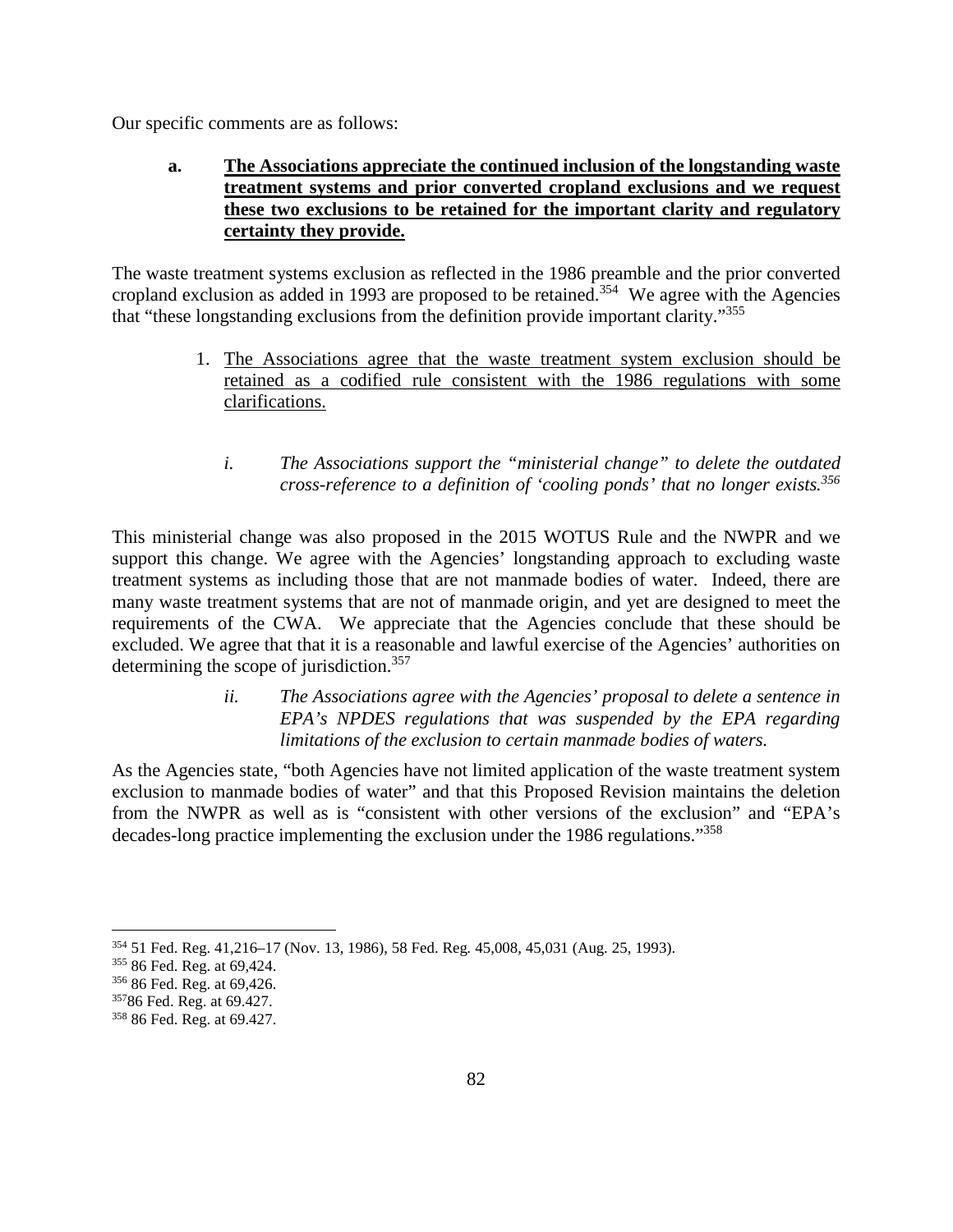Our specific comments are as follows:

**a. <u>The Associations appreciate the continued inclusion of the longstanding waste treatment systems and prior converted cropland exclusions and we request these two exclusions to be retained for the important clarity and regulatory certainty they provide.</u>**

The waste treatment systems exclusion as reflected in the 1986 preamble and the prior converted cropland exclusion as added in 1993 are proposed to be retained.[354] We agree with the Agencies that "these longstanding exclusions from the definition provide important clarity."[355]

1. <u>The Associations agree that the waste treatment system exclusion should be retained as a codified rule consistent with the 1986 regulations with some clarifications.</u>

   *i. The Associations support the "ministerial change" to delete the outdated cross-reference to a definition of 'cooling ponds' that no longer exists.[356]*

This ministerial change was also proposed in the 2015 WOTUS Rule and the NWPR and we support this change. We agree with the Agencies' longstanding approach to excluding waste treatment systems as including those that are not manmade bodies of water. Indeed, there are many waste treatment systems that are not of manmade origin, and yet are designed to meet the requirements of the CWA. We appreciate that the Agencies conclude that these should be excluded. We agree that that it is a reasonable and lawful exercise of the Agencies' authorities on determining the scope of jurisdiction.[357]

   *ii. The Associations agree with the Agencies' proposal to delete a sentence in EPA's NPDES regulations that was suspended by the EPA regarding limitations of the exclusion to certain manmade bodies of waters.*

As the Agencies state, "both Agencies have not limited application of the waste treatment system exclusion to manmade bodies of water" and that this Proposed Revision maintains the deletion from the NWPR as well as is "consistent with other versions of the exclusion" and "EPA's decades-long practice implementing the exclusion under the 1986 regulations."[358]

---

[354] 51 Fed. Reg. 41,216–17 (Nov. 13, 1986), 58 Fed. Reg. 45,008, 45,031 (Aug. 25, 1993).

[355] 86 Fed. Reg. at 69,424.

[356] 86 Fed. Reg. at 69,426.

[357] 86 Fed. Reg. at 69.427.

[358] 86 Fed. Reg. at 69.427.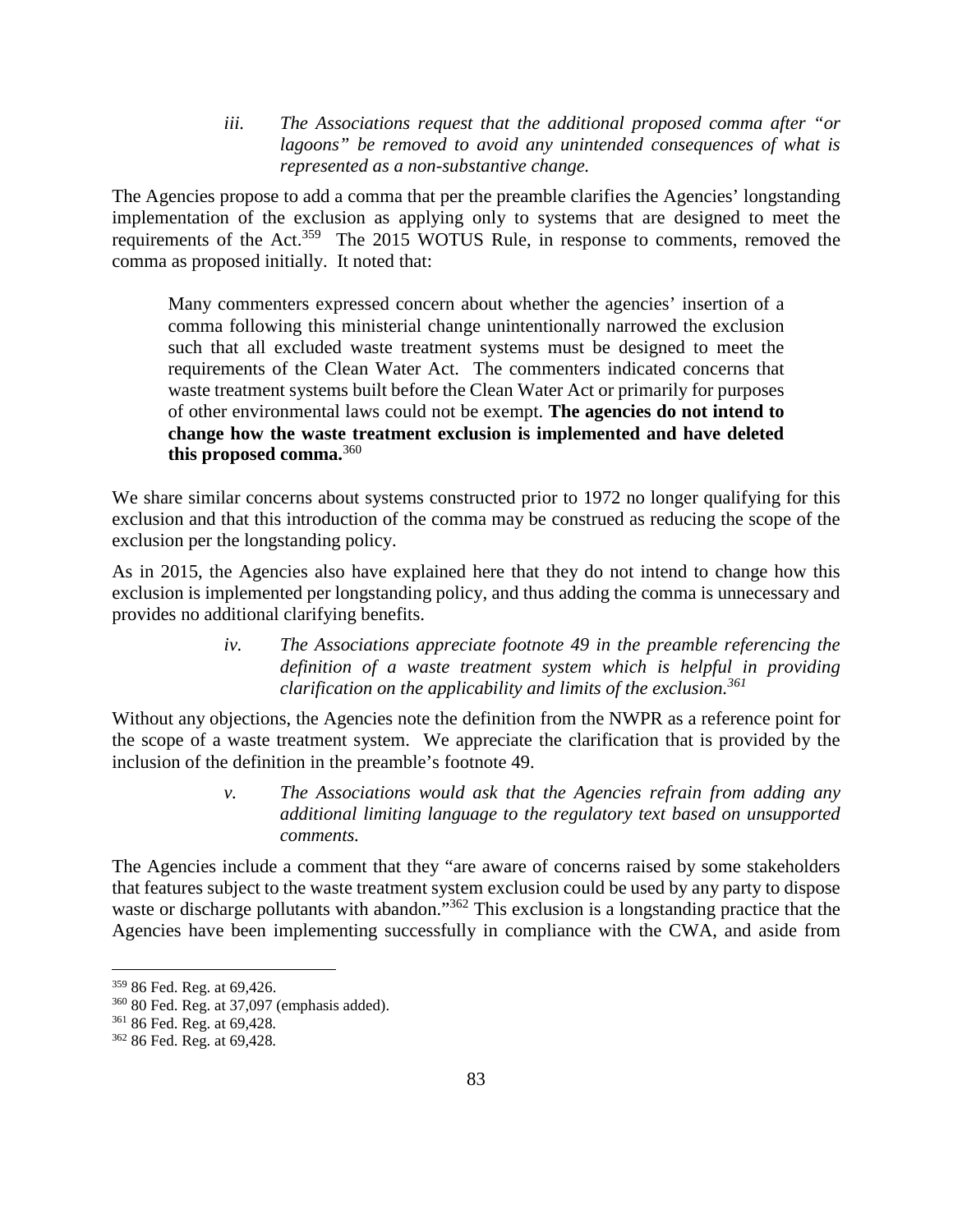*iii. The Associations request that the additional proposed comma after "or lagoons" be removed to avoid any unintended consequences of what is represented as a non-substantive change.*

The Agencies propose to add a comma that per the preamble clarifies the Agencies' longstanding implementation of the exclusion as applying only to systems that are designed to meet the requirements of the Act.[359] The 2015 WOTUS Rule, in response to comments, removed the comma as proposed initially. It noted that:

> Many commenters expressed concern about whether the agencies' insertion of a comma following this ministerial change unintentionally narrowed the exclusion such that all excluded waste treatment systems must be designed to meet the requirements of the Clean Water Act. The commenters indicated concerns that waste treatment systems built before the Clean Water Act or primarily for purposes of other environmental laws could not be exempt. **The agencies do not intend to change how the waste treatment exclusion is implemented and have deleted this proposed comma.**[360]

We share similar concerns about systems constructed prior to 1972 no longer qualifying for this exclusion and that this introduction of the comma may be construed as reducing the scope of the exclusion per the longstanding policy.

As in 2015, the Agencies also have explained here that they do not intend to change how this exclusion is implemented per longstanding policy, and thus adding the comma is unnecessary and provides no additional clarifying benefits.

*iv. The Associations appreciate footnote 49 in the preamble referencing the definition of a waste treatment system which is helpful in providing clarification on the applicability and limits of the exclusion.*[361]

Without any objections, the Agencies note the definition from the NWPR as a reference point for the scope of a waste treatment system. We appreciate the clarification that is provided by the inclusion of the definition in the preamble's footnote 49.

*v. The Associations would ask that the Agencies refrain from adding any additional limiting language to the regulatory text based on unsupported comments.*

The Agencies include a comment that they "are aware of concerns raised by some stakeholders that features subject to the waste treatment system exclusion could be used by any party to dispose waste or discharge pollutants with abandon."[362] This exclusion is a longstanding practice that the Agencies have been implementing successfully in compliance with the CWA, and aside from

---

[359] 86 Fed. Reg. at 69,426.

[360] 80 Fed. Reg. at 37,097 (emphasis added).

[361] 86 Fed. Reg. at 69,428.

[362] 86 Fed. Reg. at 69,428.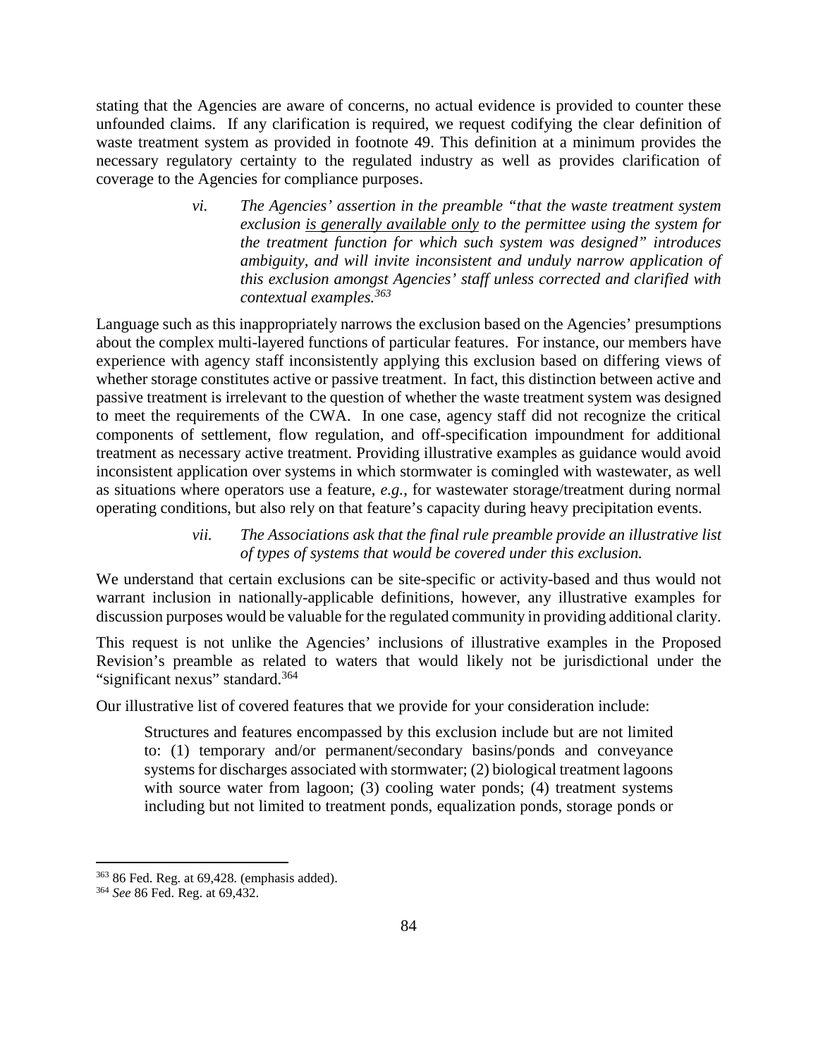stating that the Agencies are aware of concerns, no actual evidence is provided to counter these unfounded claims. If any clarification is required, we request codifying the clear definition of waste treatment system as provided in footnote 49. This definition at a minimum provides the necessary regulatory certainty to the regulated industry as well as provides clarification of coverage to the Agencies for compliance purposes.

> *vi. The Agencies' assertion in the preamble "that the waste treatment system exclusion <u>is generally available only</u> to the permittee using the system for the treatment function for which such system was designed" introduces ambiguity, and will invite inconsistent and unduly narrow application of this exclusion amongst Agencies' staff unless corrected and clarified with contextual examples.*[363]

Language such as this inappropriately narrows the exclusion based on the Agencies' presumptions about the complex multi-layered functions of particular features. For instance, our members have experience with agency staff inconsistently applying this exclusion based on differing views of whether storage constitutes active or passive treatment. In fact, this distinction between active and passive treatment is irrelevant to the question of whether the waste treatment system was designed to meet the requirements of the CWA. In one case, agency staff did not recognize the critical components of settlement, flow regulation, and off-specification impoundment for additional treatment as necessary active treatment. Providing illustrative examples as guidance would avoid inconsistent application over systems in which stormwater is comingled with wastewater, as well as situations where operators use a feature, *e.g.*, for wastewater storage/treatment during normal operating conditions, but also rely on that feature's capacity during heavy precipitation events.

> *vii. The Associations ask that the final rule preamble provide an illustrative list of types of systems that would be covered under this exclusion.*

We understand that certain exclusions can be site-specific or activity-based and thus would not warrant inclusion in nationally-applicable definitions, however, any illustrative examples for discussion purposes would be valuable for the regulated community in providing additional clarity.

This request is not unlike the Agencies' inclusions of illustrative examples in the Proposed Revision's preamble as related to waters that would likely not be jurisdictional under the "significant nexus" standard.[364]

Our illustrative list of covered features that we provide for your consideration include:

> Structures and features encompassed by this exclusion include but are not limited to: (1) temporary and/or permanent/secondary basins/ponds and conveyance systems for discharges associated with stormwater; (2) biological treatment lagoons with source water from lagoon; (3) cooling water ponds; (4) treatment systems including but not limited to treatment ponds, equalization ponds, storage ponds or

---

[363] 86 Fed. Reg. at 69,428. (emphasis added).

[364] *See* 86 Fed. Reg. at 69,432.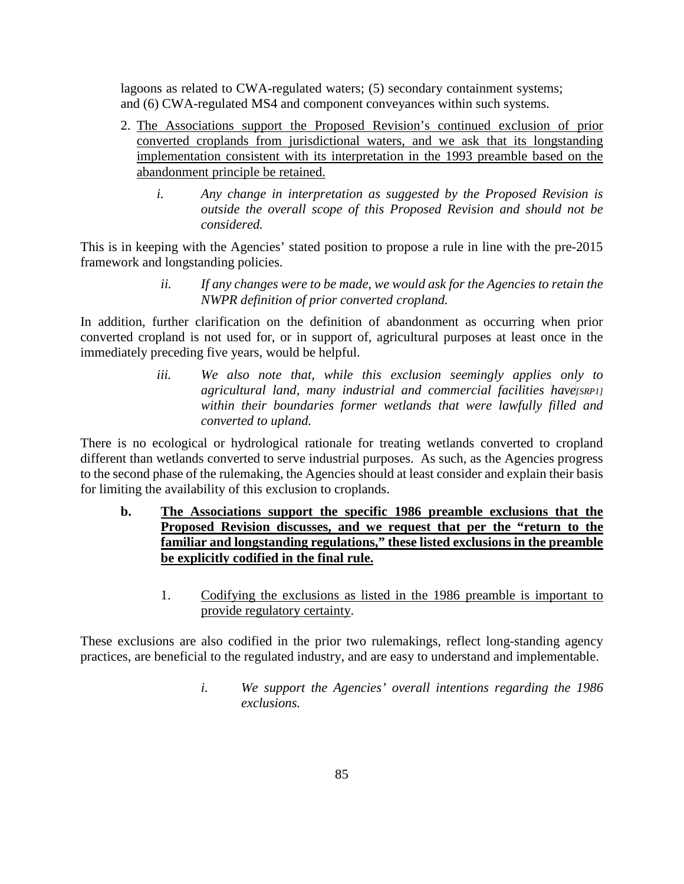lagoons as related to CWA-regulated waters; (5) secondary containment systems; and (6) CWA-regulated MS4 and component conveyances within such systems.

2. <u>The Associations support the Proposed Revision's continued exclusion of prior converted croplands from jurisdictional waters, and we ask that its longstanding implementation consistent with its interpretation in the 1993 preamble based on the abandonment principle be retained.</u>

   i. *Any change in interpretation as suggested by the Proposed Revision is outside the overall scope of this Proposed Revision and should not be considered.*

This is in keeping with the Agencies' stated position to propose a rule in line with the pre-2015 framework and longstanding policies.

   ii. *If any changes were to be made, we would ask for the Agencies to retain the NWPR definition of prior converted cropland.*

In addition, further clarification on the definition of abandonment as occurring when prior converted cropland is not used for, or in support of, agricultural purposes at least once in the immediately preceding five years, would be helpful.

   iii. *We also note that, while this exclusion seemingly applies only to agricultural land, many industrial and commercial facilities have[SRP1] within their boundaries former wetlands that were lawfully filled and converted to upland.*

There is no ecological or hydrological rationale for treating wetlands converted to cropland different than wetlands converted to serve industrial purposes. As such, as the Agencies progress to the second phase of the rulemaking, the Agencies should at least consider and explain their basis for limiting the availability of this exclusion to croplands.

**b. <u>The Associations support the specific 1986 preamble exclusions that the Proposed Revision discusses, and we request that per the "return to the familiar and longstanding regulations," these listed exclusions in the preamble be explicitly codified in the final rule.</u>**

   1. <u>Codifying the exclusions as listed in the 1986 preamble is important to provide regulatory certainty</u>.

These exclusions are also codified in the prior two rulemakings, reflect long-standing agency practices, are beneficial to the regulated industry, and are easy to understand and implementable.

   i. *We support the Agencies' overall intentions regarding the 1986 exclusions.*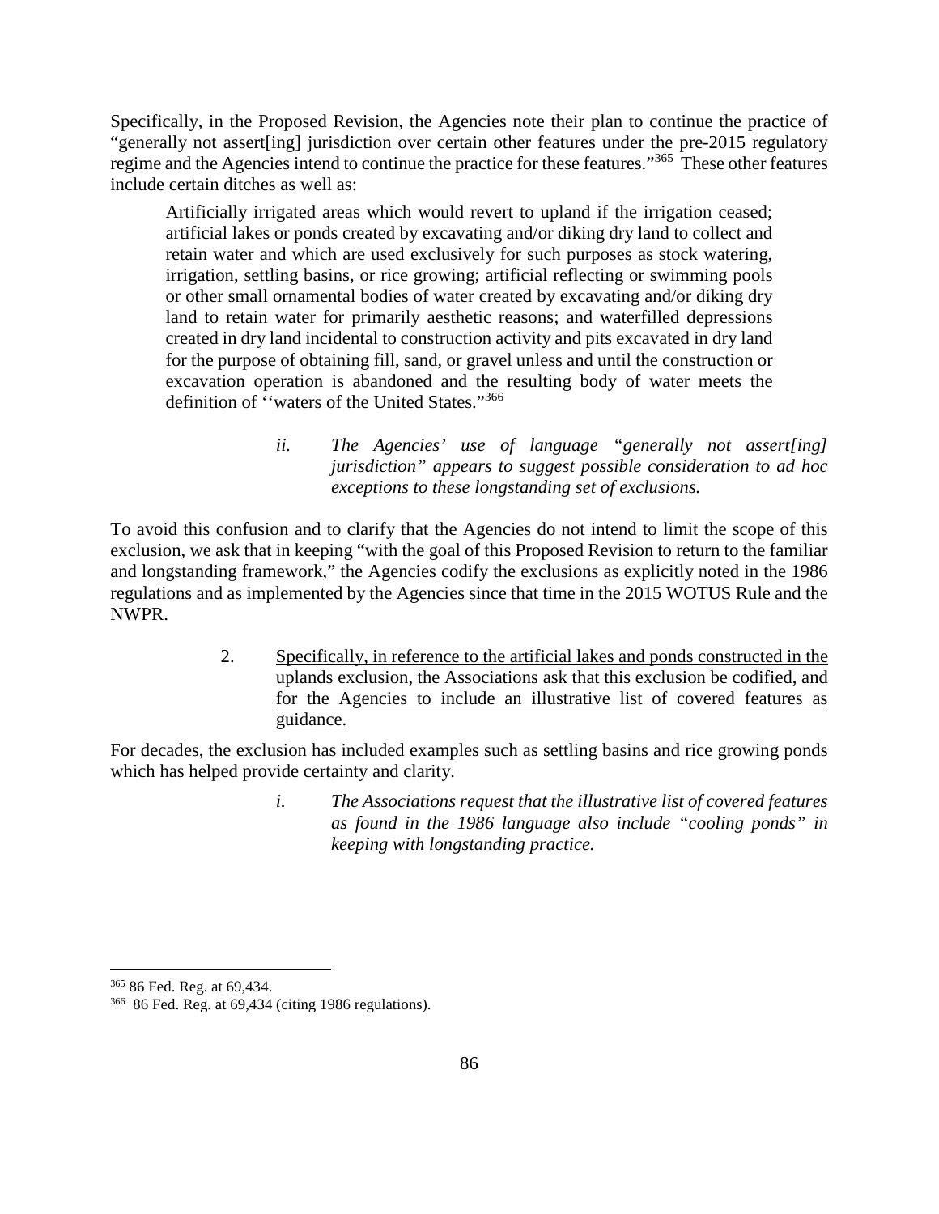Specifically, in the Proposed Revision, the Agencies note their plan to continue the practice of "generally not assert[ing] jurisdiction over certain other features under the pre-2015 regulatory regime and the Agencies intend to continue the practice for these features."[365] These other features include certain ditches as well as:

> Artificially irrigated areas which would revert to upland if the irrigation ceased; artificial lakes or ponds created by excavating and/or diking dry land to collect and retain water and which are used exclusively for such purposes as stock watering, irrigation, settling basins, or rice growing; artificial reflecting or swimming pools or other small ornamental bodies of water created by excavating and/or diking dry land to retain water for primarily aesthetic reasons; and waterfilled depressions created in dry land incidental to construction activity and pits excavated in dry land for the purpose of obtaining fill, sand, or gravel unless and until the construction or excavation operation is abandoned and the resulting body of water meets the definition of ''waters of the United States."[366]

*ii. The Agencies' use of language "generally not assert[ing] jurisdiction" appears to suggest possible consideration to ad hoc exceptions to these longstanding set of exclusions.*

To avoid this confusion and to clarify that the Agencies do not intend to limit the scope of this exclusion, we ask that in keeping "with the goal of this Proposed Revision to return to the familiar and longstanding framework," the Agencies codify the exclusions as explicitly noted in the 1986 regulations and as implemented by the Agencies since that time in the 2015 WOTUS Rule and the NWPR.

2. <u>Specifically, in reference to the artificial lakes and ponds constructed in the uplands exclusion, the Associations ask that this exclusion be codified, and for the Agencies to include an illustrative list of covered features as guidance.</u>

For decades, the exclusion has included examples such as settling basins and rice growing ponds which has helped provide certainty and clarity.

*i. The Associations request that the illustrative list of covered features as found in the 1986 language also include "cooling ponds" in keeping with longstanding practice.*

---

[365] 86 Fed. Reg. at 69,434.

[366] 86 Fed. Reg. at 69,434 (citing 1986 regulations).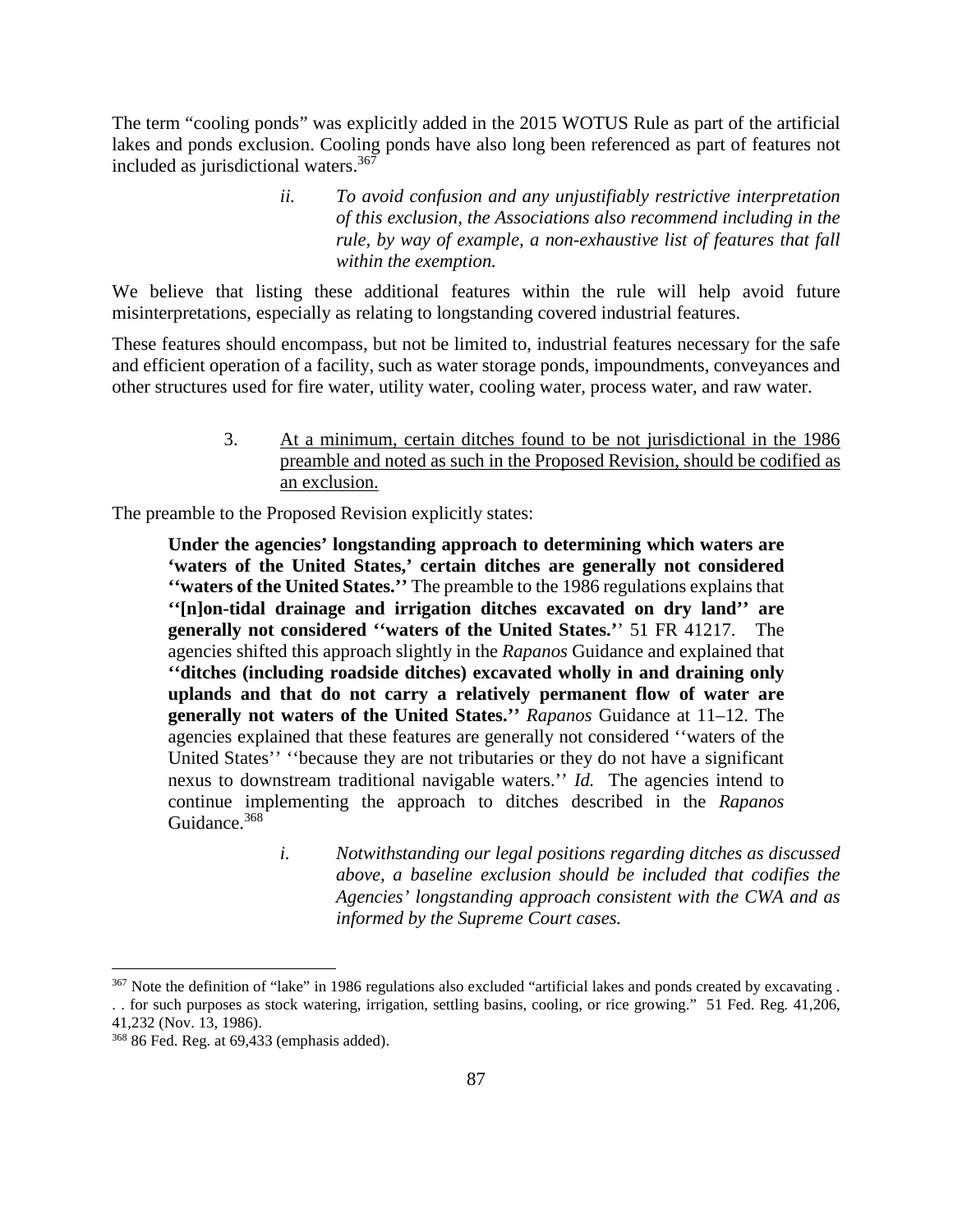The term "cooling ponds" was explicitly added in the 2015 WOTUS Rule as part of the artificial lakes and ponds exclusion. Cooling ponds have also long been referenced as part of features not included as jurisdictional waters.[367]

> ii. *To avoid confusion and any unjustifiably restrictive interpretation of this exclusion, the Associations also recommend including in the rule, by way of example, a non-exhaustive list of features that fall within the exemption.*

We believe that listing these additional features within the rule will help avoid future misinterpretations, especially as relating to longstanding covered industrial features.

These features should encompass, but not be limited to, industrial features necessary for the safe and efficient operation of a facility, such as water storage ponds, impoundments, conveyances and other structures used for fire water, utility water, cooling water, process water, and raw water.

> 3. <u>At a minimum, certain ditches found to be not jurisdictional in the 1986 preamble and noted as such in the Proposed Revision, should be codified as an exclusion.</u>

The preamble to the Proposed Revision explicitly states:

> **Under the agencies' longstanding approach to determining which waters are 'waters of the United States,' certain ditches are generally not considered ''waters of the United States.''** The preamble to the 1986 regulations explains that **''[n]on-tidal drainage and irrigation ditches excavated on dry land'' are generally not considered ''waters of the United States.''** 51 FR 41217. The agencies shifted this approach slightly in the *Rapanos* Guidance and explained that **''ditches (including roadside ditches) excavated wholly in and draining only uplands and that do not carry a relatively permanent flow of water are generally not waters of the United States.''** *Rapanos* Guidance at 11–12. The agencies explained that these features are generally not considered ''waters of the United States'' ''because they are not tributaries or they do not have a significant nexus to downstream traditional navigable waters.'' *Id.* The agencies intend to continue implementing the approach to ditches described in the *Rapanos* Guidance.[368]

> i. *Notwithstanding our legal positions regarding ditches as discussed above, a baseline exclusion should be included that codifies the Agencies' longstanding approach consistent with the CWA and as informed by the Supreme Court cases.*

---

[367] Note the definition of "lake" in 1986 regulations also excluded "artificial lakes and ponds created by excavating . . . for such purposes as stock watering, irrigation, settling basins, cooling, or rice growing." 51 Fed. Reg. 41,206, 41,232 (Nov. 13, 1986).

[368] 86 Fed. Reg. at 69,433 (emphasis added).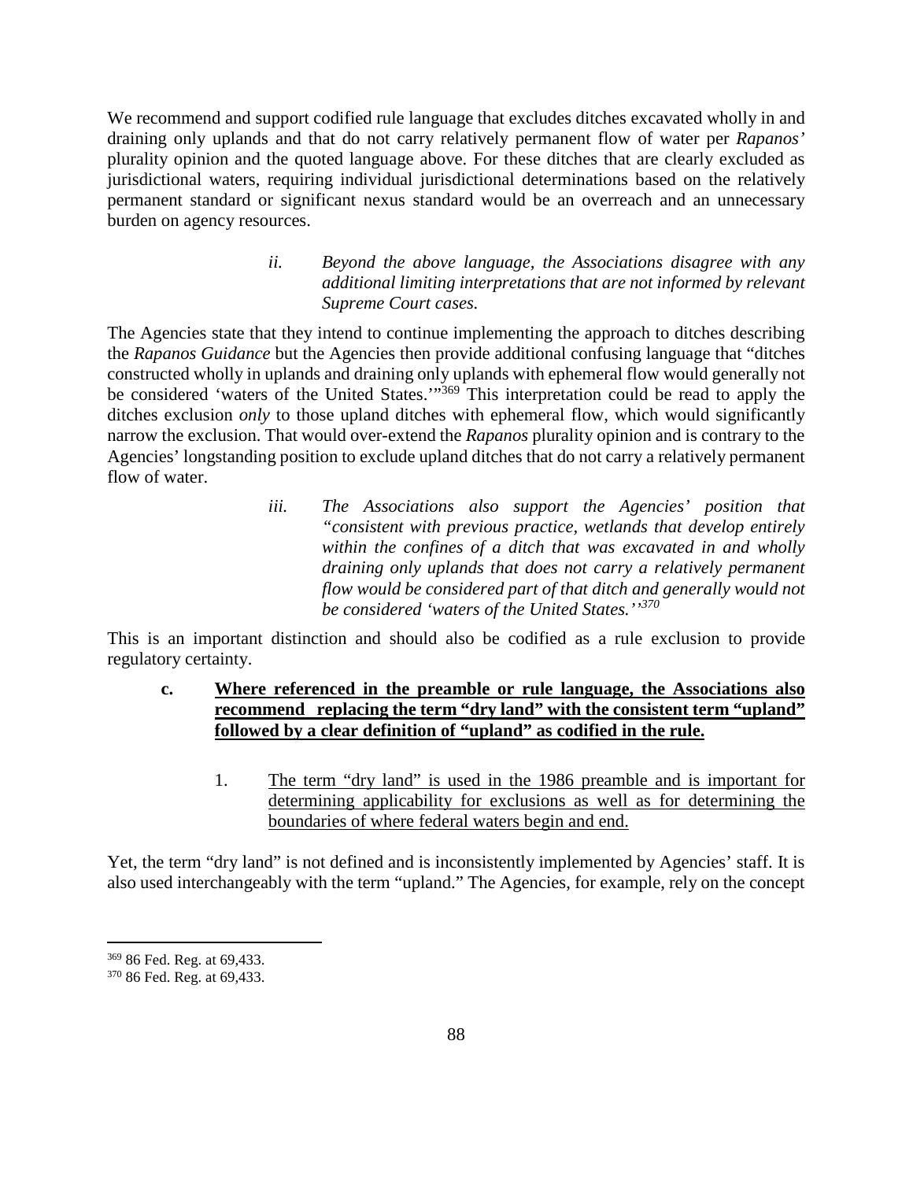We recommend and support codified rule language that excludes ditches excavated wholly in and draining only uplands and that do not carry relatively permanent flow of water per *Rapanos'* plurality opinion and the quoted language above. For these ditches that are clearly excluded as jurisdictional waters, requiring individual jurisdictional determinations based on the relatively permanent standard or significant nexus standard would be an overreach and an unnecessary burden on agency resources.

> *ii. Beyond the above language, the Associations disagree with any additional limiting interpretations that are not informed by relevant Supreme Court cases.*

The Agencies state that they intend to continue implementing the approach to ditches describing the *Rapanos Guidance* but the Agencies then provide additional confusing language that "ditches constructed wholly in uplands and draining only uplands with ephemeral flow would generally not be considered 'waters of the United States.'"[369] This interpretation could be read to apply the ditches exclusion *only* to those upland ditches with ephemeral flow, which would significantly narrow the exclusion. That would over-extend the *Rapanos* plurality opinion and is contrary to the Agencies' longstanding position to exclude upland ditches that do not carry a relatively permanent flow of water.

> *iii. The Associations also support the Agencies' position that "consistent with previous practice, wetlands that develop entirely within the confines of a ditch that was excavated in and wholly draining only uplands that does not carry a relatively permanent flow would be considered part of that ditch and generally would not be considered 'waters of the United States.''*[370]

This is an important distinction and should also be codified as a rule exclusion to provide regulatory certainty.

**c. <u>Where referenced in the preamble or rule language, the Associations also recommend replacing the term "dry land" with the consistent term "upland" followed by a clear definition of "upland" as codified in the rule.</u>**

1. <u>The term "dry land" is used in the 1986 preamble and is important for determining applicability for exclusions as well as for determining the boundaries of where federal waters begin and end.</u>

Yet, the term "dry land" is not defined and is inconsistently implemented by Agencies' staff. It is also used interchangeably with the term "upland." The Agencies, for example, rely on the concept

---

[369] 86 Fed. Reg. at 69,433.

[370] 86 Fed. Reg. at 69,433.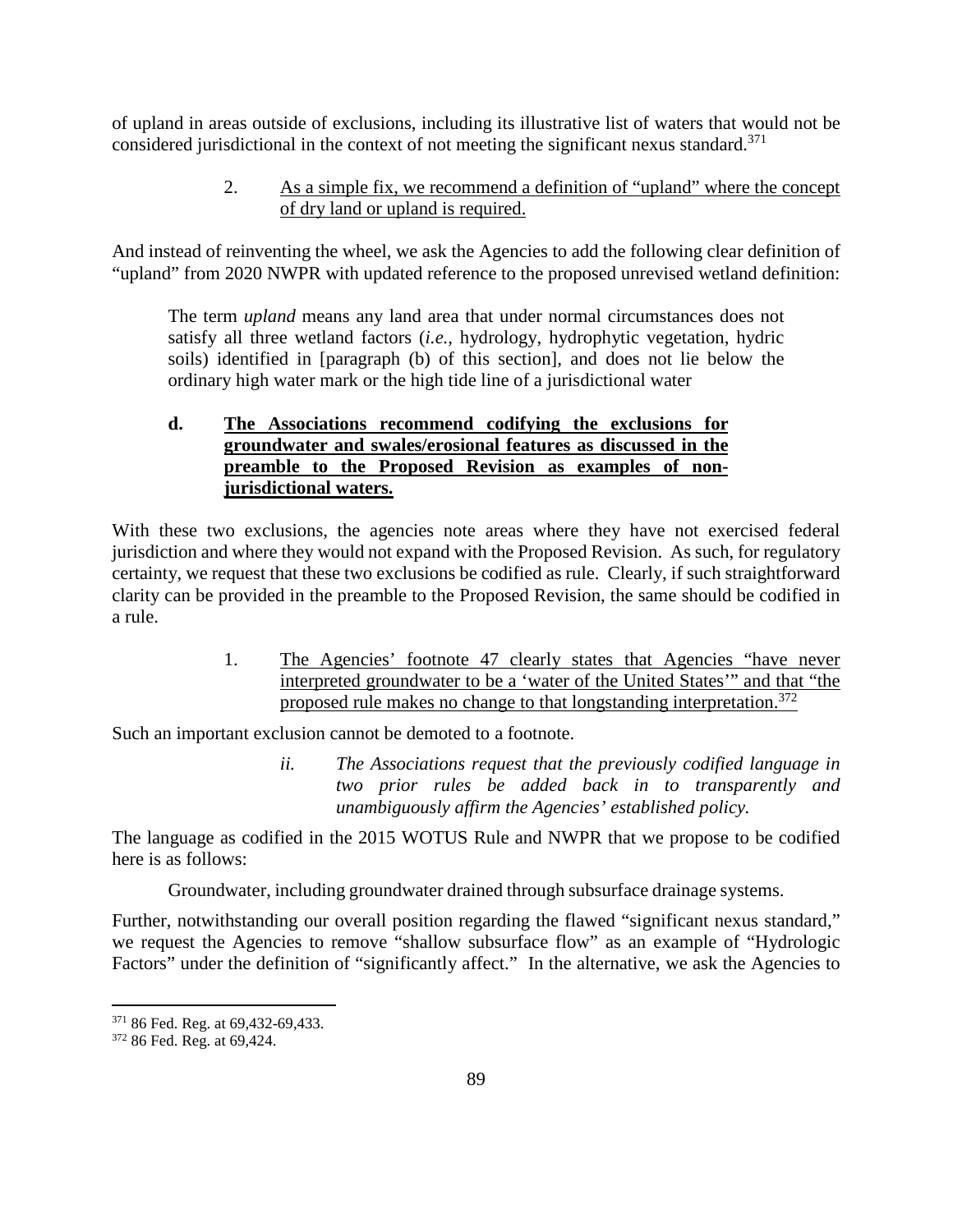of upland in areas outside of exclusions, including its illustrative list of waters that would not be considered jurisdictional in the context of not meeting the significant nexus standard.[371]

> 2. <u>As a simple fix, we recommend a definition of "upland" where the concept of dry land or upland is required.</u>

And instead of reinventing the wheel, we ask the Agencies to add the following clear definition of "upland" from 2020 NWPR with updated reference to the proposed unrevised wetland definition:

> The term *upland* means any land area that under normal circumstances does not satisfy all three wetland factors (*i.e.,* hydrology, hydrophytic vegetation, hydric soils) identified in [paragraph (b) of this section], and does not lie below the ordinary high water mark or the high tide line of a jurisdictional water

**d. <u>The Associations recommend codifying the exclusions for groundwater and swales/erosional features as discussed in the preamble to the Proposed Revision as examples of non-jurisdictional waters.</u>**

With these two exclusions, the agencies note areas where they have not exercised federal jurisdiction and where they would not expand with the Proposed Revision. As such, for regulatory certainty, we request that these two exclusions be codified as rule. Clearly, if such straightforward clarity can be provided in the preamble to the Proposed Revision, the same should be codified in a rule.

> 1. <u>The Agencies' footnote 47 clearly states that Agencies "have never interpreted groundwater to be a 'water of the United States'" and that "the proposed rule makes no change to that longstanding interpretation.[372]</u>

Such an important exclusion cannot be demoted to a footnote.

> *ii. The Associations request that the previously codified language in two prior rules be added back in to transparently and unambiguously affirm the Agencies' established policy.*

The language as codified in the 2015 WOTUS Rule and NWPR that we propose to be codified here is as follows:

> Groundwater, including groundwater drained through subsurface drainage systems.

Further, notwithstanding our overall position regarding the flawed "significant nexus standard," we request the Agencies to remove "shallow subsurface flow" as an example of "Hydrologic Factors" under the definition of "significantly affect." In the alternative, we ask the Agencies to

---

[371] 86 Fed. Reg. at 69,432-69,433.

[372] 86 Fed. Reg. at 69,424.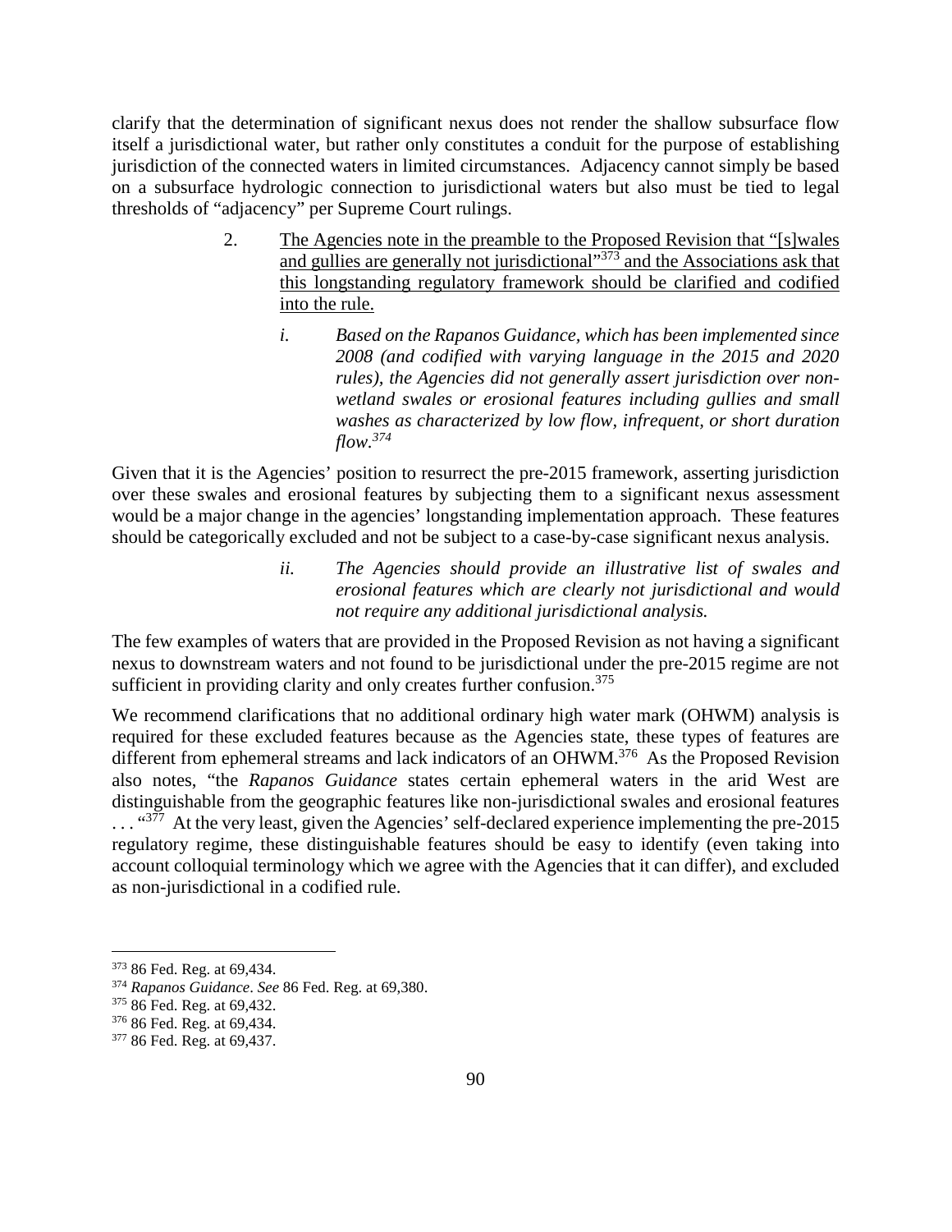clarify that the determination of significant nexus does not render the shallow subsurface flow itself a jurisdictional water, but rather only constitutes a conduit for the purpose of establishing jurisdiction of the connected waters in limited circumstances. Adjacency cannot simply be based on a subsurface hydrologic connection to jurisdictional waters but also must be tied to legal thresholds of "adjacency" per Supreme Court rulings.

2. <u>The Agencies note in the preamble to the Proposed Revision that "[s]wales and gullies are generally not jurisdictional"[373] and the Associations ask that this longstanding regulatory framework should be clarified and codified into the rule.</u>

   *i. Based on the Rapanos Guidance, which has been implemented since 2008 (and codified with varying language in the 2015 and 2020 rules), the Agencies did not generally assert jurisdiction over non-wetland swales or erosional features including gullies and small washes as characterized by low flow, infrequent, or short duration flow.[374]*

Given that it is the Agencies' position to resurrect the pre-2015 framework, asserting jurisdiction over these swales and erosional features by subjecting them to a significant nexus assessment would be a major change in the agencies' longstanding implementation approach. These features should be categorically excluded and not be subject to a case-by-case significant nexus analysis.

   *ii. The Agencies should provide an illustrative list of swales and erosional features which are clearly not jurisdictional and would not require any additional jurisdictional analysis.*

The few examples of waters that are provided in the Proposed Revision as not having a significant nexus to downstream waters and not found to be jurisdictional under the pre-2015 regime are not sufficient in providing clarity and only creates further confusion.[375]

We recommend clarifications that no additional ordinary high water mark (OHWM) analysis is required for these excluded features because as the Agencies state, these types of features are different from ephemeral streams and lack indicators of an OHWM.[376] As the Proposed Revision also notes, "the *Rapanos Guidance* states certain ephemeral waters in the arid West are distinguishable from the geographic features like non-jurisdictional swales and erosional features . . . "[377] At the very least, given the Agencies' self-declared experience implementing the pre-2015 regulatory regime, these distinguishable features should be easy to identify (even taking into account colloquial terminology which we agree with the Agencies that it can differ), and excluded as non-jurisdictional in a codified rule.

---

[373] 86 Fed. Reg. at 69,434.

[374] *Rapanos Guidance*. *See* 86 Fed. Reg. at 69,380.

[375] 86 Fed. Reg. at 69,432.

[376] 86 Fed. Reg. at 69,434.

[377] 86 Fed. Reg. at 69,437.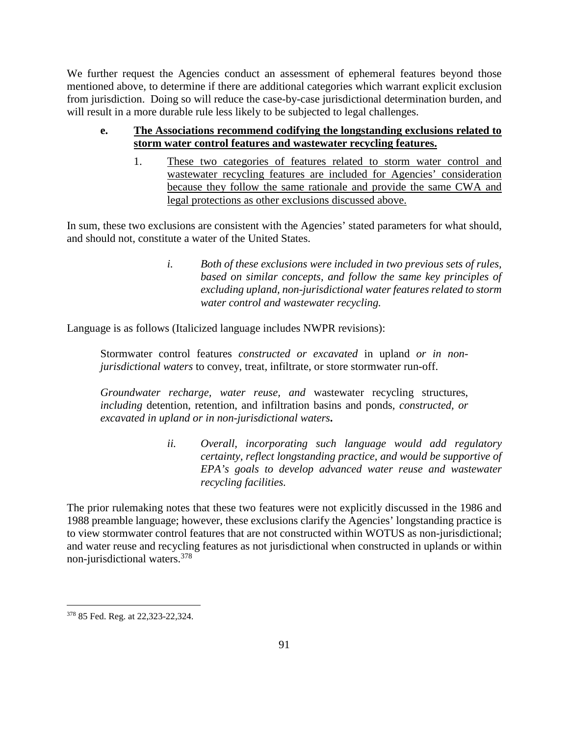We further request the Agencies conduct an assessment of ephemeral features beyond those mentioned above, to determine if there are additional categories which warrant explicit exclusion from jurisdiction. Doing so will reduce the case-by-case jurisdictional determination burden, and will result in a more durable rule less likely to be subjected to legal challenges.

**e. <u>The Associations recommend codifying the longstanding exclusions related to storm water control features and wastewater recycling features.</u>**

1. <u>These two categories of features related to storm water control and wastewater recycling features are included for Agencies' consideration because they follow the same rationale and provide the same CWA and legal protections as other exclusions discussed above.</u>

In sum, these two exclusions are consistent with the Agencies' stated parameters for what should, and should not, constitute a water of the United States.

*i. Both of these exclusions were included in two previous sets of rules, based on similar concepts, and follow the same key principles of excluding upland, non-jurisdictional water features related to storm water control and wastewater recycling.*

Language is as follows (Italicized language includes NWPR revisions):

> Stormwater control features *constructed or excavated* in upland *or in non-jurisdictional waters* to convey, treat, infiltrate, or store stormwater run-off.
>
> *Groundwater recharge, water reuse, and* wastewater recycling structures, *including* detention, retention, and infiltration basins and ponds, *constructed, or excavated in upland or in non-jurisdictional waters***.**

*ii. Overall, incorporating such language would add regulatory certainty, reflect longstanding practice, and would be supportive of EPA's goals to develop advanced water reuse and wastewater recycling facilities.*

The prior rulemaking notes that these two features were not explicitly discussed in the 1986 and 1988 preamble language; however, these exclusions clarify the Agencies' longstanding practice is to view stormwater control features that are not constructed within WOTUS as non-jurisdictional; and water reuse and recycling features as not jurisdictional when constructed in uplands or within non-jurisdictional waters.[378]

---

[378] 85 Fed. Reg. at 22,323-22,324.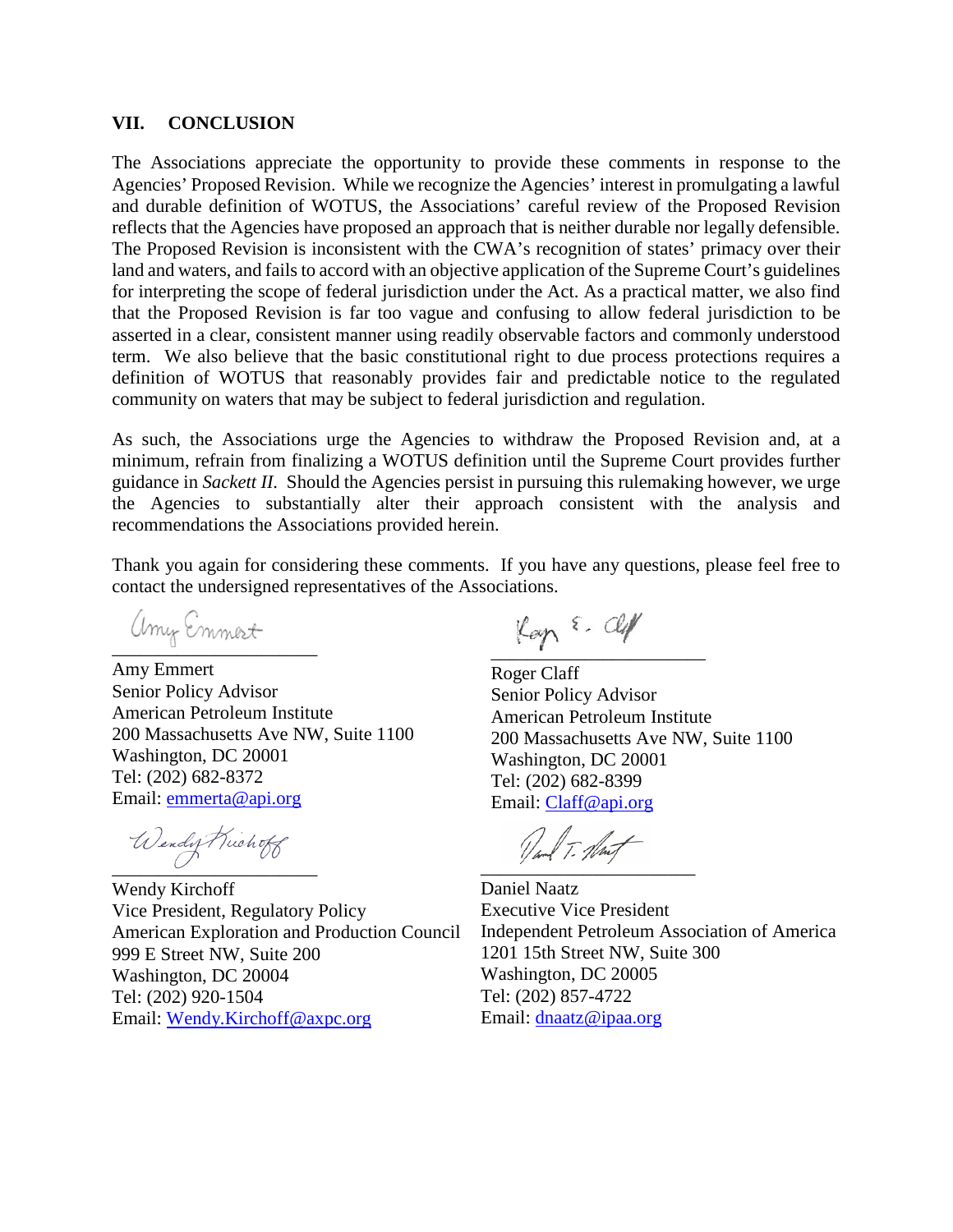## VII. CONCLUSION

The Associations appreciate the opportunity to provide these comments in response to the Agencies' Proposed Revision. While we recognize the Agencies' interest in promulgating a lawful and durable definition of WOTUS, the Associations' careful review of the Proposed Revision reflects that the Agencies have proposed an approach that is neither durable nor legally defensible. The Proposed Revision is inconsistent with the CWA's recognition of states' primacy over their land and waters, and fails to accord with an objective application of the Supreme Court's guidelines for interpreting the scope of federal jurisdiction under the Act. As a practical matter, we also find that the Proposed Revision is far too vague and confusing to allow federal jurisdiction to be asserted in a clear, consistent manner using readily observable factors and commonly understood term. We also believe that the basic constitutional right to due process protections requires a definition of WOTUS that reasonably provides fair and predictable notice to the regulated community on waters that may be subject to federal jurisdiction and regulation.

As such, the Associations urge the Agencies to withdraw the Proposed Revision and, at a minimum, refrain from finalizing a WOTUS definition until the Supreme Court provides further guidance in *Sackett II*. Should the Agencies persist in pursuing this rulemaking however, we urge the Agencies to substantially alter their approach consistent with the analysis and recommendations the Associations provided herein.

Thank you again for considering these comments. If you have any questions, please feel free to contact the undersigned representatives of the Associations.

Amy Emmert
Senior Policy Advisor
American Petroleum Institute
200 Massachusetts Ave NW, Suite 1100
Washington, DC 20001
Tel: (202) 682-8372
Email: emmerta@api.org

Roger Claff
Senior Policy Advisor
American Petroleum Institute
200 Massachusetts Ave NW, Suite 1100
Washington, DC 20001
Tel: (202) 682-8399
Email: Claff@api.org

Wendy Kirchoff
Vice President, Regulatory Policy
American Exploration and Production Council
999 E Street NW, Suite 200
Washington, DC 20004
Tel: (202) 920-1504
Email: Wendy.Kirchoff@axpc.org

Daniel Naatz
Executive Vice President
Independent Petroleum Association of America
1201 15th Street NW, Suite 300
Washington, DC 20005
Tel: (202) 857-4722
Email: dnaatz@ipaa.org